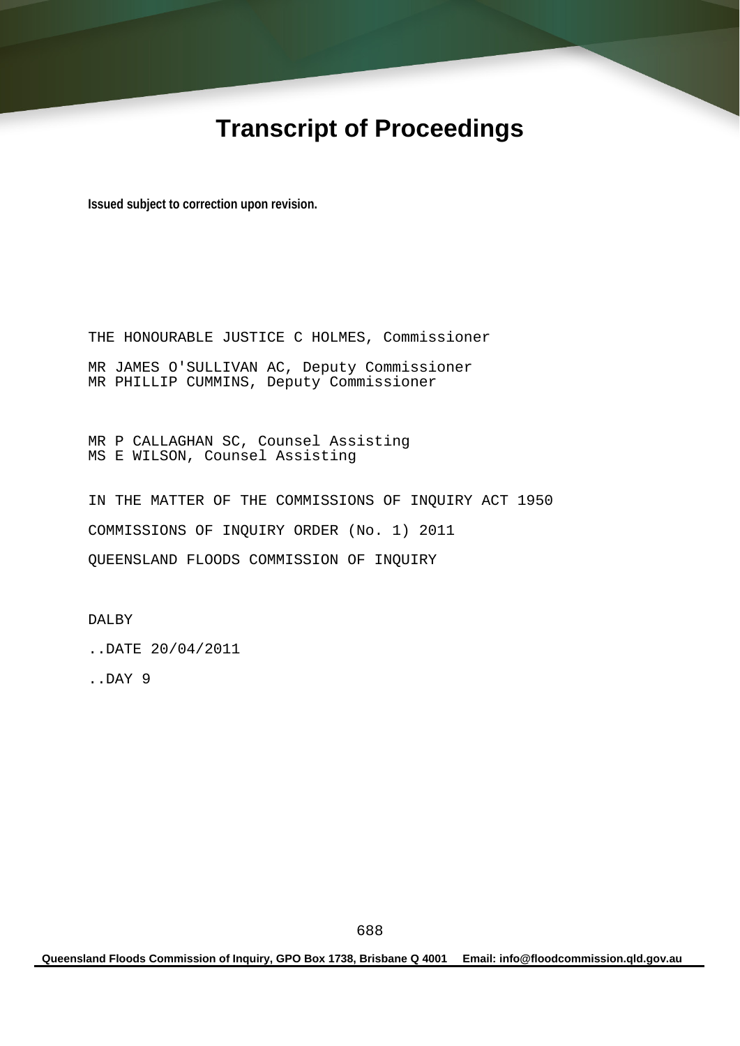# Transcript of Proceedings

**Issued subject to correction upon revision.**

THE HONOURABLE JUSTICE C HOLMES, Commissioner

MR JAMES O'SULLIVAN AC, Deputy Commissioner
MR PHILLIP CUMMINS, Deputy Commissioner

MR P CALLAGHAN SC, Counsel Assisting
MS E WILSON, Counsel Assisting

IN THE MATTER OF THE COMMISSIONS OF INQUIRY ACT 1950

COMMISSIONS OF INQUIRY ORDER (No. 1) 2011

QUEENSLAND FLOODS COMMISSION OF INQUIRY

DALBY

..DATE 20/04/2011

..DAY 9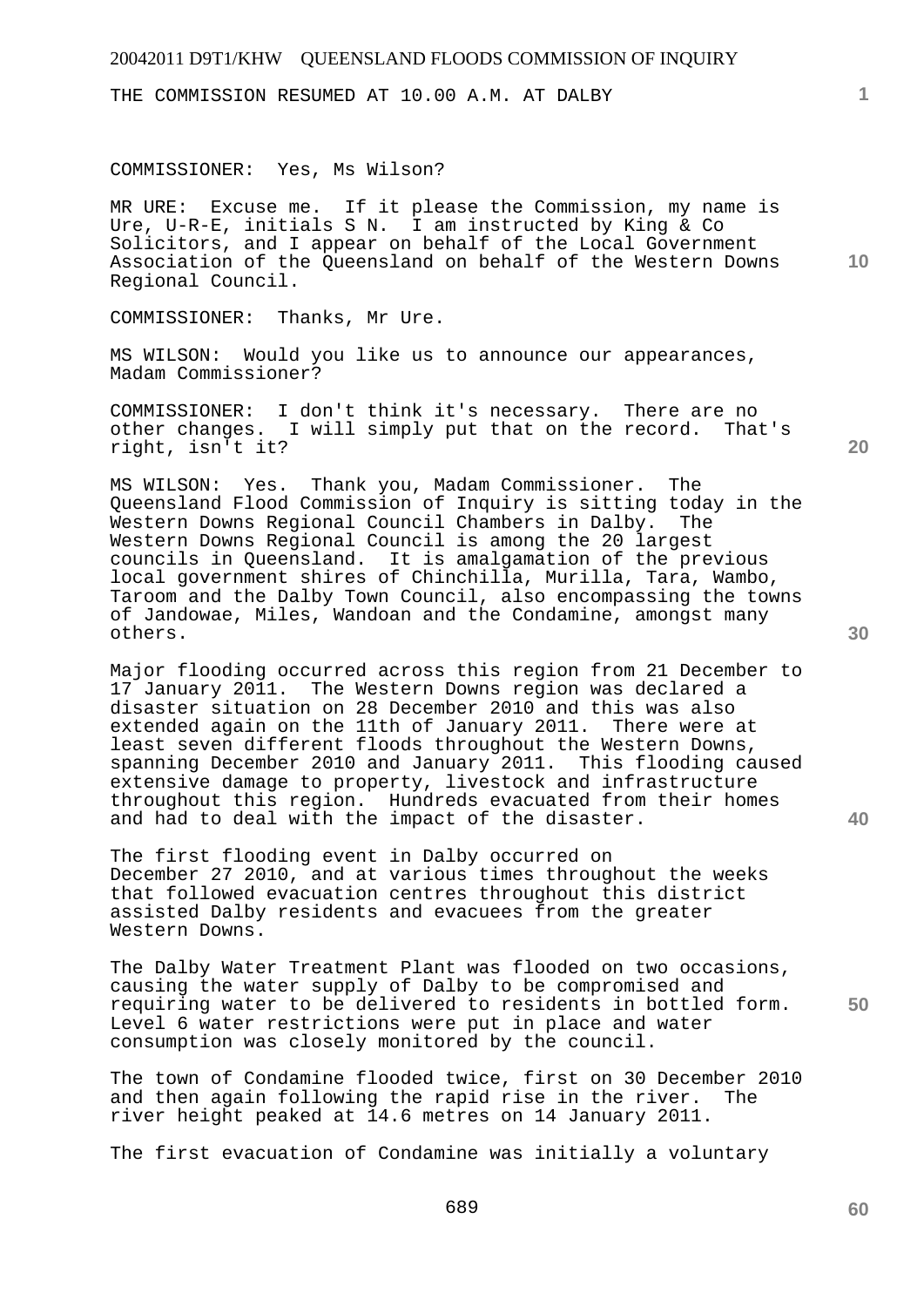THE COMMISSION RESUMED AT 10.00 A.M. AT DALBY

COMMISSIONER: Yes, Ms Wilson?

MR URE: Excuse me. If it please the Commission, my name is Ure, U-R-E, initials S N. I am instructed by King & Co Solicitors, and I appear on behalf of the Local Government Association of the Queensland on behalf of the Western Downs Regional Council.

COMMISSIONER: Thanks, Mr Ure.

MS WILSON: Would you like us to announce our appearances, Madam Commissioner?

COMMISSIONER: I don't think it's necessary. There are no other changes. I will simply put that on the record. That's right, isn't it?

MS WILSON: Yes. Thank you, Madam Commissioner. The Queensland Flood Commission of Inquiry is sitting today in the Western Downs Regional Council Chambers in Dalby. The Western Downs Regional Council is among the 20 largest councils in Queensland. It is amalgamation of the previous local government shires of Chinchilla, Murilla, Tara, Wambo, Taroom and the Dalby Town Council, also encompassing the towns of Jandowae, Miles, Wandoan and the Condamine, amongst many others.

Major flooding occurred across this region from 21 December to 17 January 2011. The Western Downs region was declared a disaster situation on 28 December 2010 and this was also extended again on the 11th of January 2011. There were at least seven different floods throughout the Western Downs, spanning December 2010 and January 2011. This flooding caused extensive damage to property, livestock and infrastructure throughout this region. Hundreds evacuated from their homes and had to deal with the impact of the disaster.

The first flooding event in Dalby occurred on December 27 2010, and at various times throughout the weeks that followed evacuation centres throughout this district assisted Dalby residents and evacuees from the greater Western Downs.

The Dalby Water Treatment Plant was flooded on two occasions, causing the water supply of Dalby to be compromised and requiring water to be delivered to residents in bottled form. Level 6 water restrictions were put in place and water consumption was closely monitored by the council.

The town of Condamine flooded twice, first on 30 December 2010 and then again following the rapid rise in the river. The river height peaked at 14.6 metres on 14 January 2011.

The first evacuation of Condamine was initially a voluntary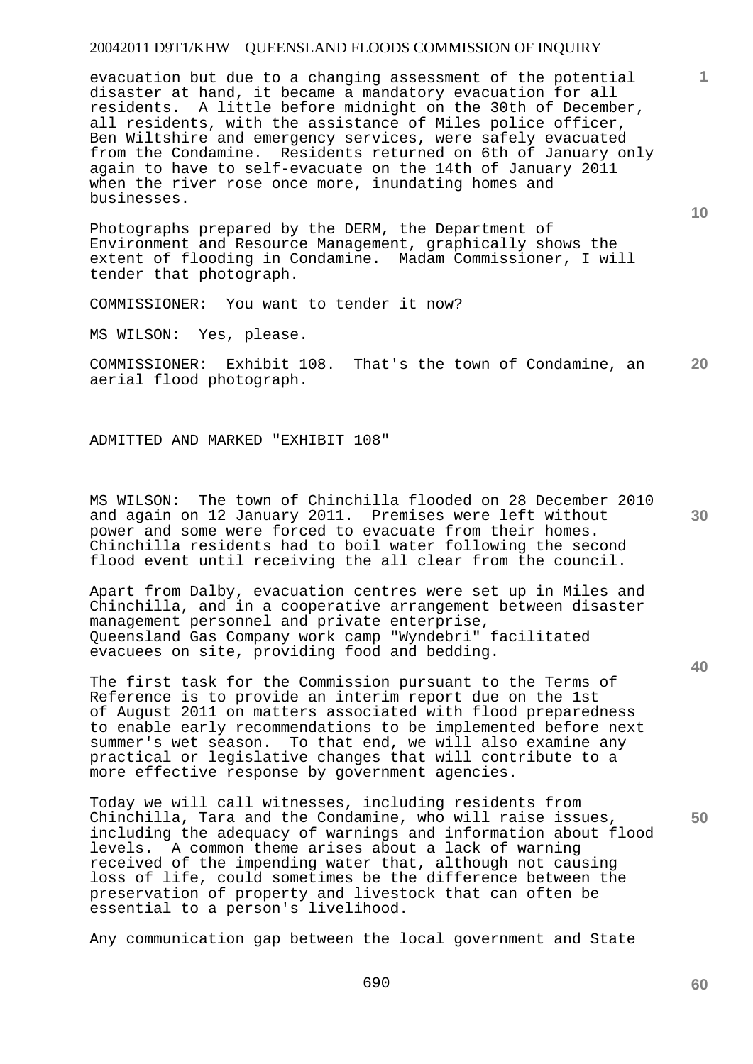evacuation but due to a changing assessment of the potential disaster at hand, it became a mandatory evacuation for all residents. A little before midnight on the 30th of December, all residents, with the assistance of Miles police officer, Ben Wiltshire and emergency services, were safely evacuated from the Condamine. Residents returned on 6th of January only again to have to self-evacuate on the 14th of January 2011 when the river rose once more, inundating homes and businesses.

Photographs prepared by the DERM, the Department of Environment and Resource Management, graphically shows the extent of flooding in Condamine. Madam Commissioner, I will tender that photograph.

COMMISSIONER: You want to tender it now?

MS WILSON: Yes, please.

COMMISSIONER: Exhibit 108. That's the town of Condamine, an aerial flood photograph.

ADMITTED AND MARKED "EXHIBIT 108"

MS WILSON: The town of Chinchilla flooded on 28 December 2010 and again on 12 January 2011. Premises were left without power and some were forced to evacuate from their homes. Chinchilla residents had to boil water following the second flood event until receiving the all clear from the council.

Apart from Dalby, evacuation centres were set up in Miles and Chinchilla, and in a cooperative arrangement between disaster management personnel and private enterprise, Queensland Gas Company work camp "Wyndebri" facilitated evacuees on site, providing food and bedding.

The first task for the Commission pursuant to the Terms of Reference is to provide an interim report due on the 1st of August 2011 on matters associated with flood preparedness to enable early recommendations to be implemented before next summer's wet season. To that end, we will also examine any practical or legislative changes that will contribute to a more effective response by government agencies.

Today we will call witnesses, including residents from Chinchilla, Tara and the Condamine, who will raise issues, including the adequacy of warnings and information about flood levels. A common theme arises about a lack of warning received of the impending water that, although not causing loss of life, could sometimes be the difference between the preservation of property and livestock that can often be essential to a person's livelihood.

Any communication gap between the local government and State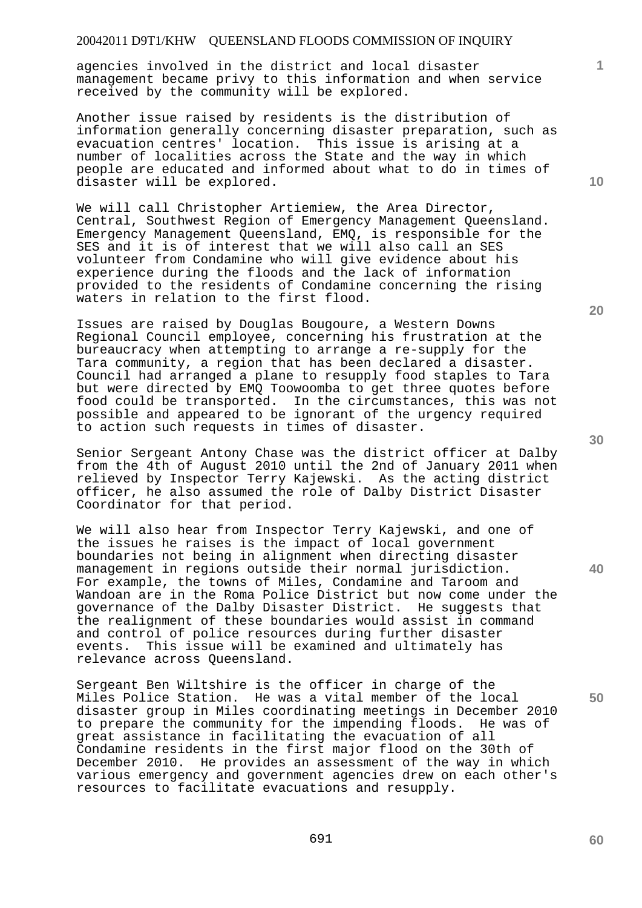agencies involved in the district and local disaster management became privy to this information and when service received by the community will be explored.

Another issue raised by residents is the distribution of information generally concerning disaster preparation, such as evacuation centres' location. This issue is arising at a number of localities across the State and the way in which people are educated and informed about what to do in times of disaster will be explored.

We will call Christopher Artiemiew, the Area Director, Central, Southwest Region of Emergency Management Queensland. Emergency Management Queensland, EMQ, is responsible for the SES and it is of interest that we will also call an SES volunteer from Condamine who will give evidence about his experience during the floods and the lack of information provided to the residents of Condamine concerning the rising waters in relation to the first flood.

Issues are raised by Douglas Bougoure, a Western Downs Regional Council employee, concerning his frustration at the bureaucracy when attempting to arrange a re-supply for the Tara community, a region that has been declared a disaster. Council had arranged a plane to resupply food staples to Tara but were directed by EMQ Toowoomba to get three quotes before food could be transported. In the circumstances, this was not possible and appeared to be ignorant of the urgency required to action such requests in times of disaster.

Senior Sergeant Antony Chase was the district officer at Dalby from the 4th of August 2010 until the 2nd of January 2011 when relieved by Inspector Terry Kajewski. As the acting district officer, he also assumed the role of Dalby District Disaster Coordinator for that period.

We will also hear from Inspector Terry Kajewski, and one of the issues he raises is the impact of local government boundaries not being in alignment when directing disaster management in regions outside their normal jurisdiction. For example, the towns of Miles, Condamine and Taroom and Wandoan are in the Roma Police District but now come under the governance of the Dalby Disaster District. He suggests that the realignment of these boundaries would assist in command and control of police resources during further disaster events. This issue will be examined and ultimately has relevance across Queensland.

Sergeant Ben Wiltshire is the officer in charge of the Miles Police Station. He was a vital member of the local disaster group in Miles coordinating meetings in December 2010 to prepare the community for the impending floods. He was of great assistance in facilitating the evacuation of all Condamine residents in the first major flood on the 30th of December 2010. He provides an assessment of the way in which various emergency and government agencies drew on each other's resources to facilitate evacuations and resupply.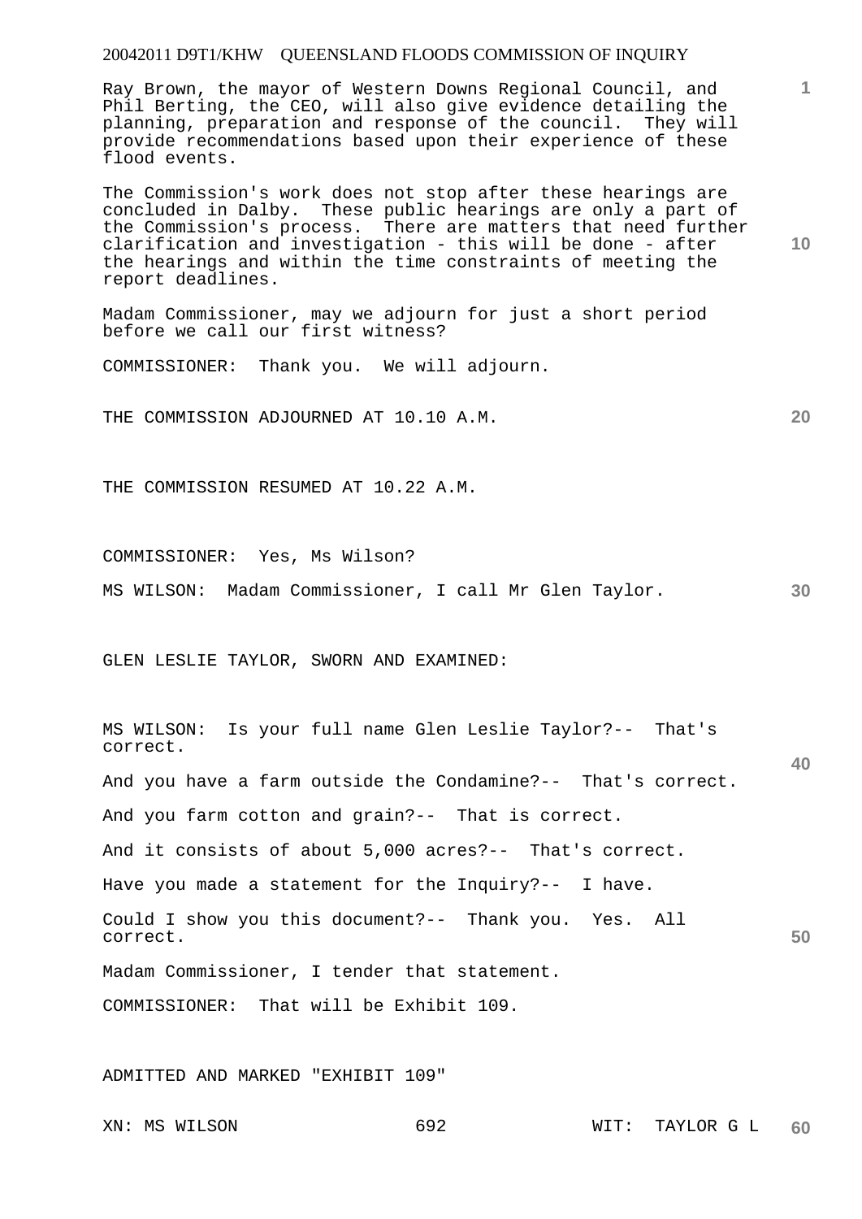Ray Brown, the mayor of Western Downs Regional Council, and Phil Berting, the CEO, will also give evidence detailing the planning, preparation and response of the council. They will provide recommendations based upon their experience of these flood events.

The Commission's work does not stop after these hearings are concluded in Dalby. These public hearings are only a part of the Commission's process. There are matters that need further clarification and investigation - this will be done - after the hearings and within the time constraints of meeting the report deadlines.

Madam Commissioner, may we adjourn for just a short period before we call our first witness?

COMMISSIONER: Thank you. We will adjourn.

THE COMMISSION ADJOURNED AT 10.10 A.M.

THE COMMISSION RESUMED AT 10.22 A.M.

COMMISSIONER: Yes, Ms Wilson?

MS WILSON: Madam Commissioner, I call Mr Glen Taylor.

GLEN LESLIE TAYLOR, SWORN AND EXAMINED:

MS WILSON: Is your full name Glen Leslie Taylor?-- That's correct.

And you have a farm outside the Condamine?-- That's correct.

And you farm cotton and grain?-- That is correct.

And it consists of about 5,000 acres?-- That's correct.

Have you made a statement for the Inquiry?-- I have.

Could I show you this document?-- Thank you. Yes. All correct.

Madam Commissioner, I tender that statement.

COMMISSIONER: That will be Exhibit 109.

ADMITTED AND MARKED "EXHIBIT 109"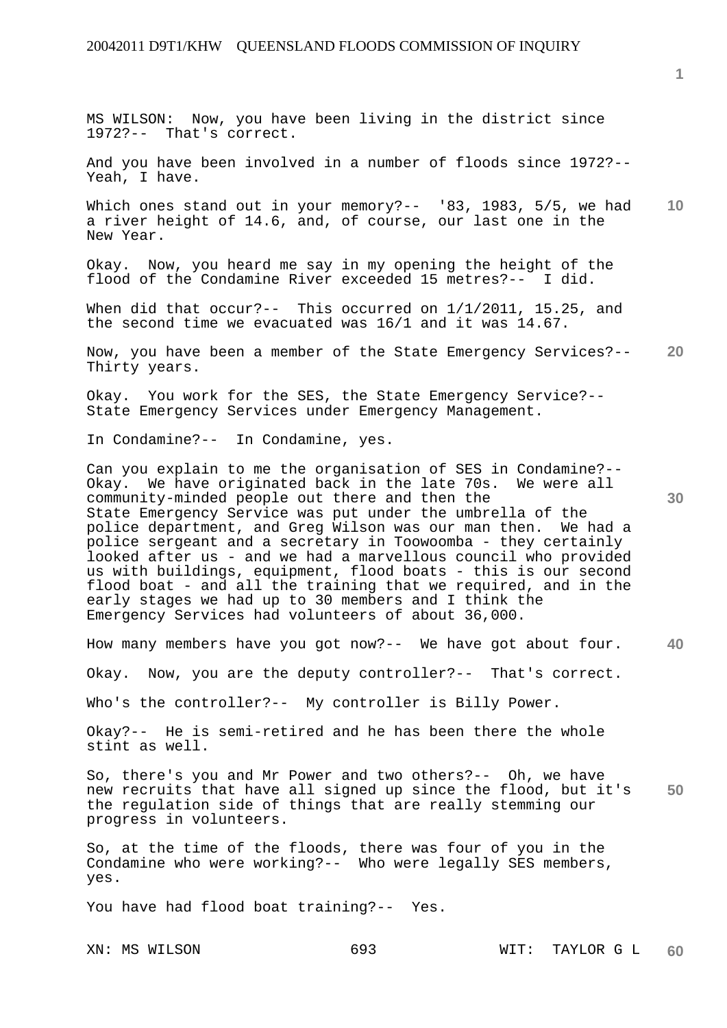MS WILSON: Now, you have been living in the district since 1972?-- That's correct.

And you have been involved in a number of floods since 1972?-- Yeah, I have.

Which ones stand out in your memory?-- '83, 1983, 5/5, we had a river height of 14.6, and, of course, our last one in the New Year.

Okay. Now, you heard me say in my opening the height of the flood of the Condamine River exceeded 15 metres?-- I did.

When did that occur?-- This occurred on 1/1/2011, 15.25, and the second time we evacuated was 16/1 and it was 14.67.

Now, you have been a member of the State Emergency Services?-- Thirty years.

Okay. You work for the SES, the State Emergency Service?-- State Emergency Services under Emergency Management.

In Condamine?-- In Condamine, yes.

Can you explain to me the organisation of SES in Condamine?-- Okay. We have originated back in the late 70s. We were all community-minded people out there and then the State Emergency Service was put under the umbrella of the police department, and Greg Wilson was our man then. We had a police sergeant and a secretary in Toowoomba - they certainly looked after us - and we had a marvellous council who provided us with buildings, equipment, flood boats - this is our second flood boat - and all the training that we required, and in the early stages we had up to 30 members and I think the Emergency Services had volunteers of about 36,000.

How many members have you got now?-- We have got about four.

Okay. Now, you are the deputy controller?-- That's correct.

Who's the controller?-- My controller is Billy Power.

Okay?-- He is semi-retired and he has been there the whole stint as well.

So, there's you and Mr Power and two others?-- Oh, we have new recruits that have all signed up since the flood, but it's the regulation side of things that are really stemming our progress in volunteers.

So, at the time of the floods, there was four of you in the Condamine who were working?-- Who were legally SES members, yes.

You have had flood boat training?-- Yes.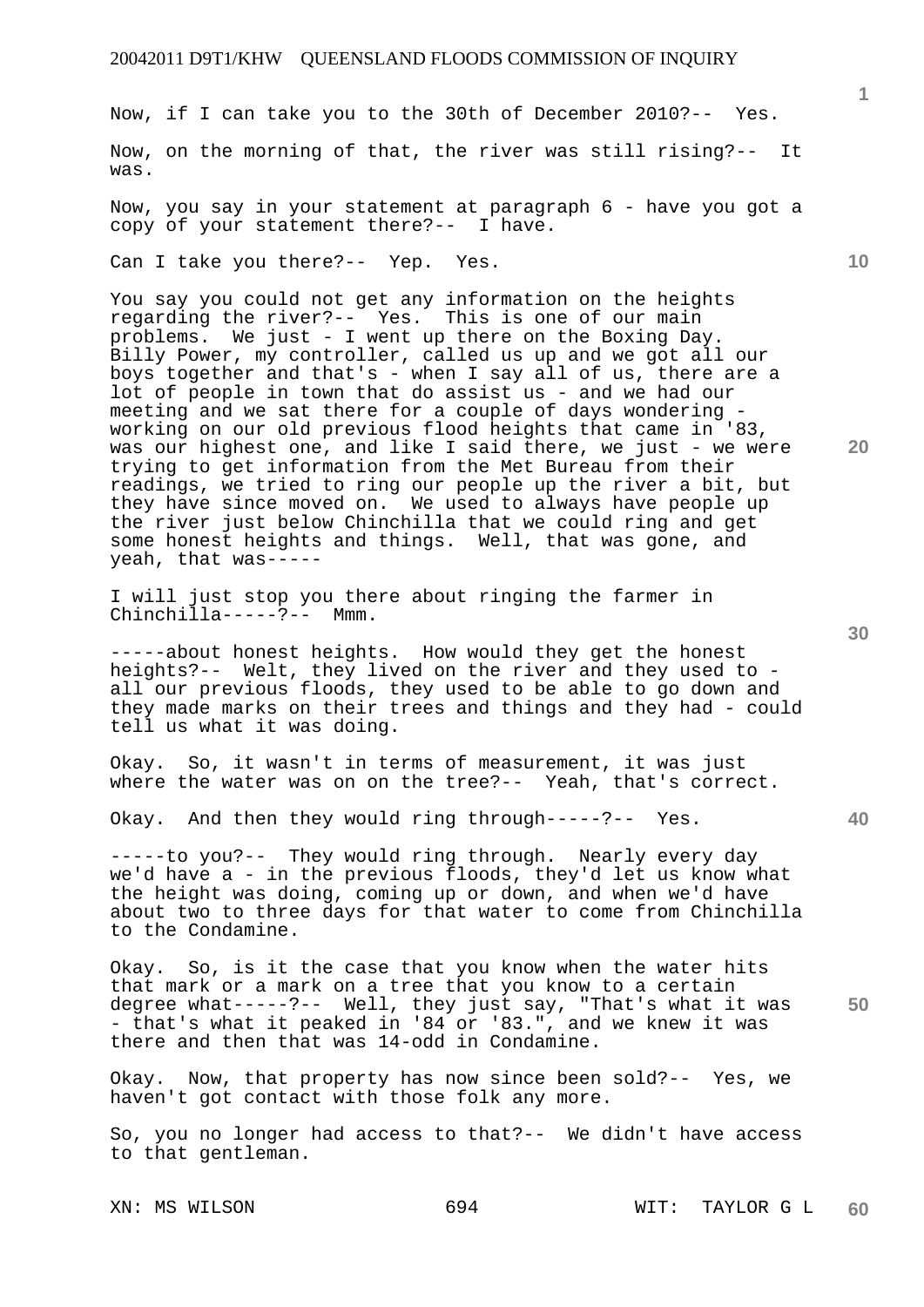Now, if I can take you to the 30th of December 2010?-- Yes.

Now, on the morning of that, the river was still rising?-- It was.

Now, you say in your statement at paragraph 6 - have you got a copy of your statement there?-- I have.

Can I take you there?-- Yep. Yes.

You say you could not get any information on the heights regarding the river?-- Yes. This is one of our main problems. We just - I went up there on the Boxing Day. Billy Power, my controller, called us up and we got all our boys together and that's - when I say all of us, there are a lot of people in town that do assist us - and we had our meeting and we sat there for a couple of days wondering - working on our old previous flood heights that came in '83, was our highest one, and like I said there, we just - we were trying to get information from the Met Bureau from their readings, we tried to ring our people up the river a bit, but they have since moved on. We used to always have people up the river just below Chinchilla that we could ring and get some honest heights and things. Well, that was gone, and yeah, that was-----

I will just stop you there about ringing the farmer in Chinchilla-----?-- Mmm.

-----about honest heights. How would they get the honest heights?-- Welt, they lived on the river and they used to - all our previous floods, they used to be able to go down and they made marks on their trees and things and they had - could tell us what it was doing.

Okay. So, it wasn't in terms of measurement, it was just where the water was on on the tree?-- Yeah, that's correct.

Okay. And then they would ring through-----?-- Yes.

-----to you?-- They would ring through. Nearly every day we'd have a - in the previous floods, they'd let us know what the height was doing, coming up or down, and when we'd have about two to three days for that water to come from Chinchilla to the Condamine.

Okay. So, is it the case that you know when the water hits that mark or a mark on a tree that you know to a certain degree what-----?-- Well, they just say, "That's what it was - that's what it peaked in '84 or '83.", and we knew it was there and then that was 14-odd in Condamine.

Okay. Now, that property has now since been sold?-- Yes, we haven't got contact with those folk any more.

So, you no longer had access to that?-- We didn't have access to that gentleman.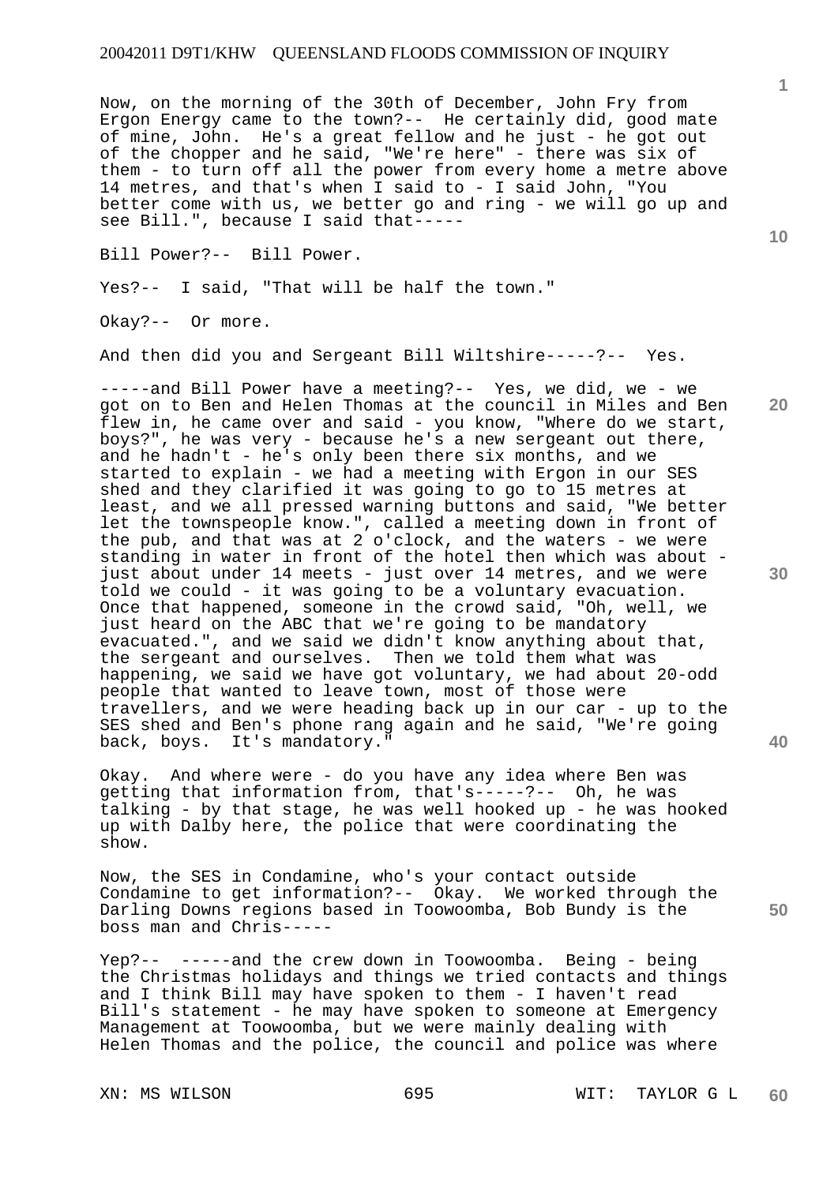Now, on the morning of the 30th of December, John Fry from Ergon Energy came to the town?-- He certainly did, good mate of mine, John. He's a great fellow and he just - he got out of the chopper and he said, "We're here" - there was six of them - to turn off all the power from every home a metre above 14 metres, and that's when I said to - I said John, "You better come with us, we better go and ring - we will go up and see Bill.", because I said that-----

Bill Power?-- Bill Power.

Yes?-- I said, "That will be half the town."

Okay?-- Or more.

And then did you and Sergeant Bill Wiltshire-----?-- Yes.

-----and Bill Power have a meeting?-- Yes, we did, we - we got on to Ben and Helen Thomas at the council in Miles and Ben flew in, he came over and said - you know, "Where do we start, boys?", he was very - because he's a new sergeant out there, and he hadn't - he's only been there six months, and we started to explain - we had a meeting with Ergon in our SES shed and they clarified it was going to go to 15 metres at least, and we all pressed warning buttons and said, "We better let the townspeople know.", called a meeting down in front of the pub, and that was at 2 o'clock, and the waters - we were standing in water in front of the hotel then which was about - just about under 14 meets - just over 14 metres, and we were told we could - it was going to be a voluntary evacuation. Once that happened, someone in the crowd said, "Oh, well, we just heard on the ABC that we're going to be mandatory evacuated.", and we said we didn't know anything about that, the sergeant and ourselves. Then we told them what was happening, we said we have got voluntary, we had about 20-odd people that wanted to leave town, most of those were travellers, and we were heading back up in our car - up to the SES shed and Ben's phone rang again and he said, "We're going back, boys. It's mandatory."

Okay. And where were - do you have any idea where Ben was getting that information from, that's-----?-- Oh, he was talking - by that stage, he was well hooked up - he was hooked up with Dalby here, the police that were coordinating the show.

Now, the SES in Condamine, who's your contact outside Condamine to get information?-- Okay. We worked through the Darling Downs regions based in Toowoomba, Bob Bundy is the boss man and Chris-----

Yep?-- -----and the crew down in Toowoomba. Being - being the Christmas holidays and things we tried contacts and things and I think Bill may have spoken to them - I haven't read Bill's statement - he may have spoken to someone at Emergency Management at Toowoomba, but we were mainly dealing with Helen Thomas and the police, the council and police was where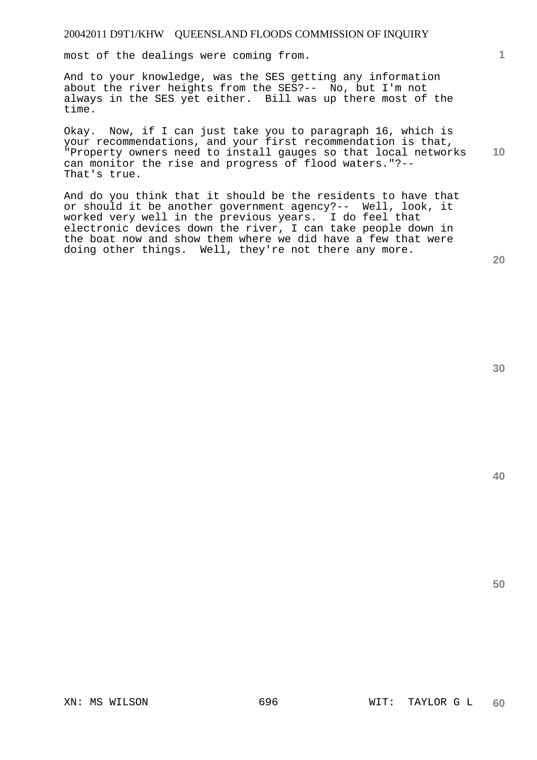most of the dealings were coming from.

And to your knowledge, was the SES getting any information about the river heights from the SES?-- No, but I'm not always in the SES yet either. Bill was up there most of the time.

Okay. Now, if I can just take you to paragraph 16, which is your recommendations, and your first recommendation is that, "Property owners need to install gauges so that local networks can monitor the rise and progress of flood waters."?-- That's true.

And do you think that it should be the residents to have that or should it be another government agency?-- Well, look, it worked very well in the previous years. I do feel that electronic devices down the river, I can take people down in the boat now and show them where we did have a few that were doing other things. Well, they're not there any more.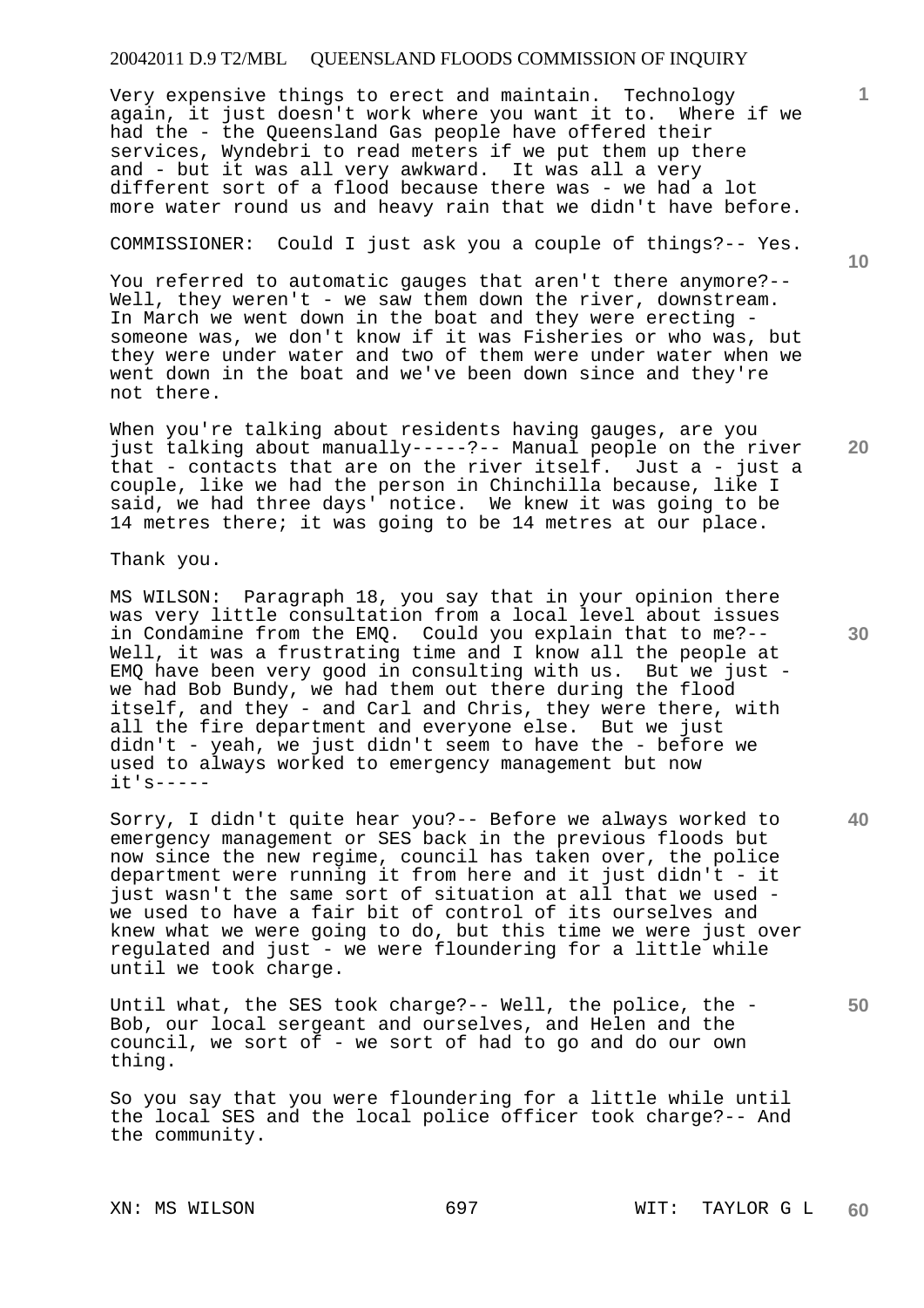Very expensive things to erect and maintain. Technology again, it just doesn't work where you want it to. Where if we had the - the Queensland Gas people have offered their services, Wyndebri to read meters if we put them up there and - but it was all very awkward. It was all a very different sort of a flood because there was - we had a lot more water round us and heavy rain that we didn't have before.

COMMISSIONER: Could I just ask you a couple of things?-- Yes.

You referred to automatic gauges that aren't there anymore?-- Well, they weren't - we saw them down the river, downstream. In March we went down in the boat and they were erecting - someone was, we don't know if it was Fisheries or who was, but they were under water and two of them were under water when we went down in the boat and we've been down since and they're not there.

When you're talking about residents having gauges, are you just talking about manually-----?-- Manual people on the river that - contacts that are on the river itself. Just a - just a couple, like we had the person in Chinchilla because, like I said, we had three days' notice. We knew it was going to be 14 metres there; it was going to be 14 metres at our place.

Thank you.

MS WILSON: Paragraph 18, you say that in your opinion there was very little consultation from a local level about issues in Condamine from the EMQ. Could you explain that to me?-- Well, it was a frustrating time and I know all the people at EMQ have been very good in consulting with us. But we just - we had Bob Bundy, we had them out there during the flood itself, and they - and Carl and Chris, they were there, with all the fire department and everyone else. But we just didn't - yeah, we just didn't seem to have the - before we used to always worked to emergency management but now it's-----

Sorry, I didn't quite hear you?-- Before we always worked to emergency management or SES back in the previous floods but now since the new regime, council has taken over, the police department were running it from here and it just didn't - it just wasn't the same sort of situation at all that we used - we used to have a fair bit of control of its ourselves and knew what we were going to do, but this time we were just over regulated and just - we were floundering for a little while until we took charge.

Until what, the SES took charge?-- Well, the police, the - Bob, our local sergeant and ourselves, and Helen and the council, we sort of - we sort of had to go and do our own thing.

So you say that you were floundering for a little while until the local SES and the local police officer took charge?-- And the community.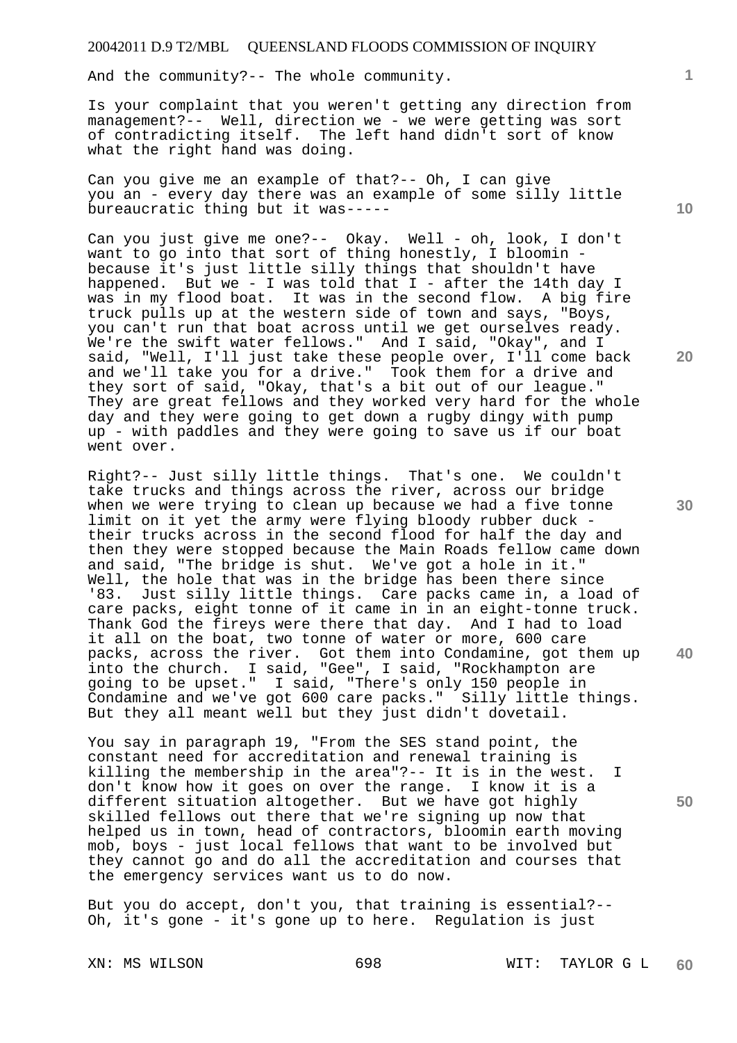And the community?-- The whole community.

Is your complaint that you weren't getting any direction from management?-- Well, direction we - we were getting was sort of contradicting itself. The left hand didn't sort of know what the right hand was doing.

Can you give me an example of that?-- Oh, I can give you an - every day there was an example of some silly little bureaucratic thing but it was-----

Can you just give me one?-- Okay. Well - oh, look, I don't want to go into that sort of thing honestly, I bloomin - because it's just little silly things that shouldn't have happened. But we - I was told that I - after the 14th day I was in my flood boat. It was in the second flow. A big fire truck pulls up at the western side of town and says, "Boys, you can't run that boat across until we get ourselves ready. We're the swift water fellows." And I said, "Okay", and I said, "Well, I'll just take these people over, I'll come back and we'll take you for a drive." Took them for a drive and they sort of said, "Okay, that's a bit out of our league." They are great fellows and they worked very hard for the whole day and they were going to get down a rugby dingy with pump up - with paddles and they were going to save us if our boat went over.

Right?-- Just silly little things. That's one. We couldn't take trucks and things across the river, across our bridge when we were trying to clean up because we had a five tonne limit on it yet the army were flying bloody rubber duck - their trucks across in the second flood for half the day and then they were stopped because the Main Roads fellow came down and said, "The bridge is shut. We've got a hole in it." Well, the hole that was in the bridge has been there since '83. Just silly little things. Care packs came in, a load of care packs, eight tonne of it came in in an eight-tonne truck. Thank God the fireys were there that day. And I had to load it all on the boat, two tonne of water or more, 600 care packs, across the river. Got them into Condamine, got them up into the church. I said, "Gee", I said, "Rockhampton are going to be upset." I said, "There's only 150 people in Condamine and we've got 600 care packs." Silly little things. But they all meant well but they just didn't dovetail.

You say in paragraph 19, "From the SES stand point, the constant need for accreditation and renewal training is killing the membership in the area"?-- It is in the west. I don't know how it goes on over the range. I know it is a different situation altogether. But we have got highly skilled fellows out there that we're signing up now that helped us in town, head of contractors, bloomin earth moving mob, boys - just local fellows that want to be involved but they cannot go and do all the accreditation and courses that the emergency services want us to do now.

But you do accept, don't you, that training is essential?-- Oh, it's gone - it's gone up to here. Regulation is just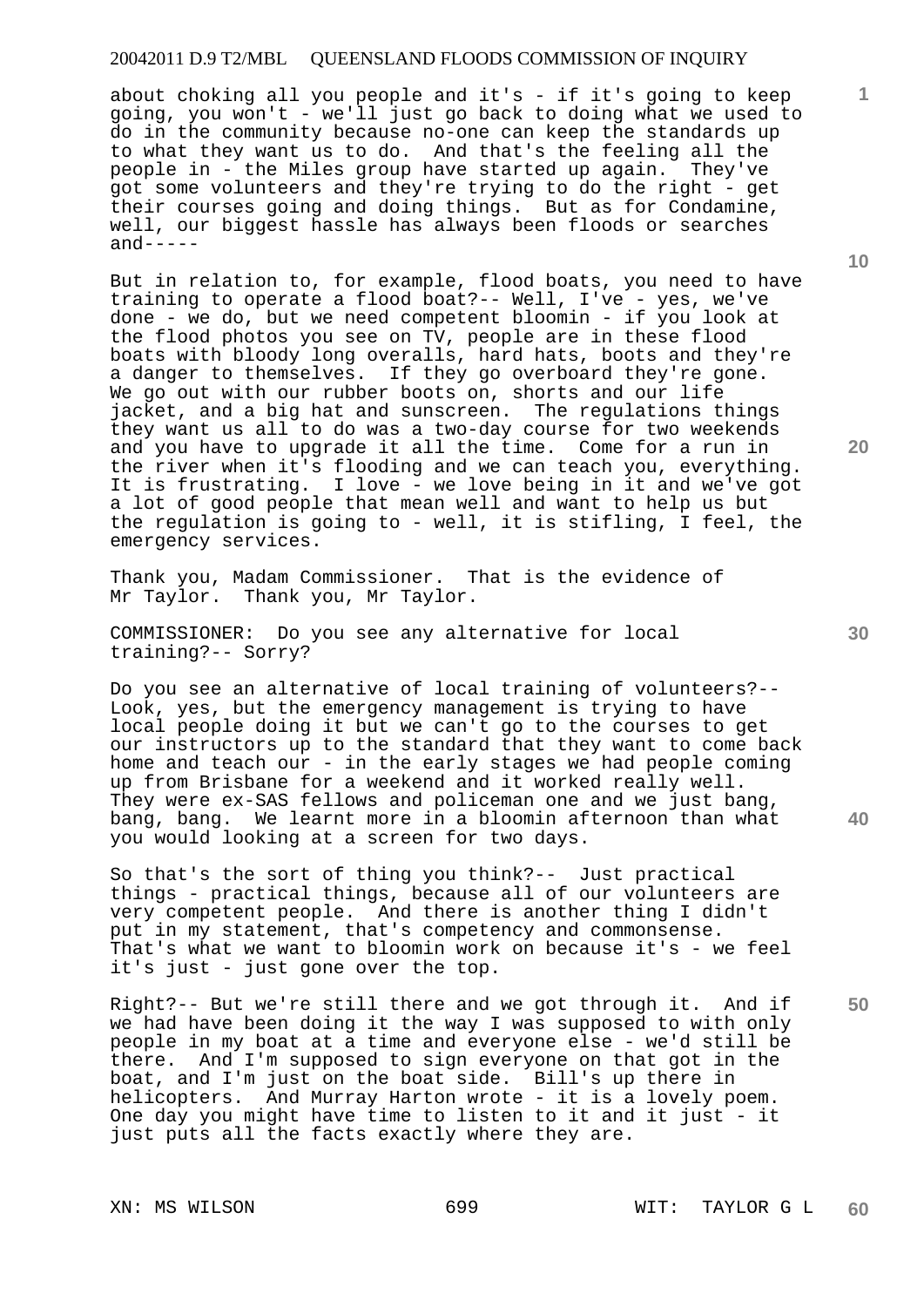about choking all you people and it's - if it's going to keep going, you won't - we'll just go back to doing what we used to do in the community because no-one can keep the standards up to what they want us to do. And that's the feeling all the people in - the Miles group have started up again. They've got some volunteers and they're trying to do the right - get their courses going and doing things. But as for Condamine, well, our biggest hassle has always been floods or searches and-----

But in relation to, for example, flood boats, you need to have training to operate a flood boat?-- Well, I've - yes, we've done - we do, but we need competent bloomin - if you look at the flood photos you see on TV, people are in these flood boats with bloody long overalls, hard hats, boots and they're a danger to themselves. If they go overboard they're gone. We go out with our rubber boots on, shorts and our life jacket, and a big hat and sunscreen. The regulations things they want us all to do was a two-day course for two weekends and you have to upgrade it all the time. Come for a run in the river when it's flooding and we can teach you, everything. It is frustrating. I love - we love being in it and we've got a lot of good people that mean well and want to help us but the regulation is going to - well, it is stifling, I feel, the emergency services.

Thank you, Madam Commissioner. That is the evidence of Mr Taylor. Thank you, Mr Taylor.

COMMISSIONER: Do you see any alternative for local training?-- Sorry?

Do you see an alternative of local training of volunteers?-- Look, yes, but the emergency management is trying to have local people doing it but we can't go to the courses to get our instructors up to the standard that they want to come back home and teach our - in the early stages we had people coming up from Brisbane for a weekend and it worked really well. They were ex-SAS fellows and policeman one and we just bang, bang, bang. We learnt more in a bloomin afternoon than what you would looking at a screen for two days.

So that's the sort of thing you think?-- Just practical things - practical things, because all of our volunteers are very competent people. And there is another thing I didn't put in my statement, that's competency and commonsense. That's what we want to bloomin work on because it's - we feel it's just - just gone over the top.

Right?-- But we're still there and we got through it. And if we had have been doing it the way I was supposed to with only people in my boat at a time and everyone else - we'd still be there. And I'm supposed to sign everyone on that got in the boat, and I'm just on the boat side. Bill's up there in helicopters. And Murray Harton wrote - it is a lovely poem. One day you might have time to listen to it and it just - it just puts all the facts exactly where they are.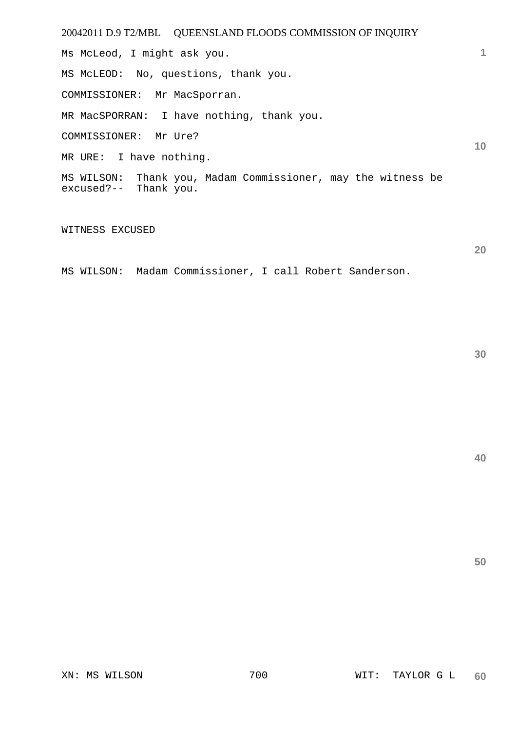Ms McLeod, I might ask you.

MS McLEOD: No, questions, thank you.

COMMISSIONER: Mr MacSporran.

MR MacSPORRAN: I have nothing, thank you.

COMMISSIONER: Mr Ure?

MR URE: I have nothing.

MS WILSON: Thank you, Madam Commissioner, may the witness be excused?-- Thank you.

WITNESS EXCUSED

MS WILSON: Madam Commissioner, I call Robert Sanderson.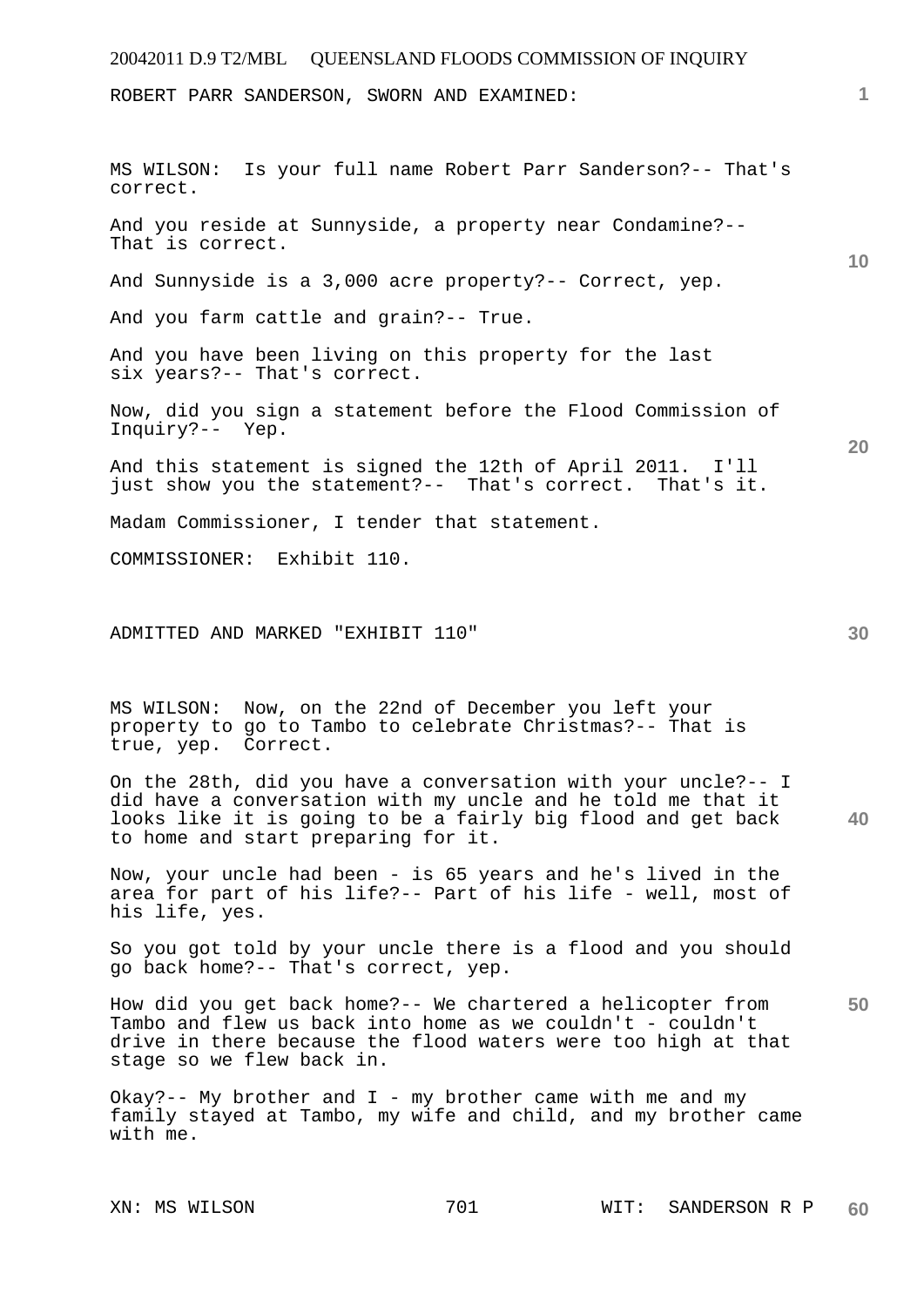ROBERT PARR SANDERSON, SWORN AND EXAMINED:

MS WILSON: Is your full name Robert Parr Sanderson?-- That's correct.

And you reside at Sunnyside, a property near Condamine?-- That is correct.

And Sunnyside is a 3,000 acre property?-- Correct, yep.

And you farm cattle and grain?-- True.

And you have been living on this property for the last six years?-- That's correct.

Now, did you sign a statement before the Flood Commission of Inquiry?-- Yep.

And this statement is signed the 12th of April 2011. I'll just show you the statement?-- That's correct. That's it.

Madam Commissioner, I tender that statement.

COMMISSIONER: Exhibit 110.

ADMITTED AND MARKED "EXHIBIT 110"

MS WILSON: Now, on the 22nd of December you left your property to go to Tambo to celebrate Christmas?-- That is true, yep. Correct.

On the 28th, did you have a conversation with your uncle?-- I did have a conversation with my uncle and he told me that it looks like it is going to be a fairly big flood and get back to home and start preparing for it.

Now, your uncle had been - is 65 years and he's lived in the area for part of his life?-- Part of his life - well, most of his life, yes.

So you got told by your uncle there is a flood and you should go back home?-- That's correct, yep.

How did you get back home?-- We chartered a helicopter from Tambo and flew us back into home as we couldn't - couldn't drive in there because the flood waters were too high at that stage so we flew back in.

Okay?-- My brother and I - my brother came with me and my family stayed at Tambo, my wife and child, and my brother came with me.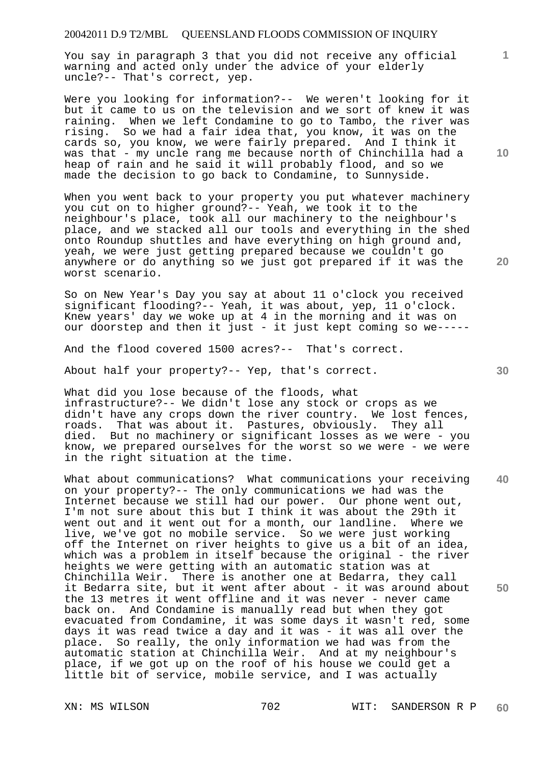You say in paragraph 3 that you did not receive any official warning and acted only under the advice of your elderly uncle?-- That's correct, yep.

Were you looking for information?-- We weren't looking for it but it came to us on the television and we sort of knew it was raining. When we left Condamine to go to Tambo, the river was rising. So we had a fair idea that, you know, it was on the cards so, you know, we were fairly prepared. And I think it was that - my uncle rang me because north of Chinchilla had a heap of rain and he said it will probably flood, and so we made the decision to go back to Condamine, to Sunnyside.

When you went back to your property you put whatever machinery you cut on to higher ground?-- Yeah, we took it to the neighbour's place, took all our machinery to the neighbour's place, and we stacked all our tools and everything in the shed onto Roundup shuttles and have everything on high ground and, yeah, we were just getting prepared because we couldn't go anywhere or do anything so we just got prepared if it was the worst scenario.

So on New Year's Day you say at about 11 o'clock you received significant flooding?-- Yeah, it was about, yep, 11 o'clock. Knew years' day we woke up at 4 in the morning and it was on our doorstep and then it just - it just kept coming so we-----

And the flood covered 1500 acres?-- That's correct.

About half your property?-- Yep, that's correct.

What did you lose because of the floods, what infrastructure?-- We didn't lose any stock or crops as we didn't have any crops down the river country. We lost fences, roads. That was about it. Pastures, obviously. They all died. But no machinery or significant losses as we were - you know, we prepared ourselves for the worst so we were - we were in the right situation at the time.

What about communications? What communications your receiving on your property?-- The only communications we had was the Internet because we still had our power. Our phone went out, I'm not sure about this but I think it was about the 29th it went out and it went out for a month, our landline. Where we live, we've got no mobile service. So we were just working off the Internet on river heights to give us a bit of an idea, which was a problem in itself because the original - the river heights we were getting with an automatic station was at Chinchilla Weir. There is another one at Bedarra, they call it Bedarra site, but it went after about - it was around about the 13 metres it went offline and it was never - never came back on. And Condamine is manually read but when they got evacuated from Condamine, it was some days it wasn't red, some days it was read twice a day and it was - it was all over the place. So really, the only information we had was from the automatic station at Chinchilla Weir. And at my neighbour's place, if we got up on the roof of his house we could get a little bit of service, mobile service, and I was actually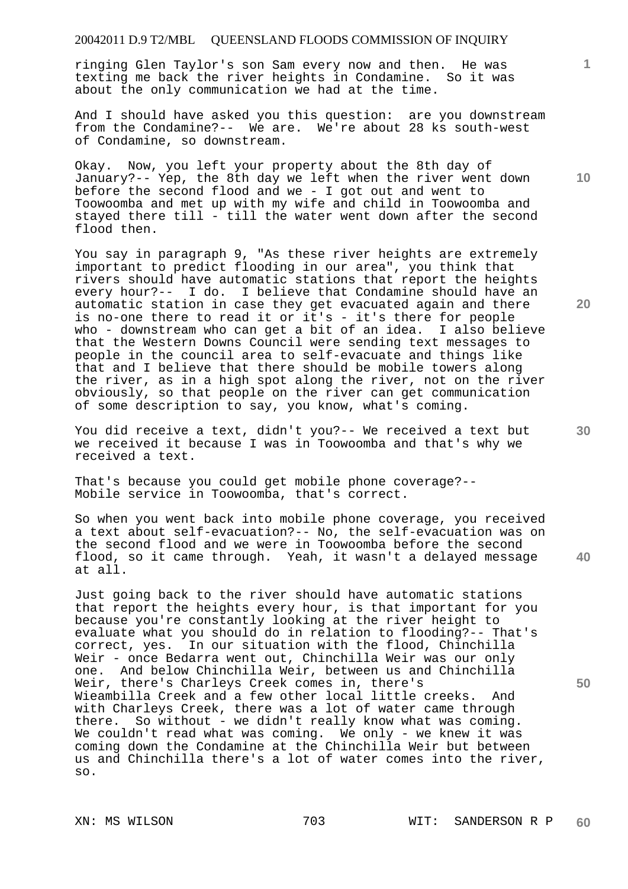ringing Glen Taylor's son Sam every now and then. He was texting me back the river heights in Condamine. So it was about the only communication we had at the time.

And I should have asked you this question: are you downstream from the Condamine?-- We are. We're about 28 ks south-west of Condamine, so downstream.

Okay. Now, you left your property about the 8th day of January?-- Yep, the 8th day we left when the river went down before the second flood and we - I got out and went to Toowoomba and met up with my wife and child in Toowoomba and stayed there till - till the water went down after the second flood then.

You say in paragraph 9, "As these river heights are extremely important to predict flooding in our area", you think that rivers should have automatic stations that report the heights every hour?-- I do. I believe that Condamine should have an automatic station in case they get evacuated again and there is no-one there to read it or it's - it's there for people who - downstream who can get a bit of an idea. I also believe that the Western Downs Council were sending text messages to people in the council area to self-evacuate and things like that and I believe that there should be mobile towers along the river, as in a high spot along the river, not on the river obviously, so that people on the river can get communication of some description to say, you know, what's coming.

You did receive a text, didn't you?-- We received a text but we received it because I was in Toowoomba and that's why we received a text.

That's because you could get mobile phone coverage?-- Mobile service in Toowoomba, that's correct.

So when you went back into mobile phone coverage, you received a text about self-evacuation?-- No, the self-evacuation was on the second flood and we were in Toowoomba before the second flood, so it came through. Yeah, it wasn't a delayed message at all.

Just going back to the river should have automatic stations that report the heights every hour, is that important for you because you're constantly looking at the river height to evaluate what you should do in relation to flooding?-- That's correct, yes. In our situation with the flood, Chinchilla Weir - once Bedarra went out, Chinchilla Weir was our only one. And below Chinchilla Weir, between us and Chinchilla Weir, there's Charleys Creek comes in, there's Wieambilla Creek and a few other local little creeks. And with Charleys Creek, there was a lot of water came through there. So without - we didn't really know what was coming. We couldn't read what was coming. We only - we knew it was coming down the Condamine at the Chinchilla Weir but between us and Chinchilla there's a lot of water comes into the river, so.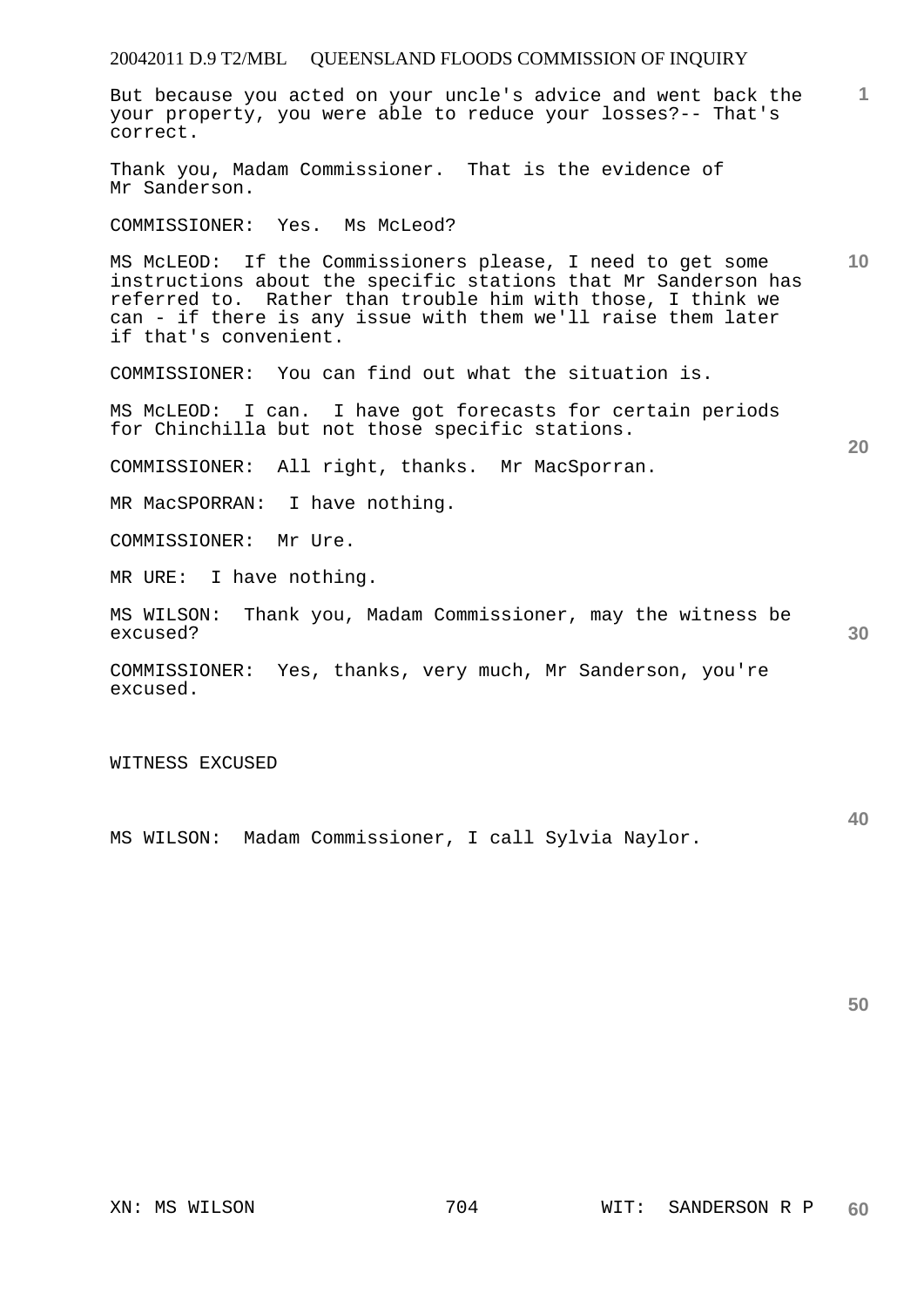But because you acted on your uncle's advice and went back the your property, you were able to reduce your losses?-- That's correct.

Thank you, Madam Commissioner. That is the evidence of Mr Sanderson.

COMMISSIONER: Yes. Ms McLeod?

MS McLEOD: If the Commissioners please, I need to get some instructions about the specific stations that Mr Sanderson has referred to. Rather than trouble him with those, I think we can - if there is any issue with them we'll raise them later if that's convenient.

COMMISSIONER: You can find out what the situation is.

MS McLEOD: I can. I have got forecasts for certain periods for Chinchilla but not those specific stations.

COMMISSIONER: All right, thanks. Mr MacSporran.

MR MacSPORRAN: I have nothing.

COMMISSIONER: Mr Ure.

MR URE: I have nothing.

MS WILSON: Thank you, Madam Commissioner, may the witness be excused?

COMMISSIONER: Yes, thanks, very much, Mr Sanderson, you're excused.

WITNESS EXCUSED

MS WILSON: Madam Commissioner, I call Sylvia Naylor.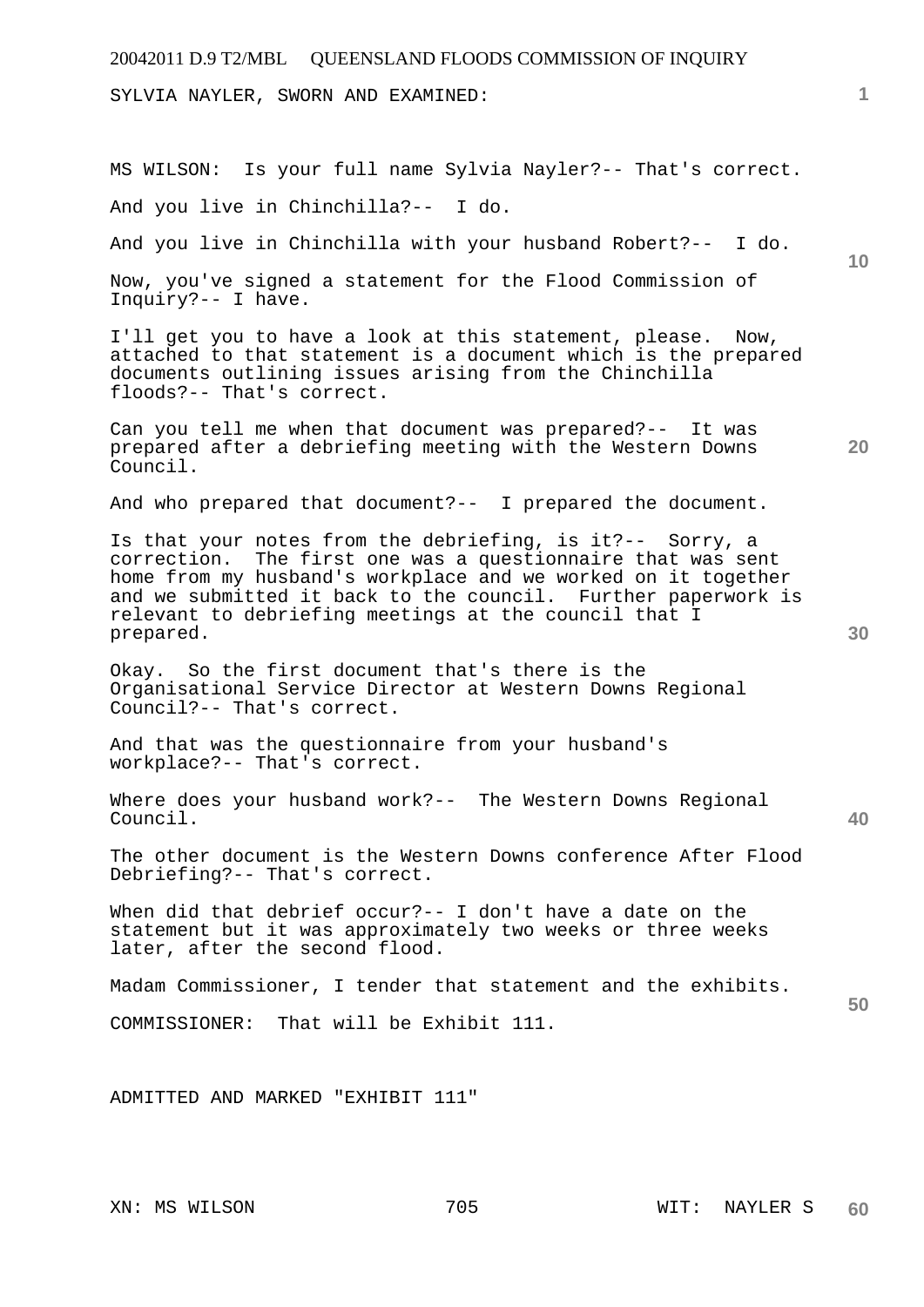SYLVIA NAYLER, SWORN AND EXAMINED:

MS WILSON: Is your full name Sylvia Nayler?-- That's correct.

And you live in Chinchilla?-- I do.

And you live in Chinchilla with your husband Robert?-- I do.

Now, you've signed a statement for the Flood Commission of Inquiry?-- I have.

I'll get you to have a look at this statement, please. Now, attached to that statement is a document which is the prepared documents outlining issues arising from the Chinchilla floods?-- That's correct.

Can you tell me when that document was prepared?-- It was prepared after a debriefing meeting with the Western Downs Council.

And who prepared that document?-- I prepared the document.

Is that your notes from the debriefing, is it?-- Sorry, a correction. The first one was a questionnaire that was sent home from my husband's workplace and we worked on it together and we submitted it back to the council. Further paperwork is relevant to debriefing meetings at the council that I prepared.

Okay. So the first document that's there is the Organisational Service Director at Western Downs Regional Council?-- That's correct.

And that was the questionnaire from your husband's workplace?-- That's correct.

Where does your husband work?-- The Western Downs Regional Council.

The other document is the Western Downs conference After Flood Debriefing?-- That's correct.

When did that debrief occur?-- I don't have a date on the statement but it was approximately two weeks or three weeks later, after the second flood.

Madam Commissioner, I tender that statement and the exhibits.

COMMISSIONER: That will be Exhibit 111.

ADMITTED AND MARKED "EXHIBIT 111"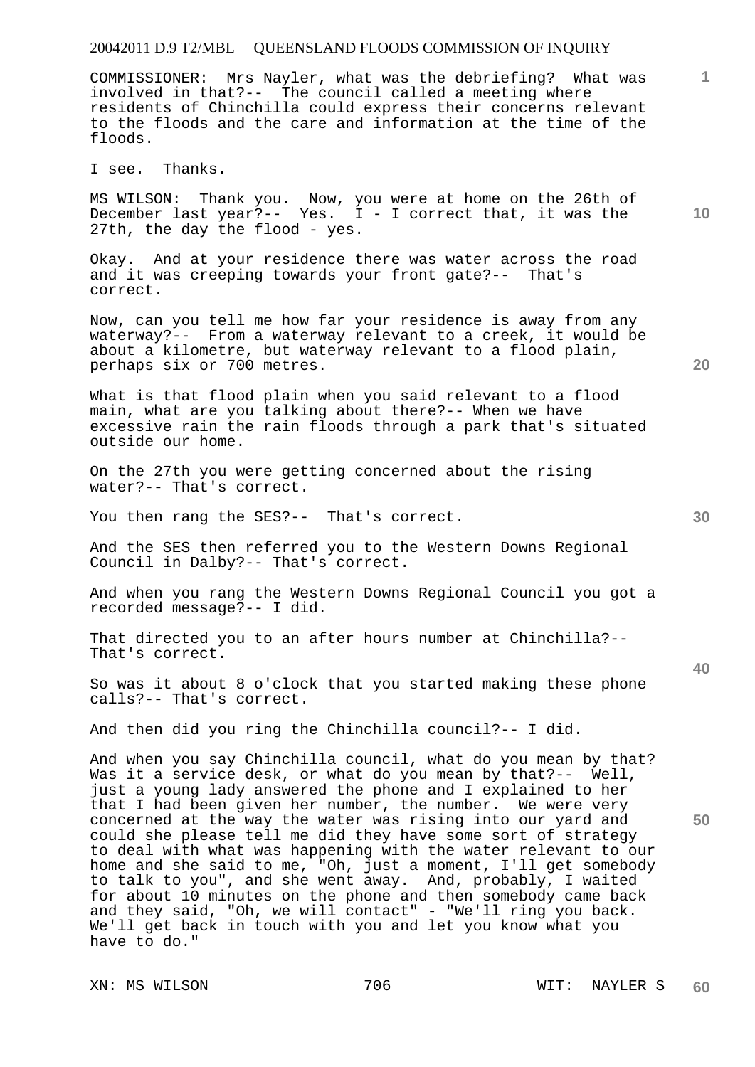COMMISSIONER: Mrs Nayler, what was the debriefing? What was involved in that?-- The council called a meeting where residents of Chinchilla could express their concerns relevant to the floods and the care and information at the time of the floods.

I see. Thanks.

MS WILSON: Thank you. Now, you were at home on the 26th of December last year?-- Yes. I - I correct that, it was the 27th, the day the flood - yes.

Okay. And at your residence there was water across the road and it was creeping towards your front gate?-- That's correct.

Now, can you tell me how far your residence is away from any waterway?-- From a waterway relevant to a creek, it would be about a kilometre, but waterway relevant to a flood plain, perhaps six or 700 metres.

What is that flood plain when you said relevant to a flood main, what are you talking about there?-- When we have excessive rain the rain floods through a park that's situated outside our home.

On the 27th you were getting concerned about the rising water?-- That's correct.

You then rang the SES?-- That's correct.

And the SES then referred you to the Western Downs Regional Council in Dalby?-- That's correct.

And when you rang the Western Downs Regional Council you got a recorded message?-- I did.

That directed you to an after hours number at Chinchilla?-- That's correct.

So was it about 8 o'clock that you started making these phone calls?-- That's correct.

And then did you ring the Chinchilla council?-- I did.

And when you say Chinchilla council, what do you mean by that? Was it a service desk, or what do you mean by that?-- Well, just a young lady answered the phone and I explained to her that I had been given her number, the number. We were very concerned at the way the water was rising into our yard and could she please tell me did they have some sort of strategy to deal with what was happening with the water relevant to our home and she said to me, "Oh, just a moment, I'll get somebody to talk to you", and she went away. And, probably, I waited for about 10 minutes on the phone and then somebody came back and they said, "Oh, we will contact" - "We'll ring you back. We'll get back in touch with you and let you know what you have to do."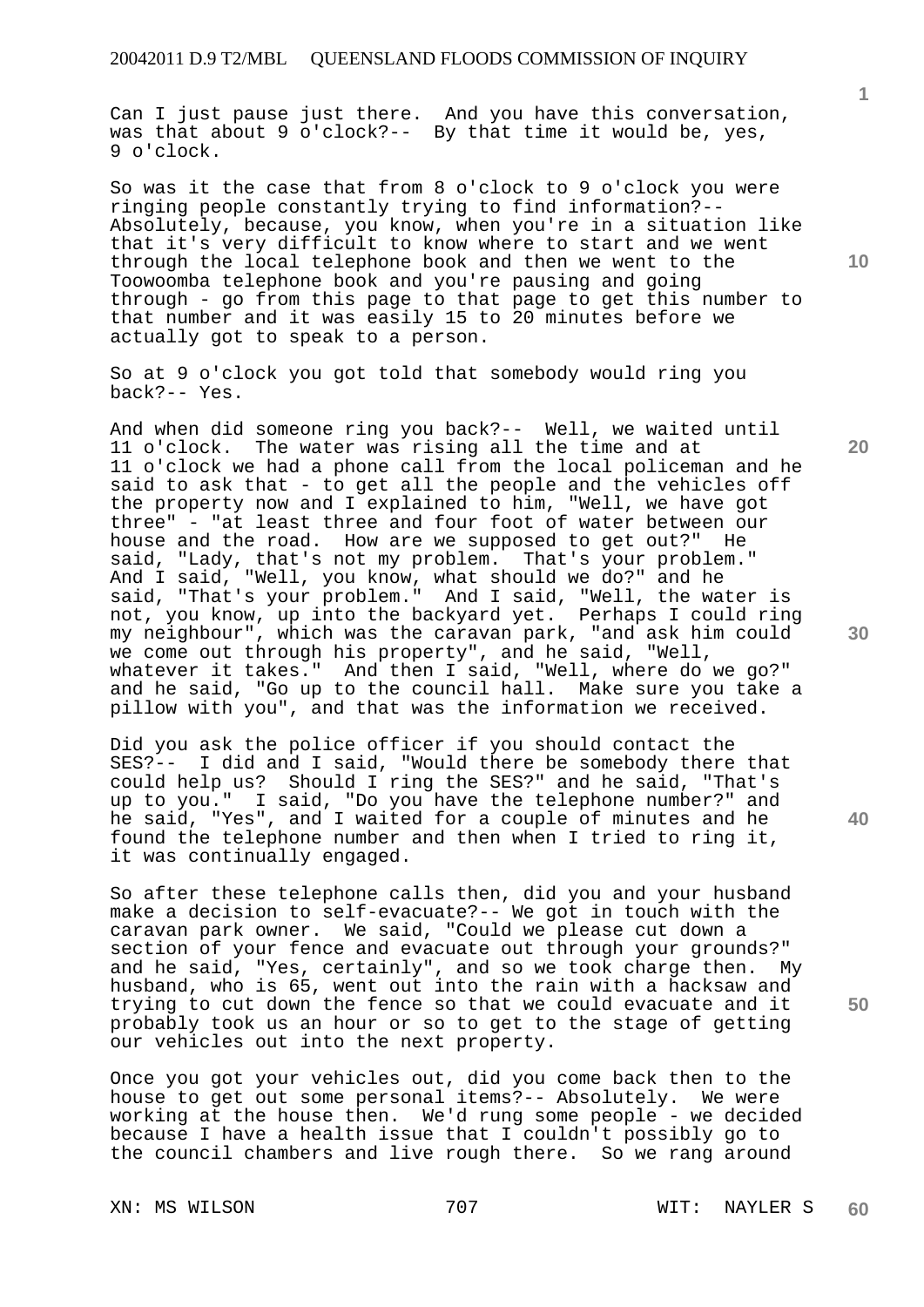Can I just pause just there. And you have this conversation, was that about 9 o'clock?-- By that time it would be, yes, 9 o'clock.

So was it the case that from 8 o'clock to 9 o'clock you were ringing people constantly trying to find information?-- Absolutely, because, you know, when you're in a situation like that it's very difficult to know where to start and we went through the local telephone book and then we went to the Toowoomba telephone book and you're pausing and going through - go from this page to that page to get this number to that number and it was easily 15 to 20 minutes before we actually got to speak to a person.

So at 9 o'clock you got told that somebody would ring you back?-- Yes.

And when did someone ring you back?-- Well, we waited until 11 o'clock. The water was rising all the time and at 11 o'clock we had a phone call from the local policeman and he said to ask that - to get all the people and the vehicles off the property now and I explained to him, "Well, we have got three" - "at least three and four foot of water between our house and the road. How are we supposed to get out?" He said, "Lady, that's not my problem. That's your problem." And I said, "Well, you know, what should we do?" and he said, "That's your problem." And I said, "Well, the water is not, you know, up into the backyard yet. Perhaps I could ring my neighbour", which was the caravan park, "and ask him could we come out through his property", and he said, "Well, whatever it takes." And then I said, "Well, where do we go?" and he said, "Go up to the council hall. Make sure you take a pillow with you", and that was the information we received.

Did you ask the police officer if you should contact the SES?-- I did and I said, "Would there be somebody there that could help us? Should I ring the SES?" and he said, "That's up to you." I said, "Do you have the telephone number?" and he said, "Yes", and I waited for a couple of minutes and he found the telephone number and then when I tried to ring it, it was continually engaged.

So after these telephone calls then, did you and your husband make a decision to self-evacuate?-- We got in touch with the caravan park owner. We said, "Could we please cut down a section of your fence and evacuate out through your grounds?" and he said, "Yes, certainly", and so we took charge then. My husband, who is 65, went out into the rain with a hacksaw and trying to cut down the fence so that we could evacuate and it probably took us an hour or so to get to the stage of getting our vehicles out into the next property.

Once you got your vehicles out, did you come back then to the house to get out some personal items?-- Absolutely. We were working at the house then. We'd rung some people - we decided because I have a health issue that I couldn't possibly go to the council chambers and live rough there. So we rang around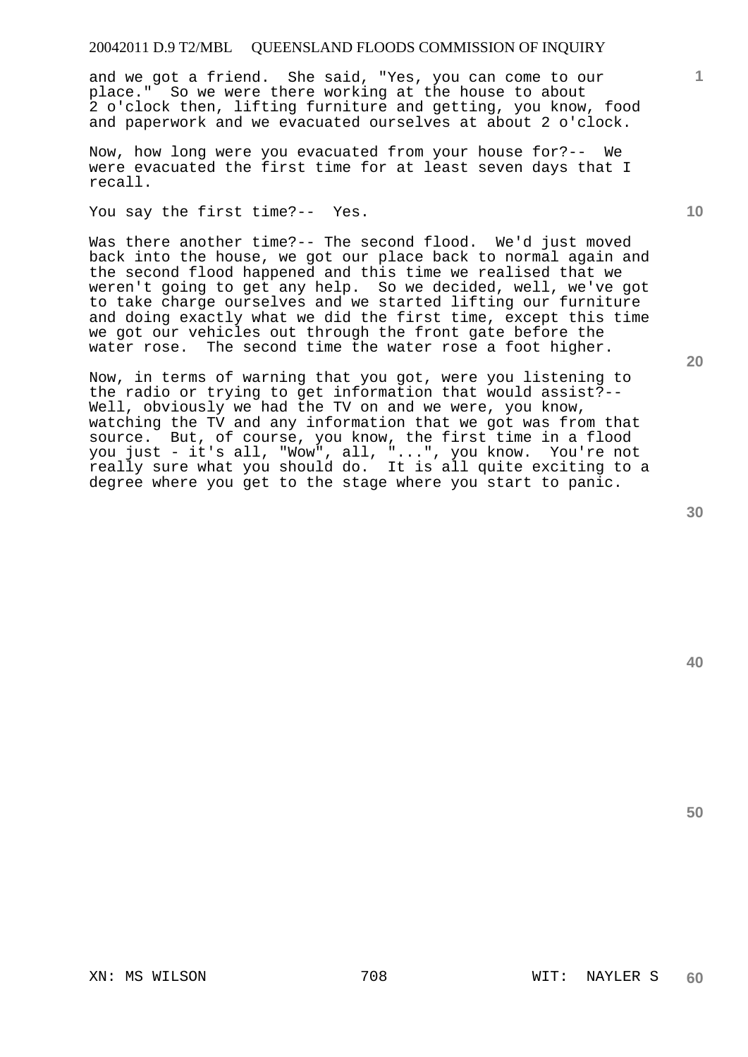and we got a friend. She said, "Yes, you can come to our place." So we were there working at the house to about 2 o'clock then, lifting furniture and getting, you know, food and paperwork and we evacuated ourselves at about 2 o'clock.

Now, how long were you evacuated from your house for?-- We were evacuated the first time for at least seven days that I recall.

You say the first time?-- Yes.

Was there another time?-- The second flood. We'd just moved back into the house, we got our place back to normal again and the second flood happened and this time we realised that we weren't going to get any help. So we decided, well, we've got to take charge ourselves and we started lifting our furniture and doing exactly what we did the first time, except this time we got our vehicles out through the front gate before the water rose. The second time the water rose a foot higher.

Now, in terms of warning that you got, were you listening to the radio or trying to get information that would assist?-- Well, obviously we had the TV on and we were, you know, watching the TV and any information that we got was from that source. But, of course, you know, the first time in a flood you just - it's all, "Wow", all, "...", you know. You're not really sure what you should do. It is all quite exciting to a degree where you get to the stage where you start to panic.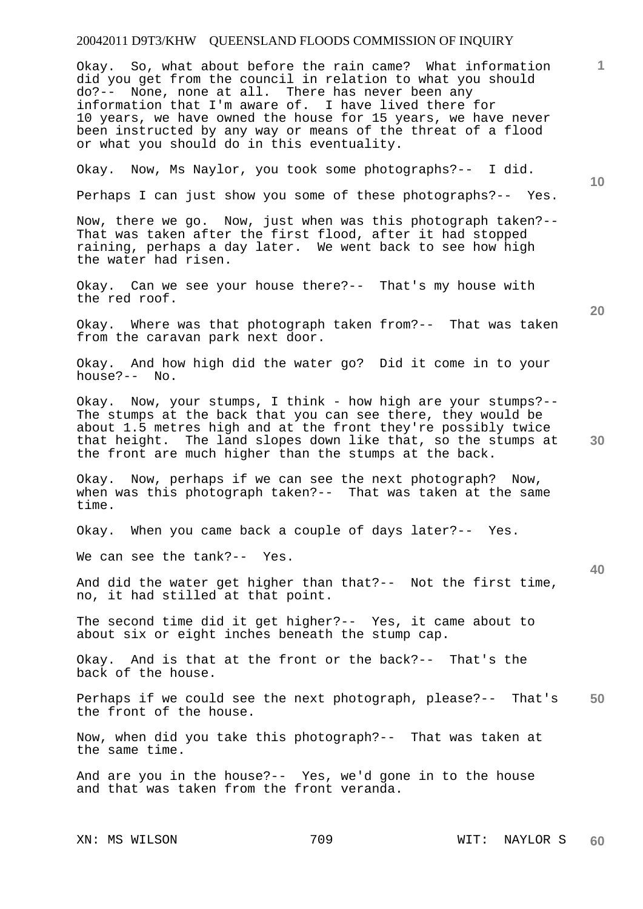Okay. So, what about before the rain came? What information did you get from the council in relation to what you should do?-- None, none at all. There has never been any information that I'm aware of. I have lived there for 10 years, we have owned the house for 15 years, we have never been instructed by any way or means of the threat of a flood or what you should do in this eventuality.

Okay. Now, Ms Naylor, you took some photographs?-- I did.

Perhaps I can just show you some of these photographs?-- Yes.

Now, there we go. Now, just when was this photograph taken?-- That was taken after the first flood, after it had stopped raining, perhaps a day later. We went back to see how high the water had risen.

Okay. Can we see your house there?-- That's my house with the red roof.

Okay. Where was that photograph taken from?-- That was taken from the caravan park next door.

Okay. And how high did the water go? Did it come in to your house?-- No.

Okay. Now, your stumps, I think - how high are your stumps?-- The stumps at the back that you can see there, they would be about 1.5 metres high and at the front they're possibly twice that height. The land slopes down like that, so the stumps at the front are much higher than the stumps at the back.

Okay. Now, perhaps if we can see the next photograph? Now, when was this photograph taken?-- That was taken at the same time.

Okay. When you came back a couple of days later?-- Yes.

We can see the tank?-- Yes.

And did the water get higher than that?-- Not the first time, no, it had stilled at that point.

The second time did it get higher?-- Yes, it came about to about six or eight inches beneath the stump cap.

Okay. And is that at the front or the back?-- That's the back of the house.

Perhaps if we could see the next photograph, please?-- That's the front of the house.

Now, when did you take this photograph?-- That was taken at the same time.

And are you in the house?-- Yes, we'd gone in to the house and that was taken from the front veranda.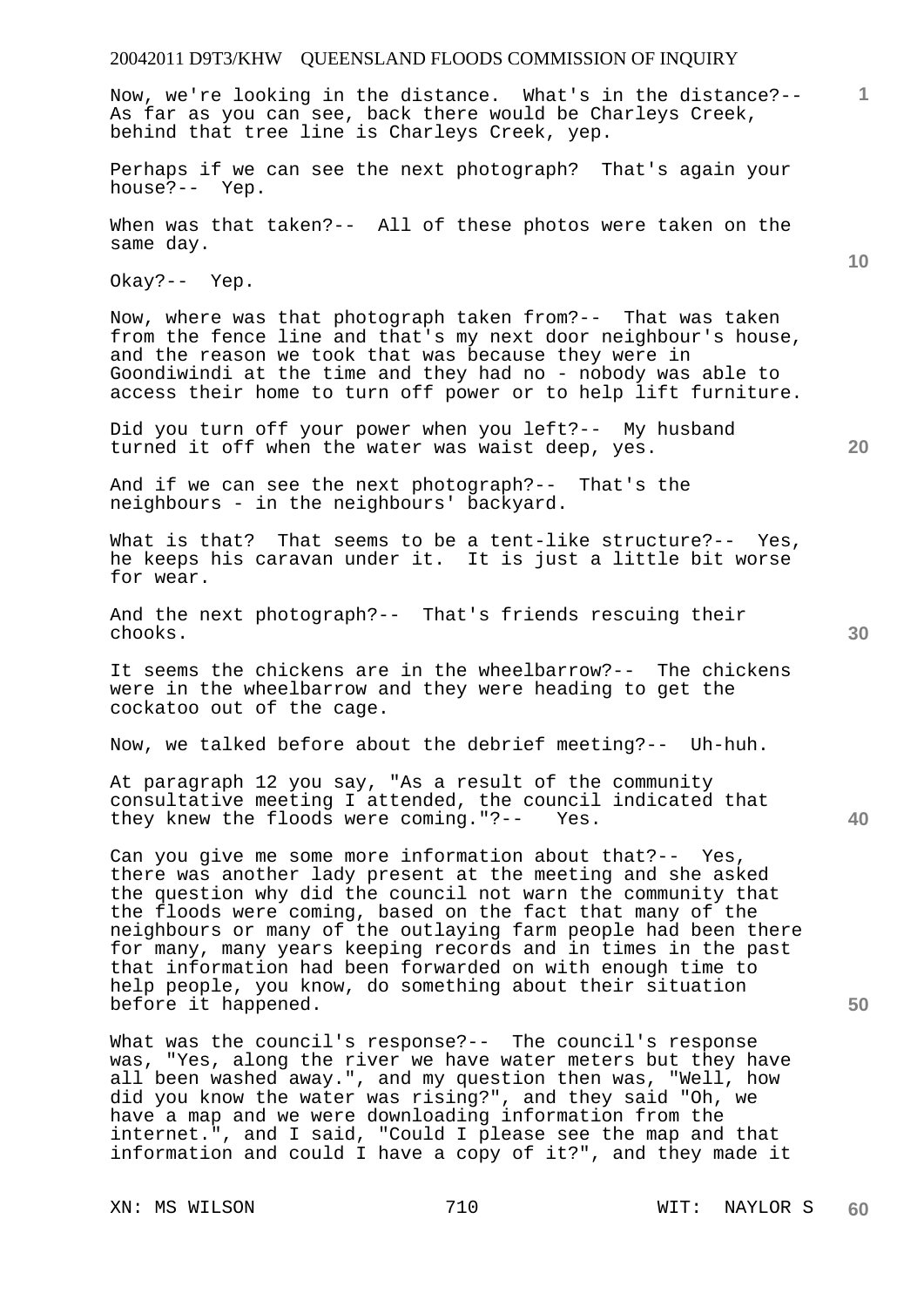Now, we're looking in the distance. What's in the distance?-- As far as you can see, back there would be Charleys Creek, behind that tree line is Charleys Creek, yep.

Perhaps if we can see the next photograph? That's again your house?-- Yep.

When was that taken?-- All of these photos were taken on the same day.

Okay?-- Yep.

Now, where was that photograph taken from?-- That was taken from the fence line and that's my next door neighbour's house, and the reason we took that was because they were in Goondiwindi at the time and they had no - nobody was able to access their home to turn off power or to help lift furniture.

Did you turn off your power when you left?-- My husband turned it off when the water was waist deep, yes.

And if we can see the next photograph?-- That's the neighbours - in the neighbours' backyard.

What is that? That seems to be a tent-like structure?-- Yes, he keeps his caravan under it. It is just a little bit worse for wear.

And the next photograph?-- That's friends rescuing their chooks.

It seems the chickens are in the wheelbarrow?-- The chickens were in the wheelbarrow and they were heading to get the cockatoo out of the cage.

Now, we talked before about the debrief meeting?-- Uh-huh.

At paragraph 12 you say, "As a result of the community consultative meeting I attended, the council indicated that they knew the floods were coming."?-- Yes.

Can you give me some more information about that?-- Yes, there was another lady present at the meeting and she asked the question why did the council not warn the community that the floods were coming, based on the fact that many of the neighbours or many of the outlaying farm people had been there for many, many years keeping records and in times in the past that information had been forwarded on with enough time to help people, you know, do something about their situation before it happened.

What was the council's response?-- The council's response was, "Yes, along the river we have water meters but they have all been washed away.", and my question then was, "Well, how did you know the water was rising?", and they said "Oh, we have a map and we were downloading information from the internet.", and I said, "Could I please see the map and that information and could I have a copy of it?", and they made it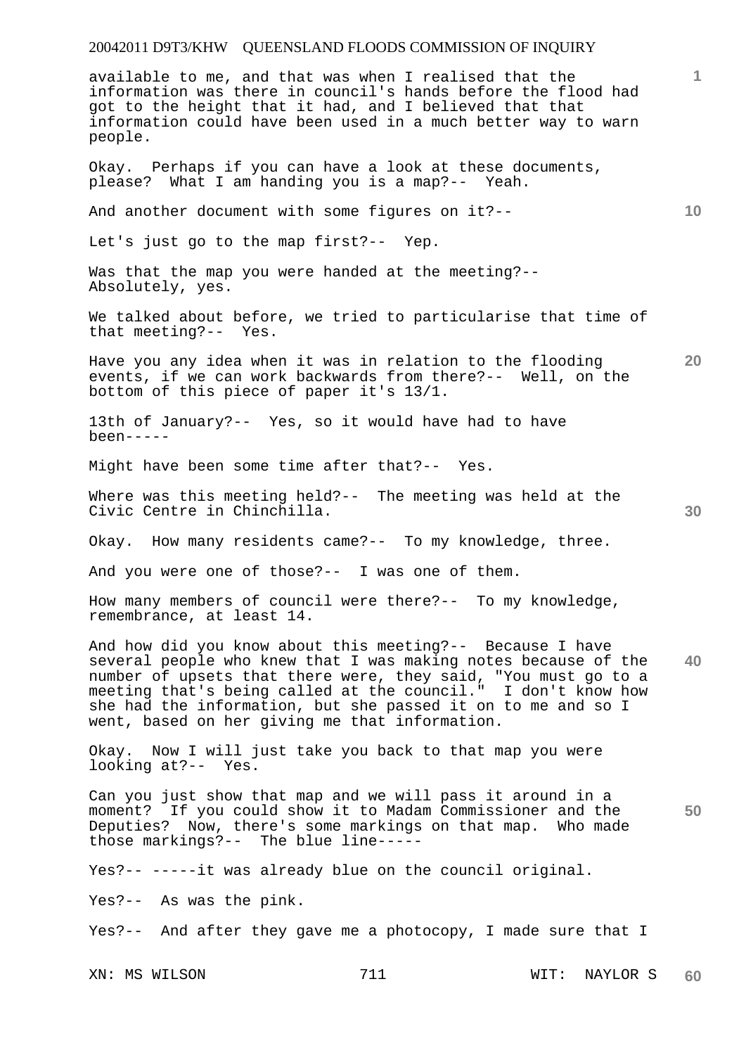available to me, and that was when I realised that the information was there in council's hands before the flood had got to the height that it had, and I believed that that information could have been used in a much better way to warn people.

Okay. Perhaps if you can have a look at these documents, please? What I am handing you is a map?-- Yeah.

And another document with some figures on it?--

Let's just go to the map first?-- Yep.

Was that the map you were handed at the meeting?-- Absolutely, yes.

We talked about before, we tried to particularise that time of that meeting?-- Yes.

Have you any idea when it was in relation to the flooding events, if we can work backwards from there?-- Well, on the bottom of this piece of paper it's 13/1.

13th of January?-- Yes, so it would have had to have been-----

Might have been some time after that?-- Yes.

Where was this meeting held?-- The meeting was held at the Civic Centre in Chinchilla.

Okay. How many residents came?-- To my knowledge, three.

And you were one of those?-- I was one of them.

How many members of council were there?-- To my knowledge, remembrance, at least 14.

And how did you know about this meeting?-- Because I have several people who knew that I was making notes because of the number of upsets that there were, they said, "You must go to a meeting that's being called at the council." I don't know how she had the information, but she passed it on to me and so I went, based on her giving me that information.

Okay. Now I will just take you back to that map you were looking at?-- Yes.

Can you just show that map and we will pass it around in a moment? If you could show it to Madam Commissioner and the Deputies? Now, there's some markings on that map. Who made those markings?-- The blue line-----

Yes?-- -----it was already blue on the council original.

Yes?-- As was the pink.

Yes?-- And after they gave me a photocopy, I made sure that I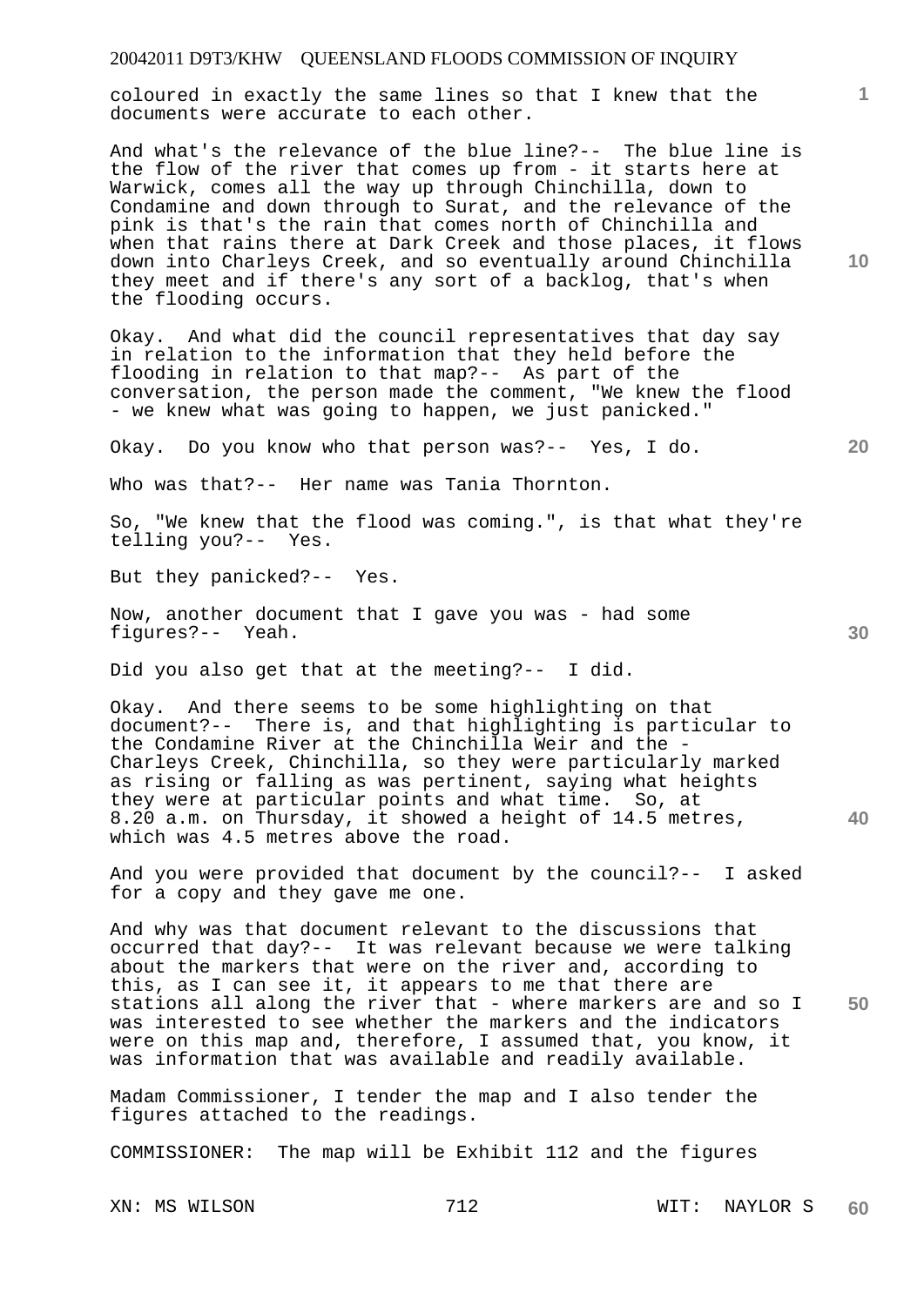coloured in exactly the same lines so that I knew that the documents were accurate to each other.

And what's the relevance of the blue line?-- The blue line is the flow of the river that comes up from - it starts here at Warwick, comes all the way up through Chinchilla, down to Condamine and down through to Surat, and the relevance of the pink is that's the rain that comes north of Chinchilla and when that rains there at Dark Creek and those places, it flows down into Charleys Creek, and so eventually around Chinchilla they meet and if there's any sort of a backlog, that's when the flooding occurs.

Okay. And what did the council representatives that day say in relation to the information that they held before the flooding in relation to that map?-- As part of the conversation, the person made the comment, "We knew the flood - we knew what was going to happen, we just panicked."

Okay. Do you know who that person was?-- Yes, I do.

Who was that?-- Her name was Tania Thornton.

So, "We knew that the flood was coming.", is that what they're telling you?-- Yes.

But they panicked?-- Yes.

Now, another document that I gave you was - had some figures?-- Yeah.

Did you also get that at the meeting?-- I did.

Okay. And there seems to be some highlighting on that document?-- There is, and that highlighting is particular to the Condamine River at the Chinchilla Weir and the - Charleys Creek, Chinchilla, so they were particularly marked as rising or falling as was pertinent, saying what heights they were at particular points and what time. So, at 8.20 a.m. on Thursday, it showed a height of 14.5 metres, which was 4.5 metres above the road.

And you were provided that document by the council?-- I asked for a copy and they gave me one.

And why was that document relevant to the discussions that occurred that day?-- It was relevant because we were talking about the markers that were on the river and, according to this, as I can see it, it appears to me that there are stations all along the river that - where markers are and so I was interested to see whether the markers and the indicators were on this map and, therefore, I assumed that, you know, it was information that was available and readily available.

Madam Commissioner, I tender the map and I also tender the figures attached to the readings.

COMMISSIONER: The map will be Exhibit 112 and the figures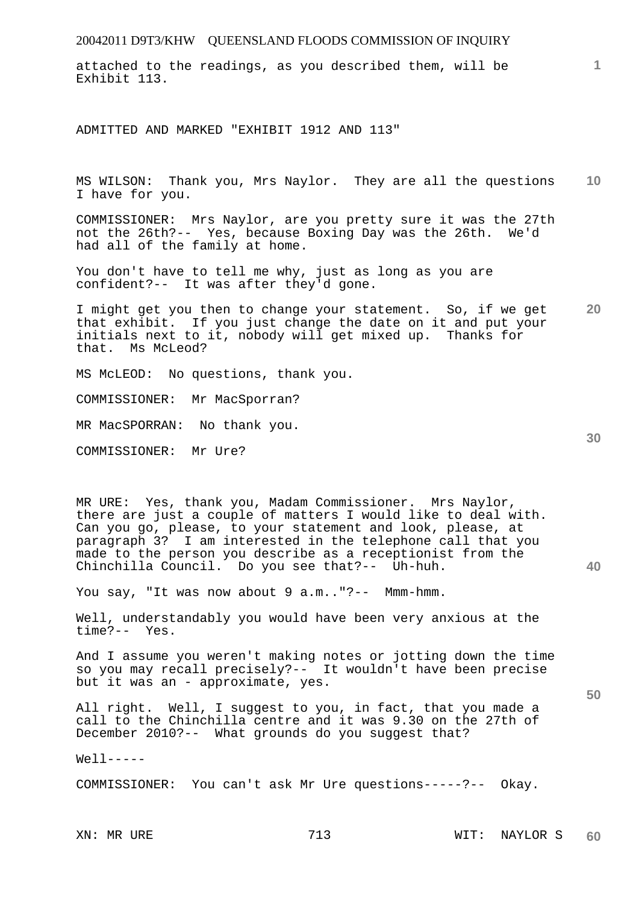attached to the readings, as you described them, will be Exhibit 113.

ADMITTED AND MARKED "EXHIBIT 1912 AND 113"

MS WILSON: Thank you, Mrs Naylor. They are all the questions I have for you.

COMMISSIONER: Mrs Naylor, are you pretty sure it was the 27th not the 26th?-- Yes, because Boxing Day was the 26th. We'd had all of the family at home.

You don't have to tell me why, just as long as you are confident?-- It was after they'd gone.

I might get you then to change your statement. So, if we get that exhibit. If you just change the date on it and put your initials next to it, nobody will get mixed up. Thanks for that. Ms McLeod?

MS McLEOD: No questions, thank you.

COMMISSIONER: Mr MacSporran?

MR MacSPORRAN: No thank you.

COMMISSIONER: Mr Ure?

MR URE: Yes, thank you, Madam Commissioner. Mrs Naylor, there are just a couple of matters I would like to deal with. Can you go, please, to your statement and look, please, at paragraph 3? I am interested in the telephone call that you made to the person you describe as a receptionist from the Chinchilla Council. Do you see that?-- Uh-huh.

You say, "It was now about 9 a.m.."?-- Mmm-hmm.

Well, understandably you would have been very anxious at the time?-- Yes.

And I assume you weren't making notes or jotting down the time so you may recall precisely?-- It wouldn't have been precise but it was an - approximate, yes.

All right. Well, I suggest to you, in fact, that you made a call to the Chinchilla centre and it was 9.30 on the 27th of December 2010?-- What grounds do you suggest that?

Well-----

COMMISSIONER: You can't ask Mr Ure questions-----?-- Okay.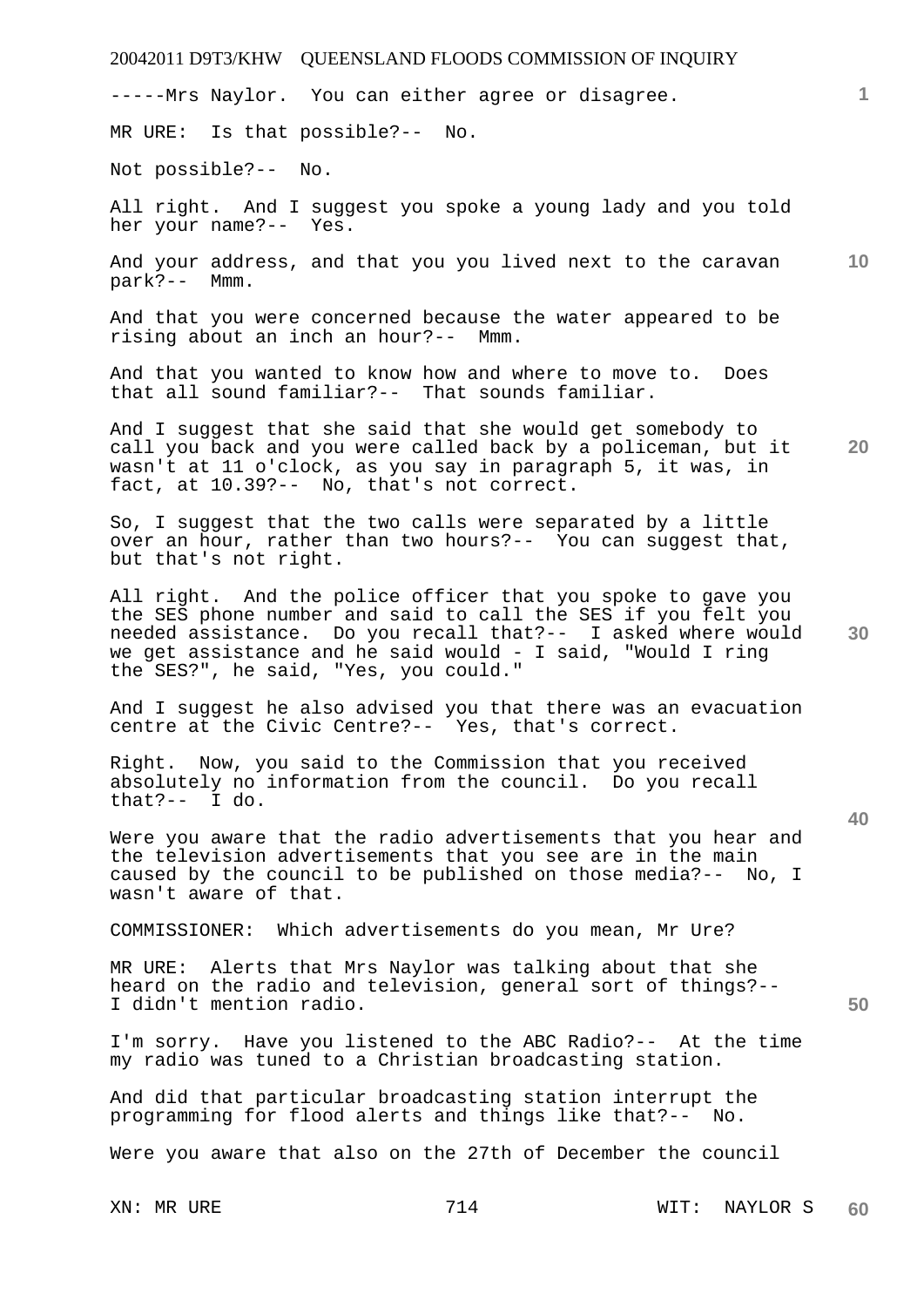-----Mrs Naylor. You can either agree or disagree.

MR URE: Is that possible?-- No.

Not possible?-- No.

All right. And I suggest you spoke a young lady and you told her your name?-- Yes.

And your address, and that you you lived next to the caravan park?-- Mmm.

And that you were concerned because the water appeared to be rising about an inch an hour?-- Mmm.

And that you wanted to know how and where to move to. Does that all sound familiar?-- That sounds familiar.

And I suggest that she said that she would get somebody to call you back and you were called back by a policeman, but it wasn't at 11 o'clock, as you say in paragraph 5, it was, in fact, at 10.39?-- No, that's not correct.

So, I suggest that the two calls were separated by a little over an hour, rather than two hours?-- You can suggest that, but that's not right.

All right. And the police officer that you spoke to gave you the SES phone number and said to call the SES if you felt you needed assistance. Do you recall that?-- I asked where would we get assistance and he said would - I said, "Would I ring the SES?", he said, "Yes, you could."

And I suggest he also advised you that there was an evacuation centre at the Civic Centre?-- Yes, that's correct.

Right. Now, you said to the Commission that you received absolutely no information from the council. Do you recall that?-- I do.

Were you aware that the radio advertisements that you hear and the television advertisements that you see are in the main caused by the council to be published on those media?-- No, I wasn't aware of that.

COMMISSIONER: Which advertisements do you mean, Mr Ure?

MR URE: Alerts that Mrs Naylor was talking about that she heard on the radio and television, general sort of things?-- I didn't mention radio.

I'm sorry. Have you listened to the ABC Radio?-- At the time my radio was tuned to a Christian broadcasting station.

And did that particular broadcasting station interrupt the programming for flood alerts and things like that?-- No.

Were you aware that also on the 27th of December the council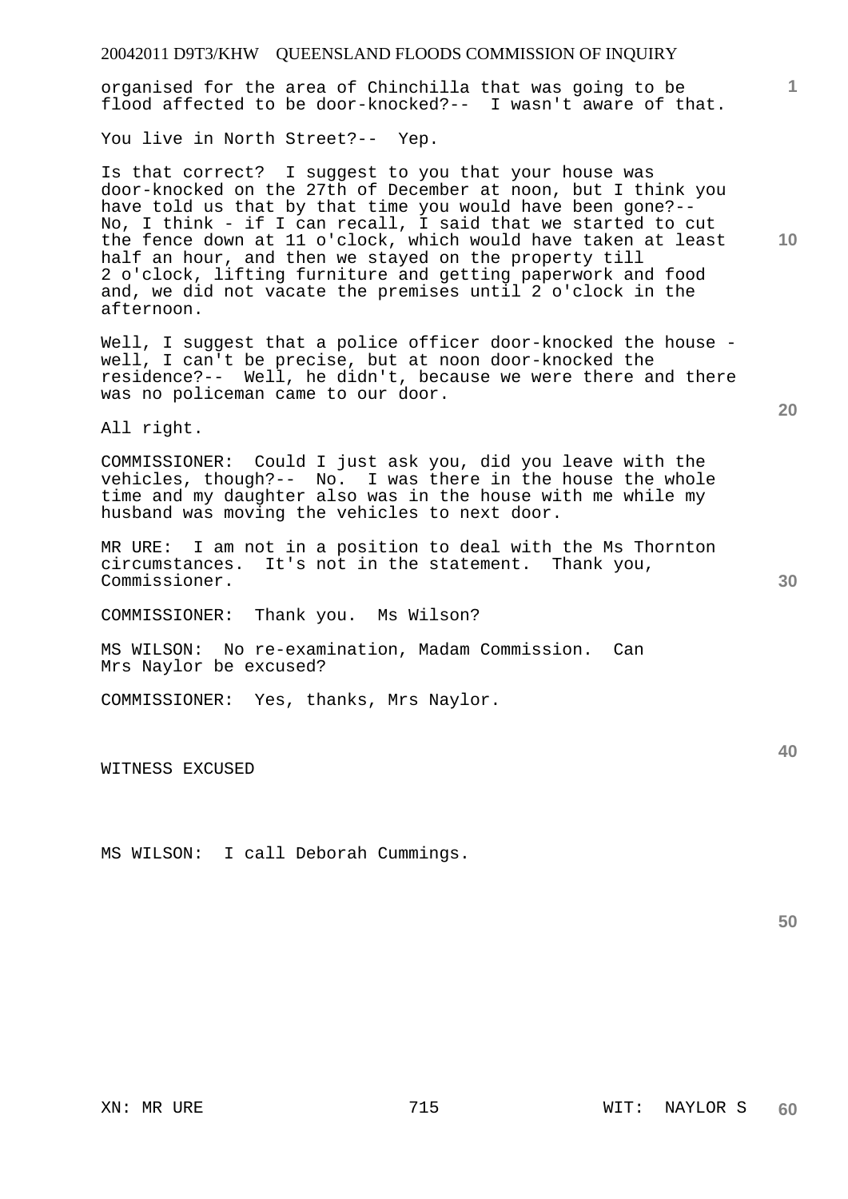organised for the area of Chinchilla that was going to be flood affected to be door-knocked?-- I wasn't aware of that.

You live in North Street?-- Yep.

Is that correct? I suggest to you that your house was door-knocked on the 27th of December at noon, but I think you have told us that by that time you would have been gone?-- No, I think - if I can recall, I said that we started to cut the fence down at 11 o'clock, which would have taken at least half an hour, and then we stayed on the property till 2 o'clock, lifting furniture and getting paperwork and food and, we did not vacate the premises until 2 o'clock in the afternoon.

Well, I suggest that a police officer door-knocked the house - well, I can't be precise, but at noon door-knocked the residence?-- Well, he didn't, because we were there and there was no policeman came to our door.

All right.

COMMISSIONER: Could I just ask you, did you leave with the vehicles, though?-- No. I was there in the house the whole time and my daughter also was in the house with me while my husband was moving the vehicles to next door.

MR URE: I am not in a position to deal with the Ms Thornton circumstances. It's not in the statement. Thank you, Commissioner.

COMMISSIONER: Thank you. Ms Wilson?

MS WILSON: No re-examination, Madam Commission. Can Mrs Naylor be excused?

COMMISSIONER: Yes, thanks, Mrs Naylor.

WITNESS EXCUSED

MS WILSON: I call Deborah Cummings.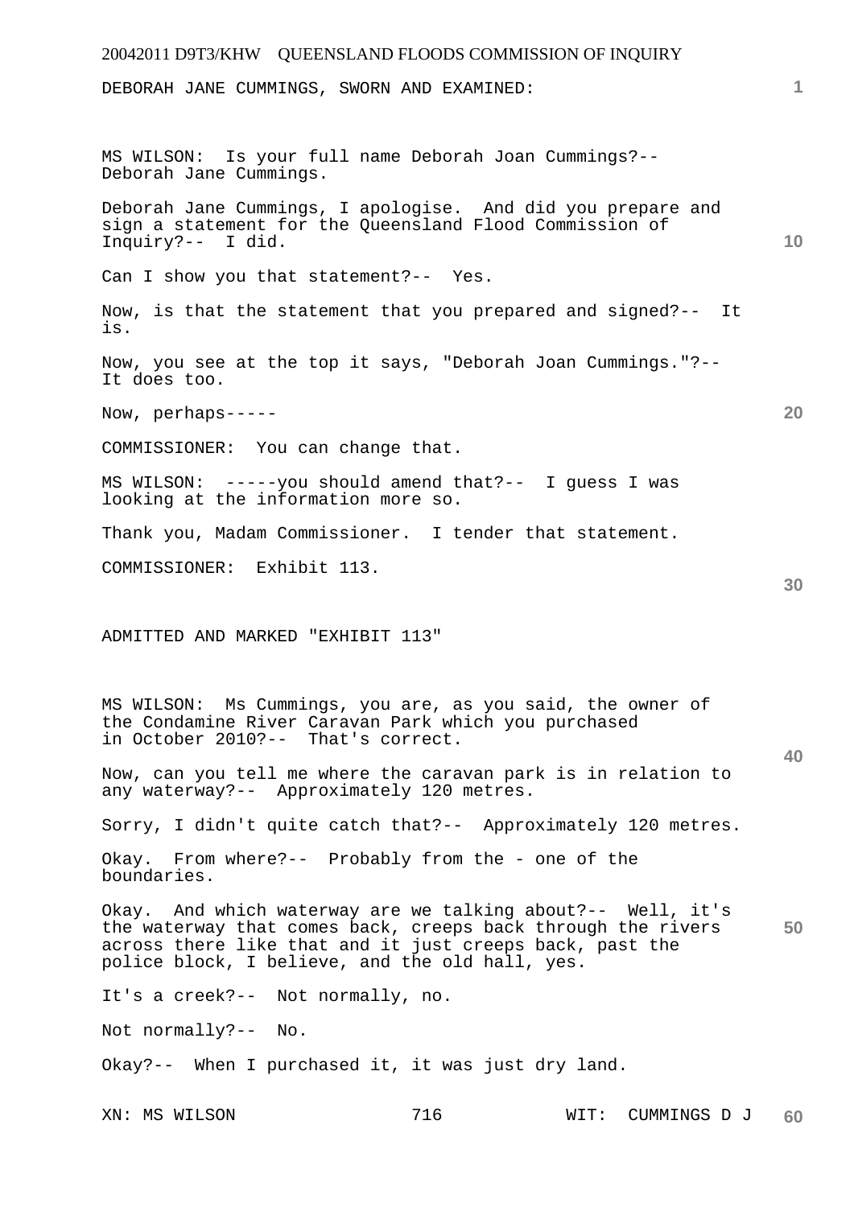DEBORAH JANE CUMMINGS, SWORN AND EXAMINED:

MS WILSON: Is your full name Deborah Joan Cummings?-- Deborah Jane Cummings.

Deborah Jane Cummings, I apologise. And did you prepare and sign a statement for the Queensland Flood Commission of Inquiry?-- I did.

Can I show you that statement?-- Yes.

Now, is that the statement that you prepared and signed?-- It is.

Now, you see at the top it says, "Deborah Joan Cummings."?-- It does too.

Now, perhaps-----

COMMISSIONER: You can change that.

MS WILSON: -----you should amend that?-- I guess I was looking at the information more so.

Thank you, Madam Commissioner. I tender that statement.

COMMISSIONER: Exhibit 113.

ADMITTED AND MARKED "EXHIBIT 113"

MS WILSON: Ms Cummings, you are, as you said, the owner of the Condamine River Caravan Park which you purchased in October 2010?-- That's correct.

Now, can you tell me where the caravan park is in relation to any waterway?-- Approximately 120 metres.

Sorry, I didn't quite catch that?-- Approximately 120 metres.

Okay. From where?-- Probably from the - one of the boundaries.

Okay. And which waterway are we talking about?-- Well, it's the waterway that comes back, creeps back through the rivers across there like that and it just creeps back, past the police block, I believe, and the old hall, yes.

It's a creek?-- Not normally, no.

Not normally?-- No.

Okay?-- When I purchased it, it was just dry land.

XN: MS WILSON WIT: CUMMINGS D J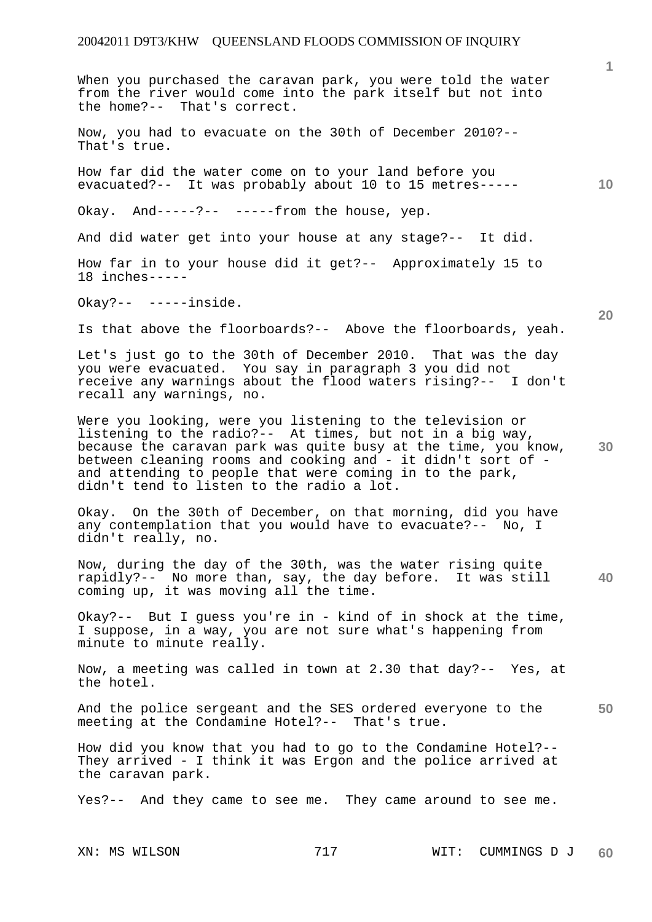When you purchased the caravan park, you were told the water from the river would come into the park itself but not into the home?-- That's correct.

Now, you had to evacuate on the 30th of December 2010?-- That's true.

How far did the water come on to your land before you evacuated?-- It was probably about 10 to 15 metres-----

Okay. And-----?-- -----from the house, yep.

And did water get into your house at any stage?-- It did.

How far in to your house did it get?-- Approximately 15 to 18 inches-----

Okay?-- -----inside.

Is that above the floorboards?-- Above the floorboards, yeah.

Let's just go to the 30th of December 2010. That was the day you were evacuated. You say in paragraph 3 you did not receive any warnings about the flood waters rising?-- I don't recall any warnings, no.

Were you looking, were you listening to the television or listening to the radio?-- At times, but not in a big way, because the caravan park was quite busy at the time, you know, between cleaning rooms and cooking and - it didn't sort of - and attending to people that were coming in to the park, didn't tend to listen to the radio a lot.

Okay. On the 30th of December, on that morning, did you have any contemplation that you would have to evacuate?-- No, I didn't really, no.

Now, during the day of the 30th, was the water rising quite rapidly?-- No more than, say, the day before. It was still coming up, it was moving all the time.

Okay?-- But I guess you're in - kind of in shock at the time, I suppose, in a way, you are not sure what's happening from minute to minute really.

Now, a meeting was called in town at 2.30 that day?-- Yes, at the hotel.

And the police sergeant and the SES ordered everyone to the meeting at the Condamine Hotel?-- That's true.

How did you know that you had to go to the Condamine Hotel?-- They arrived - I think it was Ergon and the police arrived at the caravan park.

Yes?-- And they came to see me. They came around to see me.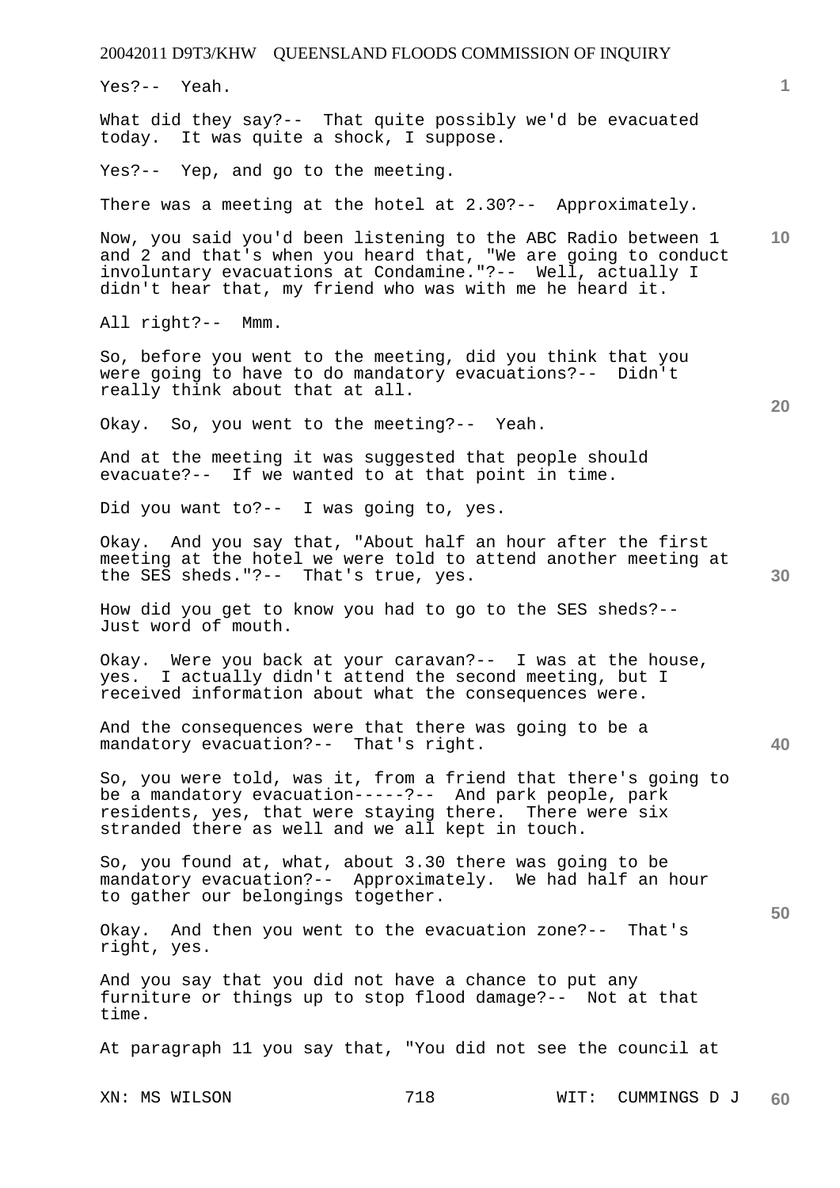Yes?-- Yeah.

What did they say?-- That quite possibly we'd be evacuated today. It was quite a shock, I suppose.

Yes?-- Yep, and go to the meeting.

There was a meeting at the hotel at 2.30?-- Approximately.

Now, you said you'd been listening to the ABC Radio between 1 and 2 and that's when you heard that, "We are going to conduct involuntary evacuations at Condamine."?-- Well, actually I didn't hear that, my friend who was with me he heard it.

All right?-- Mmm.

So, before you went to the meeting, did you think that you were going to have to do mandatory evacuations?-- Didn't really think about that at all.

Okay. So, you went to the meeting?-- Yeah.

And at the meeting it was suggested that people should evacuate?-- If we wanted to at that point in time.

Did you want to?-- I was going to, yes.

Okay. And you say that, "About half an hour after the first meeting at the hotel we were told to attend another meeting at the SES sheds."?-- That's true, yes.

How did you get to know you had to go to the SES sheds?-- Just word of mouth.

Okay. Were you back at your caravan?-- I was at the house, yes. I actually didn't attend the second meeting, but I received information about what the consequences were.

And the consequences were that there was going to be a mandatory evacuation?-- That's right.

So, you were told, was it, from a friend that there's going to be a mandatory evacuation-----?-- And park people, park residents, yes, that were staying there. There were six stranded there as well and we all kept in touch.

So, you found at, what, about 3.30 there was going to be mandatory evacuation?-- Approximately. We had half an hour to gather our belongings together.

Okay. And then you went to the evacuation zone?-- That's right, yes.

And you say that you did not have a chance to put any furniture or things up to stop flood damage?-- Not at that time.

At paragraph 11 you say that, "You did not see the council at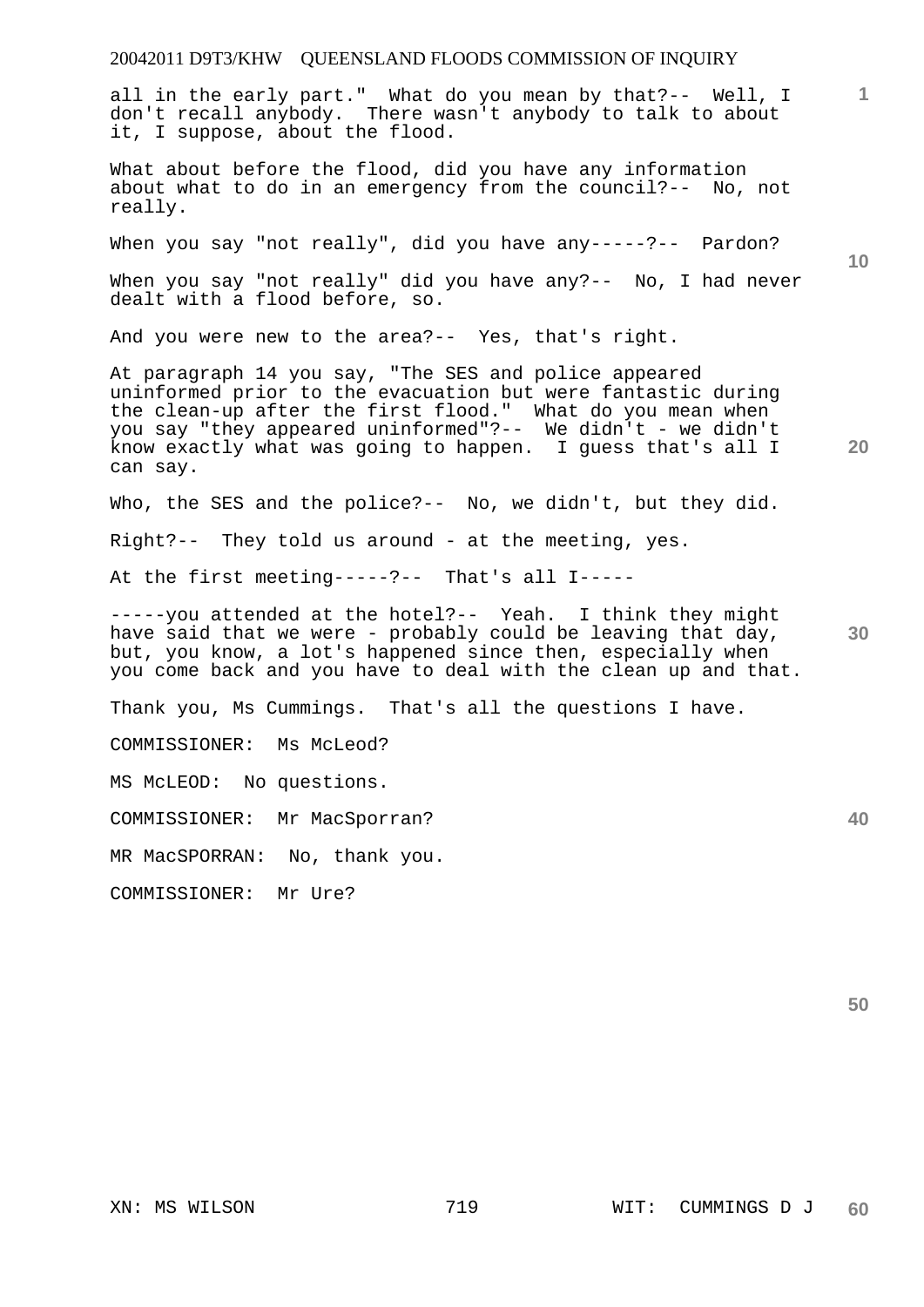all in the early part." What do you mean by that?-- Well, I don't recall anybody. There wasn't anybody to talk to about it, I suppose, about the flood.

What about before the flood, did you have any information about what to do in an emergency from the council?-- No, not really.

When you say "not really", did you have any-----?-- Pardon?

When you say "not really" did you have any?-- No, I had never dealt with a flood before, so.

And you were new to the area?-- Yes, that's right.

At paragraph 14 you say, "The SES and police appeared uninformed prior to the evacuation but were fantastic during the clean-up after the first flood." What do you mean when you say "they appeared uninformed"?-- We didn't - we didn't know exactly what was going to happen. I guess that's all I can say.

Who, the SES and the police?-- No, we didn't, but they did.

Right?-- They told us around - at the meeting, yes.

At the first meeting-----?-- That's all I-----

-----you attended at the hotel?-- Yeah. I think they might have said that we were - probably could be leaving that day, but, you know, a lot's happened since then, especially when you come back and you have to deal with the clean up and that.

Thank you, Ms Cummings. That's all the questions I have.

COMMISSIONER: Ms McLeod?

MS McLEOD: No questions.

COMMISSIONER: Mr MacSporran?

MR MacSPORRAN: No, thank you.

COMMISSIONER: Mr Ure?

XN: MS WILSON WIT: CUMMINGS D J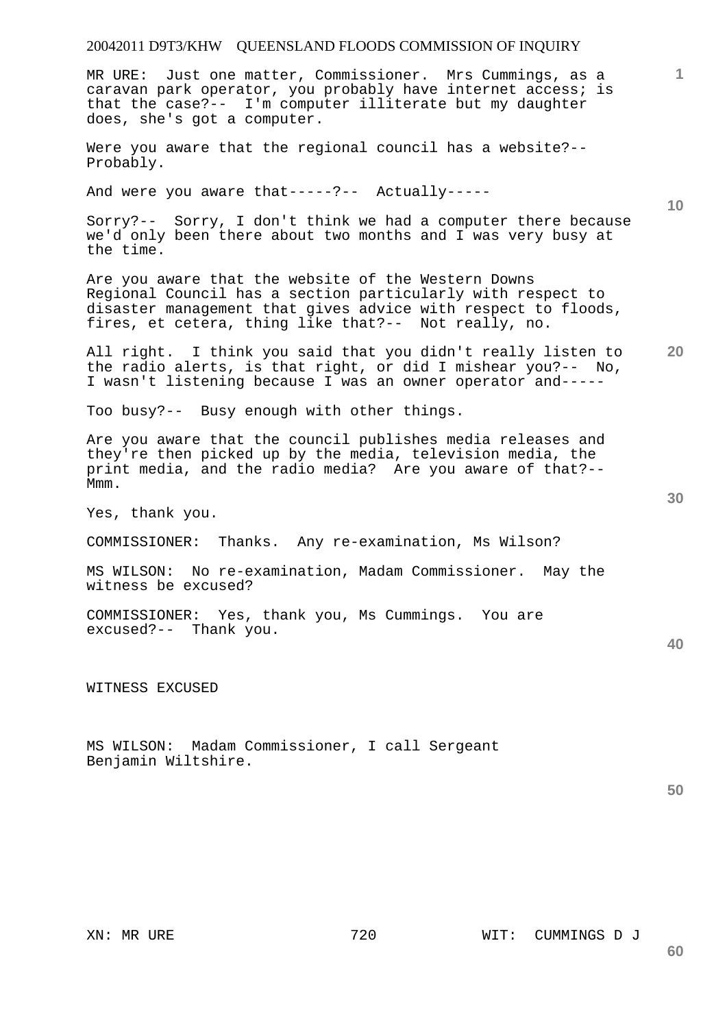MR URE: Just one matter, Commissioner. Mrs Cummings, as a caravan park operator, you probably have internet access; is that the case?-- I'm computer illiterate but my daughter does, she's got a computer.

Were you aware that the regional council has a website?-- Probably.

And were you aware that-----?-- Actually-----

Sorry?-- Sorry, I don't think we had a computer there because we'd only been there about two months and I was very busy at the time.

Are you aware that the website of the Western Downs Regional Council has a section particularly with respect to disaster management that gives advice with respect to floods, fires, et cetera, thing like that?-- Not really, no.

All right. I think you said that you didn't really listen to the radio alerts, is that right, or did I mishear you?-- No, I wasn't listening because I was an owner operator and-----

Too busy?-- Busy enough with other things.

Are you aware that the council publishes media releases and they're then picked up by the media, television media, the print media, and the radio media? Are you aware of that?-- Mmm.

Yes, thank you.

COMMISSIONER: Thanks. Any re-examination, Ms Wilson?

MS WILSON: No re-examination, Madam Commissioner. May the witness be excused?

COMMISSIONER: Yes, thank you, Ms Cummings. You are excused?-- Thank you.

WITNESS EXCUSED

MS WILSON: Madam Commissioner, I call Sergeant Benjamin Wiltshire.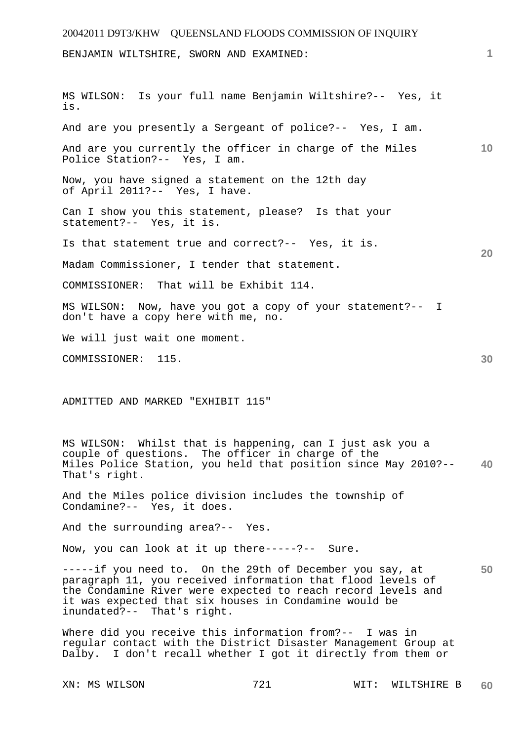BENJAMIN WILTSHIRE, SWORN AND EXAMINED:

MS WILSON: Is your full name Benjamin Wiltshire?-- Yes, it is.

And are you presently a Sergeant of police?-- Yes, I am.

And are you currently the officer in charge of the Miles Police Station?-- Yes, I am.

Now, you have signed a statement on the 12th day of April 2011?-- Yes, I have.

Can I show you this statement, please? Is that your statement?-- Yes, it is.

Is that statement true and correct?-- Yes, it is.

Madam Commissioner, I tender that statement.

COMMISSIONER: That will be Exhibit 114.

MS WILSON: Now, have you got a copy of your statement?-- I don't have a copy here with me, no.

We will just wait one moment.

COMMISSIONER: 115.

ADMITTED AND MARKED "EXHIBIT 115"

MS WILSON: Whilst that is happening, can I just ask you a couple of questions. The officer in charge of the Miles Police Station, you held that position since May 2010?-- That's right.

And the Miles police division includes the township of Condamine?-- Yes, it does.

And the surrounding area?-- Yes.

Now, you can look at it up there-----?-- Sure.

-----if you need to. On the 29th of December you say, at paragraph 11, you received information that flood levels of the Condamine River were expected to reach record levels and it was expected that six houses in Condamine would be inundated?-- That's right.

Where did you receive this information from?-- I was in regular contact with the District Disaster Management Group at Dalby. I don't recall whether I got it directly from them or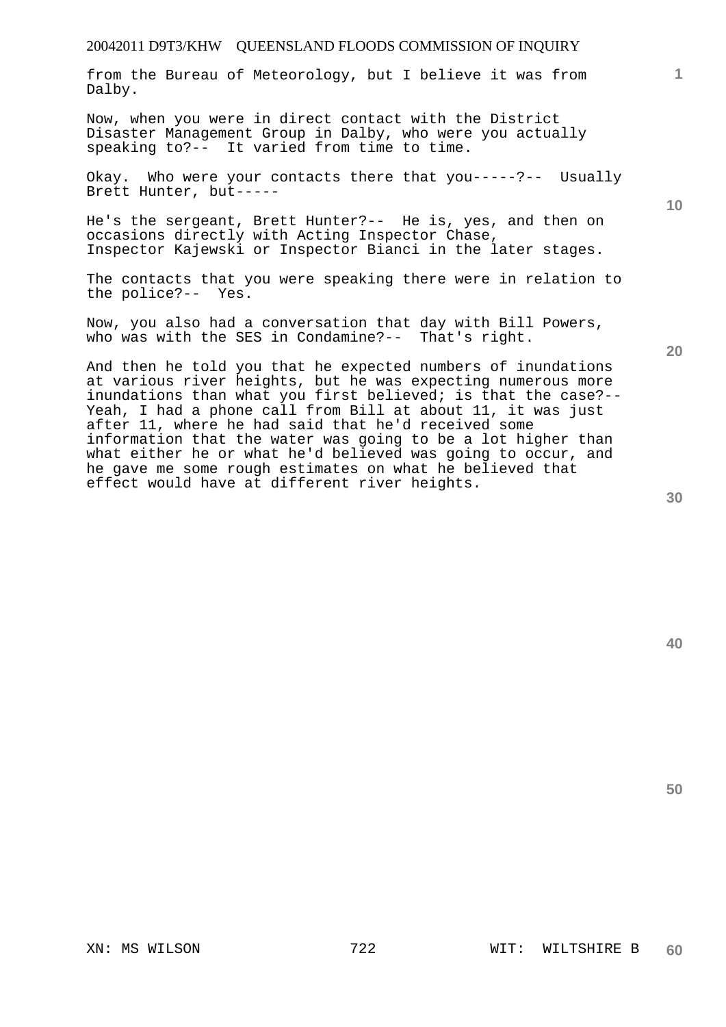from the Bureau of Meteorology, but I believe it was from Dalby.

Now, when you were in direct contact with the District Disaster Management Group in Dalby, who were you actually speaking to?-- It varied from time to time.

Okay. Who were your contacts there that you-----?-- Usually Brett Hunter, but-----

He's the sergeant, Brett Hunter?-- He is, yes, and then on occasions directly with Acting Inspector Chase, Inspector Kajewski or Inspector Bianci in the later stages.

The contacts that you were speaking there were in relation to the police?-- Yes.

Now, you also had a conversation that day with Bill Powers, who was with the SES in Condamine?-- That's right.

And then he told you that he expected numbers of inundations at various river heights, but he was expecting numerous more inundations than what you first believed; is that the case?-- Yeah, I had a phone call from Bill at about 11, it was just after 11, where he had said that he'd received some information that the water was going to be a lot higher than what either he or what he'd believed was going to occur, and he gave me some rough estimates on what he believed that effect would have at different river heights.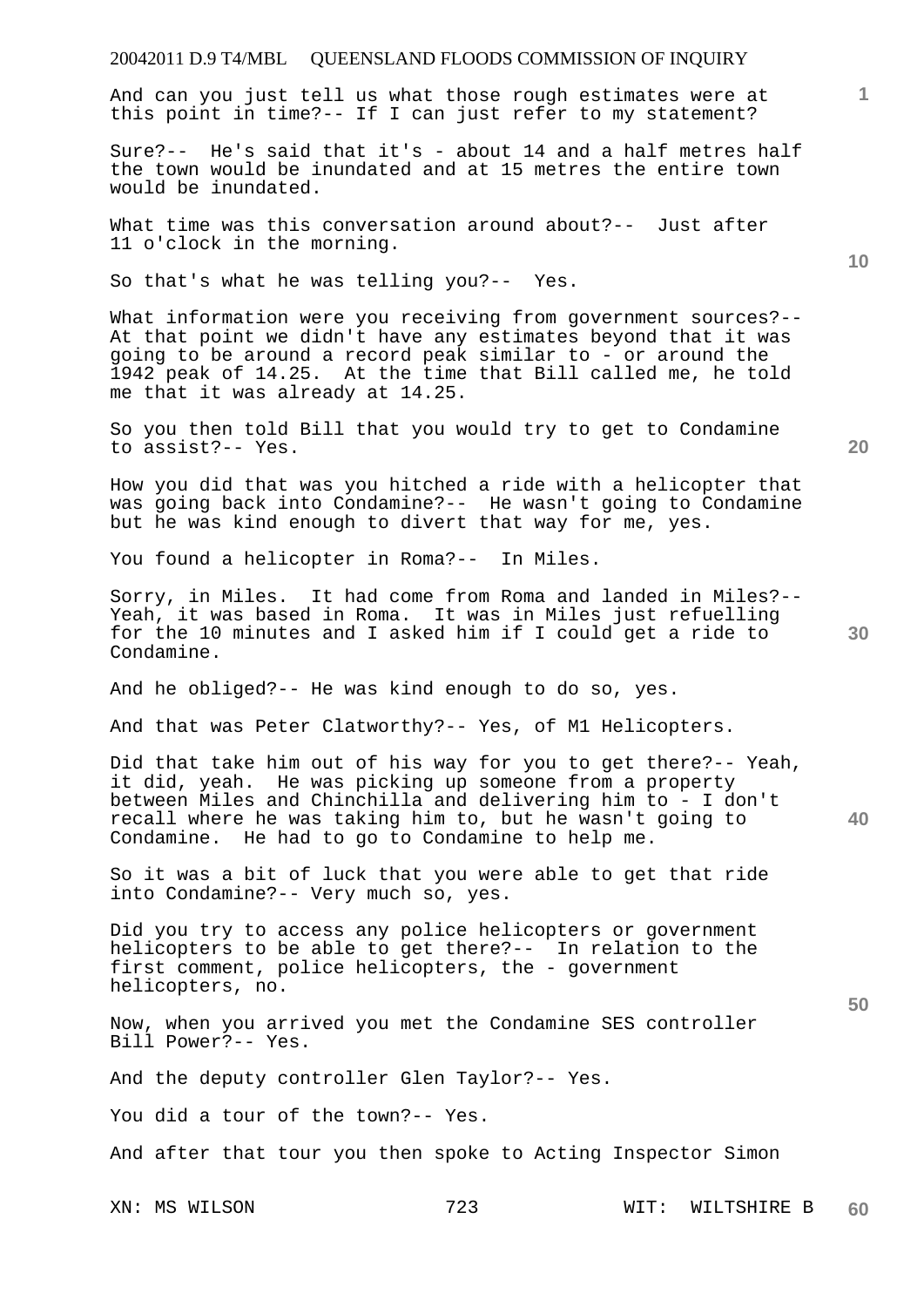And can you just tell us what those rough estimates were at this point in time?-- If I can just refer to my statement?

Sure?-- He's said that it's - about 14 and a half metres half the town would be inundated and at 15 metres the entire town would be inundated.

What time was this conversation around about?-- Just after 11 o'clock in the morning.

So that's what he was telling you?-- Yes.

What information were you receiving from government sources?-- At that point we didn't have any estimates beyond that it was going to be around a record peak similar to - or around the 1942 peak of 14.25. At the time that Bill called me, he told me that it was already at 14.25.

So you then told Bill that you would try to get to Condamine to assist?-- Yes.

How you did that was you hitched a ride with a helicopter that was going back into Condamine?-- He wasn't going to Condamine but he was kind enough to divert that way for me, yes.

You found a helicopter in Roma?-- In Miles.

Sorry, in Miles. It had come from Roma and landed in Miles?-- Yeah, it was based in Roma. It was in Miles just refuelling for the 10 minutes and I asked him if I could get a ride to Condamine.

And he obliged?-- He was kind enough to do so, yes.

And that was Peter Clatworthy?-- Yes, of M1 Helicopters.

Did that take him out of his way for you to get there?-- Yeah, it did, yeah. He was picking up someone from a property between Miles and Chinchilla and delivering him to - I don't recall where he was taking him to, but he wasn't going to Condamine. He had to go to Condamine to help me.

So it was a bit of luck that you were able to get that ride into Condamine?-- Very much so, yes.

Did you try to access any police helicopters or government helicopters to be able to get there?-- In relation to the first comment, police helicopters, the - government helicopters, no.

Now, when you arrived you met the Condamine SES controller Bill Power?-- Yes.

And the deputy controller Glen Taylor?-- Yes.

You did a tour of the town?-- Yes.

And after that tour you then spoke to Acting Inspector Simon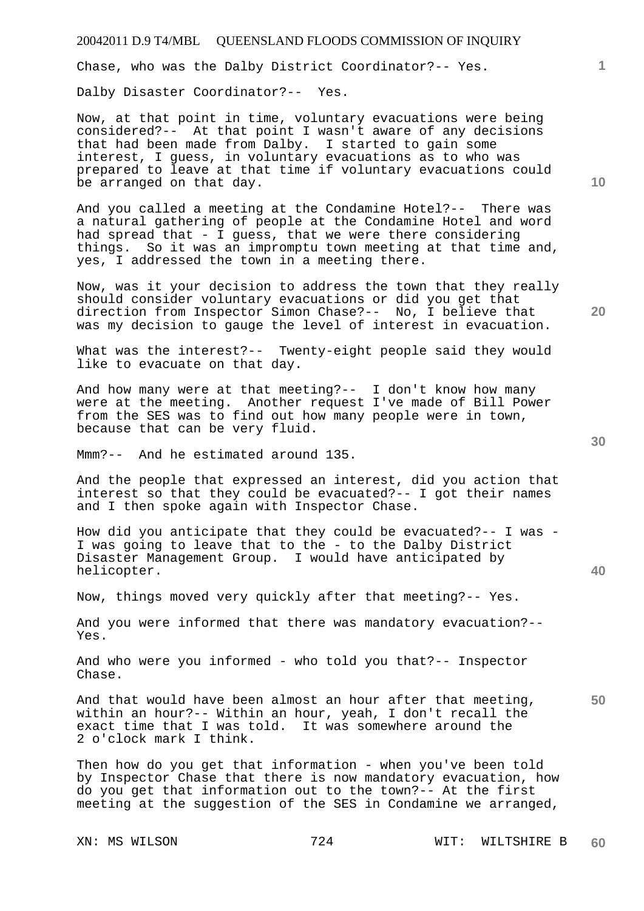Chase, who was the Dalby District Coordinator?-- Yes.

Dalby Disaster Coordinator?-- Yes.

Now, at that point in time, voluntary evacuations were being considered?-- At that point I wasn't aware of any decisions that had been made from Dalby. I started to gain some interest, I guess, in voluntary evacuations as to who was prepared to leave at that time if voluntary evacuations could be arranged on that day.

And you called a meeting at the Condamine Hotel?-- There was a natural gathering of people at the Condamine Hotel and word had spread that - I guess, that we were there considering things. So it was an impromptu town meeting at that time and, yes, I addressed the town in a meeting there.

Now, was it your decision to address the town that they really should consider voluntary evacuations or did you get that direction from Inspector Simon Chase?-- No, I believe that was my decision to gauge the level of interest in evacuation.

What was the interest?-- Twenty-eight people said they would like to evacuate on that day.

And how many were at that meeting?-- I don't know how many were at the meeting. Another request I've made of Bill Power from the SES was to find out how many people were in town, because that can be very fluid.

Mmm?-- And he estimated around 135.

And the people that expressed an interest, did you action that interest so that they could be evacuated?-- I got their names and I then spoke again with Inspector Chase.

How did you anticipate that they could be evacuated?-- I was - I was going to leave that to the - to the Dalby District Disaster Management Group. I would have anticipated by helicopter.

Now, things moved very quickly after that meeting?-- Yes.

And you were informed that there was mandatory evacuation?-- Yes.

And who were you informed - who told you that?-- Inspector Chase.

And that would have been almost an hour after that meeting, within an hour?-- Within an hour, yeah, I don't recall the exact time that I was told. It was somewhere around the 2 o'clock mark I think.

Then how do you get that information - when you've been told by Inspector Chase that there is now mandatory evacuation, how do you get that information out to the town?-- At the first meeting at the suggestion of the SES in Condamine we arranged,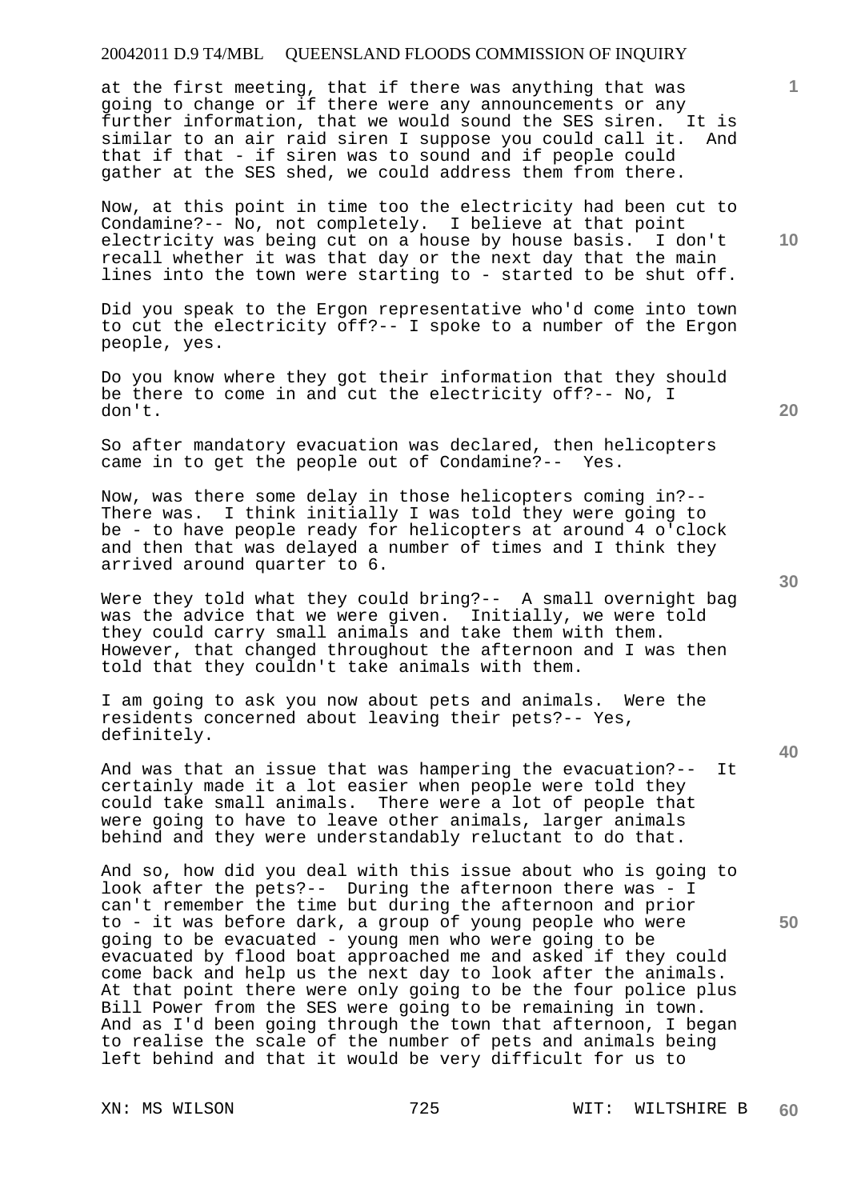at the first meeting, that if there was anything that was going to change or if there were any announcements or any further information, that we would sound the SES siren. It is similar to an air raid siren I suppose you could call it. And that if that - if siren was to sound and if people could gather at the SES shed, we could address them from there.

Now, at this point in time too the electricity had been cut to Condamine?-- No, not completely. I believe at that point electricity was being cut on a house by house basis. I don't recall whether it was that day or the next day that the main lines into the town were starting to - started to be shut off.

Did you speak to the Ergon representative who'd come into town to cut the electricity off?-- I spoke to a number of the Ergon people, yes.

Do you know where they got their information that they should be there to come in and cut the electricity off?-- No, I don't.

So after mandatory evacuation was declared, then helicopters came in to get the people out of Condamine?-- Yes.

Now, was there some delay in those helicopters coming in?-- There was. I think initially I was told they were going to be - to have people ready for helicopters at around 4 o'clock and then that was delayed a number of times and I think they arrived around quarter to 6.

Were they told what they could bring?-- A small overnight bag was the advice that we were given. Initially, we were told they could carry small animals and take them with them. However, that changed throughout the afternoon and I was then told that they couldn't take animals with them.

I am going to ask you now about pets and animals. Were the residents concerned about leaving their pets?-- Yes, definitely.

And was that an issue that was hampering the evacuation?-- It certainly made it a lot easier when people were told they could take small animals. There were a lot of people that were going to have to leave other animals, larger animals behind and they were understandably reluctant to do that.

And so, how did you deal with this issue about who is going to look after the pets?-- During the afternoon there was - I can't remember the time but during the afternoon and prior to - it was before dark, a group of young people who were going to be evacuated - young men who were going to be evacuated by flood boat approached me and asked if they could come back and help us the next day to look after the animals. At that point there were only going to be the four police plus Bill Power from the SES were going to be remaining in town. And as I'd been going through the town that afternoon, I began to realise the scale of the number of pets and animals being left behind and that it would be very difficult for us to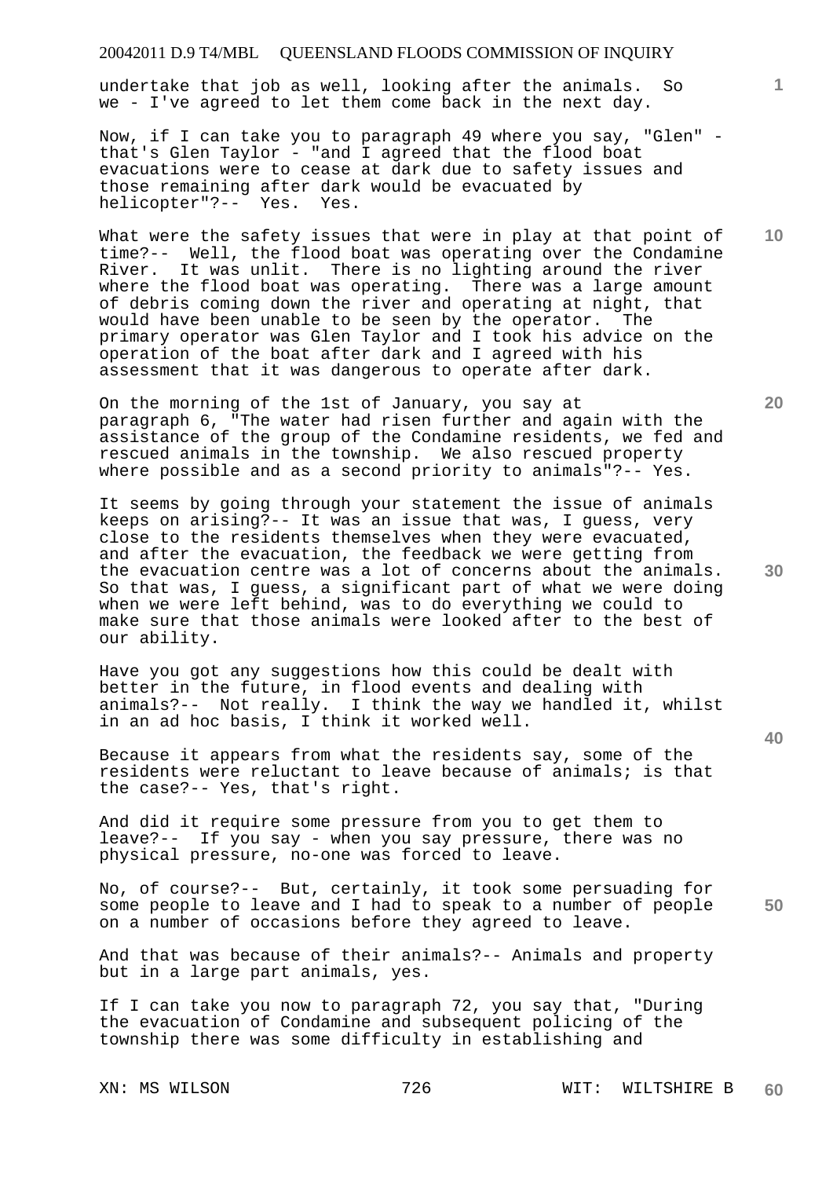undertake that job as well, looking after the animals. So we - I've agreed to let them come back in the next day.

Now, if I can take you to paragraph 49 where you say, "Glen" - that's Glen Taylor - "and I agreed that the flood boat evacuations were to cease at dark due to safety issues and those remaining after dark would be evacuated by helicopter"?-- Yes. Yes.

What were the safety issues that were in play at that point of time?-- Well, the flood boat was operating over the Condamine River. It was unlit. There is no lighting around the river where the flood boat was operating. There was a large amount of debris coming down the river and operating at night, that would have been unable to be seen by the operator. The primary operator was Glen Taylor and I took his advice on the operation of the boat after dark and I agreed with his assessment that it was dangerous to operate after dark.

On the morning of the 1st of January, you say at paragraph 6, "The water had risen further and again with the assistance of the group of the Condamine residents, we fed and rescued animals in the township. We also rescued property where possible and as a second priority to animals"?-- Yes.

It seems by going through your statement the issue of animals keeps on arising?-- It was an issue that was, I guess, very close to the residents themselves when they were evacuated, and after the evacuation, the feedback we were getting from the evacuation centre was a lot of concerns about the animals. So that was, I guess, a significant part of what we were doing when we were left behind, was to do everything we could to make sure that those animals were looked after to the best of our ability.

Have you got any suggestions how this could be dealt with better in the future, in flood events and dealing with animals?-- Not really. I think the way we handled it, whilst in an ad hoc basis, I think it worked well.

Because it appears from what the residents say, some of the residents were reluctant to leave because of animals; is that the case?-- Yes, that's right.

And did it require some pressure from you to get them to leave?-- If you say - when you say pressure, there was no physical pressure, no-one was forced to leave.

No, of course?-- But, certainly, it took some persuading for some people to leave and I had to speak to a number of people on a number of occasions before they agreed to leave.

And that was because of their animals?-- Animals and property but in a large part animals, yes.

If I can take you now to paragraph 72, you say that, "During the evacuation of Condamine and subsequent policing of the township there was some difficulty in establishing and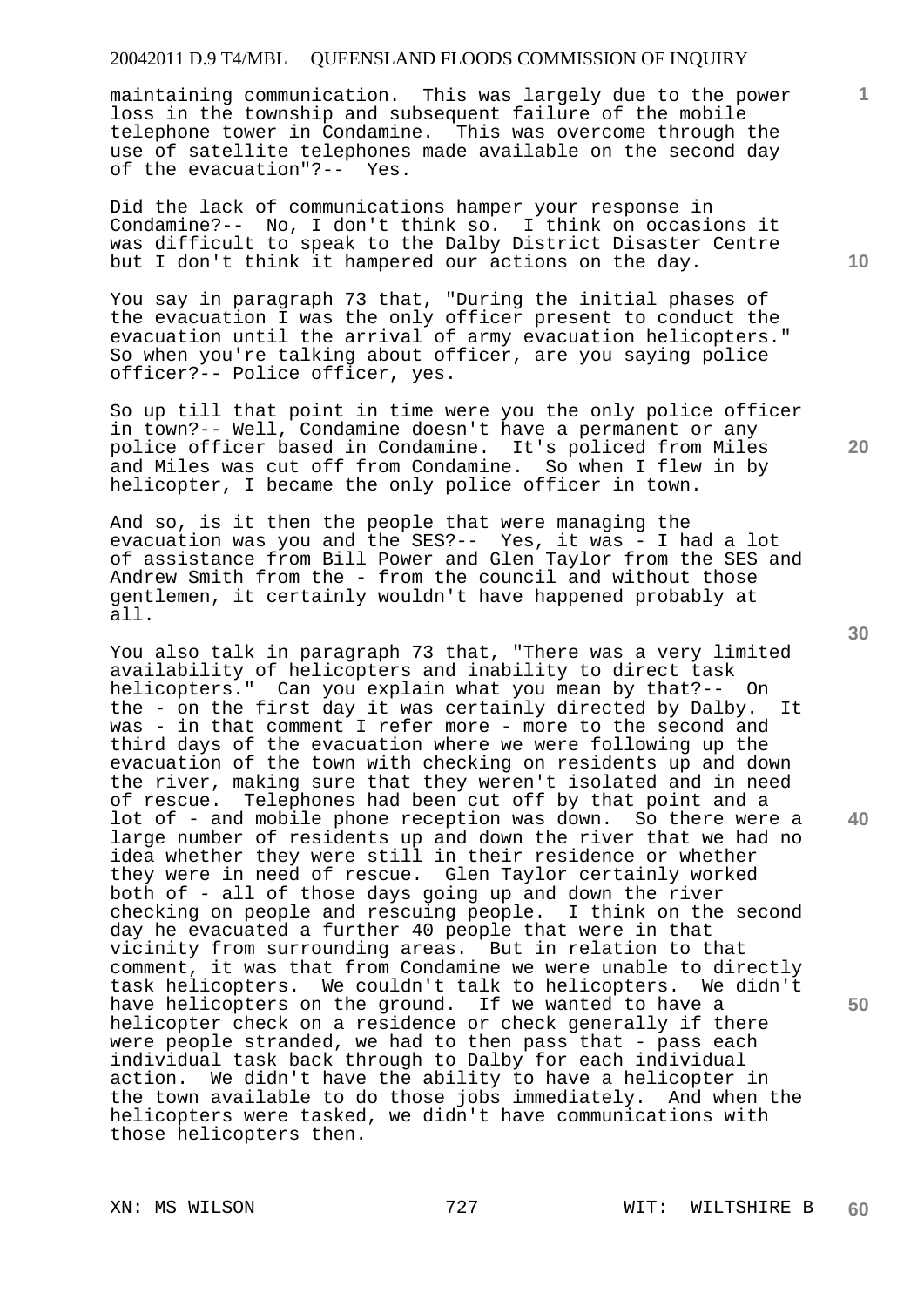maintaining communication. This was largely due to the power loss in the township and subsequent failure of the mobile telephone tower in Condamine. This was overcome through the use of satellite telephones made available on the second day of the evacuation"?-- Yes.

Did the lack of communications hamper your response in Condamine?-- No, I don't think so. I think on occasions it was difficult to speak to the Dalby District Disaster Centre but I don't think it hampered our actions on the day.

You say in paragraph 73 that, "During the initial phases of the evacuation I was the only officer present to conduct the evacuation until the arrival of army evacuation helicopters." So when you're talking about officer, are you saying police officer?-- Police officer, yes.

So up till that point in time were you the only police officer in town?-- Well, Condamine doesn't have a permanent or any police officer based in Condamine. It's policed from Miles and Miles was cut off from Condamine. So when I flew in by helicopter, I became the only police officer in town.

And so, is it then the people that were managing the evacuation was you and the SES?-- Yes, it was - I had a lot of assistance from Bill Power and Glen Taylor from the SES and Andrew Smith from the - from the council and without those gentlemen, it certainly wouldn't have happened probably at all.

You also talk in paragraph 73 that, "There was a very limited availability of helicopters and inability to direct task helicopters." Can you explain what you mean by that?-- On the - on the first day it was certainly directed by Dalby. It was - in that comment I refer more - more to the second and third days of the evacuation where we were following up the evacuation of the town with checking on residents up and down the river, making sure that they weren't isolated and in need of rescue. Telephones had been cut off by that point and a lot of - and mobile phone reception was down. So there were a large number of residents up and down the river that we had no idea whether they were still in their residence or whether they were in need of rescue. Glen Taylor certainly worked both of - all of those days going up and down the river checking on people and rescuing people. I think on the second day he evacuated a further 40 people that were in that vicinity from surrounding areas. But in relation to that comment, it was that from Condamine we were unable to directly task helicopters. We couldn't talk to helicopters. We didn't have helicopters on the ground. If we wanted to have a helicopter check on a residence or check generally if there were people stranded, we had to then pass that - pass each individual task back through to Dalby for each individual action. We didn't have the ability to have a helicopter in the town available to do those jobs immediately. And when the helicopters were tasked, we didn't have communications with those helicopters then.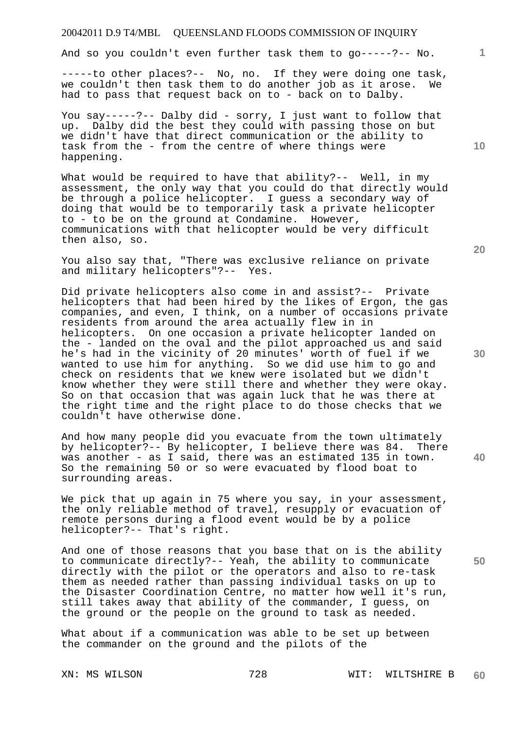And so you couldn't even further task them to go-----?-- No.

-----to other places?-- No, no. If they were doing one task, we couldn't then task them to do another job as it arose. We had to pass that request back on to - back on to Dalby.

You say-----?-- Dalby did - sorry, I just want to follow that up. Dalby did the best they could with passing those on but we didn't have that direct communication or the ability to task from the - from the centre of where things were happening.

What would be required to have that ability?-- Well, in my assessment, the only way that you could do that directly would be through a police helicopter. I guess a secondary way of doing that would be to temporarily task a private helicopter to - to be on the ground at Condamine. However, communications with that helicopter would be very difficult then also, so.

You also say that, "There was exclusive reliance on private and military helicopters"?-- Yes.

Did private helicopters also come in and assist?-- Private helicopters that had been hired by the likes of Ergon, the gas companies, and even, I think, on a number of occasions private residents from around the area actually flew in in helicopters. On one occasion a private helicopter landed on the - landed on the oval and the pilot approached us and said he's had in the vicinity of 20 minutes' worth of fuel if we wanted to use him for anything. So we did use him to go and check on residents that we knew were isolated but we didn't know whether they were still there and whether they were okay. So on that occasion that was again luck that he was there at the right time and the right place to do those checks that we couldn't have otherwise done.

And how many people did you evacuate from the town ultimately by helicopter?-- By helicopter, I believe there was 84. There was another - as I said, there was an estimated 135 in town. So the remaining 50 or so were evacuated by flood boat to surrounding areas.

We pick that up again in 75 where you say, in your assessment, the only reliable method of travel, resupply or evacuation of remote persons during a flood event would be by a police helicopter?-- That's right.

And one of those reasons that you base that on is the ability to communicate directly?-- Yeah, the ability to communicate directly with the pilot or the operators and also to re-task them as needed rather than passing individual tasks on up to the Disaster Coordination Centre, no matter how well it's run, still takes away that ability of the commander, I guess, on the ground or the people on the ground to task as needed.

What about if a communication was able to be set up between the commander on the ground and the pilots of the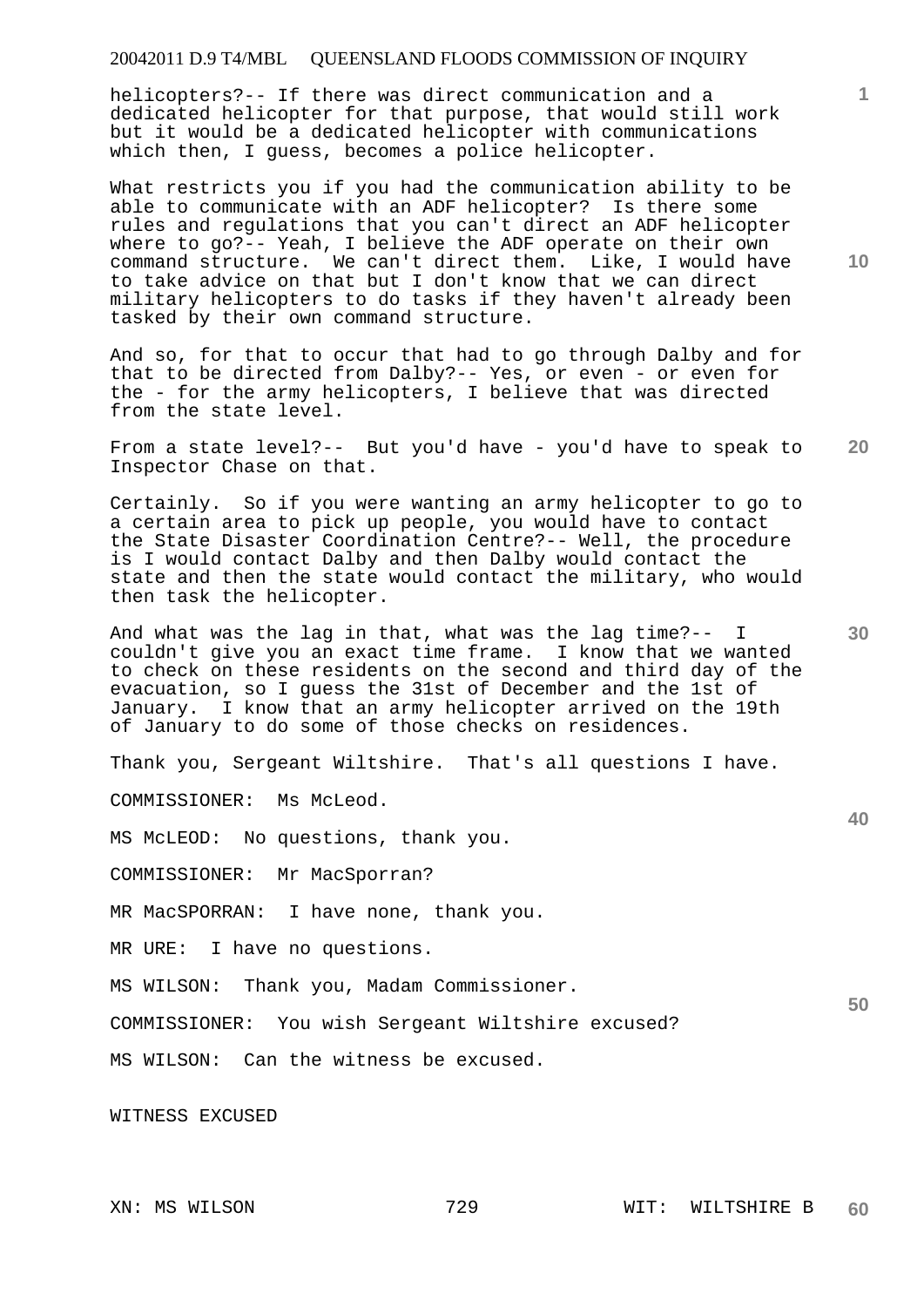helicopters?-- If there was direct communication and a dedicated helicopter for that purpose, that would still work but it would be a dedicated helicopter with communications which then, I guess, becomes a police helicopter.

What restricts you if you had the communication ability to be able to communicate with an ADF helicopter? Is there some rules and regulations that you can't direct an ADF helicopter where to go?-- Yeah, I believe the ADF operate on their own command structure. We can't direct them. Like, I would have to take advice on that but I don't know that we can direct military helicopters to do tasks if they haven't already been tasked by their own command structure.

And so, for that to occur that had to go through Dalby and for that to be directed from Dalby?-- Yes, or even - or even for the - for the army helicopters, I believe that was directed from the state level.

From a state level?-- But you'd have - you'd have to speak to Inspector Chase on that.

Certainly. So if you were wanting an army helicopter to go to a certain area to pick up people, you would have to contact the State Disaster Coordination Centre?-- Well, the procedure is I would contact Dalby and then Dalby would contact the state and then the state would contact the military, who would then task the helicopter.

And what was the lag in that, what was the lag time?-- I couldn't give you an exact time frame. I know that we wanted to check on these residents on the second and third day of the evacuation, so I guess the 31st of December and the 1st of January. I know that an army helicopter arrived on the 19th of January to do some of those checks on residences.

Thank you, Sergeant Wiltshire. That's all questions I have.

COMMISSIONER: Ms McLeod.

MS McLEOD: No questions, thank you.

COMMISSIONER: Mr MacSporran?

MR MacSPORRAN: I have none, thank you.

MR URE: I have no questions.

MS WILSON: Thank you, Madam Commissioner.

COMMISSIONER: You wish Sergeant Wiltshire excused?

MS WILSON: Can the witness be excused.

WITNESS EXCUSED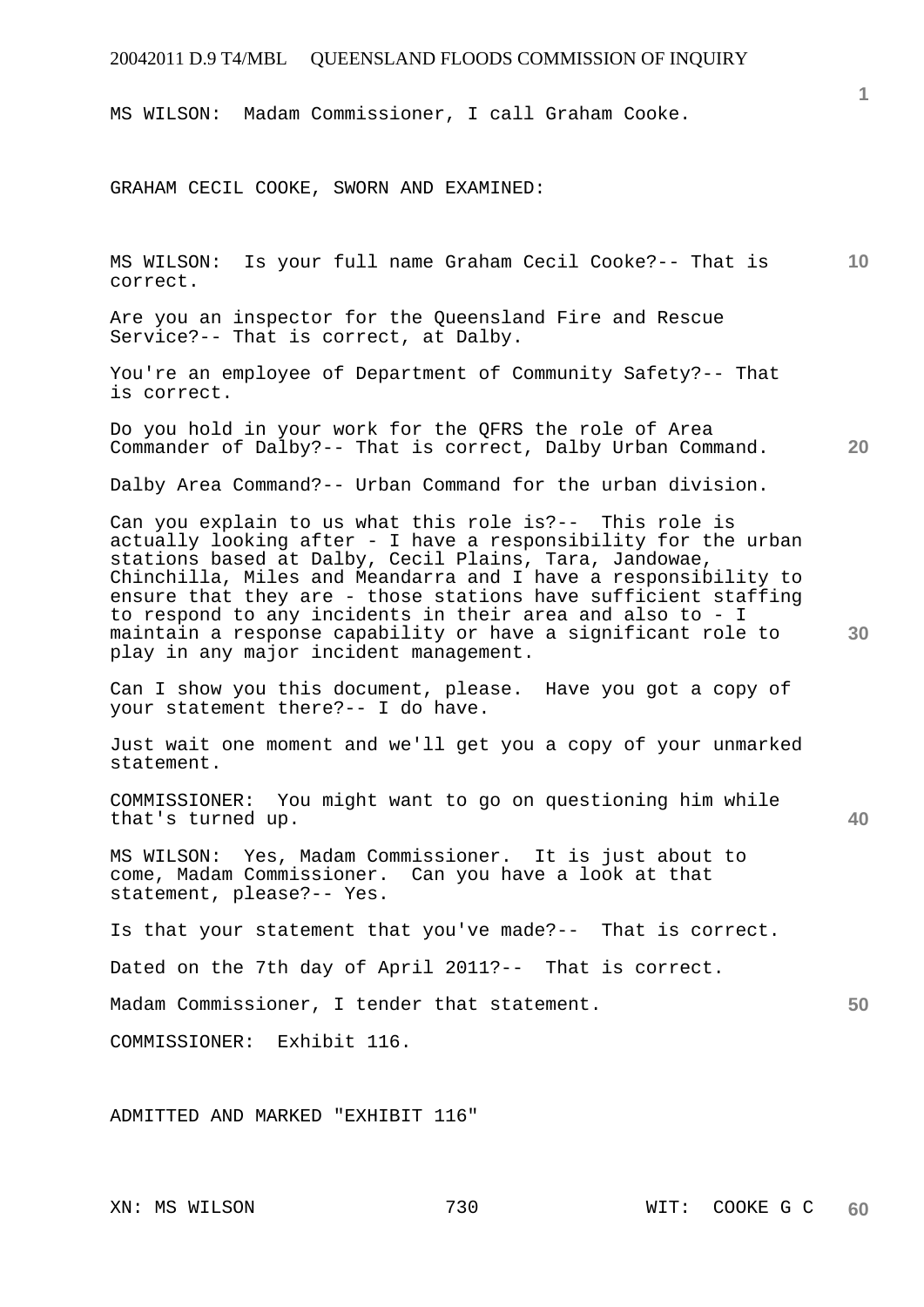MS WILSON: Madam Commissioner, I call Graham Cooke.

GRAHAM CECIL COOKE, SWORN AND EXAMINED:

MS WILSON: Is your full name Graham Cecil Cooke?-- That is correct.

Are you an inspector for the Queensland Fire and Rescue Service?-- That is correct, at Dalby.

You're an employee of Department of Community Safety?-- That is correct.

Do you hold in your work for the QFRS the role of Area Commander of Dalby?-- That is correct, Dalby Urban Command.

Dalby Area Command?-- Urban Command for the urban division.

Can you explain to us what this role is?-- This role is actually looking after - I have a responsibility for the urban stations based at Dalby, Cecil Plains, Tara, Jandowae, Chinchilla, Miles and Meandarra and I have a responsibility to ensure that they are - those stations have sufficient staffing to respond to any incidents in their area and also to - I maintain a response capability or have a significant role to play in any major incident management.

Can I show you this document, please. Have you got a copy of your statement there?-- I do have.

Just wait one moment and we'll get you a copy of your unmarked statement.

COMMISSIONER: You might want to go on questioning him while that's turned up.

MS WILSON: Yes, Madam Commissioner. It is just about to come, Madam Commissioner. Can you have a look at that statement, please?-- Yes.

Is that your statement that you've made?-- That is correct.

Dated on the 7th day of April 2011?-- That is correct.

Madam Commissioner, I tender that statement.

COMMISSIONER: Exhibit 116.

ADMITTED AND MARKED "EXHIBIT 116"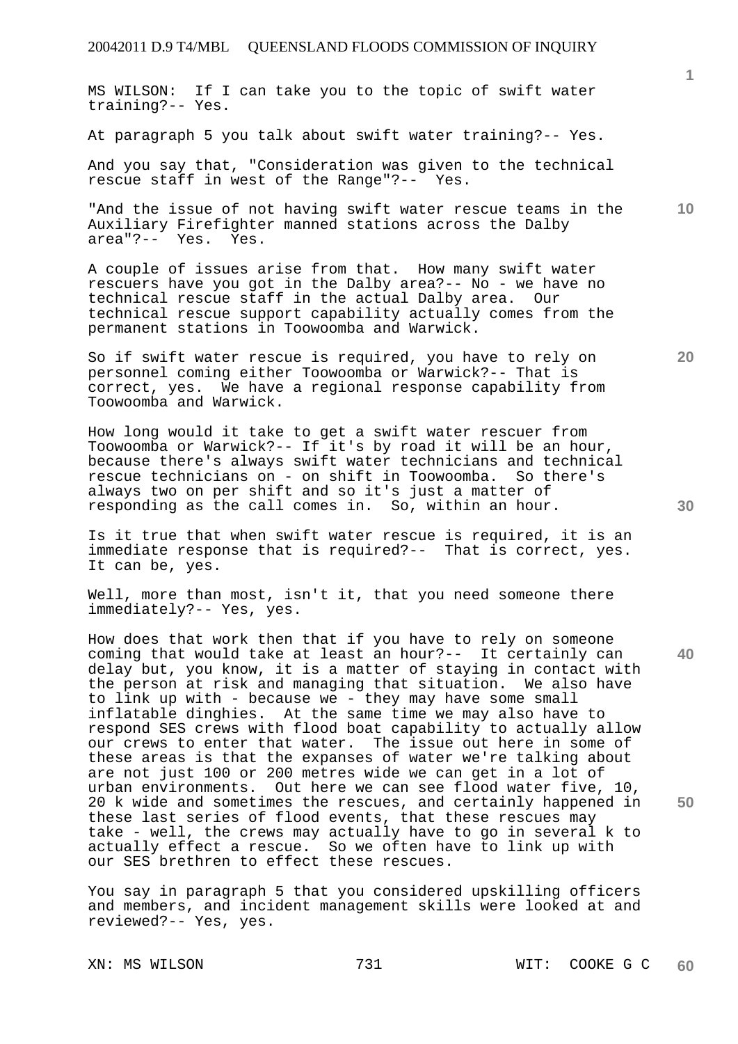MS WILSON: If I can take you to the topic of swift water training?-- Yes.

At paragraph 5 you talk about swift water training?-- Yes.

And you say that, "Consideration was given to the technical rescue staff in west of the Range"?-- Yes.

"And the issue of not having swift water rescue teams in the Auxiliary Firefighter manned stations across the Dalby area"?-- Yes. Yes.

A couple of issues arise from that. How many swift water rescuers have you got in the Dalby area?-- No - we have no technical rescue staff in the actual Dalby area. Our technical rescue support capability actually comes from the permanent stations in Toowoomba and Warwick.

So if swift water rescue is required, you have to rely on personnel coming either Toowoomba or Warwick?-- That is correct, yes. We have a regional response capability from Toowoomba and Warwick.

How long would it take to get a swift water rescuer from Toowoomba or Warwick?-- If it's by road it will be an hour, because there's always swift water technicians and technical rescue technicians on - on shift in Toowoomba. So there's always two on per shift and so it's just a matter of responding as the call comes in. So, within an hour.

Is it true that when swift water rescue is required, it is an immediate response that is required?-- That is correct, yes. It can be, yes.

Well, more than most, isn't it, that you need someone there immediately?-- Yes, yes.

How does that work then that if you have to rely on someone coming that would take at least an hour?-- It certainly can delay but, you know, it is a matter of staying in contact with the person at risk and managing that situation. We also have to link up with - because we - they may have some small inflatable dinghies. At the same time we may also have to respond SES crews with flood boat capability to actually allow our crews to enter that water. The issue out here in some of these areas is that the expanses of water we're talking about are not just 100 or 200 metres wide we can get in a lot of urban environments. Out here we can see flood water five, 10, 20 k wide and sometimes the rescues, and certainly happened in these last series of flood events, that these rescues may take - well, the crews may actually have to go in several k to actually effect a rescue. So we often have to link up with our SES brethren to effect these rescues.

You say in paragraph 5 that you considered upskilling officers and members, and incident management skills were looked at and reviewed?-- Yes, yes.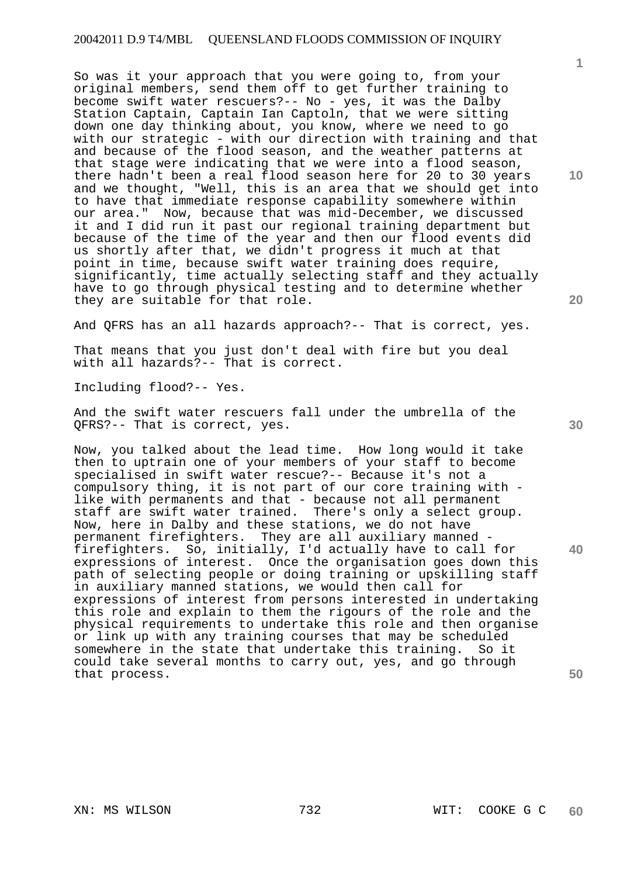So was it your approach that you were going to, from your original members, send them off to get further training to become swift water rescuers?-- No - yes, it was the Dalby Station Captain, Captain Ian Captoln, that we were sitting down one day thinking about, you know, where we need to go with our strategic - with our direction with training and that and because of the flood season, and the weather patterns at that stage were indicating that we were into a flood season, there hadn't been a real flood season here for 20 to 30 years and we thought, "Well, this is an area that we should get into to have that immediate response capability somewhere within our area." Now, because that was mid-December, we discussed it and I did run it past our regional training department but because of the time of the year and then our flood events did us shortly after that, we didn't progress it much at that point in time, because swift water training does require, significantly, time actually selecting staff and they actually have to go through physical testing and to determine whether they are suitable for that role.

And QFRS has an all hazards approach?-- That is correct, yes.

That means that you just don't deal with fire but you deal with all hazards?-- That is correct.

Including flood?-- Yes.

And the swift water rescuers fall under the umbrella of the QFRS?-- That is correct, yes.

Now, you talked about the lead time. How long would it take then to uptrain one of your members of your staff to become specialised in swift water rescue?-- Because it's not a compulsory thing, it is not part of our core training with - like with permanents and that - because not all permanent staff are swift water trained. There's only a select group. Now, here in Dalby and these stations, we do not have permanent firefighters. They are all auxiliary manned - firefighters. So, initially, I'd actually have to call for expressions of interest. Once the organisation goes down this path of selecting people or doing training or upskilling staff in auxiliary manned stations, we would then call for expressions of interest from persons interested in undertaking this role and explain to them the rigours of the role and the physical requirements to undertake this role and then organise or link up with any training courses that may be scheduled somewhere in the state that undertake this training. So it could take several months to carry out, yes, and go through that process.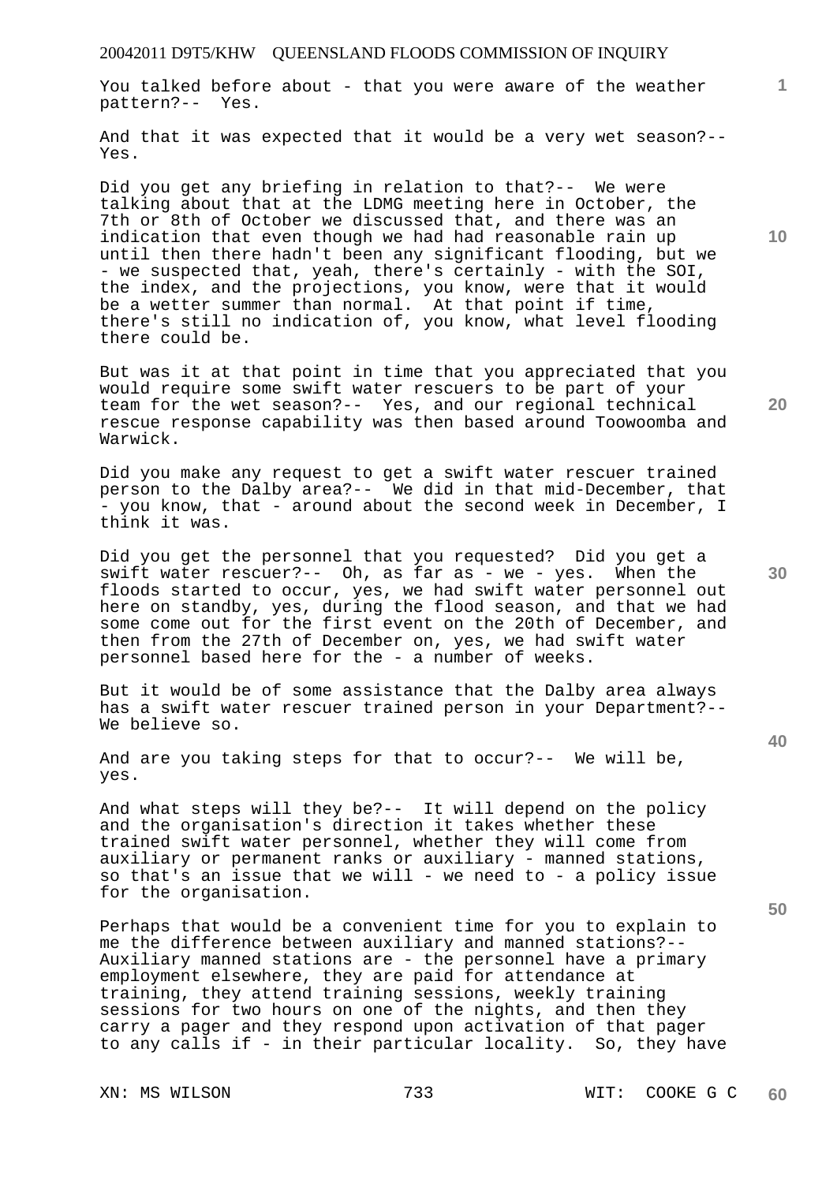You talked before about - that you were aware of the weather pattern?-- Yes.

And that it was expected that it would be a very wet season?-- Yes.

Did you get any briefing in relation to that?-- We were talking about that at the LDMG meeting here in October, the 7th or 8th of October we discussed that, and there was an indication that even though we had had reasonable rain up until then there hadn't been any significant flooding, but we - we suspected that, yeah, there's certainly - with the SOI, the index, and the projections, you know, were that it would be a wetter summer than normal. At that point if time, there's still no indication of, you know, what level flooding there could be.

But was it at that point in time that you appreciated that you would require some swift water rescuers to be part of your team for the wet season?-- Yes, and our regional technical rescue response capability was then based around Toowoomba and Warwick.

Did you make any request to get a swift water rescuer trained person to the Dalby area?-- We did in that mid-December, that - you know, that - around about the second week in December, I think it was.

Did you get the personnel that you requested? Did you get a swift water rescuer?-- Oh, as far as - we - yes. When the floods started to occur, yes, we had swift water personnel out here on standby, yes, during the flood season, and that we had some come out for the first event on the 20th of December, and then from the 27th of December on, yes, we had swift water personnel based here for the - a number of weeks.

But it would be of some assistance that the Dalby area always has a swift water rescuer trained person in your Department?-- We believe so.

And are you taking steps for that to occur?-- We will be, yes.

And what steps will they be?-- It will depend on the policy and the organisation's direction it takes whether these trained swift water personnel, whether they will come from auxiliary or permanent ranks or auxiliary - manned stations, so that's an issue that we will - we need to - a policy issue for the organisation.

Perhaps that would be a convenient time for you to explain to me the difference between auxiliary and manned stations?-- Auxiliary manned stations are - the personnel have a primary employment elsewhere, they are paid for attendance at training, they attend training sessions, weekly training sessions for two hours on one of the nights, and then they carry a pager and they respond upon activation of that pager to any calls if - in their particular locality. So, they have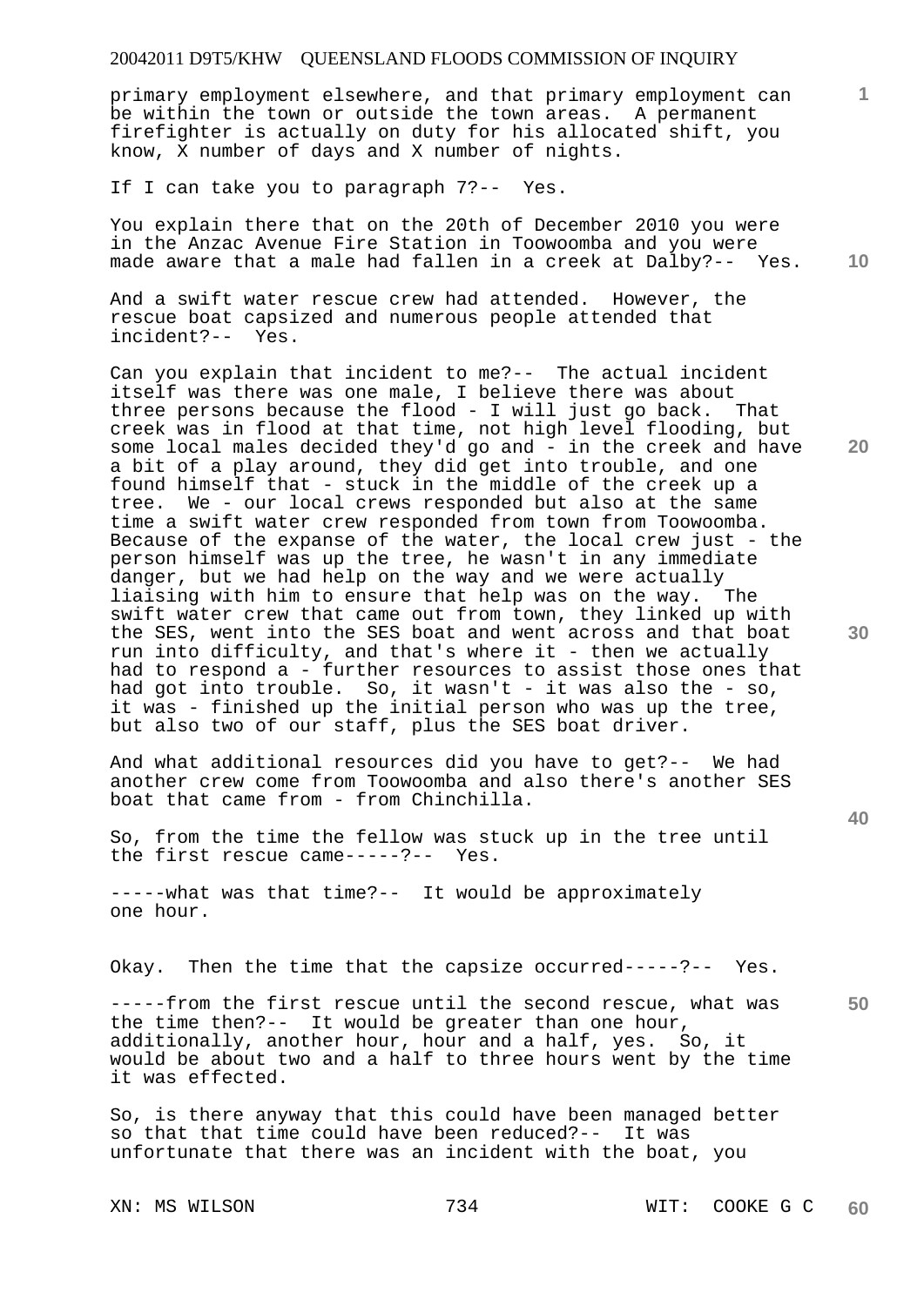primary employment elsewhere, and that primary employment can be within the town or outside the town areas. A permanent firefighter is actually on duty for his allocated shift, you know, X number of days and X number of nights.

If I can take you to paragraph 7?-- Yes.

You explain there that on the 20th of December 2010 you were in the Anzac Avenue Fire Station in Toowoomba and you were made aware that a male had fallen in a creek at Dalby?-- Yes.

And a swift water rescue crew had attended. However, the rescue boat capsized and numerous people attended that incident?-- Yes.

Can you explain that incident to me?-- The actual incident itself was there was one male, I believe there was about three persons because the flood - I will just go back. That creek was in flood at that time, not high level flooding, but some local males decided they'd go and - in the creek and have a bit of a play around, they did get into trouble, and one found himself that - stuck in the middle of the creek up a tree. We - our local crews responded but also at the same time a swift water crew responded from town from Toowoomba. Because of the expanse of the water, the local crew just - the person himself was up the tree, he wasn't in any immediate danger, but we had help on the way and we were actually liaising with him to ensure that help was on the way. The swift water crew that came out from town, they linked up with the SES, went into the SES boat and went across and that boat run into difficulty, and that's where it - then we actually had to respond a - further resources to assist those ones that had got into trouble. So, it wasn't - it was also the - so, it was - finished up the initial person who was up the tree, but also two of our staff, plus the SES boat driver.

And what additional resources did you have to get?-- We had another crew come from Toowoomba and also there's another SES boat that came from - from Chinchilla.

So, from the time the fellow was stuck up in the tree until the first rescue came-----?-- Yes.

-----what was that time?-- It would be approximately one hour.

Okay. Then the time that the capsize occurred-----?-- Yes.

-----from the first rescue until the second rescue, what was the time then?-- It would be greater than one hour, additionally, another hour, hour and a half, yes. So, it would be about two and a half to three hours went by the time it was effected.

So, is there anyway that this could have been managed better so that that time could have been reduced?-- It was unfortunate that there was an incident with the boat, you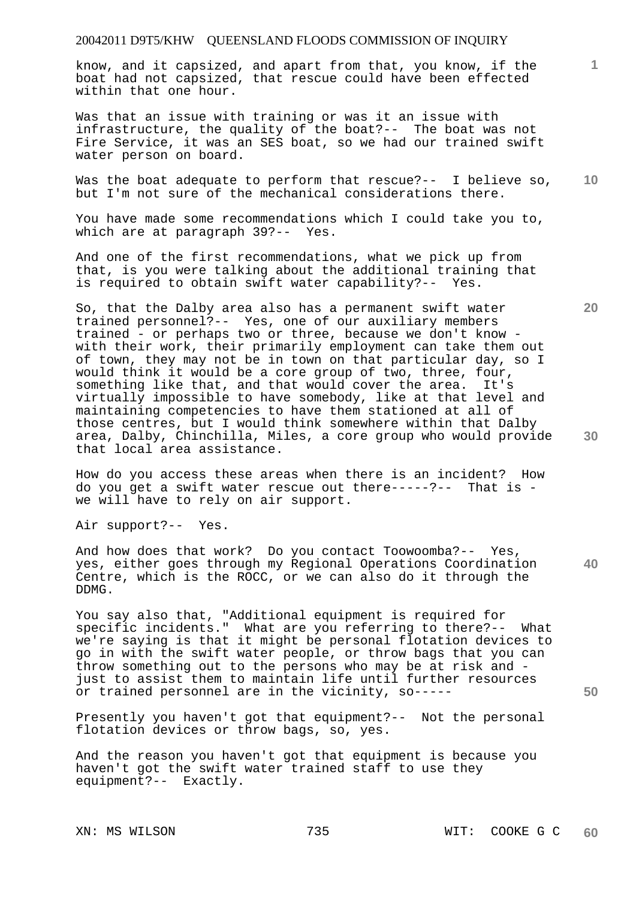know, and it capsized, and apart from that, you know, if the boat had not capsized, that rescue could have been effected within that one hour.

Was that an issue with training or was it an issue with infrastructure, the quality of the boat?-- The boat was not Fire Service, it was an SES boat, so we had our trained swift water person on board.

Was the boat adequate to perform that rescue?-- I believe so, but I'm not sure of the mechanical considerations there.

You have made some recommendations which I could take you to, which are at paragraph 39?-- Yes.

And one of the first recommendations, what we pick up from that, is you were talking about the additional training that is required to obtain swift water capability?-- Yes.

So, that the Dalby area also has a permanent swift water trained personnel?-- Yes, one of our auxiliary members trained - or perhaps two or three, because we don't know - with their work, their primarily employment can take them out of town, they may not be in town on that particular day, so I would think it would be a core group of two, three, four, something like that, and that would cover the area. It's virtually impossible to have somebody, like at that level and maintaining competencies to have them stationed at all of those centres, but I would think somewhere within that Dalby area, Dalby, Chinchilla, Miles, a core group who would provide that local area assistance.

How do you access these areas when there is an incident? How do you get a swift water rescue out there-----?-- That is - we will have to rely on air support.

Air support?-- Yes.

And how does that work? Do you contact Toowoomba?-- Yes, yes, either goes through my Regional Operations Coordination Centre, which is the ROCC, or we can also do it through the DDMG.

You say also that, "Additional equipment is required for specific incidents." What are you referring to there?-- What we're saying is that it might be personal flotation devices to go in with the swift water people, or throw bags that you can throw something out to the persons who may be at risk and - just to assist them to maintain life until further resources or trained personnel are in the vicinity, so-----

Presently you haven't got that equipment?-- Not the personal flotation devices or throw bags, so, yes.

And the reason you haven't got that equipment is because you haven't got the swift water trained staff to use they equipment?-- Exactly.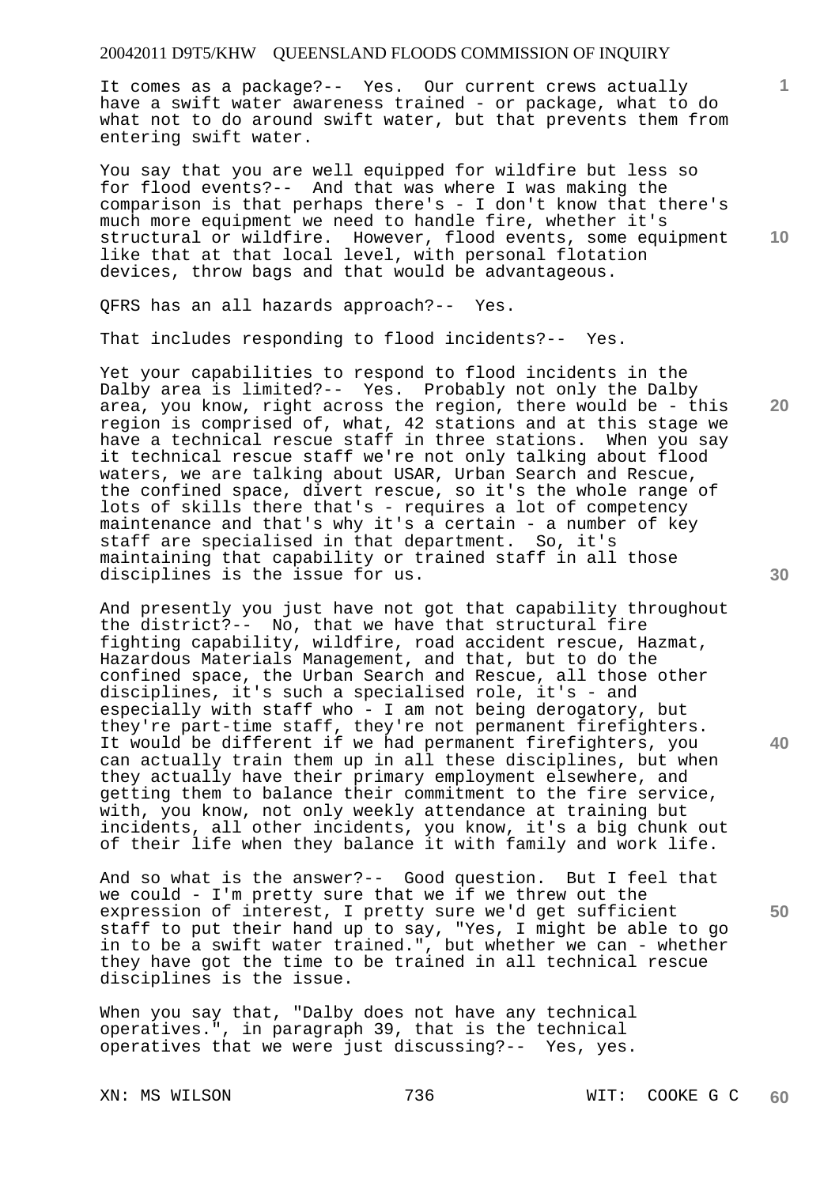It comes as a package?-- Yes. Our current crews actually have a swift water awareness trained - or package, what to do what not to do around swift water, but that prevents them from entering swift water.

You say that you are well equipped for wildfire but less so for flood events?-- And that was where I was making the comparison is that perhaps there's - I don't know that there's much more equipment we need to handle fire, whether it's structural or wildfire. However, flood events, some equipment like that at that local level, with personal flotation devices, throw bags and that would be advantageous.

QFRS has an all hazards approach?-- Yes.

That includes responding to flood incidents?-- Yes.

Yet your capabilities to respond to flood incidents in the Dalby area is limited?-- Yes. Probably not only the Dalby area, you know, right across the region, there would be - this region is comprised of, what, 42 stations and at this stage we have a technical rescue staff in three stations. When you say it technical rescue staff we're not only talking about flood waters, we are talking about USAR, Urban Search and Rescue, the confined space, divert rescue, so it's the whole range of lots of skills there that's - requires a lot of competency maintenance and that's why it's a certain - a number of key staff are specialised in that department. So, it's maintaining that capability or trained staff in all those disciplines is the issue for us.

And presently you just have not got that capability throughout the district?-- No, that we have that structural fire fighting capability, wildfire, road accident rescue, Hazmat, Hazardous Materials Management, and that, but to do the confined space, the Urban Search and Rescue, all those other disciplines, it's such a specialised role, it's - and especially with staff who - I am not being derogatory, but they're part-time staff, they're not permanent firefighters. It would be different if we had permanent firefighters, you can actually train them up in all these disciplines, but when they actually have their primary employment elsewhere, and getting them to balance their commitment to the fire service, with, you know, not only weekly attendance at training but incidents, all other incidents, you know, it's a big chunk out of their life when they balance it with family and work life.

And so what is the answer?-- Good question. But I feel that we could - I'm pretty sure that we if we threw out the expression of interest, I pretty sure we'd get sufficient staff to put their hand up to say, "Yes, I might be able to go in to be a swift water trained.", but whether we can - whether they have got the time to be trained in all technical rescue disciplines is the issue.

When you say that, "Dalby does not have any technical operatives.", in paragraph 39, that is the technical operatives that we were just discussing?-- Yes, yes.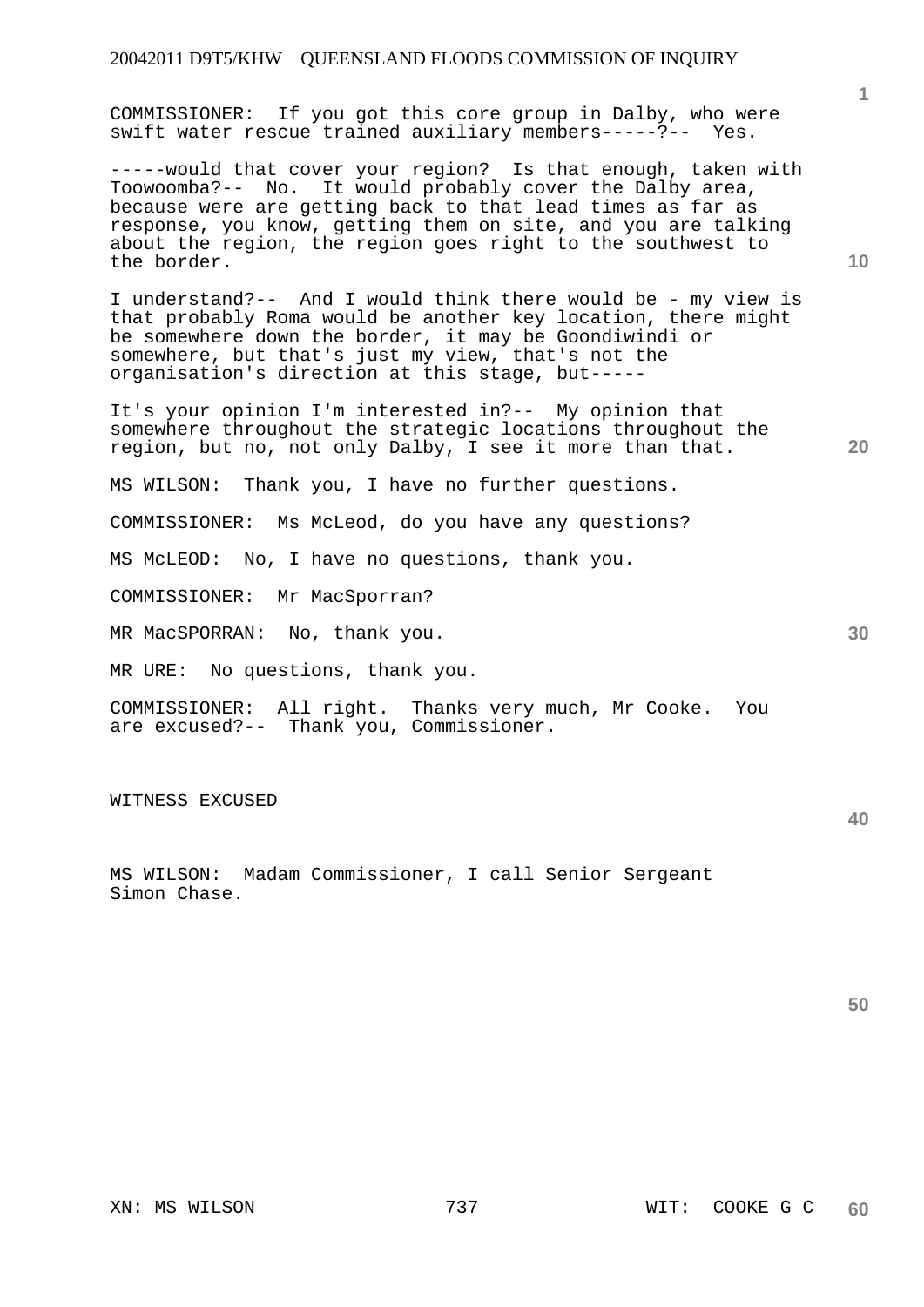COMMISSIONER: If you got this core group in Dalby, who were swift water rescue trained auxiliary members-----?-- Yes.

-----would that cover your region? Is that enough, taken with Toowoomba?-- No. It would probably cover the Dalby area, because were are getting back to that lead times as far as response, you know, getting them on site, and you are talking about the region, the region goes right to the southwest to the border.

I understand?-- And I would think there would be - my view is that probably Roma would be another key location, there might be somewhere down the border, it may be Goondiwindi or somewhere, but that's just my view, that's not the organisation's direction at this stage, but-----

It's your opinion I'm interested in?-- My opinion that somewhere throughout the strategic locations throughout the region, but no, not only Dalby, I see it more than that.

MS WILSON: Thank you, I have no further questions.

COMMISSIONER: Ms McLeod, do you have any questions?

MS McLEOD: No, I have no questions, thank you.

COMMISSIONER: Mr MacSporran?

MR MacSPORRAN: No, thank you.

MR URE: No questions, thank you.

COMMISSIONER: All right. Thanks very much, Mr Cooke. You are excused?-- Thank you, Commissioner.

WITNESS EXCUSED

MS WILSON: Madam Commissioner, I call Senior Sergeant Simon Chase.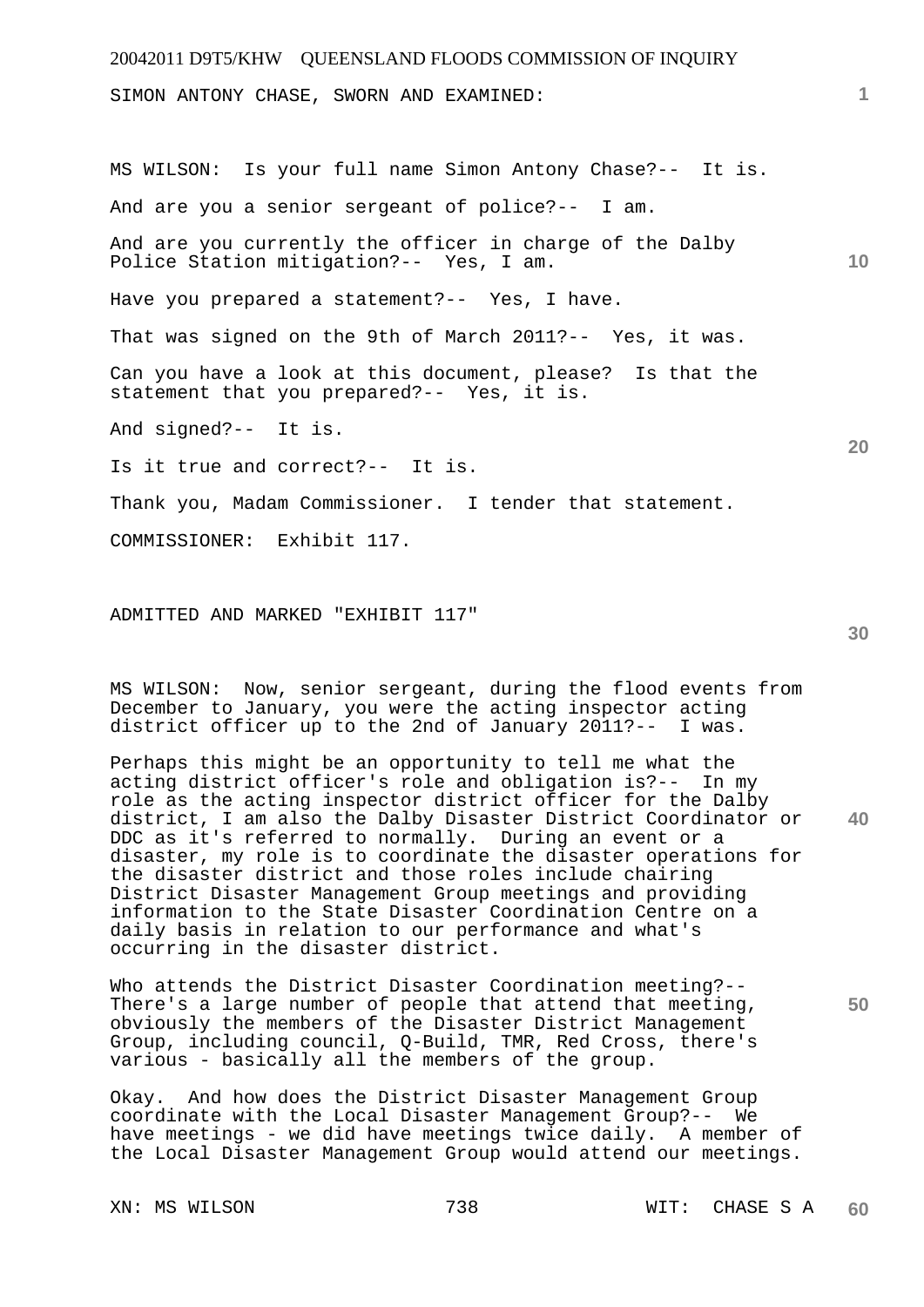SIMON ANTONY CHASE, SWORN AND EXAMINED:

MS WILSON: Is your full name Simon Antony Chase?-- It is.

And are you a senior sergeant of police?-- I am.

And are you currently the officer in charge of the Dalby Police Station mitigation?-- Yes, I am.

Have you prepared a statement?-- Yes, I have.

That was signed on the 9th of March 2011?-- Yes, it was.

Can you have a look at this document, please? Is that the statement that you prepared?-- Yes, it is.

And signed?-- It is.

Is it true and correct?-- It is.

Thank you, Madam Commissioner. I tender that statement.

COMMISSIONER: Exhibit 117.

ADMITTED AND MARKED "EXHIBIT 117"

MS WILSON: Now, senior sergeant, during the flood events from December to January, you were the acting inspector acting district officer up to the 2nd of January 2011?-- I was.

Perhaps this might be an opportunity to tell me what the acting district officer's role and obligation is?-- In my role as the acting inspector district officer for the Dalby district, I am also the Dalby Disaster District Coordinator or DDC as it's referred to normally. During an event or a disaster, my role is to coordinate the disaster operations for the disaster district and those roles include chairing District Disaster Management Group meetings and providing information to the State Disaster Coordination Centre on a daily basis in relation to our performance and what's occurring in the disaster district.

Who attends the District Disaster Coordination meeting?-- There's a large number of people that attend that meeting, obviously the members of the Disaster District Management Group, including council, Q-Build, TMR, Red Cross, there's various - basically all the members of the group.

Okay. And how does the District Disaster Management Group coordinate with the Local Disaster Management Group?-- We have meetings - we did have meetings twice daily. A member of the Local Disaster Management Group would attend our meetings.

XN: MS WILSON 738 WIT: CHASE S A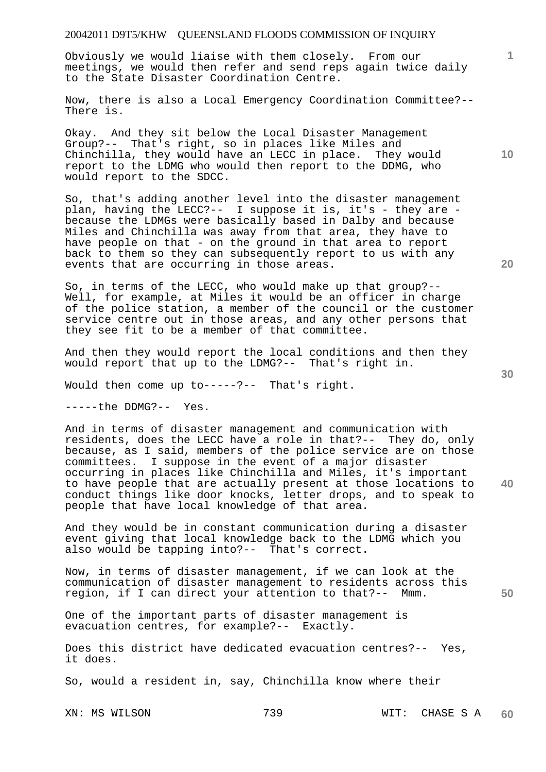Obviously we would liaise with them closely. From our meetings, we would then refer and send reps again twice daily to the State Disaster Coordination Centre.

Now, there is also a Local Emergency Coordination Committee?-- There is.

Okay. And they sit below the Local Disaster Management Group?-- That's right, so in places like Miles and Chinchilla, they would have an LECC in place. They would report to the LDMG who would then report to the DDMG, who would report to the SDCC.

So, that's adding another level into the disaster management plan, having the LECC?-- I suppose it is, it's - they are - because the LDMGs were basically based in Dalby and because Miles and Chinchilla was away from that area, they have to have people on that - on the ground in that area to report back to them so they can subsequently report to us with any events that are occurring in those areas.

So, in terms of the LECC, who would make up that group?-- Well, for example, at Miles it would be an officer in charge of the police station, a member of the council or the customer service centre out in those areas, and any other persons that they see fit to be a member of that committee.

And then they would report the local conditions and then they would report that up to the LDMG?-- That's right in.

Would then come up to-----?-- That's right.

-----the DDMG?-- Yes.

And in terms of disaster management and communication with residents, does the LECC have a role in that?-- They do, only because, as I said, members of the police service are on those committees. I suppose in the event of a major disaster occurring in places like Chinchilla and Miles, it's important to have people that are actually present at those locations to conduct things like door knocks, letter drops, and to speak to people that have local knowledge of that area.

And they would be in constant communication during a disaster event giving that local knowledge back to the LDMG which you also would be tapping into?-- That's correct.

Now, in terms of disaster management, if we can look at the communication of disaster management to residents across this region, if I can direct your attention to that?-- Mmm.

One of the important parts of disaster management is evacuation centres, for example?-- Exactly.

Does this district have dedicated evacuation centres?-- Yes, it does.

So, would a resident in, say, Chinchilla know where their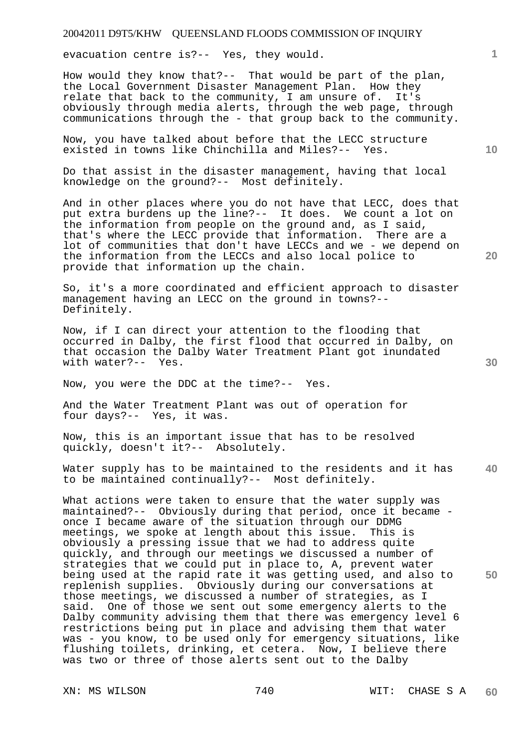evacuation centre is?-- Yes, they would.

How would they know that?-- That would be part of the plan, the Local Government Disaster Management Plan. How they relate that back to the community, I am unsure of. It's obviously through media alerts, through the web page, through communications through the - that group back to the community.

Now, you have talked about before that the LECC structure existed in towns like Chinchilla and Miles?-- Yes.

Do that assist in the disaster management, having that local knowledge on the ground?-- Most definitely.

And in other places where you do not have that LECC, does that put extra burdens up the line?-- It does. We count a lot on the information from people on the ground and, as I said, that's where the LECC provide that information. There are a lot of communities that don't have LECCs and we - we depend on the information from the LECCs and also local police to provide that information up the chain.

So, it's a more coordinated and efficient approach to disaster management having an LECC on the ground in towns?-- Definitely.

Now, if I can direct your attention to the flooding that occurred in Dalby, the first flood that occurred in Dalby, on that occasion the Dalby Water Treatment Plant got inundated with water?-- Yes.

Now, you were the DDC at the time?-- Yes.

And the Water Treatment Plant was out of operation for four days?-- Yes, it was.

Now, this is an important issue that has to be resolved quickly, doesn't it?-- Absolutely.

Water supply has to be maintained to the residents and it has to be maintained continually?-- Most definitely.

What actions were taken to ensure that the water supply was maintained?-- Obviously during that period, once it became - once I became aware of the situation through our DDMG meetings, we spoke at length about this issue. This is obviously a pressing issue that we had to address quite quickly, and through our meetings we discussed a number of strategies that we could put in place to, A, prevent water being used at the rapid rate it was getting used, and also to replenish supplies. Obviously during our conversations at those meetings, we discussed a number of strategies, as I said. One of those we sent out some emergency alerts to the Dalby community advising them that there was emergency level 6 restrictions being put in place and advising them that water was - you know, to be used only for emergency situations, like flushing toilets, drinking, et cetera. Now, I believe there was two or three of those alerts sent out to the Dalby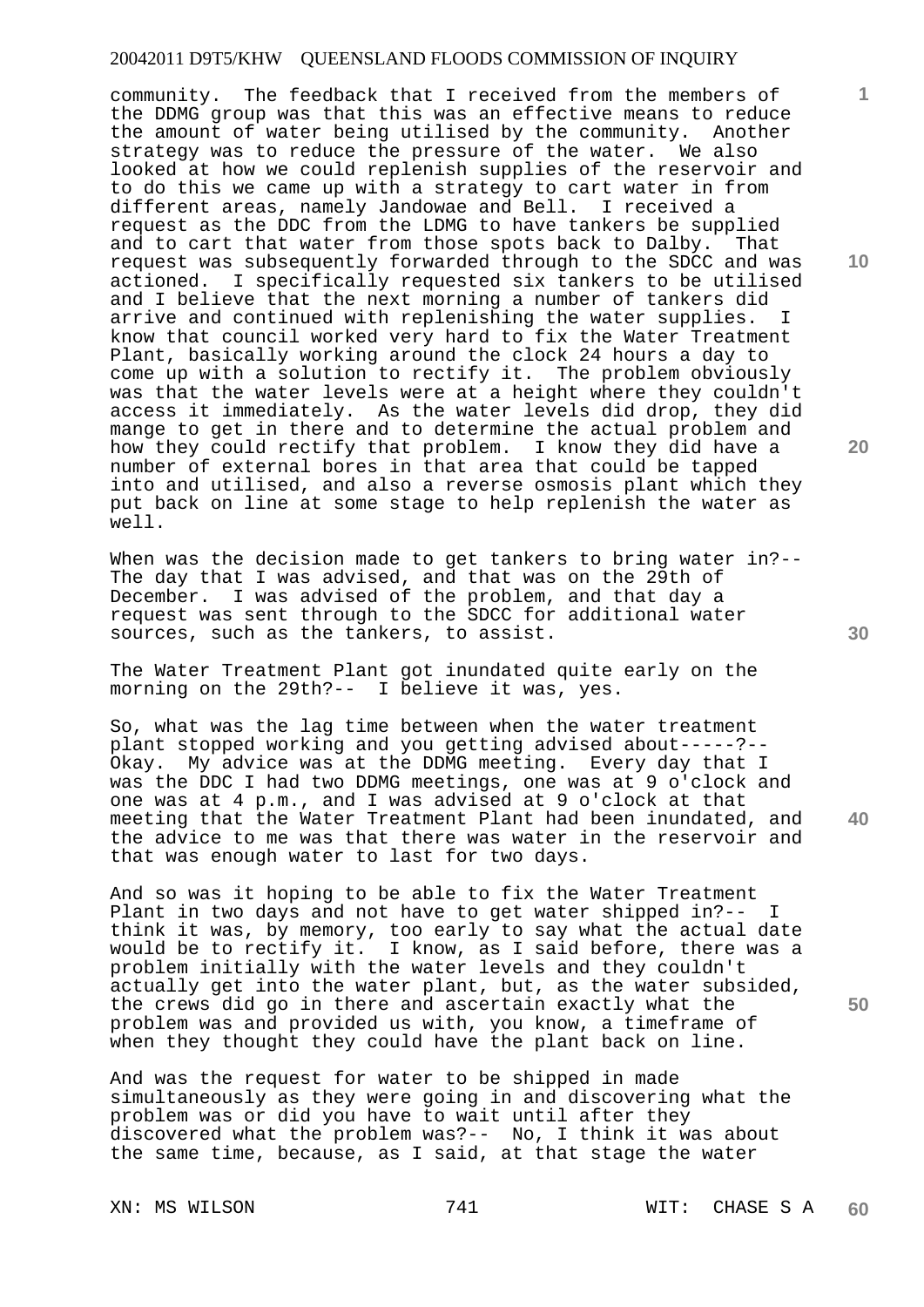community. The feedback that I received from the members of the DDMG group was that this was an effective means to reduce the amount of water being utilised by the community. Another strategy was to reduce the pressure of the water. We also looked at how we could replenish supplies of the reservoir and to do this we came up with a strategy to cart water in from different areas, namely Jandowae and Bell. I received a request as the DDC from the LDMG to have tankers be supplied and to cart that water from those spots back to Dalby. That request was subsequently forwarded through to the SDCC and was actioned. I specifically requested six tankers to be utilised and I believe that the next morning a number of tankers did arrive and continued with replenishing the water supplies. I know that council worked very hard to fix the Water Treatment Plant, basically working around the clock 24 hours a day to come up with a solution to rectify it. The problem obviously was that the water levels were at a height where they couldn't access it immediately. As the water levels did drop, they did mange to get in there and to determine the actual problem and how they could rectify that problem. I know they did have a number of external bores in that area that could be tapped into and utilised, and also a reverse osmosis plant which they put back on line at some stage to help replenish the water as well.

When was the decision made to get tankers to bring water in?-- The day that I was advised, and that was on the 29th of December. I was advised of the problem, and that day a request was sent through to the SDCC for additional water sources, such as the tankers, to assist.

The Water Treatment Plant got inundated quite early on the morning on the 29th?-- I believe it was, yes.

So, what was the lag time between when the water treatment plant stopped working and you getting advised about-----?-- Okay. My advice was at the DDMG meeting. Every day that I was the DDC I had two DDMG meetings, one was at 9 o'clock and one was at 4 p.m., and I was advised at 9 o'clock at that meeting that the Water Treatment Plant had been inundated, and the advice to me was that there was water in the reservoir and that was enough water to last for two days.

And so was it hoping to be able to fix the Water Treatment Plant in two days and not have to get water shipped in?-- I think it was, by memory, too early to say what the actual date would be to rectify it. I know, as I said before, there was a problem initially with the water levels and they couldn't actually get into the water plant, but, as the water subsided, the crews did go in there and ascertain exactly what the problem was and provided us with, you know, a timeframe of when they thought they could have the plant back on line.

And was the request for water to be shipped in made simultaneously as they were going in and discovering what the problem was or did you have to wait until after they discovered what the problem was?-- No, I think it was about the same time, because, as I said, at that stage the water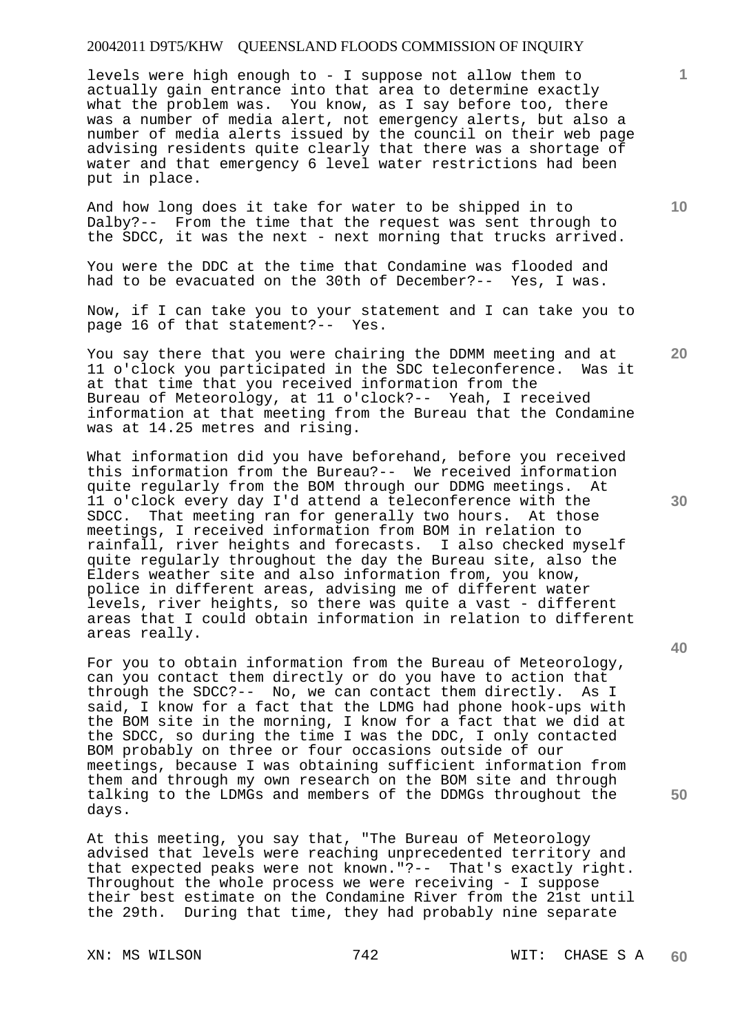levels were high enough to - I suppose not allow them to actually gain entrance into that area to determine exactly what the problem was. You know, as I say before too, there was a number of media alert, not emergency alerts, but also a number of media alerts issued by the council on their web page advising residents quite clearly that there was a shortage of water and that emergency 6 level water restrictions had been put in place.

And how long does it take for water to be shipped in to Dalby?-- From the time that the request was sent through to the SDCC, it was the next - next morning that trucks arrived.

You were the DDC at the time that Condamine was flooded and had to be evacuated on the 30th of December?-- Yes, I was.

Now, if I can take you to your statement and I can take you to page 16 of that statement?-- Yes.

You say there that you were chairing the DDMM meeting and at 11 o'clock you participated in the SDC teleconference. Was it at that time that you received information from the Bureau of Meteorology, at 11 o'clock?-- Yeah, I received information at that meeting from the Bureau that the Condamine was at 14.25 metres and rising.

What information did you have beforehand, before you received this information from the Bureau?-- We received information quite regularly from the BOM through our DDMG meetings. At 11 o'clock every day I'd attend a teleconference with the SDCC. That meeting ran for generally two hours. At those meetings, I received information from BOM in relation to rainfall, river heights and forecasts. I also checked myself quite regularly throughout the day the Bureau site, also the Elders weather site and also information from, you know, police in different areas, advising me of different water levels, river heights, so there was quite a vast - different areas that I could obtain information in relation to different areas really.

For you to obtain information from the Bureau of Meteorology, can you contact them directly or do you have to action that through the SDCC?-- No, we can contact them directly. As I said, I know for a fact that the LDMG had phone hook-ups with the BOM site in the morning, I know for a fact that we did at the SDCC, so during the time I was the DDC, I only contacted BOM probably on three or four occasions outside of our meetings, because I was obtaining sufficient information from them and through my own research on the BOM site and through talking to the LDMGs and members of the DDMGs throughout the days.

At this meeting, you say that, "The Bureau of Meteorology advised that levels were reaching unprecedented territory and that expected peaks were not known."?-- That's exactly right. Throughout the whole process we were receiving - I suppose their best estimate on the Condamine River from the 21st until the 29th. During that time, they had probably nine separate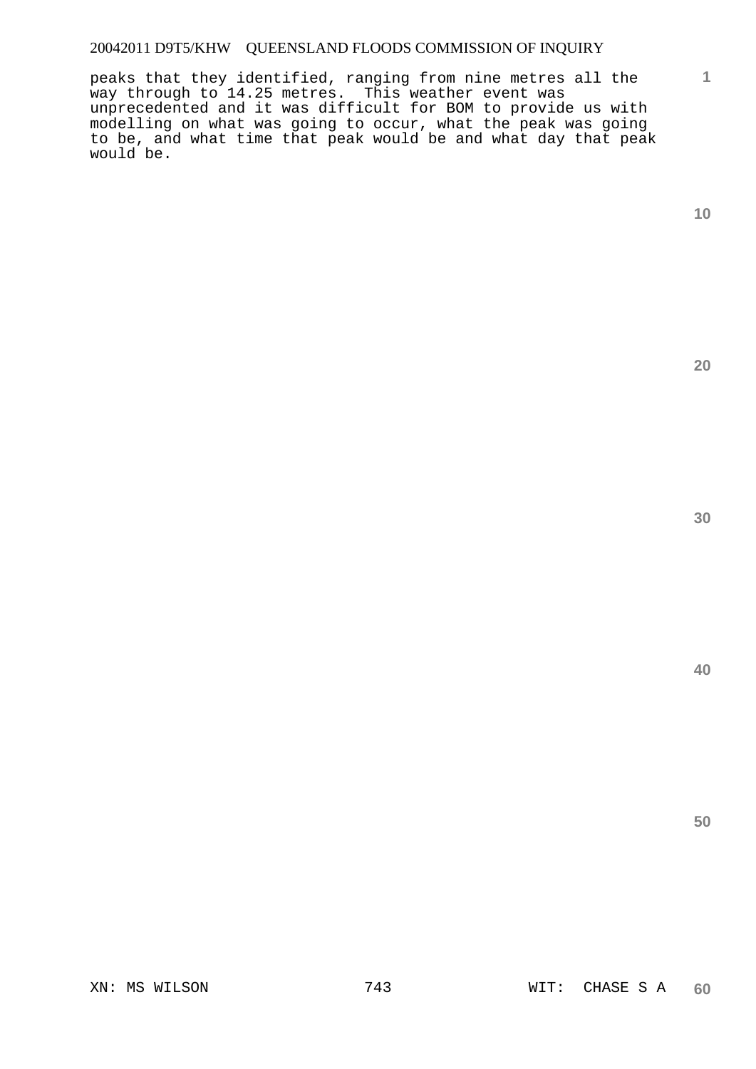peaks that they identified, ranging from nine metres all the way through to 14.25 metres. This weather event was unprecedented and it was difficult for BOM to provide us with modelling on what was going to occur, what the peak was going to be, and what time that peak would be and what day that peak would be.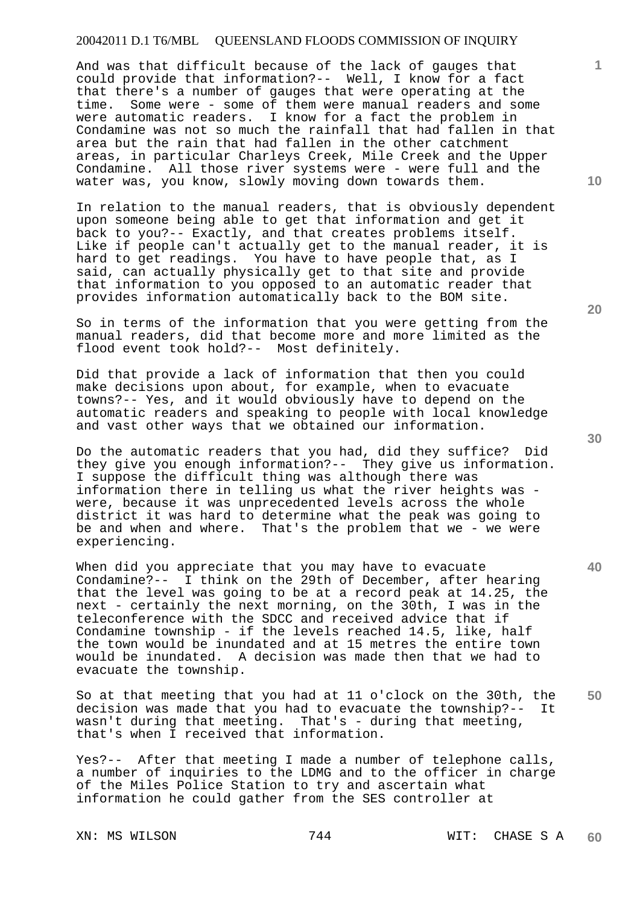And was that difficult because of the lack of gauges that could provide that information?-- Well, I know for a fact that there's a number of gauges that were operating at the time. Some were - some of them were manual readers and some were automatic readers. I know for a fact the problem in Condamine was not so much the rainfall that had fallen in that area but the rain that had fallen in the other catchment areas, in particular Charleys Creek, Mile Creek and the Upper Condamine. All those river systems were - were full and the water was, you know, slowly moving down towards them.

In relation to the manual readers, that is obviously dependent upon someone being able to get that information and get it back to you?-- Exactly, and that creates problems itself. Like if people can't actually get to the manual reader, it is hard to get readings. You have to have people that, as I said, can actually physically get to that site and provide that information to you opposed to an automatic reader that provides information automatically back to the BOM site.

So in terms of the information that you were getting from the manual readers, did that become more and more limited as the flood event took hold?-- Most definitely.

Did that provide a lack of information that then you could make decisions upon about, for example, when to evacuate towns?-- Yes, and it would obviously have to depend on the automatic readers and speaking to people with local knowledge and vast other ways that we obtained our information.

Do the automatic readers that you had, did they suffice? Did they give you enough information?-- They give us information. I suppose the difficult thing was although there was information there in telling us what the river heights was - were, because it was unprecedented levels across the whole district it was hard to determine what the peak was going to be and when and where. That's the problem that we - we were experiencing.

When did you appreciate that you may have to evacuate Condamine?-- I think on the 29th of December, after hearing that the level was going to be at a record peak at 14.25, the next - certainly the next morning, on the 30th, I was in the teleconference with the SDCC and received advice that if Condamine township - if the levels reached 14.5, like, half the town would be inundated and at 15 metres the entire town would be inundated. A decision was made then that we had to evacuate the township.

So at that meeting that you had at 11 o'clock on the 30th, the decision was made that you had to evacuate the township?-- It wasn't during that meeting. That's - during that meeting, that's when I received that information.

Yes?-- After that meeting I made a number of telephone calls, a number of inquiries to the LDMG and to the officer in charge of the Miles Police Station to try and ascertain what information he could gather from the SES controller at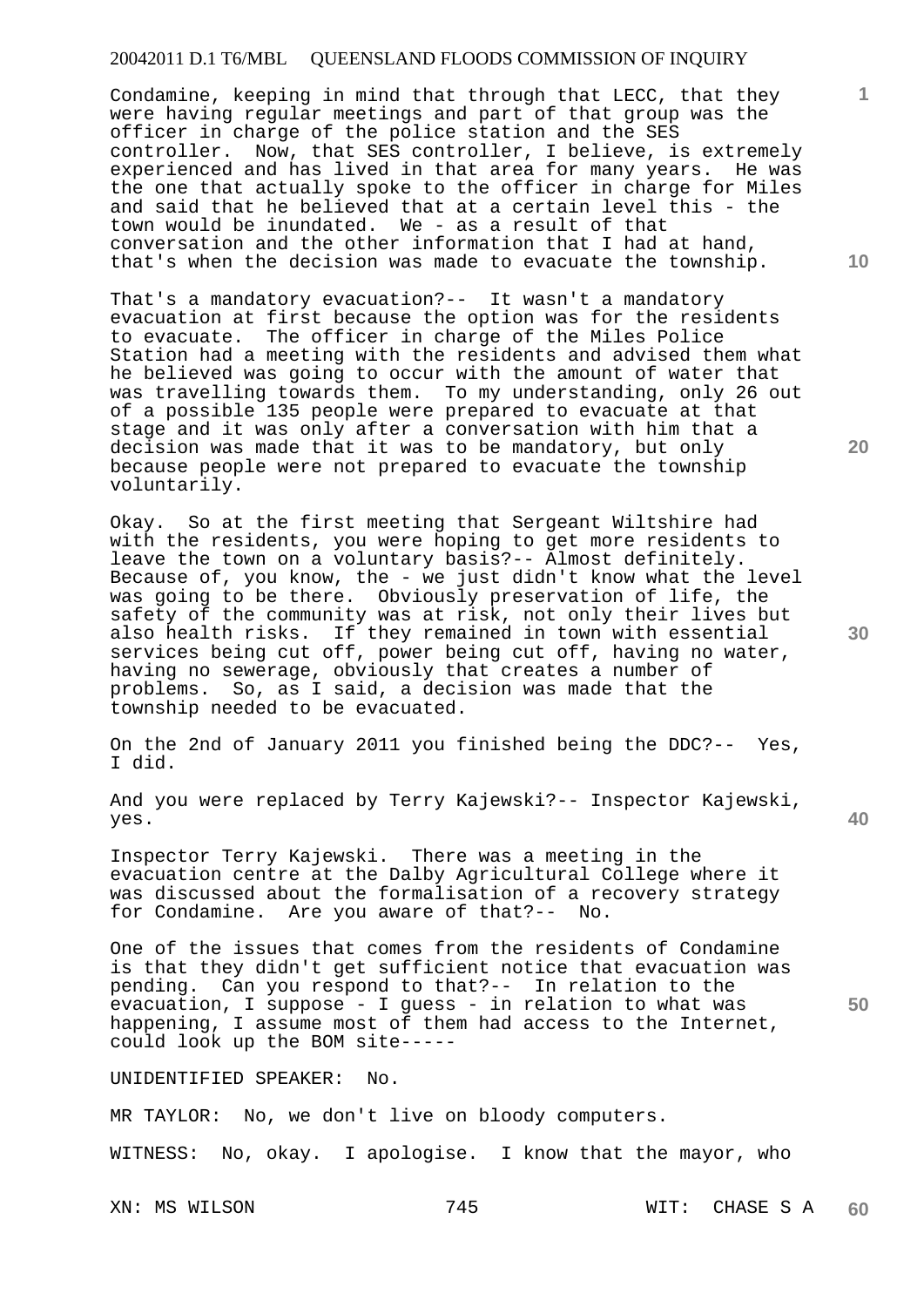Condamine, keeping in mind that through that LECC, that they were having regular meetings and part of that group was the officer in charge of the police station and the SES controller. Now, that SES controller, I believe, is extremely experienced and has lived in that area for many years. He was the one that actually spoke to the officer in charge for Miles and said that he believed that at a certain level this - the town would be inundated. We - as a result of that conversation and the other information that I had at hand, that's when the decision was made to evacuate the township.

That's a mandatory evacuation?-- It wasn't a mandatory evacuation at first because the option was for the residents to evacuate. The officer in charge of the Miles Police Station had a meeting with the residents and advised them what he believed was going to occur with the amount of water that was travelling towards them. To my understanding, only 26 out of a possible 135 people were prepared to evacuate at that stage and it was only after a conversation with him that a decision was made that it was to be mandatory, but only because people were not prepared to evacuate the township voluntarily.

Okay. So at the first meeting that Sergeant Wiltshire had with the residents, you were hoping to get more residents to leave the town on a voluntary basis?-- Almost definitely. Because of, you know, the - we just didn't know what the level was going to be there. Obviously preservation of life, the safety of the community was at risk, not only their lives but also health risks. If they remained in town with essential services being cut off, power being cut off, having no water, having no sewerage, obviously that creates a number of problems. So, as I said, a decision was made that the township needed to be evacuated.

On the 2nd of January 2011 you finished being the DDC?-- Yes, I did.

And you were replaced by Terry Kajewski?-- Inspector Kajewski, yes.

Inspector Terry Kajewski. There was a meeting in the evacuation centre at the Dalby Agricultural College where it was discussed about the formalisation of a recovery strategy for Condamine. Are you aware of that?-- No.

One of the issues that comes from the residents of Condamine is that they didn't get sufficient notice that evacuation was pending. Can you respond to that?-- In relation to the evacuation, I suppose - I guess - in relation to what was happening, I assume most of them had access to the Internet, could look up the BOM site-----

UNIDENTIFIED SPEAKER: No.

MR TAYLOR: No, we don't live on bloody computers.

WITNESS: No, okay. I apologise. I know that the mayor, who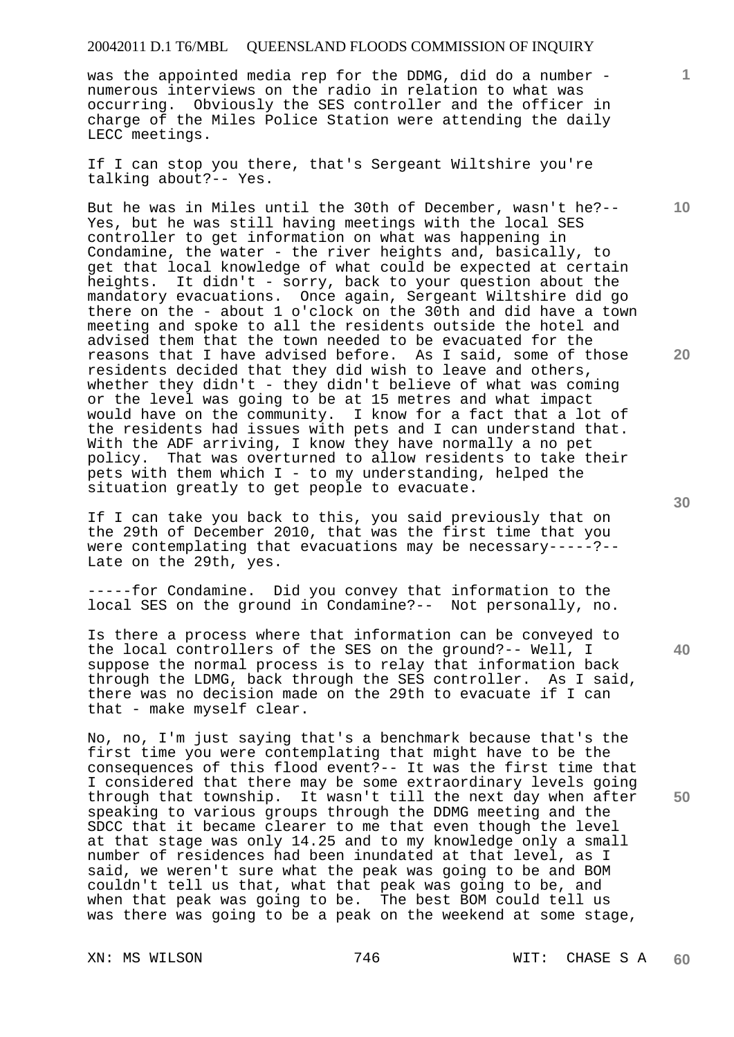was the appointed media rep for the DDMG, did do a number - numerous interviews on the radio in relation to what was occurring. Obviously the SES controller and the officer in charge of the Miles Police Station were attending the daily LECC meetings.

If I can stop you there, that's Sergeant Wiltshire you're talking about?-- Yes.

But he was in Miles until the 30th of December, wasn't he?-- Yes, but he was still having meetings with the local SES controller to get information on what was happening in Condamine, the water - the river heights and, basically, to get that local knowledge of what could be expected at certain heights. It didn't - sorry, back to your question about the mandatory evacuations. Once again, Sergeant Wiltshire did go there on the - about 1 o'clock on the 30th and did have a town meeting and spoke to all the residents outside the hotel and advised them that the town needed to be evacuated for the reasons that I have advised before. As I said, some of those residents decided that they did wish to leave and others, whether they didn't - they didn't believe of what was coming or the level was going to be at 15 metres and what impact would have on the community. I know for a fact that a lot of the residents had issues with pets and I can understand that. With the ADF arriving, I know they have normally a no pet policy. That was overturned to allow residents to take their pets with them which I - to my understanding, helped the situation greatly to get people to evacuate.

If I can take you back to this, you said previously that on the 29th of December 2010, that was the first time that you were contemplating that evacuations may be necessary-----?-- Late on the 29th, yes.

-----for Condamine. Did you convey that information to the local SES on the ground in Condamine?-- Not personally, no.

Is there a process where that information can be conveyed to the local controllers of the SES on the ground?-- Well, I suppose the normal process is to relay that information back through the LDMG, back through the SES controller. As I said, there was no decision made on the 29th to evacuate if I can that - make myself clear.

No, no, I'm just saying that's a benchmark because that's the first time you were contemplating that might have to be the consequences of this flood event?-- It was the first time that I considered that there may be some extraordinary levels going through that township. It wasn't till the next day when after speaking to various groups through the DDMG meeting and the SDCC that it became clearer to me that even though the level at that stage was only 14.25 and to my knowledge only a small number of residences had been inundated at that level, as I said, we weren't sure what the peak was going to be and BOM couldn't tell us that, what that peak was going to be, and when that peak was going to be. The best BOM could tell us was there was going to be a peak on the weekend at some stage,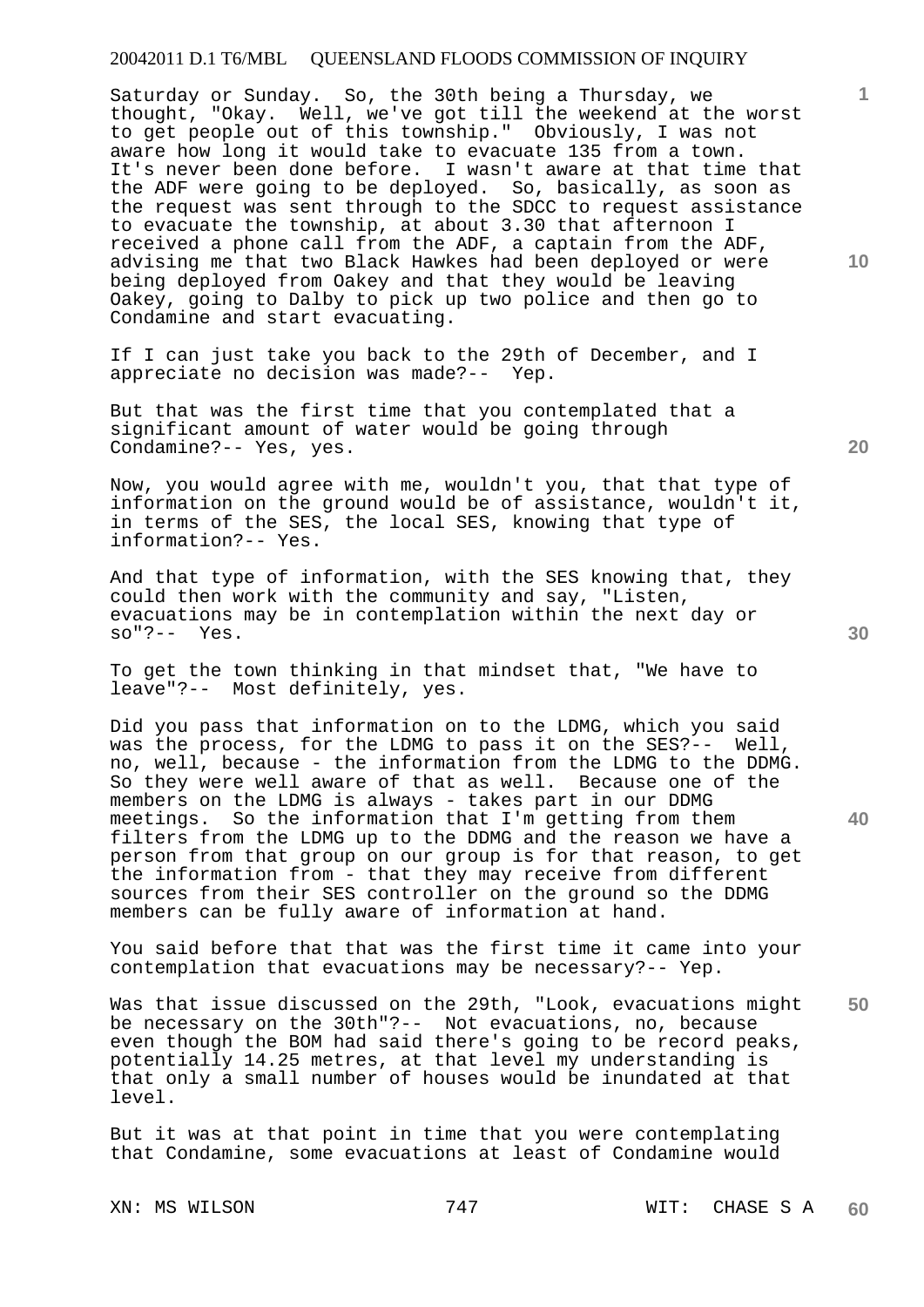Saturday or Sunday. So, the 30th being a Thursday, we thought, "Okay. Well, we've got till the weekend at the worst to get people out of this township." Obviously, I was not aware how long it would take to evacuate 135 from a town. It's never been done before. I wasn't aware at that time that the ADF were going to be deployed. So, basically, as soon as the request was sent through to the SDCC to request assistance to evacuate the township, at about 3.30 that afternoon I received a phone call from the ADF, a captain from the ADF, advising me that two Black Hawkes had been deployed or were being deployed from Oakey and that they would be leaving Oakey, going to Dalby to pick up two police and then go to Condamine and start evacuating.

If I can just take you back to the 29th of December, and I appreciate no decision was made?-- Yep.

But that was the first time that you contemplated that a significant amount of water would be going through Condamine?-- Yes, yes.

Now, you would agree with me, wouldn't you, that that type of information on the ground would be of assistance, wouldn't it, in terms of the SES, the local SES, knowing that type of information?-- Yes.

And that type of information, with the SES knowing that, they could then work with the community and say, "Listen, evacuations may be in contemplation within the next day or so"?-- Yes.

To get the town thinking in that mindset that, "We have to leave"?-- Most definitely, yes.

Did you pass that information on to the LDMG, which you said was the process, for the LDMG to pass it on the SES?-- Well, no, well, because - the information from the LDMG to the DDMG. So they were well aware of that as well. Because one of the members on the LDMG is always - takes part in our DDMG meetings. So the information that I'm getting from them filters from the LDMG up to the DDMG and the reason we have a person from that group on our group is for that reason, to get the information from - that they may receive from different sources from their SES controller on the ground so the DDMG members can be fully aware of information at hand.

You said before that that was the first time it came into your contemplation that evacuations may be necessary?-- Yep.

Was that issue discussed on the 29th, "Look, evacuations might be necessary on the 30th"?-- Not evacuations, no, because even though the BOM had said there's going to be record peaks, potentially 14.25 metres, at that level my understanding is that only a small number of houses would be inundated at that level.

But it was at that point in time that you were contemplating that Condamine, some evacuations at least of Condamine would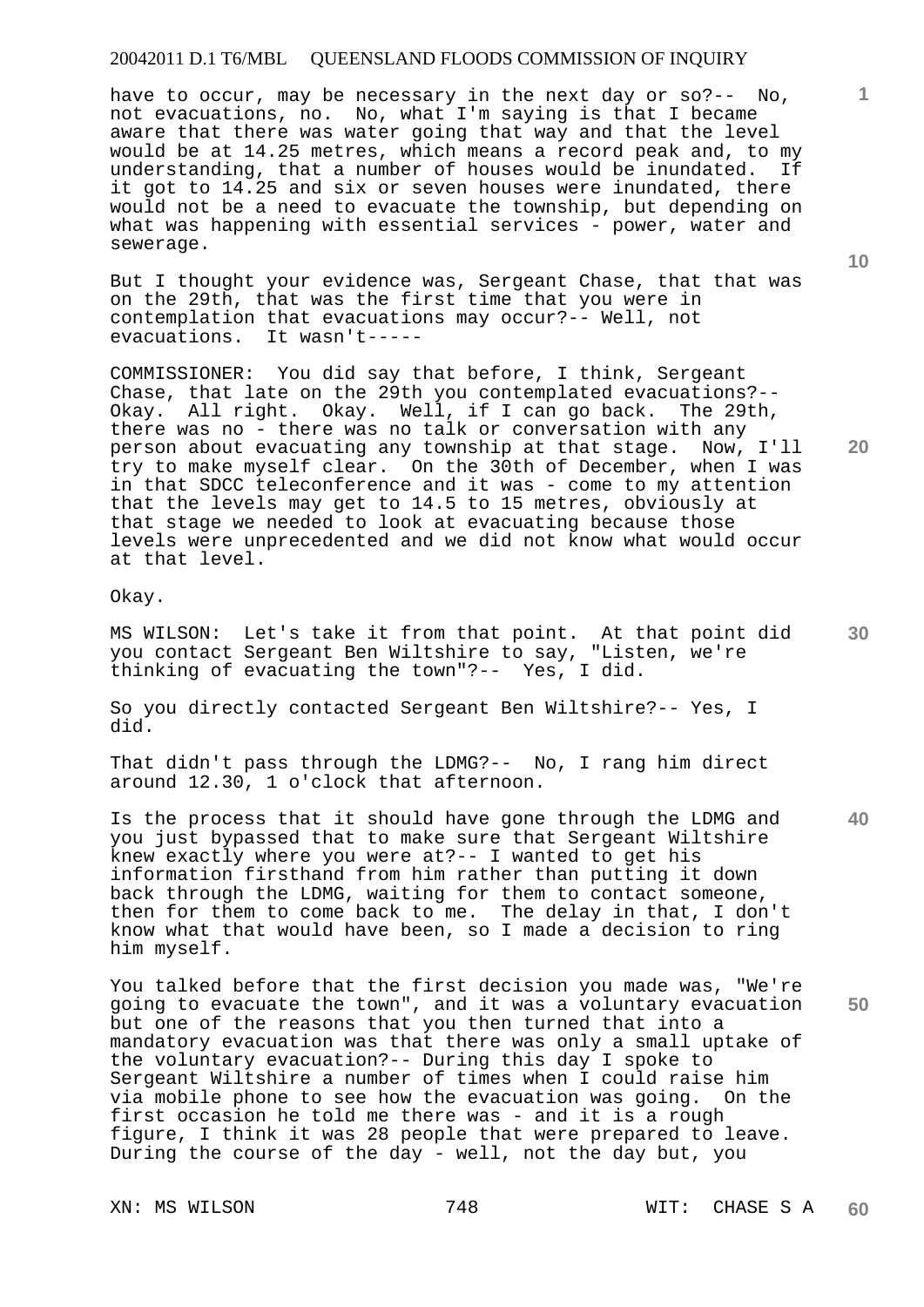have to occur, may be necessary in the next day or so?-- No, not evacuations, no. No, what I'm saying is that I became aware that there was water going that way and that the level would be at 14.25 metres, which means a record peak and, to my understanding, that a number of houses would be inundated. If it got to 14.25 and six or seven houses were inundated, there would not be a need to evacuate the township, but depending on what was happening with essential services - power, water and sewerage.

But I thought your evidence was, Sergeant Chase, that that was on the 29th, that was the first time that you were in contemplation that evacuations may occur?-- Well, not evacuations. It wasn't-----

COMMISSIONER: You did say that before, I think, Sergeant Chase, that late on the 29th you contemplated evacuations?-- Okay. All right. Okay. Well, if I can go back. The 29th, there was no - there was no talk or conversation with any person about evacuating any township at that stage. Now, I'll try to make myself clear. On the 30th of December, when I was in that SDCC teleconference and it was - come to my attention that the levels may get to 14.5 to 15 metres, obviously at that stage we needed to look at evacuating because those levels were unprecedented and we did not know what would occur at that level.

Okay.

MS WILSON: Let's take it from that point. At that point did you contact Sergeant Ben Wiltshire to say, "Listen, we're thinking of evacuating the town"?-- Yes, I did.

So you directly contacted Sergeant Ben Wiltshire?-- Yes, I did.

That didn't pass through the LDMG?-- No, I rang him direct around 12.30, 1 o'clock that afternoon.

Is the process that it should have gone through the LDMG and you just bypassed that to make sure that Sergeant Wiltshire knew exactly where you were at?-- I wanted to get his information firsthand from him rather than putting it down back through the LDMG, waiting for them to contact someone, then for them to come back to me. The delay in that, I don't know what that would have been, so I made a decision to ring him myself.

You talked before that the first decision you made was, "We're going to evacuate the town", and it was a voluntary evacuation but one of the reasons that you then turned that into a mandatory evacuation was that there was only a small uptake of the voluntary evacuation?-- During this day I spoke to Sergeant Wiltshire a number of times when I could raise him via mobile phone to see how the evacuation was going. On the first occasion he told me there was - and it is a rough figure, I think it was 28 people that were prepared to leave. During the course of the day - well, not the day but, you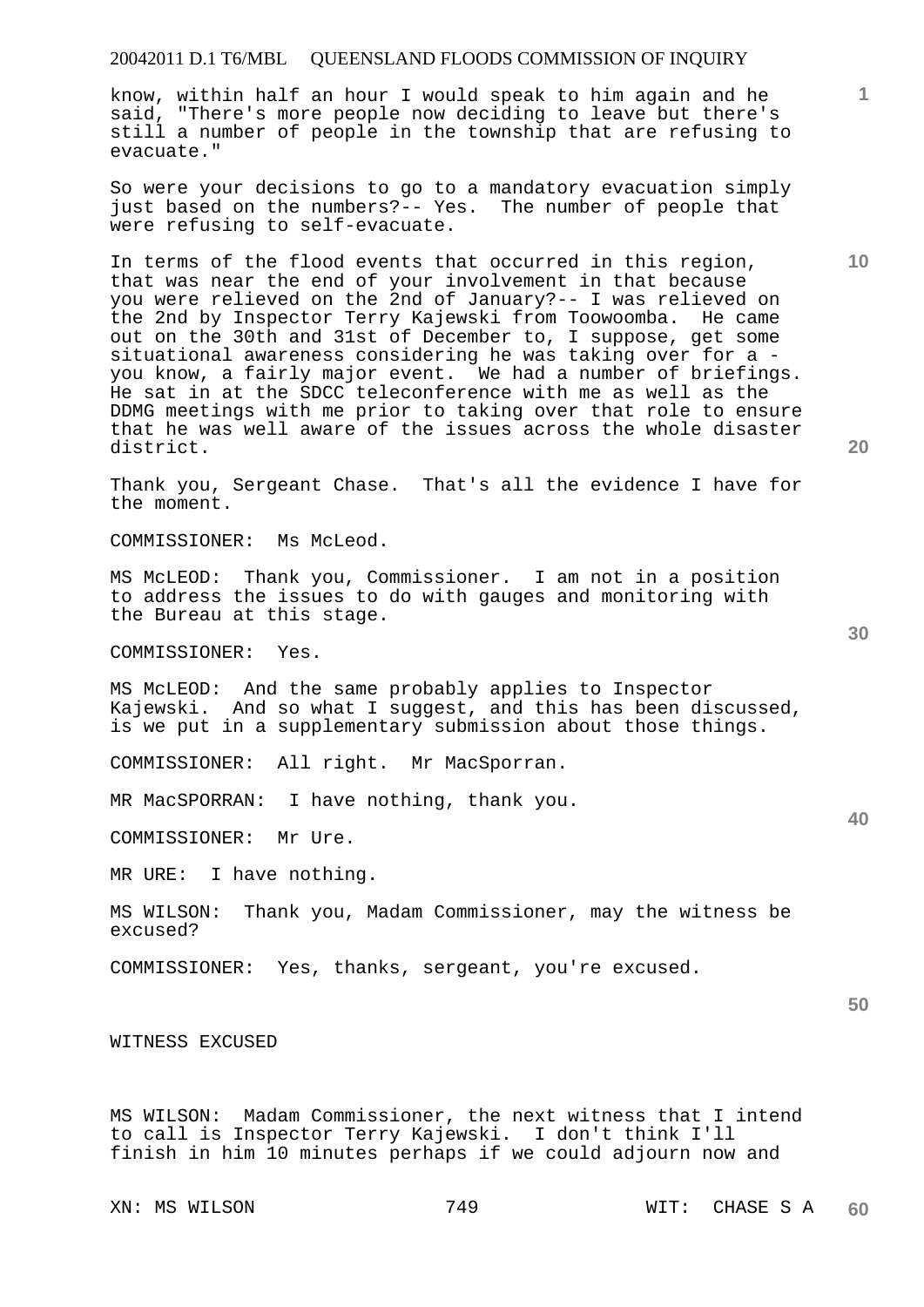know, within half an hour I would speak to him again and he said, "There's more people now deciding to leave but there's still a number of people in the township that are refusing to evacuate."

So were your decisions to go to a mandatory evacuation simply just based on the numbers?-- Yes. The number of people that were refusing to self-evacuate.

In terms of the flood events that occurred in this region, that was near the end of your involvement in that because you were relieved on the 2nd of January?-- I was relieved on the 2nd by Inspector Terry Kajewski from Toowoomba. He came out on the 30th and 31st of December to, I suppose, get some situational awareness considering he was taking over for a - you know, a fairly major event. We had a number of briefings. He sat in at the SDCC teleconference with me as well as the DDMG meetings with me prior to taking over that role to ensure that he was well aware of the issues across the whole disaster district.

Thank you, Sergeant Chase. That's all the evidence I have for the moment.

COMMISSIONER: Ms McLeod.

MS McLEOD: Thank you, Commissioner. I am not in a position to address the issues to do with gauges and monitoring with the Bureau at this stage.

COMMISSIONER: Yes.

MS McLEOD: And the same probably applies to Inspector Kajewski. And so what I suggest, and this has been discussed, is we put in a supplementary submission about those things.

COMMISSIONER: All right. Mr MacSporran.

MR MacSPORRAN: I have nothing, thank you.

COMMISSIONER: Mr Ure.

MR URE: I have nothing.

MS WILSON: Thank you, Madam Commissioner, may the witness be excused?

COMMISSIONER: Yes, thanks, sergeant, you're excused.

WITNESS EXCUSED

MS WILSON: Madam Commissioner, the next witness that I intend to call is Inspector Terry Kajewski. I don't think I'll finish in him 10 minutes perhaps if we could adjourn now and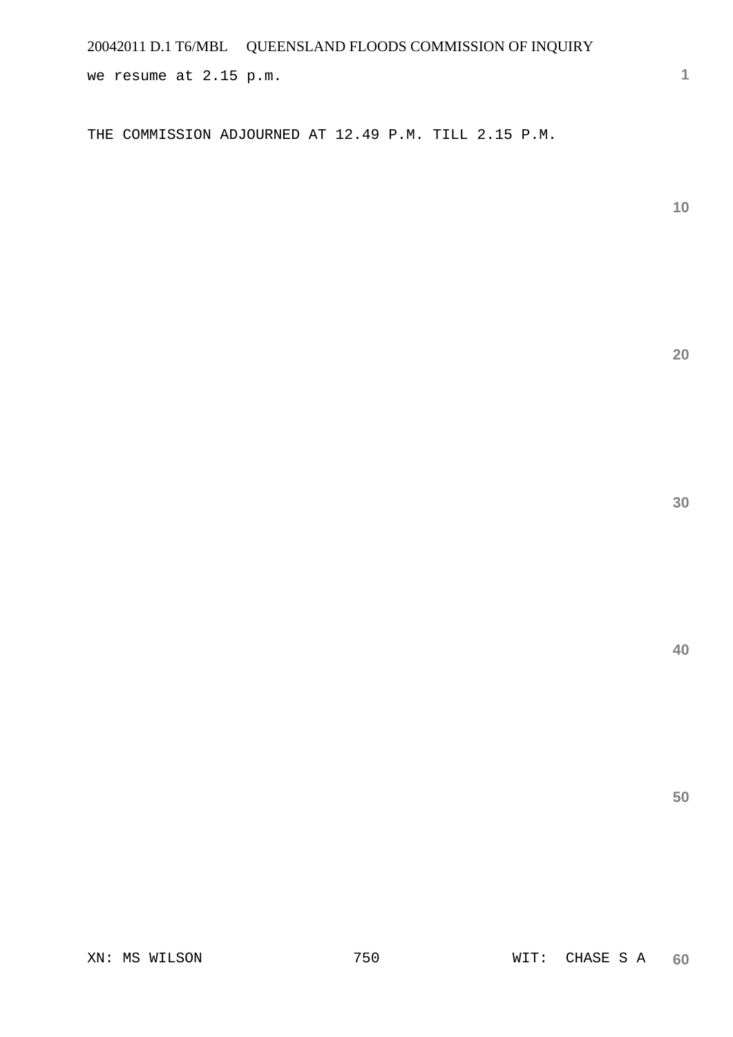we resume at 2.15 p.m.

THE COMMISSION ADJOURNED AT 12.49 P.M. TILL 2.15 P.M.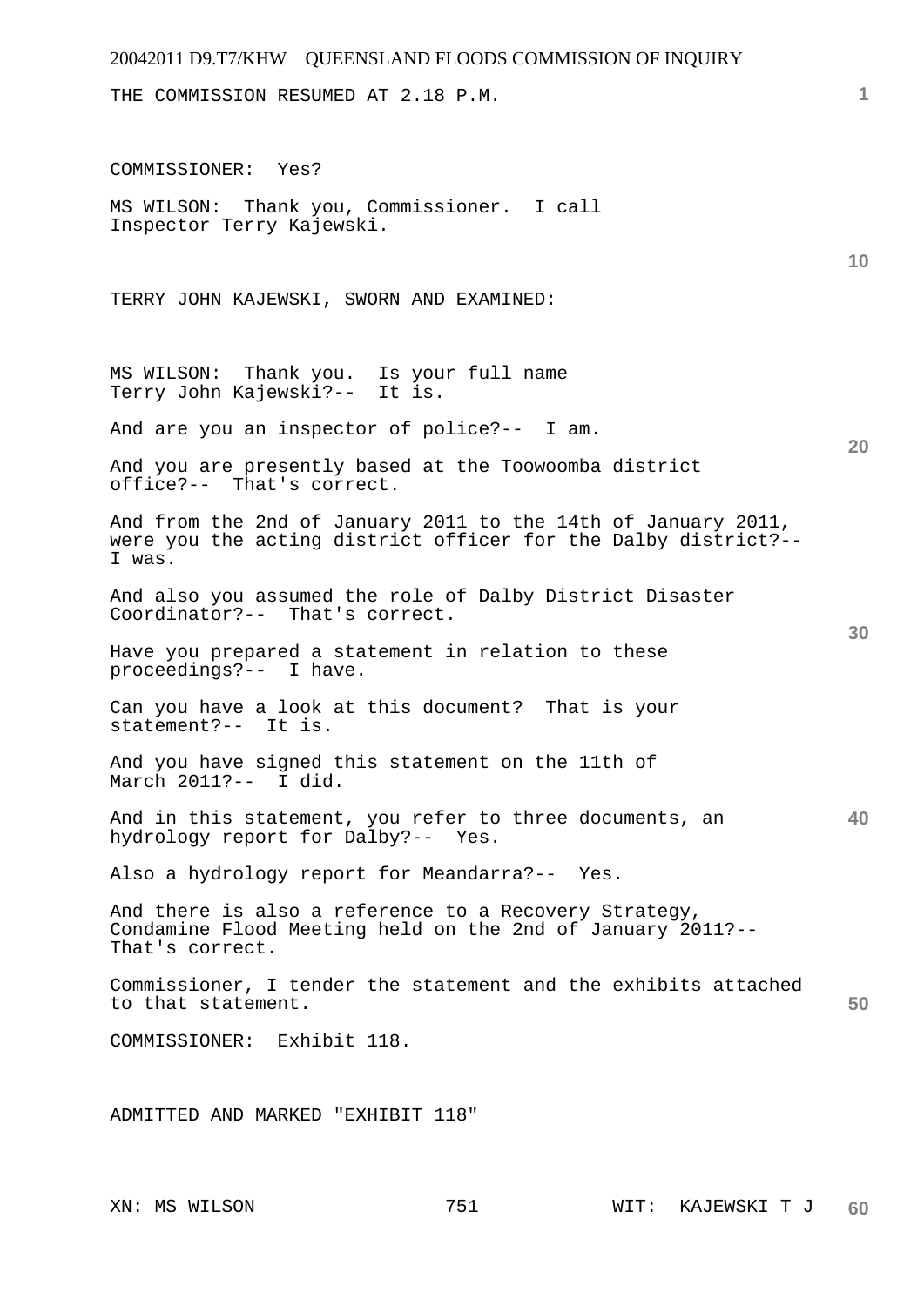THE COMMISSION RESUMED AT 2.18 P.M.

COMMISSIONER: Yes?

MS WILSON: Thank you, Commissioner. I call Inspector Terry Kajewski.

TERRY JOHN KAJEWSKI, SWORN AND EXAMINED:

MS WILSON: Thank you. Is your full name Terry John Kajewski?-- It is.

And are you an inspector of police?-- I am.

And you are presently based at the Toowoomba district office?-- That's correct.

And from the 2nd of January 2011 to the 14th of January 2011, were you the acting district officer for the Dalby district?-- I was.

And also you assumed the role of Dalby District Disaster Coordinator?-- That's correct.

Have you prepared a statement in relation to these proceedings?-- I have.

Can you have a look at this document? That is your statement?-- It is.

And you have signed this statement on the 11th of March 2011?-- I did.

And in this statement, you refer to three documents, an hydrology report for Dalby?-- Yes.

Also a hydrology report for Meandarra?-- Yes.

And there is also a reference to a Recovery Strategy, Condamine Flood Meeting held on the 2nd of January 2011?-- That's correct.

Commissioner, I tender the statement and the exhibits attached to that statement.

COMMISSIONER: Exhibit 118.

ADMITTED AND MARKED "EXHIBIT 118"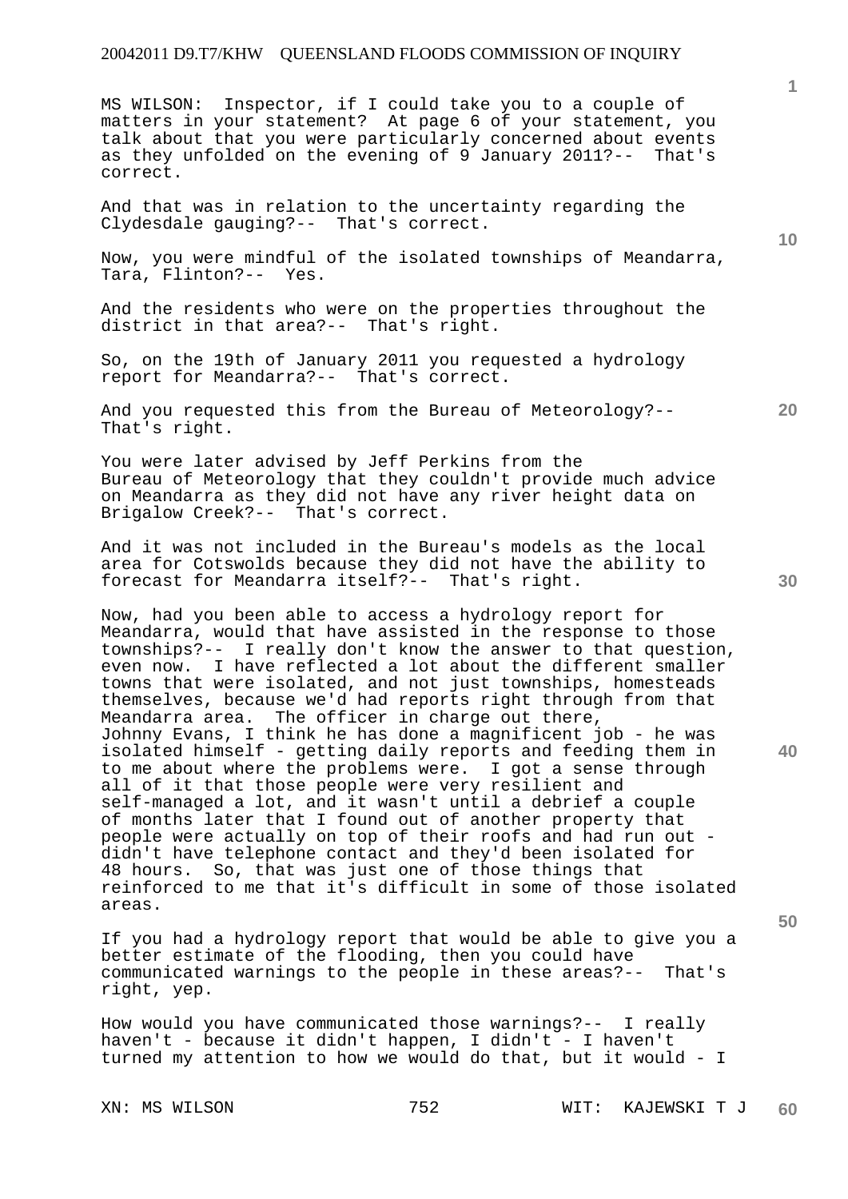MS WILSON: Inspector, if I could take you to a couple of matters in your statement? At page 6 of your statement, you talk about that you were particularly concerned about events as they unfolded on the evening of 9 January 2011?-- That's correct.

And that was in relation to the uncertainty regarding the Clydesdale gauging?-- That's correct.

Now, you were mindful of the isolated townships of Meandarra, Tara, Flinton?-- Yes.

And the residents who were on the properties throughout the district in that area?-- That's right.

So, on the 19th of January 2011 you requested a hydrology report for Meandarra?-- That's correct.

And you requested this from the Bureau of Meteorology?-- That's right.

You were later advised by Jeff Perkins from the Bureau of Meteorology that they couldn't provide much advice on Meandarra as they did not have any river height data on Brigalow Creek?-- That's correct.

And it was not included in the Bureau's models as the local area for Cotswolds because they did not have the ability to forecast for Meandarra itself?-- That's right.

Now, had you been able to access a hydrology report for Meandarra, would that have assisted in the response to those townships?-- I really don't know the answer to that question, even now. I have reflected a lot about the different smaller towns that were isolated, and not just townships, homesteads themselves, because we'd had reports right through from that Meandarra area. The officer in charge out there, Johnny Evans, I think he has done a magnificent job - he was isolated himself - getting daily reports and feeding them in to me about where the problems were. I got a sense through all of it that those people were very resilient and self-managed a lot, and it wasn't until a debrief a couple of months later that I found out of another property that people were actually on top of their roofs and had run out - didn't have telephone contact and they'd been isolated for 48 hours. So, that was just one of those things that reinforced to me that it's difficult in some of those isolated areas.

If you had a hydrology report that would be able to give you a better estimate of the flooding, then you could have communicated warnings to the people in these areas?-- That's right, yep.

How would you have communicated those warnings?-- I really haven't - because it didn't happen, I didn't - I haven't turned my attention to how we would do that, but it would - I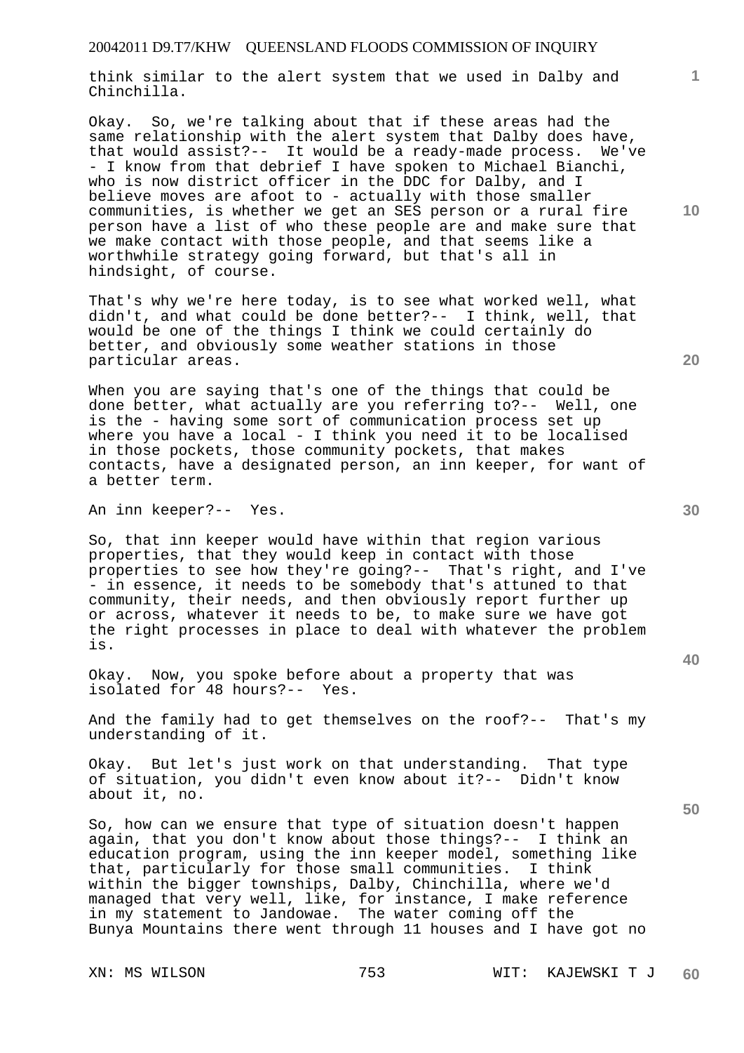think similar to the alert system that we used in Dalby and Chinchilla.

Okay. So, we're talking about that if these areas had the same relationship with the alert system that Dalby does have, that would assist?-- It would be a ready-made process. We've - I know from that debrief I have spoken to Michael Bianchi, who is now district officer in the DDC for Dalby, and I believe moves are afoot to - actually with those smaller communities, is whether we get an SES person or a rural fire person have a list of who these people are and make sure that we make contact with those people, and that seems like a worthwhile strategy going forward, but that's all in hindsight, of course.

That's why we're here today, is to see what worked well, what didn't, and what could be done better?-- I think, well, that would be one of the things I think we could certainly do better, and obviously some weather stations in those particular areas.

When you are saying that's one of the things that could be done better, what actually are you referring to?-- Well, one is the - having some sort of communication process set up where you have a local - I think you need it to be localised in those pockets, those community pockets, that makes contacts, have a designated person, an inn keeper, for want of a better term.

An inn keeper?-- Yes.

So, that inn keeper would have within that region various properties, that they would keep in contact with those properties to see how they're going?-- That's right, and I've - in essence, it needs to be somebody that's attuned to that community, their needs, and then obviously report further up or across, whatever it needs to be, to make sure we have got the right processes in place to deal with whatever the problem is.

Okay. Now, you spoke before about a property that was isolated for 48 hours?-- Yes.

And the family had to get themselves on the roof?-- That's my understanding of it.

Okay. But let's just work on that understanding. That type of situation, you didn't even know about it?-- Didn't know about it, no.

So, how can we ensure that type of situation doesn't happen again, that you don't know about those things?-- I think an education program, using the inn keeper model, something like that, particularly for those small communities. I think within the bigger townships, Dalby, Chinchilla, where we'd managed that very well, like, for instance, I make reference in my statement to Jandowae. The water coming off the Bunya Mountains there went through 11 houses and I have got no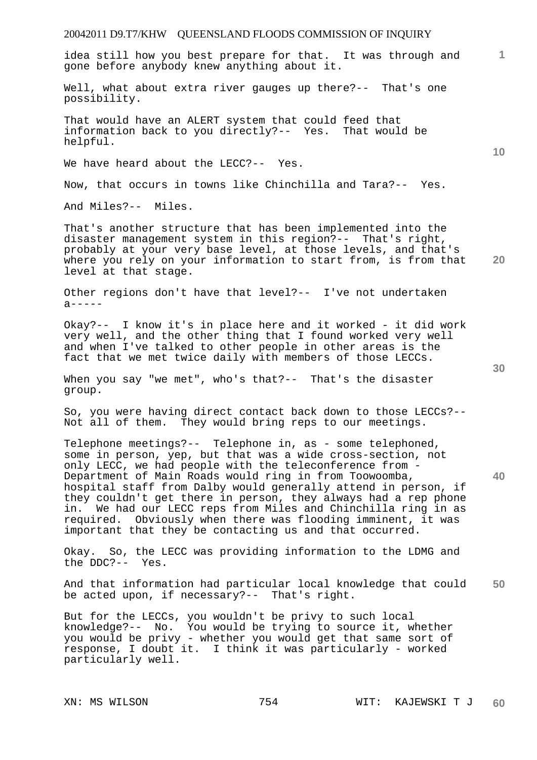idea still how you best prepare for that. It was through and gone before anybody knew anything about it.

Well, what about extra river gauges up there?-- That's one possibility.

That would have an ALERT system that could feed that information back to you directly?-- Yes. That would be helpful.

We have heard about the LECC?-- Yes.

Now, that occurs in towns like Chinchilla and Tara?-- Yes.

And Miles?-- Miles.

That's another structure that has been implemented into the disaster management system in this region?-- That's right, probably at your very base level, at those levels, and that's where you rely on your information to start from, is from that level at that stage.

Other regions don't have that level?-- I've not undertaken a-----

Okay?-- I know it's in place here and it worked - it did work very well, and the other thing that I found worked very well and when I've talked to other people in other areas is the fact that we met twice daily with members of those LECCs.

When you say "we met", who's that?-- That's the disaster group.

So, you were having direct contact back down to those LECCs?-- Not all of them. They would bring reps to our meetings.

Telephone meetings?-- Telephone in, as - some telephoned, some in person, yep, but that was a wide cross-section, not only LECC, we had people with the teleconference from - Department of Main Roads would ring in from Toowoomba, hospital staff from Dalby would generally attend in person, if they couldn't get there in person, they always had a rep phone in. We had our LECC reps from Miles and Chinchilla ring in as required. Obviously when there was flooding imminent, it was important that they be contacting us and that occurred.

Okay. So, the LECC was providing information to the LDMG and the DDC?-- Yes.

And that information had particular local knowledge that could be acted upon, if necessary?-- That's right.

But for the LECCs, you wouldn't be privy to such local knowledge?-- No. You would be trying to source it, whether you would be privy - whether you would get that same sort of response, I doubt it. I think it was particularly - worked particularly well.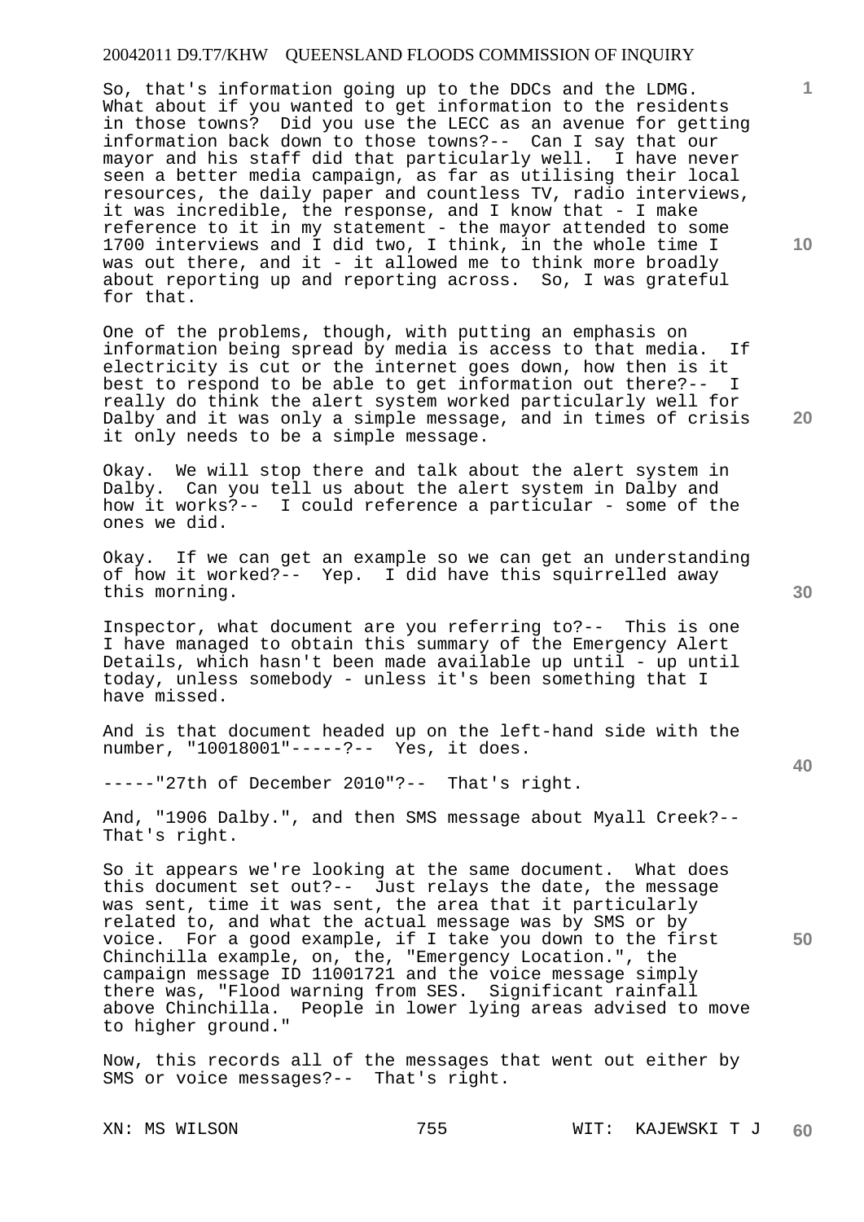So, that's information going up to the DDCs and the LDMG. What about if you wanted to get information to the residents in those towns? Did you use the LECC as an avenue for getting information back down to those towns?-- Can I say that our mayor and his staff did that particularly well. I have never seen a better media campaign, as far as utilising their local resources, the daily paper and countless TV, radio interviews, it was incredible, the response, and I know that - I make reference to it in my statement - the mayor attended to some 1700 interviews and I did two, I think, in the whole time I was out there, and it - it allowed me to think more broadly about reporting up and reporting across. So, I was grateful for that.

One of the problems, though, with putting an emphasis on information being spread by media is access to that media. If electricity is cut or the internet goes down, how then is it best to respond to be able to get information out there?-- I really do think the alert system worked particularly well for Dalby and it was only a simple message, and in times of crisis it only needs to be a simple message.

Okay. We will stop there and talk about the alert system in Dalby. Can you tell us about the alert system in Dalby and how it works?-- I could reference a particular - some of the ones we did.

Okay. If we can get an example so we can get an understanding of how it worked?-- Yep. I did have this squirrelled away this morning.

Inspector, what document are you referring to?-- This is one I have managed to obtain this summary of the Emergency Alert Details, which hasn't been made available up until - up until today, unless somebody - unless it's been something that I have missed.

And is that document headed up on the left-hand side with the number, "10018001"-----?-- Yes, it does.

-----"27th of December 2010"?-- That's right.

And, "1906 Dalby.", and then SMS message about Myall Creek?-- That's right.

So it appears we're looking at the same document. What does this document set out?-- Just relays the date, the message was sent, time it was sent, the area that it particularly related to, and what the actual message was by SMS or by voice. For a good example, if I take you down to the first Chinchilla example, on, the, "Emergency Location.", the campaign message ID 11001721 and the voice message simply there was, "Flood warning from SES. Significant rainfall above Chinchilla. People in lower lying areas advised to move to higher ground."

Now, this records all of the messages that went out either by SMS or voice messages?-- That's right.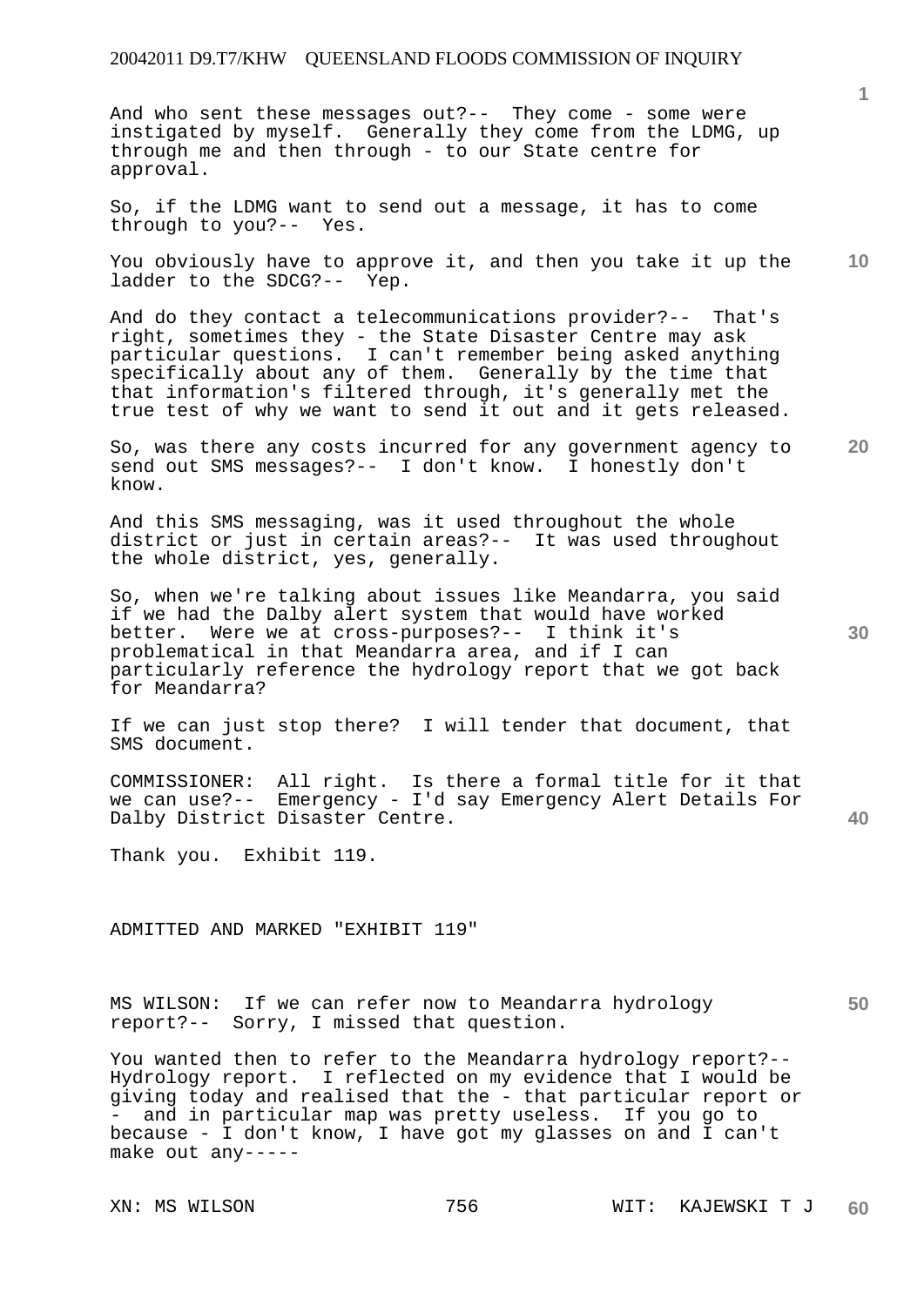And who sent these messages out?-- They come - some were instigated by myself. Generally they come from the LDMG, up through me and then through - to our State centre for approval.

So, if the LDMG want to send out a message, it has to come through to you?-- Yes.

You obviously have to approve it, and then you take it up the ladder to the SDCG?-- Yep.

And do they contact a telecommunications provider?-- That's right, sometimes they - the State Disaster Centre may ask particular questions. I can't remember being asked anything specifically about any of them. Generally by the time that that information's filtered through, it's generally met the true test of why we want to send it out and it gets released.

So, was there any costs incurred for any government agency to send out SMS messages?-- I don't know. I honestly don't know.

And this SMS messaging, was it used throughout the whole district or just in certain areas?-- It was used throughout the whole district, yes, generally.

So, when we're talking about issues like Meandarra, you said if we had the Dalby alert system that would have worked better. Were we at cross-purposes?-- I think it's problematical in that Meandarra area, and if I can particularly reference the hydrology report that we got back for Meandarra?

If we can just stop there? I will tender that document, that SMS document.

COMMISSIONER: All right. Is there a formal title for it that we can use?-- Emergency - I'd say Emergency Alert Details For Dalby District Disaster Centre.

Thank you. Exhibit 119.

ADMITTED AND MARKED "EXHIBIT 119"

MS WILSON: If we can refer now to Meandarra hydrology report?-- Sorry, I missed that question.

You wanted then to refer to the Meandarra hydrology report?-- Hydrology report. I reflected on my evidence that I would be giving today and realised that the - that particular report or - and in particular map was pretty useless. If you go to because - I don't know, I have got my glasses on and I can't make out any-----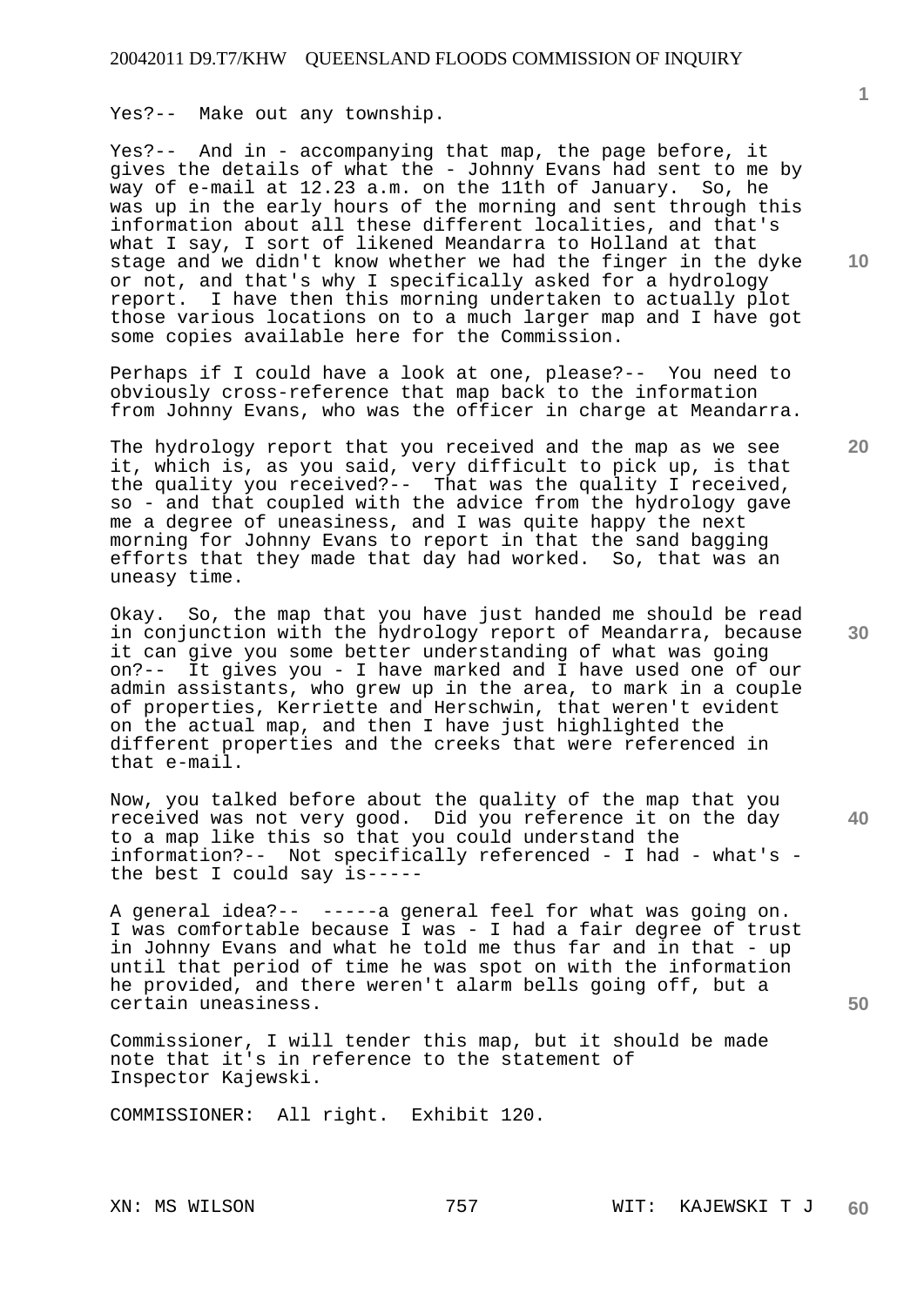Yes?-- Make out any township.

Yes?-- And in - accompanying that map, the page before, it gives the details of what the - Johnny Evans had sent to me by way of e-mail at 12.23 a.m. on the 11th of January. So, he was up in the early hours of the morning and sent through this information about all these different localities, and that's what I say, I sort of likened Meandarra to Holland at that stage and we didn't know whether we had the finger in the dyke or not, and that's why I specifically asked for a hydrology report. I have then this morning undertaken to actually plot those various locations on to a much larger map and I have got some copies available here for the Commission.

Perhaps if I could have a look at one, please?-- You need to obviously cross-reference that map back to the information from Johnny Evans, who was the officer in charge at Meandarra.

The hydrology report that you received and the map as we see it, which is, as you said, very difficult to pick up, is that the quality you received?-- That was the quality I received, so - and that coupled with the advice from the hydrology gave me a degree of uneasiness, and I was quite happy the next morning for Johnny Evans to report in that the sand bagging efforts that they made that day had worked. So, that was an uneasy time.

Okay. So, the map that you have just handed me should be read in conjunction with the hydrology report of Meandarra, because it can give you some better understanding of what was going on?-- It gives you - I have marked and I have used one of our admin assistants, who grew up in the area, to mark in a couple of properties, Kerriette and Herschwin, that weren't evident on the actual map, and then I have just highlighted the different properties and the creeks that were referenced in that e-mail.

Now, you talked before about the quality of the map that you received was not very good. Did you reference it on the day to a map like this so that you could understand the information?-- Not specifically referenced - I had - what's - the best I could say is-----

A general idea?-- -----a general feel for what was going on. I was comfortable because I was - I had a fair degree of trust in Johnny Evans and what he told me thus far and in that - up until that period of time he was spot on with the information he provided, and there weren't alarm bells going off, but a certain uneasiness.

Commissioner, I will tender this map, but it should be made note that it's in reference to the statement of Inspector Kajewski.

COMMISSIONER: All right. Exhibit 120.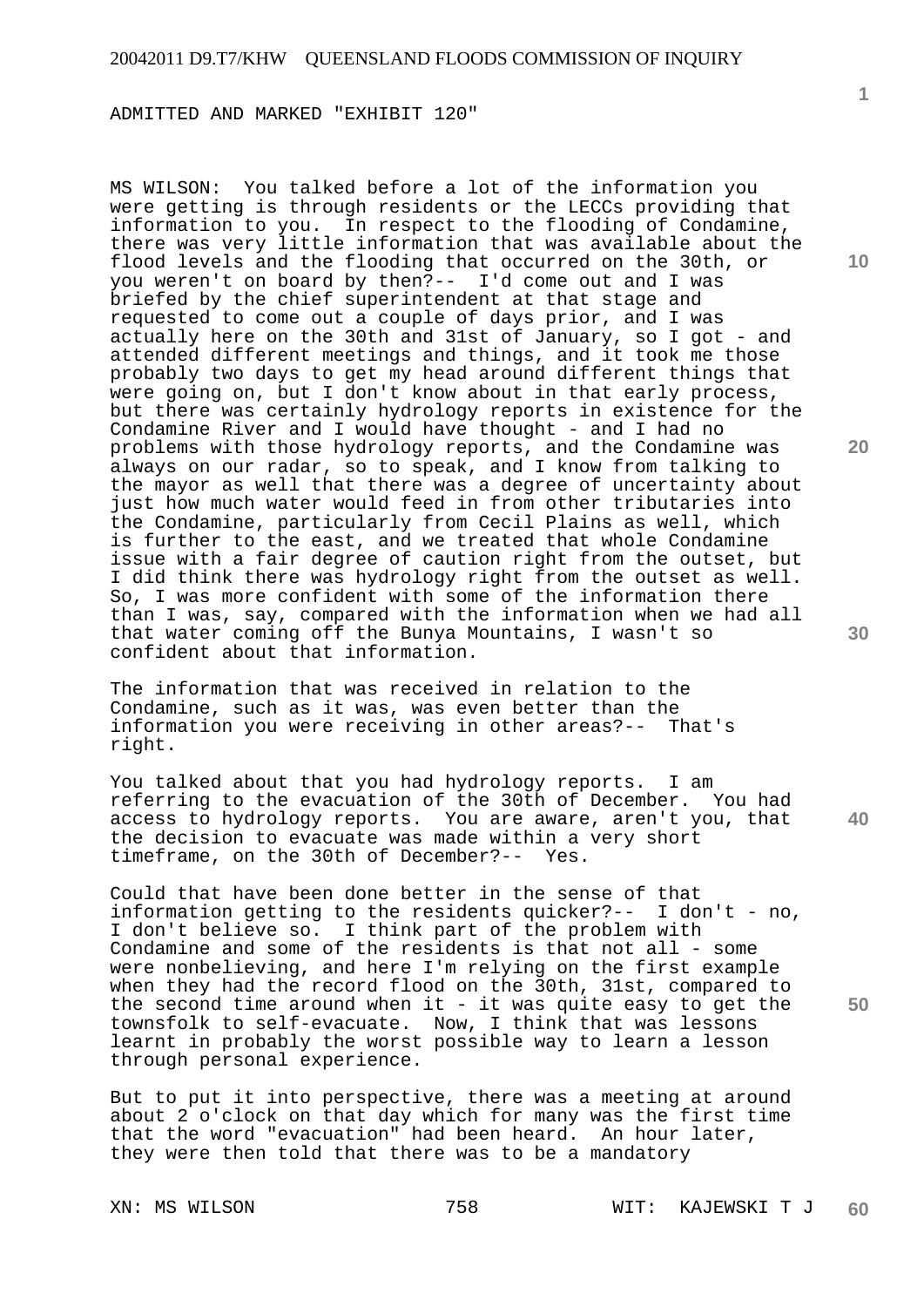ADMITTED AND MARKED "EXHIBIT 120"

MS WILSON: You talked before a lot of the information you were getting is through residents or the LECCs providing that information to you. In respect to the flooding of Condamine, there was very little information that was available about the flood levels and the flooding that occurred on the 30th, or you weren't on board by then?-- I'd come out and I was briefed by the chief superintendent at that stage and requested to come out a couple of days prior, and I was actually here on the 30th and 31st of January, so I got - and attended different meetings and things, and it took me those probably two days to get my head around different things that were going on, but I don't know about in that early process, but there was certainly hydrology reports in existence for the Condamine River and I would have thought - and I had no problems with those hydrology reports, and the Condamine was always on our radar, so to speak, and I know from talking to the mayor as well that there was a degree of uncertainty about just how much water would feed in from other tributaries into the Condamine, particularly from Cecil Plains as well, which is further to the east, and we treated that whole Condamine issue with a fair degree of caution right from the outset, but I did think there was hydrology right from the outset as well. So, I was more confident with some of the information there than I was, say, compared with the information when we had all that water coming off the Bunya Mountains, I wasn't so confident about that information.

The information that was received in relation to the Condamine, such as it was, was even better than the information you were receiving in other areas?-- That's right.

You talked about that you had hydrology reports. I am referring to the evacuation of the 30th of December. You had access to hydrology reports. You are aware, aren't you, that the decision to evacuate was made within a very short timeframe, on the 30th of December?-- Yes.

Could that have been done better in the sense of that information getting to the residents quicker?-- I don't - no, I don't believe so. I think part of the problem with Condamine and some of the residents is that not all - some were nonbelieving, and here I'm relying on the first example when they had the record flood on the 30th, 31st, compared to the second time around when it - it was quite easy to get the townsfolk to self-evacuate. Now, I think that was lessons learnt in probably the worst possible way to learn a lesson through personal experience.

But to put it into perspective, there was a meeting at around about 2 o'clock on that day which for many was the first time that the word "evacuation" had been heard. An hour later, they were then told that there was to be a mandatory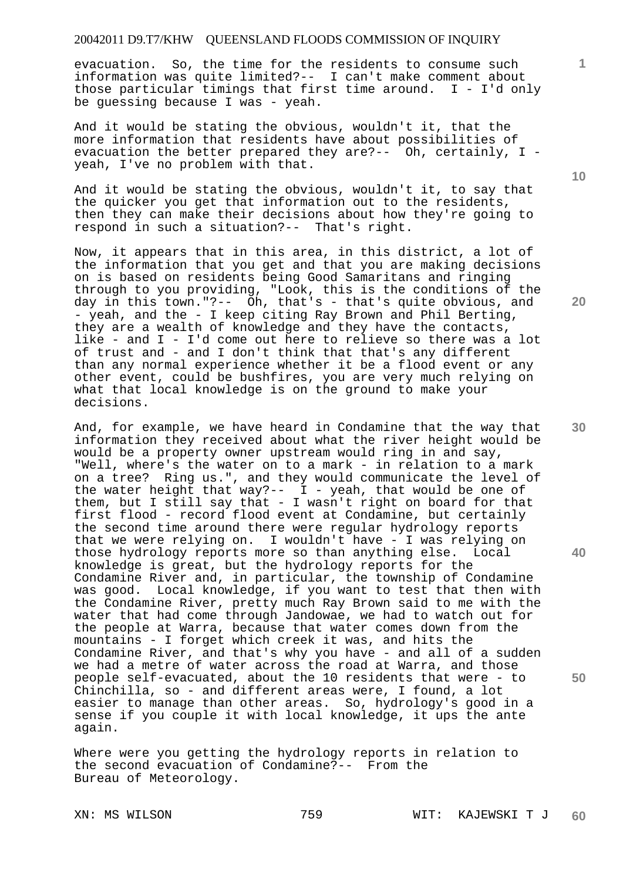evacuation. So, the time for the residents to consume such information was quite limited?-- I can't make comment about those particular timings that first time around. I - I'd only be guessing because I was - yeah.

And it would be stating the obvious, wouldn't it, that the more information that residents have about possibilities of evacuation the better prepared they are?-- Oh, certainly, I - yeah, I've no problem with that.

And it would be stating the obvious, wouldn't it, to say that the quicker you get that information out to the residents, then they can make their decisions about how they're going to respond in such a situation?-- That's right.

Now, it appears that in this area, in this district, a lot of the information that you get and that you are making decisions on is based on residents being Good Samaritans and ringing through to you providing, "Look, this is the conditions of the day in this town."?-- Oh, that's - that's quite obvious, and - yeah, and the - I keep citing Ray Brown and Phil Berting, they are a wealth of knowledge and they have the contacts, like - and I - I'd come out here to relieve so there was a lot of trust and - and I don't think that that's any different than any normal experience whether it be a flood event or any other event, could be bushfires, you are very much relying on what that local knowledge is on the ground to make your decisions.

And, for example, we have heard in Condamine that the way that information they received about what the river height would be would be a property owner upstream would ring in and say, "Well, where's the water on to a mark - in relation to a mark on a tree? Ring us.", and they would communicate the level of the water height that way?-- I - yeah, that would be one of them, but I still say that - I wasn't right on board for that first flood - record flood event at Condamine, but certainly the second time around there were regular hydrology reports that we were relying on. I wouldn't have - I was relying on those hydrology reports more so than anything else. Local knowledge is great, but the hydrology reports for the Condamine River and, in particular, the township of Condamine was good. Local knowledge, if you want to test that then with the Condamine River, pretty much Ray Brown said to me with the water that had come through Jandowae, we had to watch out for the people at Warra, because that water comes down from the mountains - I forget which creek it was, and hits the Condamine River, and that's why you have - and all of a sudden we had a metre of water across the road at Warra, and those people self-evacuated, about the 10 residents that were - to Chinchilla, so - and different areas were, I found, a lot easier to manage than other areas. So, hydrology's good in a sense if you couple it with local knowledge, it ups the ante again.

Where were you getting the hydrology reports in relation to the second evacuation of Condamine?-- From the Bureau of Meteorology.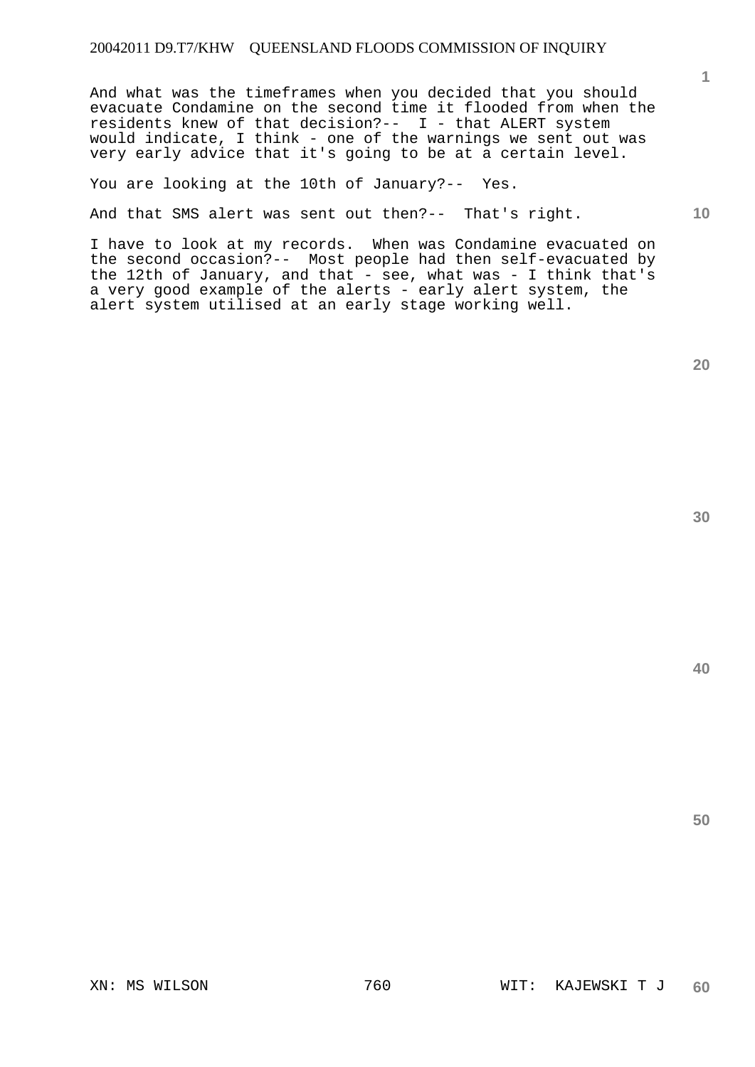And what was the timeframes when you decided that you should evacuate Condamine on the second time it flooded from when the residents knew of that decision?-- I - that ALERT system would indicate, I think - one of the warnings we sent out was very early advice that it's going to be at a certain level.

You are looking at the 10th of January?-- Yes.

And that SMS alert was sent out then?-- That's right.

I have to look at my records. When was Condamine evacuated on the second occasion?-- Most people had then self-evacuated by the 12th of January, and that - see, what was - I think that's a very good example of the alerts - early alert system, the alert system utilised at an early stage working well.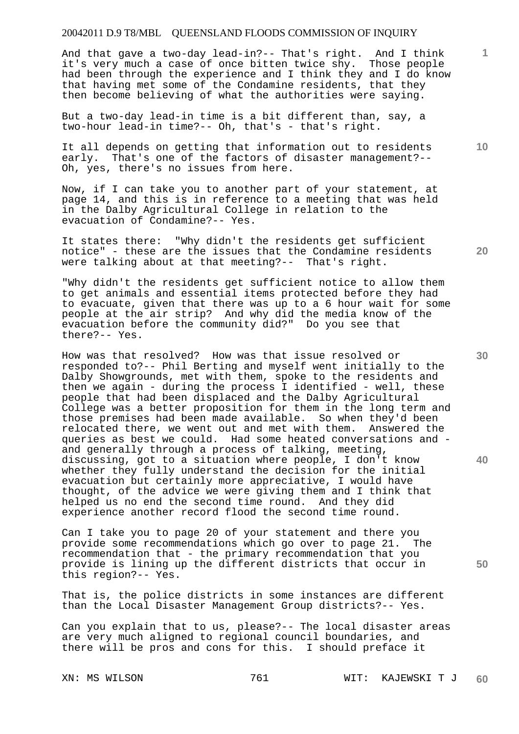And that gave a two-day lead-in?-- That's right. And I think it's very much a case of once bitten twice shy. Those people had been through the experience and I think they and I do know that having met some of the Condamine residents, that they then become believing of what the authorities were saying.

But a two-day lead-in time is a bit different than, say, a two-hour lead-in time?-- Oh, that's - that's right.

It all depends on getting that information out to residents early. That's one of the factors of disaster management?-- Oh, yes, there's no issues from here.

Now, if I can take you to another part of your statement, at page 14, and this is in reference to a meeting that was held in the Dalby Agricultural College in relation to the evacuation of Condamine?-- Yes.

It states there: "Why didn't the residents get sufficient notice" - these are the issues that the Condamine residents were talking about at that meeting?-- That's right.

"Why didn't the residents get sufficient notice to allow them to get animals and essential items protected before they had to evacuate, given that there was up to a 6 hour wait for some people at the air strip? And why did the media know of the evacuation before the community did?" Do you see that there?-- Yes.

How was that resolved? How was that issue resolved or responded to?-- Phil Berting and myself went initially to the Dalby Showgrounds, met with them, spoke to the residents and then we again - during the process I identified - well, these people that had been displaced and the Dalby Agricultural College was a better proposition for them in the long term and those premises had been made available. So when they'd been relocated there, we went out and met with them. Answered the queries as best we could. Had some heated conversations and - and generally through a process of talking, meeting, discussing, got to a situation where people, I don't know whether they fully understand the decision for the initial evacuation but certainly more appreciative, I would have thought, of the advice we were giving them and I think that helped us no end the second time round. And they did experience another record flood the second time round.

Can I take you to page 20 of your statement and there you provide some recommendations which go over to page 21. The recommendation that - the primary recommendation that you provide is lining up the different districts that occur in this region?-- Yes.

That is, the police districts in some instances are different than the Local Disaster Management Group districts?-- Yes.

Can you explain that to us, please?-- The local disaster areas are very much aligned to regional council boundaries, and there will be pros and cons for this. I should preface it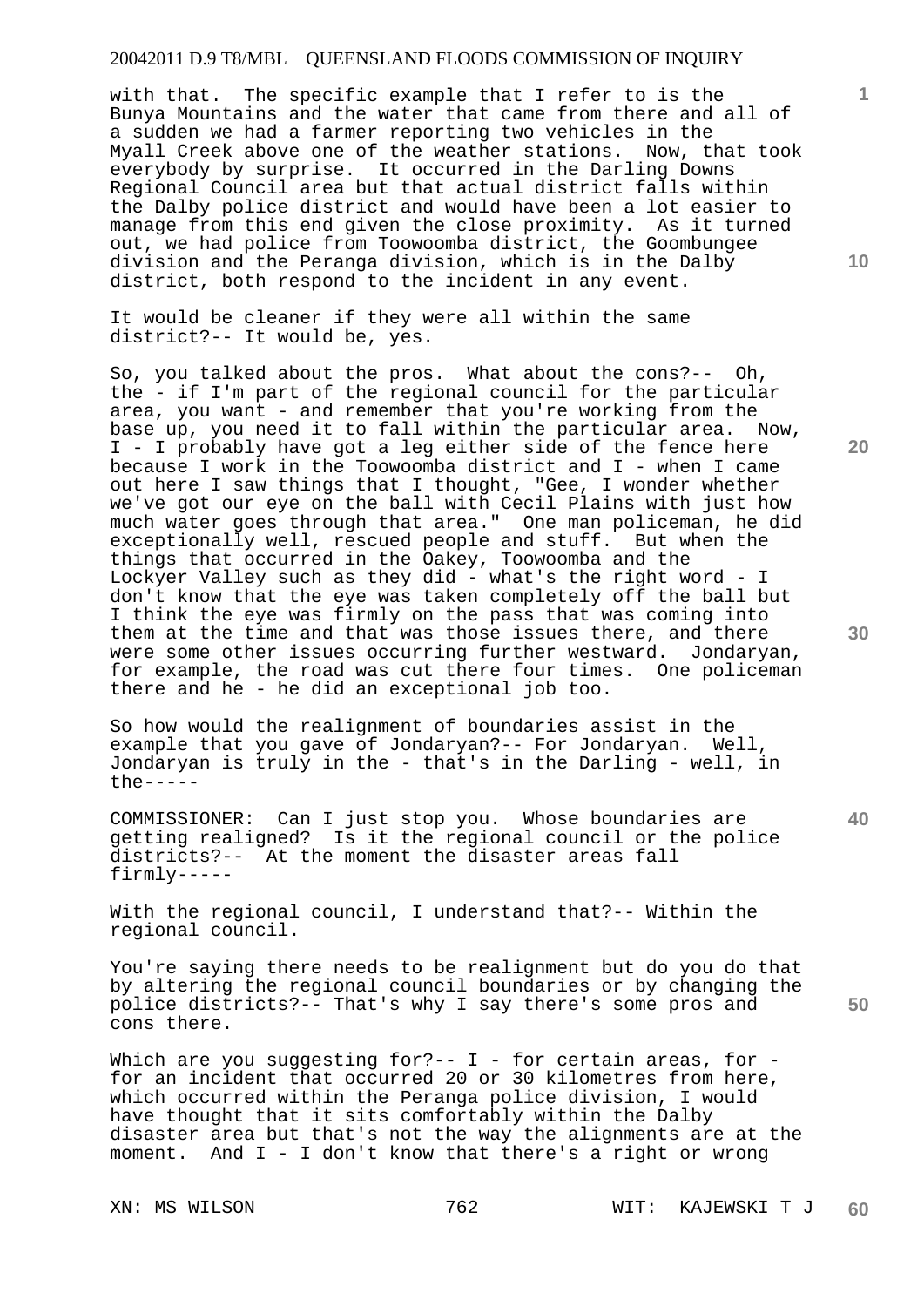with that. The specific example that I refer to is the Bunya Mountains and the water that came from there and all of a sudden we had a farmer reporting two vehicles in the Myall Creek above one of the weather stations. Now, that took everybody by surprise. It occurred in the Darling Downs Regional Council area but that actual district falls within the Dalby police district and would have been a lot easier to manage from this end given the close proximity. As it turned out, we had police from Toowoomba district, the Goombungee division and the Peranga division, which is in the Dalby district, both respond to the incident in any event.

It would be cleaner if they were all within the same district?-- It would be, yes.

So, you talked about the pros. What about the cons?-- Oh, the - if I'm part of the regional council for the particular area, you want - and remember that you're working from the base up, you need it to fall within the particular area. Now, I - I probably have got a leg either side of the fence here because I work in the Toowoomba district and I - when I came out here I saw things that I thought, "Gee, I wonder whether we've got our eye on the ball with Cecil Plains with just how much water goes through that area." One man policeman, he did exceptionally well, rescued people and stuff. But when the things that occurred in the Oakey, Toowoomba and the Lockyer Valley such as they did - what's the right word - I don't know that the eye was taken completely off the ball but I think the eye was firmly on the pass that was coming into them at the time and that was those issues there, and there were some other issues occurring further westward. Jondaryan, for example, the road was cut there four times. One policeman there and he - he did an exceptional job too.

So how would the realignment of boundaries assist in the example that you gave of Jondaryan?-- For Jondaryan. Well, Jondaryan is truly in the - that's in the Darling - well, in the-----

COMMISSIONER: Can I just stop you. Whose boundaries are getting realigned? Is it the regional council or the police districts?-- At the moment the disaster areas fall firmly-----

With the regional council, I understand that?-- Within the regional council.

You're saying there needs to be realignment but do you do that by altering the regional council boundaries or by changing the police districts?-- That's why I say there's some pros and cons there.

Which are you suggesting for?-- I - for certain areas, for - for an incident that occurred 20 or 30 kilometres from here, which occurred within the Peranga police division, I would have thought that it sits comfortably within the Dalby disaster area but that's not the way the alignments are at the moment. And I - I don't know that there's a right or wrong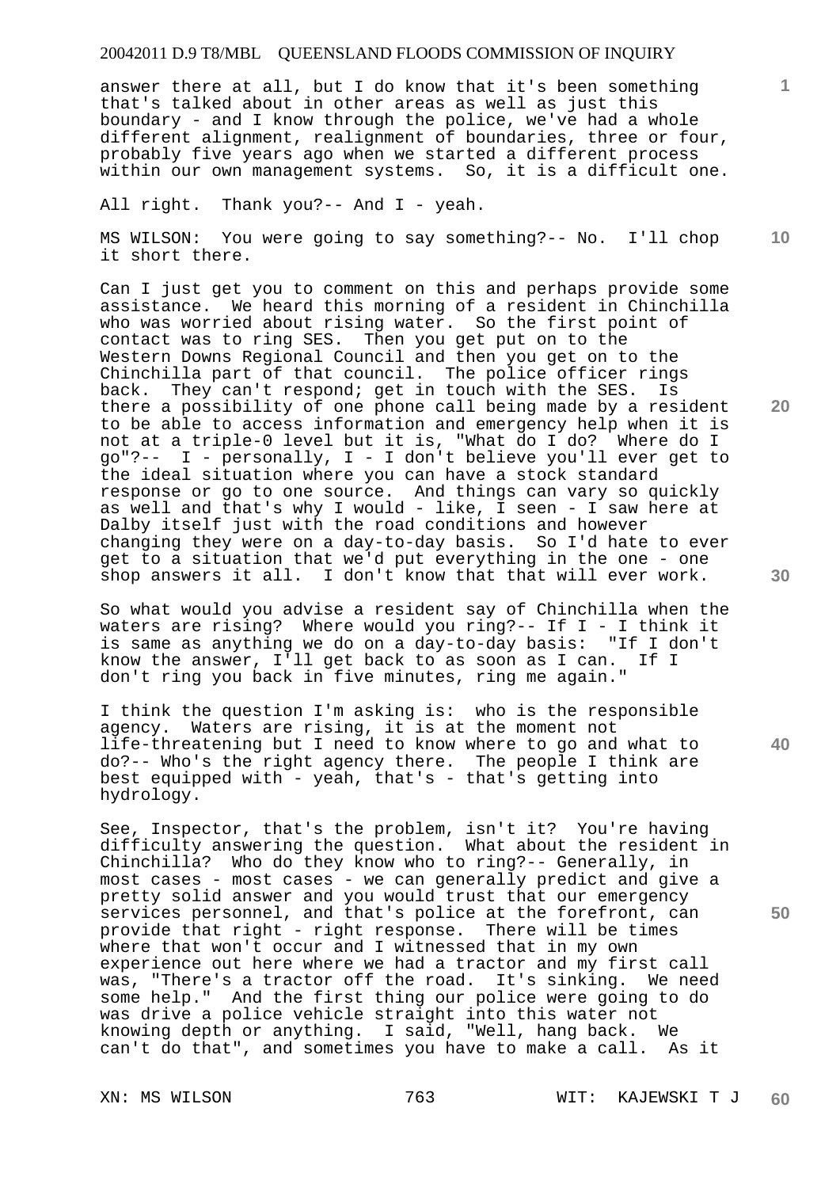answer there at all, but I do know that it's been something that's talked about in other areas as well as just this boundary - and I know through the police, we've had a whole different alignment, realignment of boundaries, three or four, probably five years ago when we started a different process within our own management systems. So, it is a difficult one.

All right. Thank you?-- And I - yeah.

MS WILSON: You were going to say something?-- No. I'll chop it short there.

Can I just get you to comment on this and perhaps provide some assistance. We heard this morning of a resident in Chinchilla who was worried about rising water. So the first point of contact was to ring SES. Then you get put on to the Western Downs Regional Council and then you get on to the Chinchilla part of that council. The police officer rings back. They can't respond; get in touch with the SES. Is there a possibility of one phone call being made by a resident to be able to access information and emergency help when it is not at a triple-0 level but it is, "What do I do? Where do I go"?-- I - personally, I - I don't believe you'll ever get to the ideal situation where you can have a stock standard response or go to one source. And things can vary so quickly as well and that's why I would - like, I seen - I saw here at Dalby itself just with the road conditions and however changing they were on a day-to-day basis. So I'd hate to ever get to a situation that we'd put everything in the one - one shop answers it all. I don't know that that will ever work.

So what would you advise a resident say of Chinchilla when the waters are rising? Where would you ring?-- If I - I think it is same as anything we do on a day-to-day basis: "If I don't know the answer, I'll get back to as soon as I can. If I don't ring you back in five minutes, ring me again."

I think the question I'm asking is: who is the responsible agency. Waters are rising, it is at the moment not life-threatening but I need to know where to go and what to do?-- Who's the right agency there. The people I think are best equipped with - yeah, that's - that's getting into hydrology.

See, Inspector, that's the problem, isn't it? You're having difficulty answering the question. What about the resident in Chinchilla? Who do they know who to ring?-- Generally, in most cases - most cases - we can generally predict and give a pretty solid answer and you would trust that our emergency services personnel, and that's police at the forefront, can provide that right - right response. There will be times where that won't occur and I witnessed that in my own experience out here where we had a tractor and my first call was, "There's a tractor off the road. It's sinking. We need some help." And the first thing our police were going to do was drive a police vehicle straight into this water not knowing depth or anything. I said, "Well, hang back. We can't do that", and sometimes you have to make a call. As it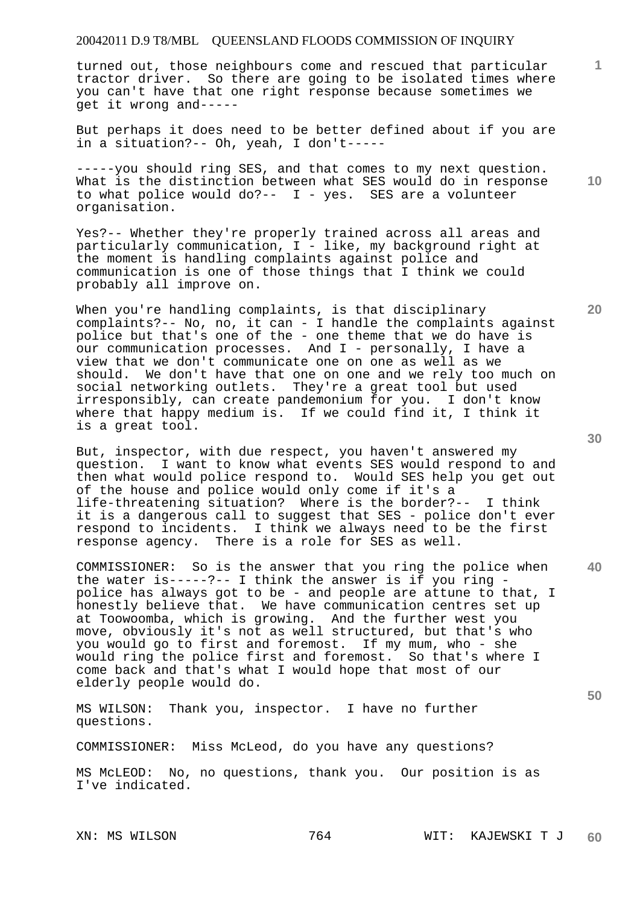turned out, those neighbours come and rescued that particular tractor driver. So there are going to be isolated times where you can't have that one right response because sometimes we get it wrong and-----

But perhaps it does need to be better defined about if you are in a situation?-- Oh, yeah, I don't-----

-----you should ring SES, and that comes to my next question. What is the distinction between what SES would do in response to what police would do?-- I - yes. SES are a volunteer organisation.

Yes?-- Whether they're properly trained across all areas and particularly communication, I - like, my background right at the moment is handling complaints against police and communication is one of those things that I think we could probably all improve on.

When you're handling complaints, is that disciplinary complaints?-- No, no, it can - I handle the complaints against police but that's one of the - one theme that we do have is our communication processes. And I - personally, I have a view that we don't communicate one on one as well as we should. We don't have that one on one and we rely too much on social networking outlets. They're a great tool but used irresponsibly, can create pandemonium for you. I don't know where that happy medium is. If we could find it, I think it is a great tool.

But, inspector, with due respect, you haven't answered my question. I want to know what events SES would respond to and then what would police respond to. Would SES help you get out of the house and police would only come if it's a life-threatening situation? Where is the border?-- I think it is a dangerous call to suggest that SES - police don't ever respond to incidents. I think we always need to be the first response agency. There is a role for SES as well.

COMMISSIONER: So is the answer that you ring the police when the water is-----?-- I think the answer is if you ring - police has always got to be - and people are attune to that, I honestly believe that. We have communication centres set up at Toowoomba, which is growing. And the further west you move, obviously it's not as well structured, but that's who you would go to first and foremost. If my mum, who - she would ring the police first and foremost. So that's where I come back and that's what I would hope that most of our elderly people would do.

MS WILSON: Thank you, inspector. I have no further questions.

COMMISSIONER: Miss McLeod, do you have any questions?

MS McLEOD: No, no questions, thank you. Our position is as I've indicated.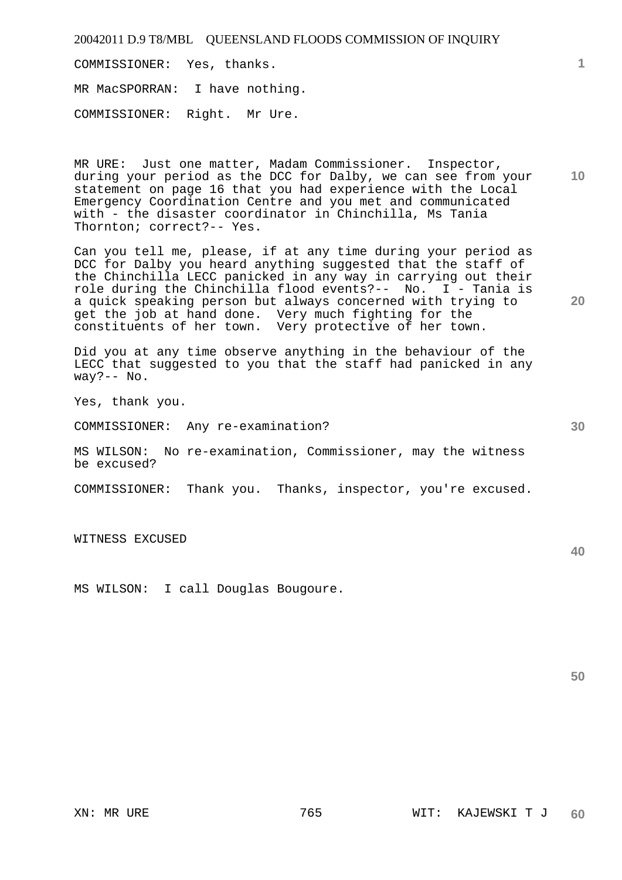COMMISSIONER: Yes, thanks.

MR MacSPORRAN: I have nothing.

COMMISSIONER: Right. Mr Ure.

MR URE: Just one matter, Madam Commissioner. Inspector, during your period as the DCC for Dalby, we can see from your statement on page 16 that you had experience with the Local Emergency Coordination Centre and you met and communicated with - the disaster coordinator in Chinchilla, Ms Tania Thornton; correct?-- Yes.

Can you tell me, please, if at any time during your period as DCC for Dalby you heard anything suggested that the staff of the Chinchilla LECC panicked in any way in carrying out their role during the Chinchilla flood events?-- No. I - Tania is a quick speaking person but always concerned with trying to get the job at hand done. Very much fighting for the constituents of her town. Very protective of her town.

Did you at any time observe anything in the behaviour of the LECC that suggested to you that the staff had panicked in any way?-- No.

Yes, thank you.

COMMISSIONER: Any re-examination?

MS WILSON: No re-examination, Commissioner, may the witness be excused?

COMMISSIONER: Thank you. Thanks, inspector, you're excused.

WITNESS EXCUSED

MS WILSON: I call Douglas Bougoure.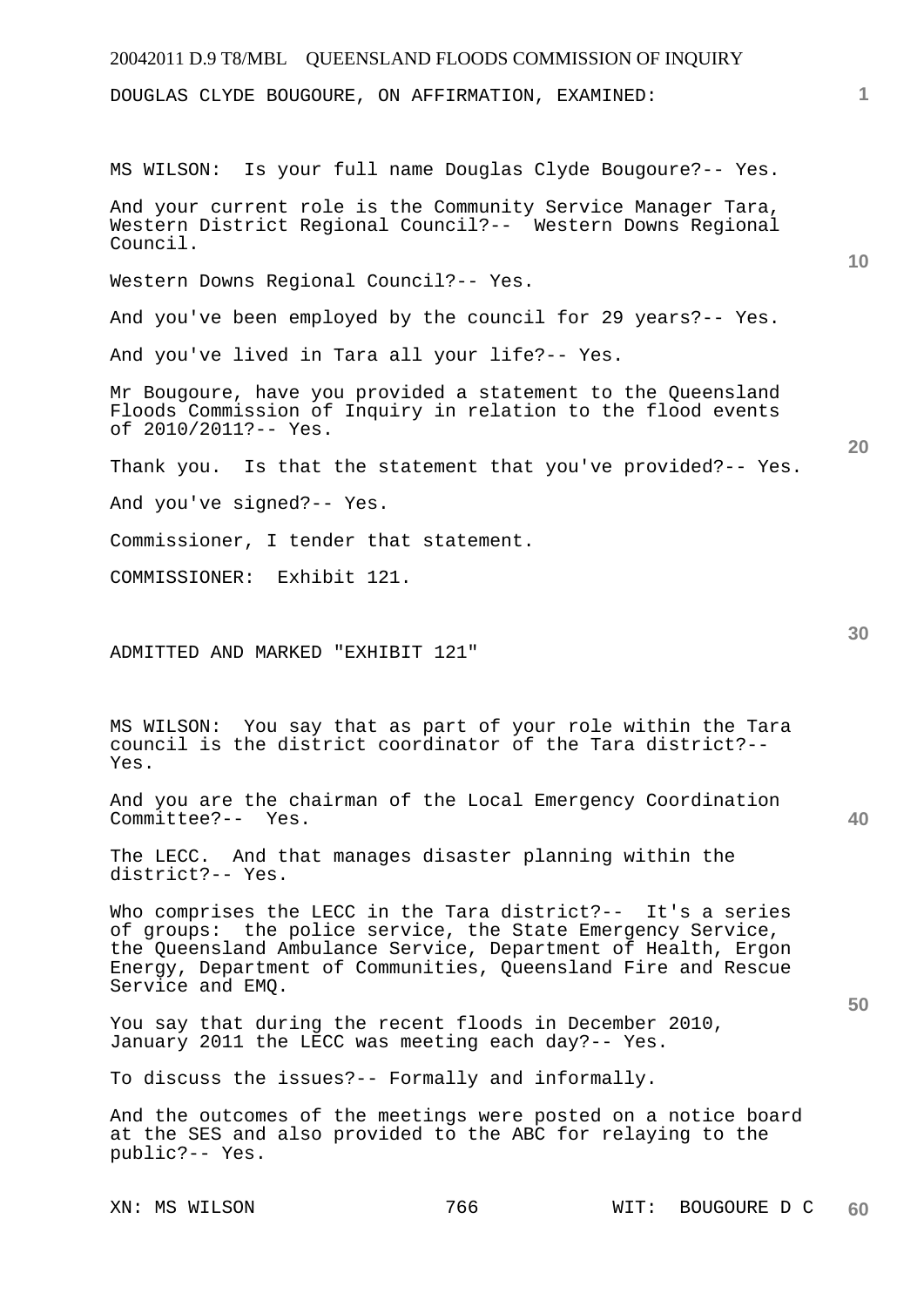DOUGLAS CLYDE BOUGOURE, ON AFFIRMATION, EXAMINED:

MS WILSON: Is your full name Douglas Clyde Bougoure?-- Yes.

And your current role is the Community Service Manager Tara, Western District Regional Council?-- Western Downs Regional Council.

Western Downs Regional Council?-- Yes.

And you've been employed by the council for 29 years?-- Yes.

And you've lived in Tara all your life?-- Yes.

Mr Bougoure, have you provided a statement to the Queensland Floods Commission of Inquiry in relation to the flood events of 2010/2011?-- Yes.

Thank you. Is that the statement that you've provided?-- Yes.

And you've signed?-- Yes.

Commissioner, I tender that statement.

COMMISSIONER: Exhibit 121.

ADMITTED AND MARKED "EXHIBIT 121"

MS WILSON: You say that as part of your role within the Tara council is the district coordinator of the Tara district?-- Yes.

And you are the chairman of the Local Emergency Coordination Committee?-- Yes.

The LECC. And that manages disaster planning within the district?-- Yes.

Who comprises the LECC in the Tara district?-- It's a series of groups: the police service, the State Emergency Service, the Queensland Ambulance Service, Department of Health, Ergon Energy, Department of Communities, Queensland Fire and Rescue Service and EMQ.

You say that during the recent floods in December 2010, January 2011 the LECC was meeting each day?-- Yes.

To discuss the issues?-- Formally and informally.

And the outcomes of the meetings were posted on a notice board at the SES and also provided to the ABC for relaying to the public?-- Yes.

XN: MS WILSON WIT: BOUGOURE D C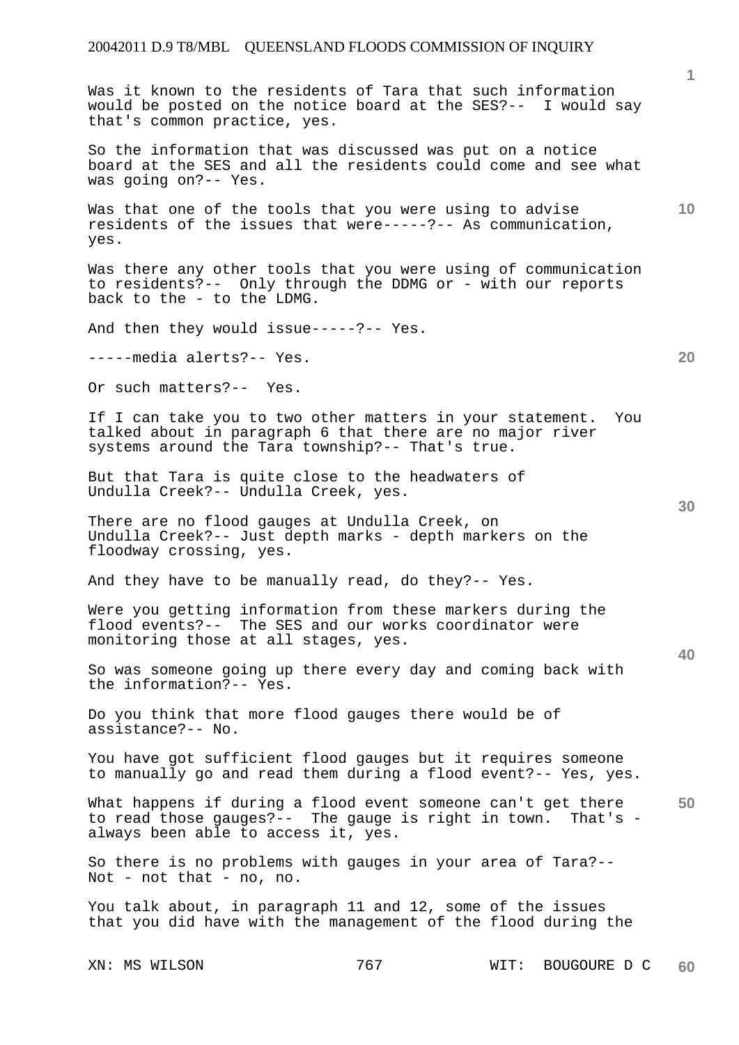Was it known to the residents of Tara that such information would be posted on the notice board at the SES?-- I would say that's common practice, yes.

So the information that was discussed was put on a notice board at the SES and all the residents could come and see what was going on?-- Yes.

Was that one of the tools that you were using to advise residents of the issues that were-----?-- As communication, yes.

Was there any other tools that you were using of communication to residents?-- Only through the DDMG or - with our reports back to the - to the LDMG.

And then they would issue-----?-- Yes.

-----media alerts?-- Yes.

Or such matters?-- Yes.

If I can take you to two other matters in your statement. You talked about in paragraph 6 that there are no major river systems around the Tara township?-- That's true.

But that Tara is quite close to the headwaters of Undulla Creek?-- Undulla Creek, yes.

There are no flood gauges at Undulla Creek, on Undulla Creek?-- Just depth marks - depth markers on the floodway crossing, yes.

And they have to be manually read, do they?-- Yes.

Were you getting information from these markers during the flood events?-- The SES and our works coordinator were monitoring those at all stages, yes.

So was someone going up there every day and coming back with the information?-- Yes.

Do you think that more flood gauges there would be of assistance?-- No.

You have got sufficient flood gauges but it requires someone to manually go and read them during a flood event?-- Yes, yes.

What happens if during a flood event someone can't get there to read those gauges?-- The gauge is right in town. That's - always been able to access it, yes.

So there is no problems with gauges in your area of Tara?-- Not - not that - no, no.

You talk about, in paragraph 11 and 12, some of the issues that you did have with the management of the flood during the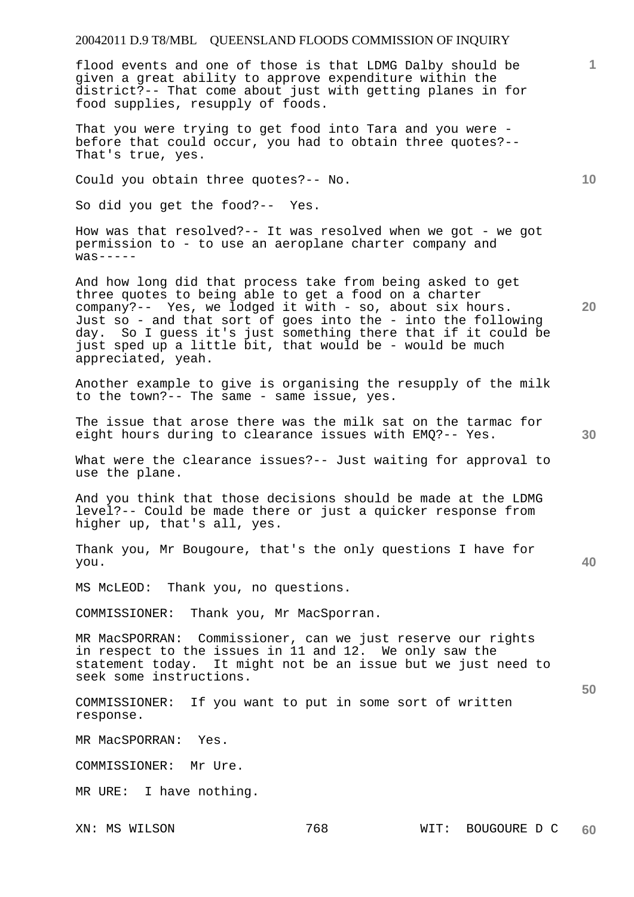flood events and one of those is that LDMG Dalby should be given a great ability to approve expenditure within the district?-- That come about just with getting planes in for food supplies, resupply of foods.

That you were trying to get food into Tara and you were - before that could occur, you had to obtain three quotes?-- That's true, yes.

Could you obtain three quotes?-- No.

So did you get the food?-- Yes.

How was that resolved?-- It was resolved when we got - we got permission to - to use an aeroplane charter company and was-----

And how long did that process take from being asked to get three quotes to being able to get a food on a charter company?-- Yes, we lodged it with - so, about six hours. Just so - and that sort of goes into the - into the following day. So I guess it's just something there that if it could be just sped up a little bit, that would be - would be much appreciated, yeah.

Another example to give is organising the resupply of the milk to the town?-- The same - same issue, yes.

The issue that arose there was the milk sat on the tarmac for eight hours during to clearance issues with EMQ?-- Yes.

What were the clearance issues?-- Just waiting for approval to use the plane.

And you think that those decisions should be made at the LDMG level?-- Could be made there or just a quicker response from higher up, that's all, yes.

Thank you, Mr Bougoure, that's the only questions I have for you.

MS McLEOD: Thank you, no questions.

COMMISSIONER: Thank you, Mr MacSporran.

MR MacSPORRAN: Commissioner, can we just reserve our rights in respect to the issues in 11 and 12. We only saw the statement today. It might not be an issue but we just need to seek some instructions.

COMMISSIONER: If you want to put in some sort of written response.

MR MacSPORRAN: Yes.

COMMISSIONER: Mr Ure.

MR URE: I have nothing.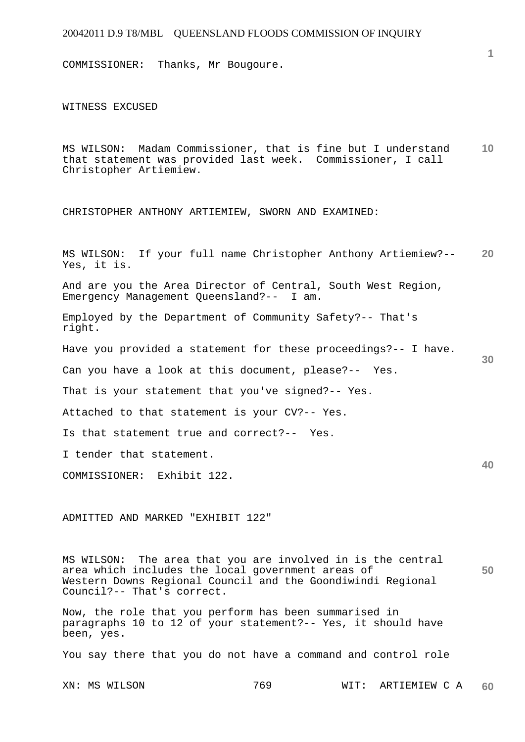COMMISSIONER:  Thanks, Mr Bougoure.

WITNESS EXCUSED

MS WILSON:  Madam Commissioner, that is fine but I understand that statement was provided last week.  Commissioner, I call Christopher Artiemiew.

CHRISTOPHER ANTHONY ARTIEMIEW, SWORN AND EXAMINED:

MS WILSON:  If your full name Christopher Anthony Artiemiew?-- Yes, it is.

And are you the Area Director of Central, South West Region, Emergency Management Queensland?--  I am.

Employed by the Department of Community Safety?-- That's right.

Have you provided a statement for these proceedings?-- I have.

Can you have a look at this document, please?--  Yes.

That is your statement that you've signed?-- Yes.

Attached to that statement is your CV?-- Yes.

Is that statement true and correct?--  Yes.

I tender that statement.

COMMISSIONER:  Exhibit 122.

ADMITTED AND MARKED "EXHIBIT 122"

MS WILSON:  The area that you are involved in is the central area which includes the local government areas of Western Downs Regional Council and the Goondiwindi Regional Council?-- That's correct.

Now, the role that you perform has been summarised in paragraphs 10 to 12 of your statement?-- Yes, it should have been, yes.

You say there that you do not have a command and control role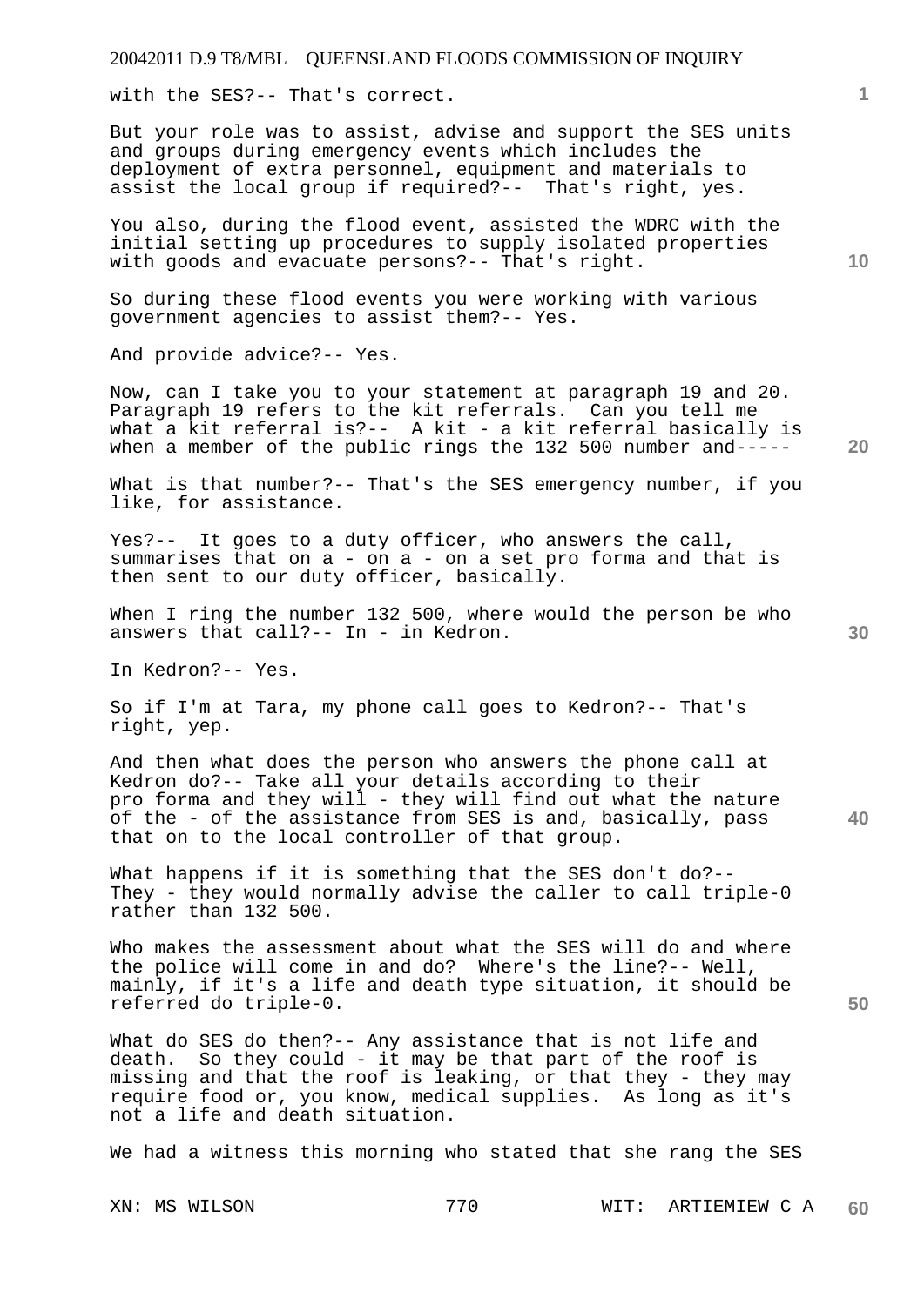with the SES?-- That's correct.

But your role was to assist, advise and support the SES units and groups during emergency events which includes the deployment of extra personnel, equipment and materials to assist the local group if required?-- That's right, yes.

You also, during the flood event, assisted the WDRC with the initial setting up procedures to supply isolated properties with goods and evacuate persons?-- That's right.

So during these flood events you were working with various government agencies to assist them?-- Yes.

And provide advice?-- Yes.

Now, can I take you to your statement at paragraph 19 and 20. Paragraph 19 refers to the kit referrals. Can you tell me what a kit referral is?-- A kit - a kit referral basically is when a member of the public rings the 132 500 number and-----

What is that number?-- That's the SES emergency number, if you like, for assistance.

Yes?-- It goes to a duty officer, who answers the call, summarises that on a - on a - on a set pro forma and that is then sent to our duty officer, basically.

When I ring the number 132 500, where would the person be who answers that call?-- In - in Kedron.

In Kedron?-- Yes.

So if I'm at Tara, my phone call goes to Kedron?-- That's right, yep.

And then what does the person who answers the phone call at Kedron do?-- Take all your details according to their pro forma and they will - they will find out what the nature of the - of the assistance from SES is and, basically, pass that on to the local controller of that group.

What happens if it is something that the SES don't do?-- They - they would normally advise the caller to call triple-0 rather than 132 500.

Who makes the assessment about what the SES will do and where the police will come in and do? Where's the line?-- Well, mainly, if it's a life and death type situation, it should be referred do triple-0.

What do SES do then?-- Any assistance that is not life and death. So they could - it may be that part of the roof is missing and that the roof is leaking, or that they - they may require food or, you know, medical supplies. As long as it's not a life and death situation.

We had a witness this morning who stated that she rang the SES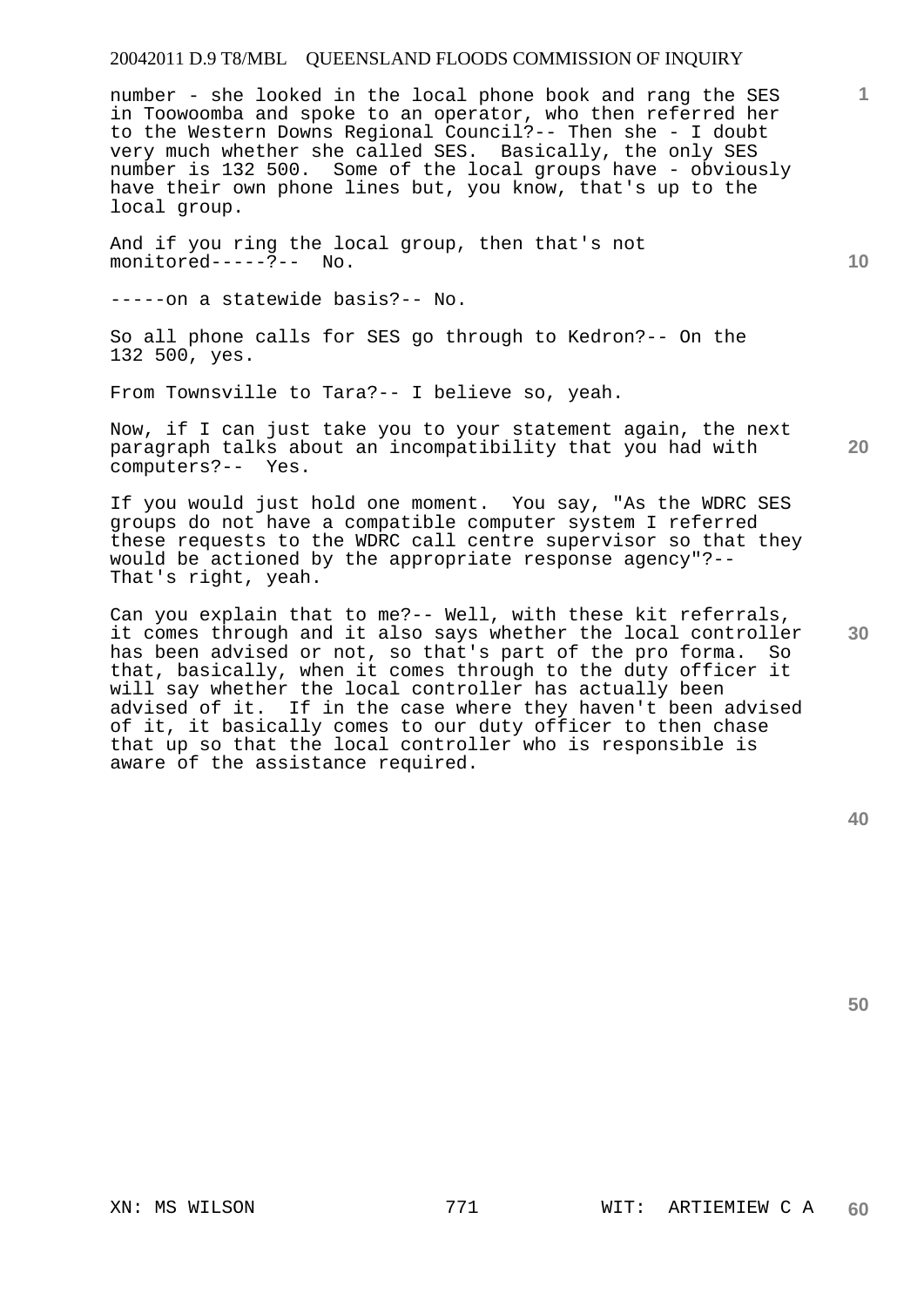number - she looked in the local phone book and rang the SES in Toowoomba and spoke to an operator, who then referred her to the Western Downs Regional Council?-- Then she - I doubt very much whether she called SES. Basically, the only SES number is 132 500. Some of the local groups have - obviously have their own phone lines but, you know, that's up to the local group.

And if you ring the local group, then that's not monitored-----?-- No.

-----on a statewide basis?-- No.

So all phone calls for SES go through to Kedron?-- On the 132 500, yes.

From Townsville to Tara?-- I believe so, yeah.

Now, if I can just take you to your statement again, the next paragraph talks about an incompatibility that you had with computers?-- Yes.

If you would just hold one moment. You say, "As the WDRC SES groups do not have a compatible computer system I referred these requests to the WDRC call centre supervisor so that they would be actioned by the appropriate response agency"?-- That's right, yeah.

Can you explain that to me?-- Well, with these kit referrals, it comes through and it also says whether the local controller has been advised or not, so that's part of the pro forma. So that, basically, when it comes through to the duty officer it will say whether the local controller has actually been advised of it. If in the case where they haven't been advised of it, it basically comes to our duty officer to then chase that up so that the local controller who is responsible is aware of the assistance required.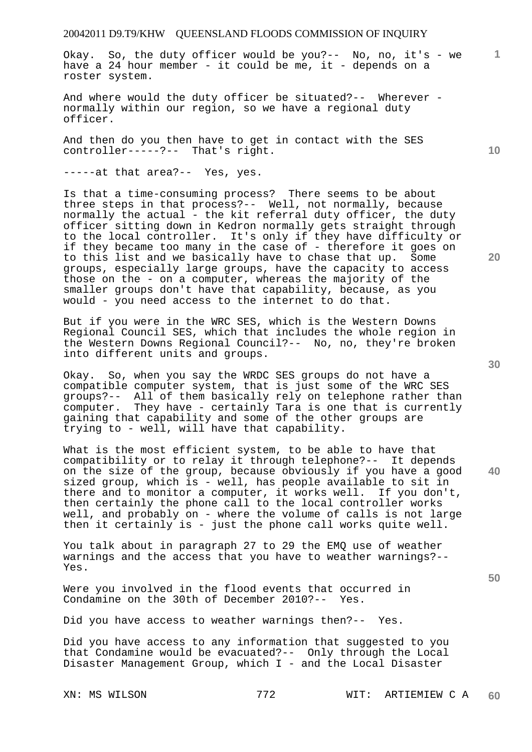Okay. So, the duty officer would be you?-- No, no, it's - we have a 24 hour member - it could be me, it - depends on a roster system.

And where would the duty officer be situated?-- Wherever - normally within our region, so we have a regional duty officer.

And then do you then have to get in contact with the SES controller-----?-- That's right.

-----at that area?-- Yes, yes.

Is that a time-consuming process? There seems to be about three steps in that process?-- Well, not normally, because normally the actual - the kit referral duty officer, the duty officer sitting down in Kedron normally gets straight through to the local controller. It's only if they have difficulty or if they became too many in the case of - therefore it goes on to this list and we basically have to chase that up. Some groups, especially large groups, have the capacity to access those on the - on a computer, whereas the majority of the smaller groups don't have that capability, because, as you would - you need access to the internet to do that.

But if you were in the WRC SES, which is the Western Downs Regional Council SES, which that includes the whole region in the Western Downs Regional Council?-- No, no, they're broken into different units and groups.

Okay. So, when you say the WRDC SES groups do not have a compatible computer system, that is just some of the WRC SES groups?-- All of them basically rely on telephone rather than computer. They have - certainly Tara is one that is currently gaining that capability and some of the other groups are trying to - well, will have that capability.

What is the most efficient system, to be able to have that compatibility or to relay it through telephone?-- It depends on the size of the group, because obviously if you have a good sized group, which is - well, has people available to sit in there and to monitor a computer, it works well. If you don't, then certainly the phone call to the local controller works well, and probably on - where the volume of calls is not large then it certainly is - just the phone call works quite well.

You talk about in paragraph 27 to 29 the EMQ use of weather warnings and the access that you have to weather warnings?-- Yes.

Were you involved in the flood events that occurred in Condamine on the 30th of December 2010?-- Yes.

Did you have access to weather warnings then?-- Yes.

Did you have access to any information that suggested to you that Condamine would be evacuated?-- Only through the Local Disaster Management Group, which I - and the Local Disaster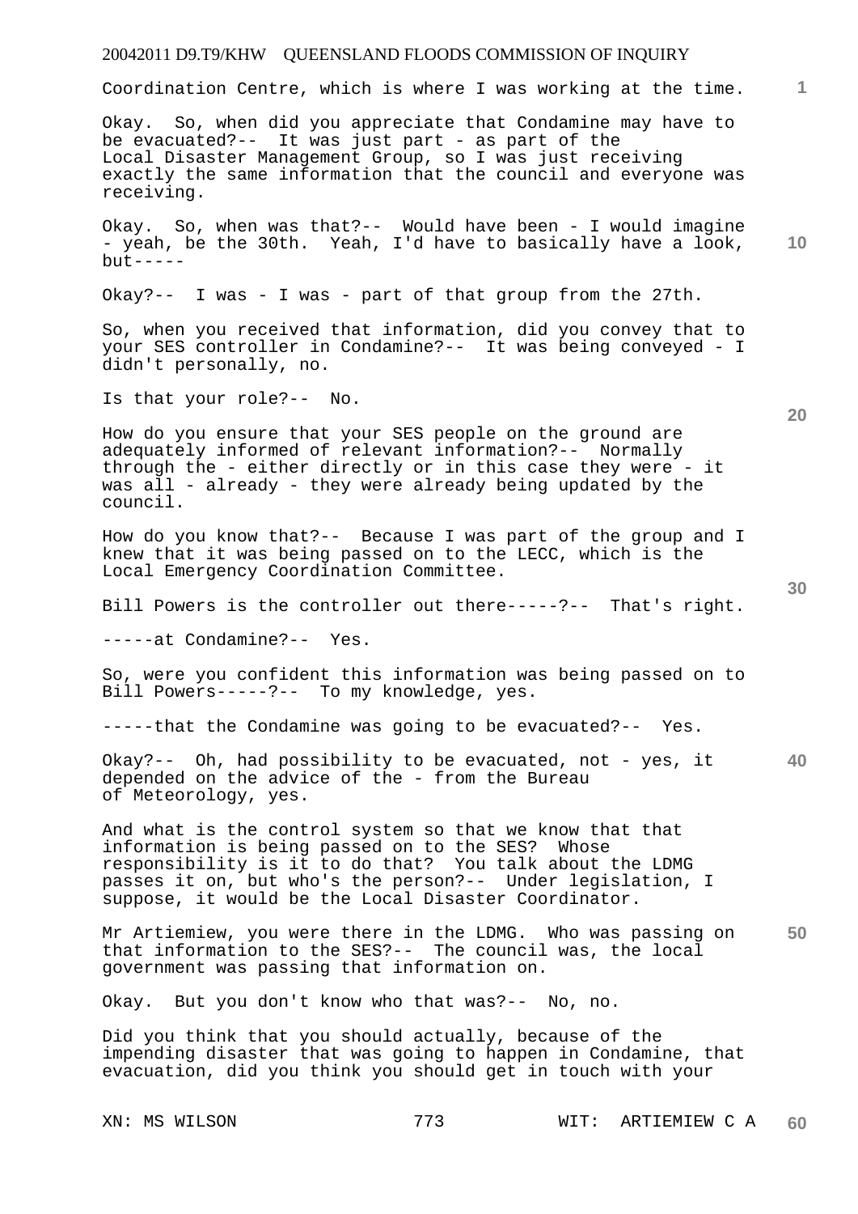Coordination Centre, which is where I was working at the time.

Okay. So, when did you appreciate that Condamine may have to be evacuated?-- It was just part - as part of the Local Disaster Management Group, so I was just receiving exactly the same information that the council and everyone was receiving.

Okay. So, when was that?-- Would have been - I would imagine - yeah, be the 30th. Yeah, I'd have to basically have a look, but-----

Okay?-- I was - I was - part of that group from the 27th.

So, when you received that information, did you convey that to your SES controller in Condamine?-- It was being conveyed - I didn't personally, no.

Is that your role?-- No.

How do you ensure that your SES people on the ground are adequately informed of relevant information?-- Normally through the - either directly or in this case they were - it was all - already - they were already being updated by the council.

How do you know that?-- Because I was part of the group and I knew that it was being passed on to the LECC, which is the Local Emergency Coordination Committee.

Bill Powers is the controller out there-----?-- That's right.

-----at Condamine?-- Yes.

So, were you confident this information was being passed on to Bill Powers-----?-- To my knowledge, yes.

-----that the Condamine was going to be evacuated?-- Yes.

Okay?-- Oh, had possibility to be evacuated, not - yes, it depended on the advice of the - from the Bureau of Meteorology, yes.

And what is the control system so that we know that that information is being passed on to the SES? Whose responsibility is it to do that? You talk about the LDMG passes it on, but who's the person?-- Under legislation, I suppose, it would be the Local Disaster Coordinator.

Mr Artiemiew, you were there in the LDMG. Who was passing on that information to the SES?-- The council was, the local government was passing that information on.

Okay. But you don't know who that was?-- No, no.

Did you think that you should actually, because of the impending disaster that was going to happen in Condamine, that evacuation, did you think you should get in touch with your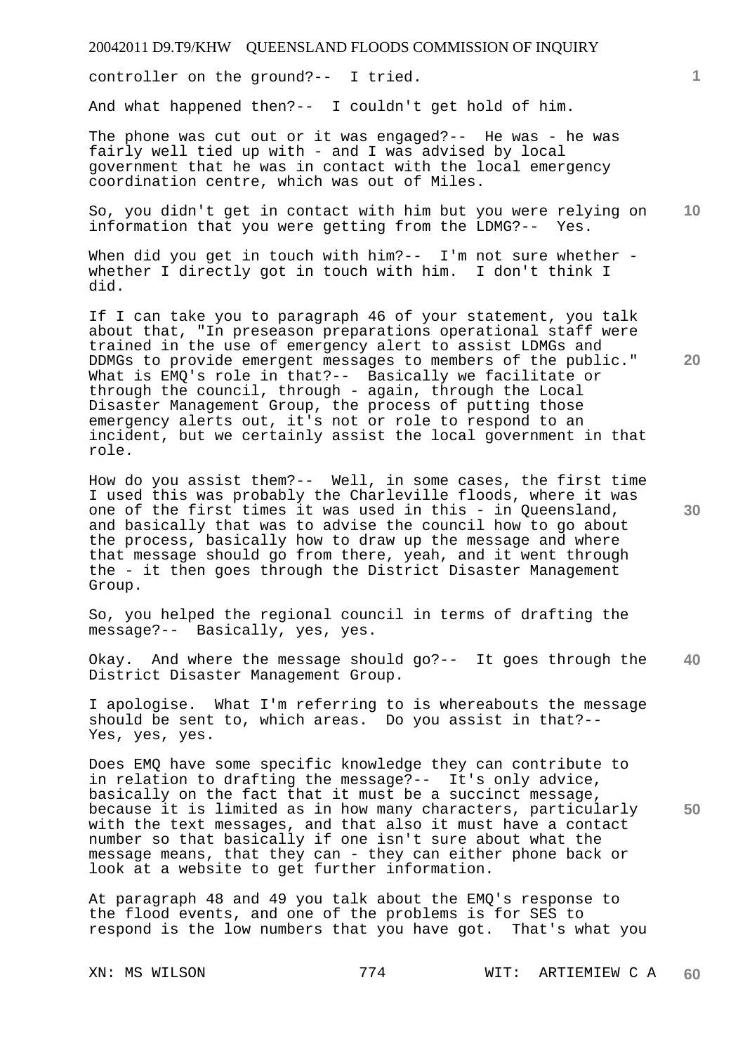controller on the ground?-- I tried.

And what happened then?-- I couldn't get hold of him.

The phone was cut out or it was engaged?-- He was - he was fairly well tied up with - and I was advised by local government that he was in contact with the local emergency coordination centre, which was out of Miles.

So, you didn't get in contact with him but you were relying on information that you were getting from the LDMG?-- Yes.

When did you get in touch with him?-- I'm not sure whether - whether I directly got in touch with him. I don't think I did.

If I can take you to paragraph 46 of your statement, you talk about that, "In preseason preparations operational staff were trained in the use of emergency alert to assist LDMGs and DDMGs to provide emergent messages to members of the public." What is EMQ's role in that?-- Basically we facilitate or through the council, through - again, through the Local Disaster Management Group, the process of putting those emergency alerts out, it's not or role to respond to an incident, but we certainly assist the local government in that role.

How do you assist them?-- Well, in some cases, the first time I used this was probably the Charleville floods, where it was one of the first times it was used in this - in Queensland, and basically that was to advise the council how to go about the process, basically how to draw up the message and where that message should go from there, yeah, and it went through the - it then goes through the District Disaster Management Group.

So, you helped the regional council in terms of drafting the message?-- Basically, yes, yes.

Okay. And where the message should go?-- It goes through the District Disaster Management Group.

I apologise. What I'm referring to is whereabouts the message should be sent to, which areas. Do you assist in that?-- Yes, yes, yes.

Does EMQ have some specific knowledge they can contribute to in relation to drafting the message?-- It's only advice, basically on the fact that it must be a succinct message, because it is limited as in how many characters, particularly with the text messages, and that also it must have a contact number so that basically if one isn't sure about what the message means, that they can - they can either phone back or look at a website to get further information.

At paragraph 48 and 49 you talk about the EMQ's response to the flood events, and one of the problems is for SES to respond is the low numbers that you have got. That's what you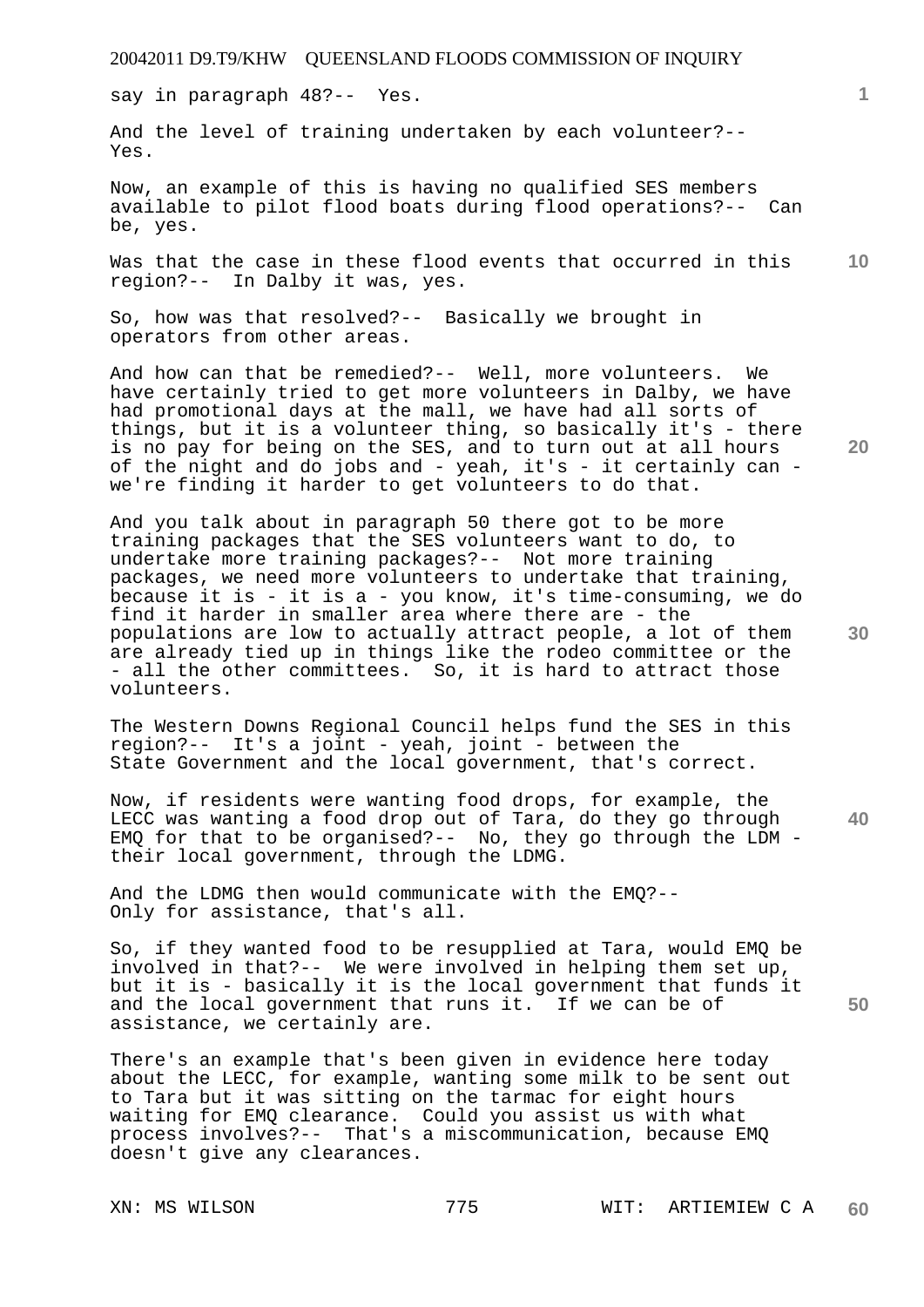say in paragraph 48?-- Yes.

And the level of training undertaken by each volunteer?-- Yes.

Now, an example of this is having no qualified SES members available to pilot flood boats during flood operations?-- Can be, yes.

Was that the case in these flood events that occurred in this region?-- In Dalby it was, yes.

So, how was that resolved?-- Basically we brought in operators from other areas.

And how can that be remedied?-- Well, more volunteers. We have certainly tried to get more volunteers in Dalby, we have had promotional days at the mall, we have had all sorts of things, but it is a volunteer thing, so basically it's - there is no pay for being on the SES, and to turn out at all hours of the night and do jobs and - yeah, it's - it certainly can - we're finding it harder to get volunteers to do that.

And you talk about in paragraph 50 there got to be more training packages that the SES volunteers want to do, to undertake more training packages?-- Not more training packages, we need more volunteers to undertake that training, because it is - it is a - you know, it's time-consuming, we do find it harder in smaller area where there are - the populations are low to actually attract people, a lot of them are already tied up in things like the rodeo committee or the - all the other committees. So, it is hard to attract those volunteers.

The Western Downs Regional Council helps fund the SES in this region?-- It's a joint - yeah, joint - between the State Government and the local government, that's correct.

Now, if residents were wanting food drops, for example, the LECC was wanting a food drop out of Tara, do they go through EMQ for that to be organised?-- No, they go through the LDM - their local government, through the LDMG.

And the LDMG then would communicate with the EMQ?-- Only for assistance, that's all.

So, if they wanted food to be resupplied at Tara, would EMQ be involved in that?-- We were involved in helping them set up, but it is - basically it is the local government that funds it and the local government that runs it. If we can be of assistance, we certainly are.

There's an example that's been given in evidence here today about the LECC, for example, wanting some milk to be sent out to Tara but it was sitting on the tarmac for eight hours waiting for EMQ clearance. Could you assist us with what process involves?-- That's a miscommunication, because EMQ doesn't give any clearances.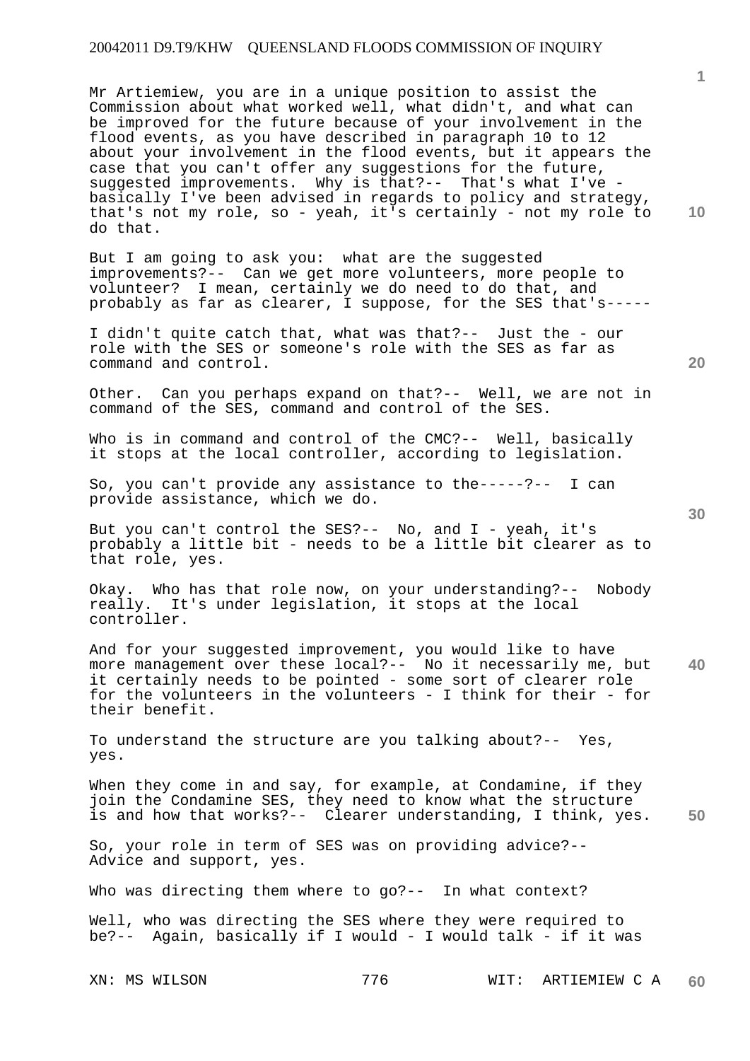Mr Artiemiew, you are in a unique position to assist the Commission about what worked well, what didn't, and what can be improved for the future because of your involvement in the flood events, as you have described in paragraph 10 to 12 about your involvement in the flood events, but it appears the case that you can't offer any suggestions for the future, suggested improvements. Why is that?-- That's what I've - basically I've been advised in regards to policy and strategy, that's not my role, so - yeah, it's certainly - not my role to do that.

But I am going to ask you: what are the suggested improvements?-- Can we get more volunteers, more people to volunteer? I mean, certainly we do need to do that, and probably as far as clearer, I suppose, for the SES that's-----

I didn't quite catch that, what was that?-- Just the - our role with the SES or someone's role with the SES as far as command and control.

Other. Can you perhaps expand on that?-- Well, we are not in command of the SES, command and control of the SES.

Who is in command and control of the CMC?-- Well, basically it stops at the local controller, according to legislation.

So, you can't provide any assistance to the-----?-- I can provide assistance, which we do.

But you can't control the SES?-- No, and I - yeah, it's probably a little bit - needs to be a little bit clearer as to that role, yes.

Okay. Who has that role now, on your understanding?-- Nobody really. It's under legislation, it stops at the local controller.

And for your suggested improvement, you would like to have more management over these local?-- No it necessarily me, but it certainly needs to be pointed - some sort of clearer role for the volunteers in the volunteers - I think for their - for their benefit.

To understand the structure are you talking about?-- Yes, yes.

When they come in and say, for example, at Condamine, if they join the Condamine SES, they need to know what the structure is and how that works?-- Clearer understanding, I think, yes.

So, your role in term of SES was on providing advice?-- Advice and support, yes.

Who was directing them where to go?-- In what context?

Well, who was directing the SES where they were required to be?-- Again, basically if I would - I would talk - if it was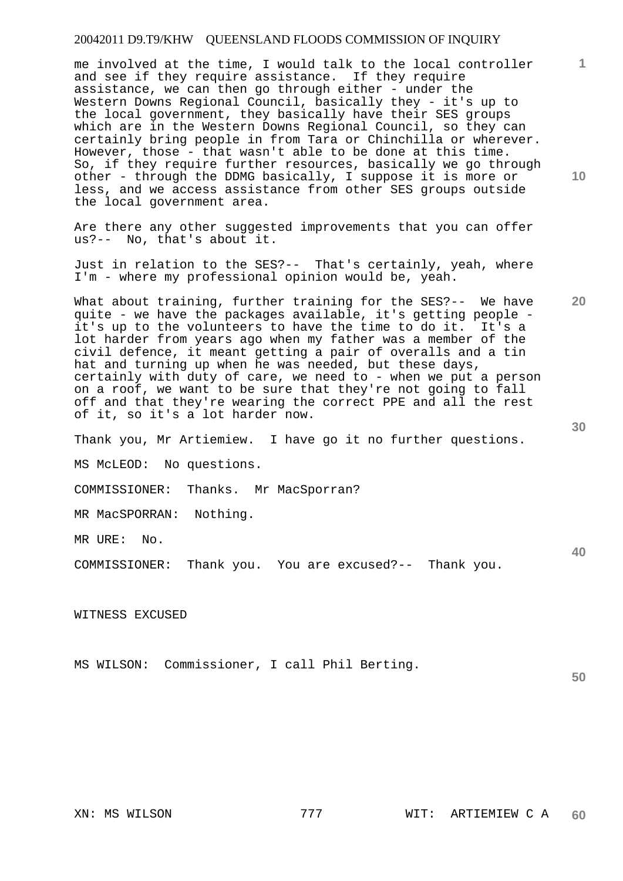me involved at the time, I would talk to the local controller and see if they require assistance. If they require assistance, we can then go through either - under the Western Downs Regional Council, basically they - it's up to the local government, they basically have their SES groups which are in the Western Downs Regional Council, so they can certainly bring people in from Tara or Chinchilla or wherever. However, those - that wasn't able to be done at this time. So, if they require further resources, basically we go through other - through the DDMG basically, I suppose it is more or less, and we access assistance from other SES groups outside the local government area.

Are there any other suggested improvements that you can offer us?-- No, that's about it.

Just in relation to the SES?-- That's certainly, yeah, where I'm - where my professional opinion would be, yeah.

What about training, further training for the SES?-- We have quite - we have the packages available, it's getting people - it's up to the volunteers to have the time to do it. It's a lot harder from years ago when my father was a member of the civil defence, it meant getting a pair of overalls and a tin hat and turning up when he was needed, but these days, certainly with duty of care, we need to - when we put a person on a roof, we want to be sure that they're not going to fall off and that they're wearing the correct PPE and all the rest of it, so it's a lot harder now.

Thank you, Mr Artiemiew. I have go it no further questions.

MS McLEOD: No questions.

COMMISSIONER: Thanks. Mr MacSporran?

MR MacSPORRAN: Nothing.

MR URE: No.

COMMISSIONER: Thank you. You are excused?-- Thank you.

WITNESS EXCUSED

MS WILSON: Commissioner, I call Phil Berting.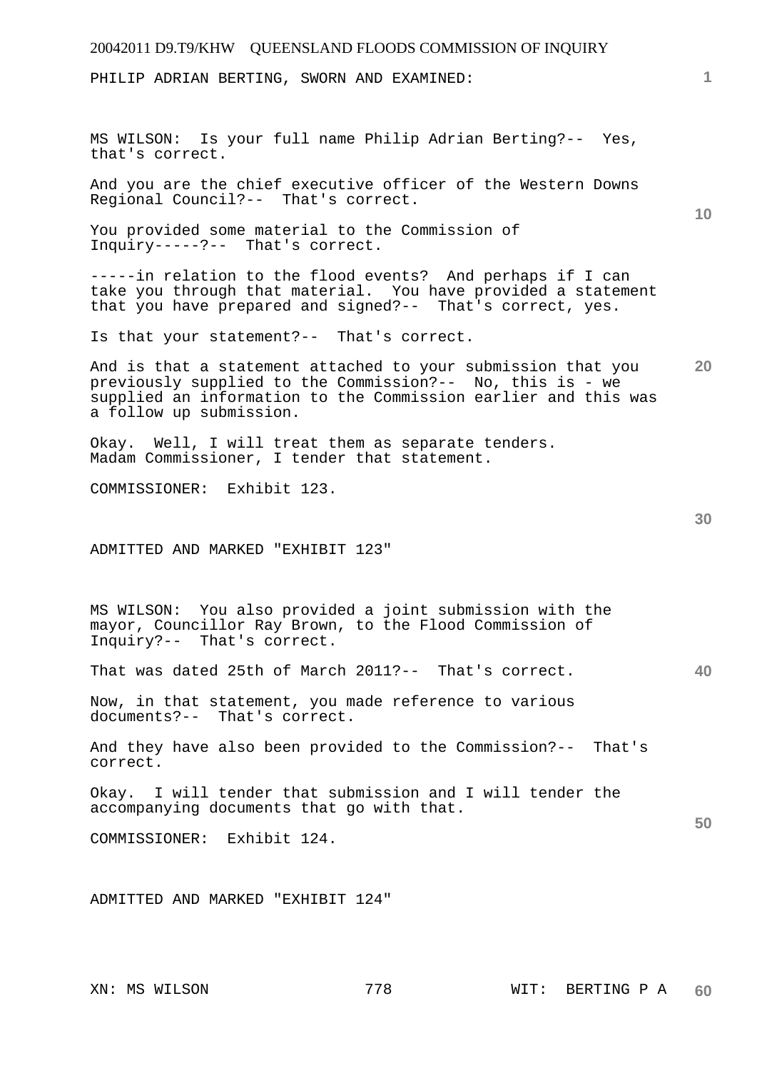PHILIP ADRIAN BERTING, SWORN AND EXAMINED:

MS WILSON: Is your full name Philip Adrian Berting?-- Yes, that's correct.

And you are the chief executive officer of the Western Downs Regional Council?-- That's correct.

You provided some material to the Commission of Inquiry-----?-- That's correct.

-----in relation to the flood events? And perhaps if I can take you through that material. You have provided a statement that you have prepared and signed?-- That's correct, yes.

Is that your statement?-- That's correct.

And is that a statement attached to your submission that you previously supplied to the Commission?-- No, this is - we supplied an information to the Commission earlier and this was a follow up submission.

Okay. Well, I will treat them as separate tenders. Madam Commissioner, I tender that statement.

COMMISSIONER: Exhibit 123.

ADMITTED AND MARKED "EXHIBIT 123"

MS WILSON: You also provided a joint submission with the mayor, Councillor Ray Brown, to the Flood Commission of Inquiry?-- That's correct.

That was dated 25th of March 2011?-- That's correct.

Now, in that statement, you made reference to various documents?-- That's correct.

And they have also been provided to the Commission?-- That's correct.

Okay. I will tender that submission and I will tender the accompanying documents that go with that.

COMMISSIONER: Exhibit 124.

ADMITTED AND MARKED "EXHIBIT 124"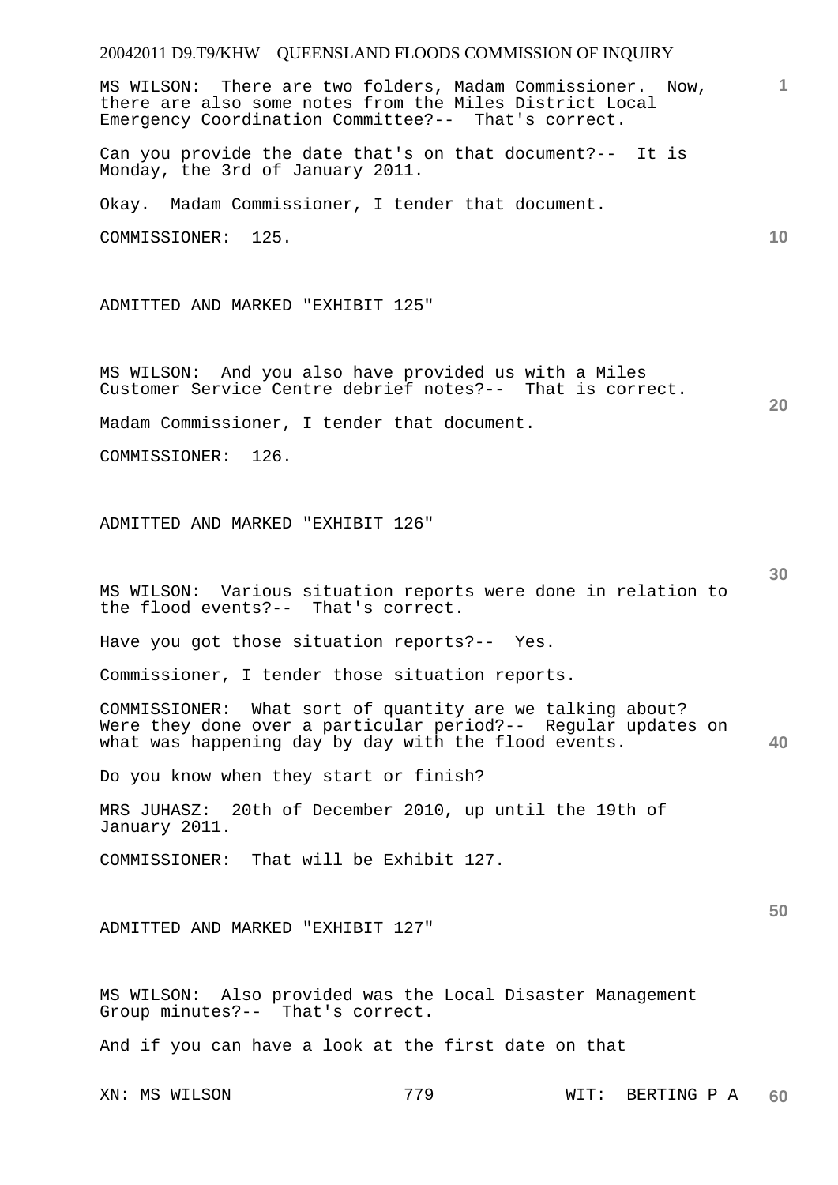MS WILSON: There are two folders, Madam Commissioner. Now, there are also some notes from the Miles District Local Emergency Coordination Committee?-- That's correct.

Can you provide the date that's on that document?-- It is Monday, the 3rd of January 2011.

Okay. Madam Commissioner, I tender that document.

COMMISSIONER: 125.

ADMITTED AND MARKED "EXHIBIT 125"

MS WILSON: And you also have provided us with a Miles Customer Service Centre debrief notes?-- That is correct.

Madam Commissioner, I tender that document.

COMMISSIONER: 126.

ADMITTED AND MARKED "EXHIBIT 126"

MS WILSON: Various situation reports were done in relation to the flood events?-- That's correct.

Have you got those situation reports?-- Yes.

Commissioner, I tender those situation reports.

COMMISSIONER: What sort of quantity are we talking about? Were they done over a particular period?-- Regular updates on what was happening day by day with the flood events.

Do you know when they start or finish?

MRS JUHASZ: 20th of December 2010, up until the 19th of January 2011.

COMMISSIONER: That will be Exhibit 127.

ADMITTED AND MARKED "EXHIBIT 127"

MS WILSON: Also provided was the Local Disaster Management Group minutes?-- That's correct.

And if you can have a look at the first date on that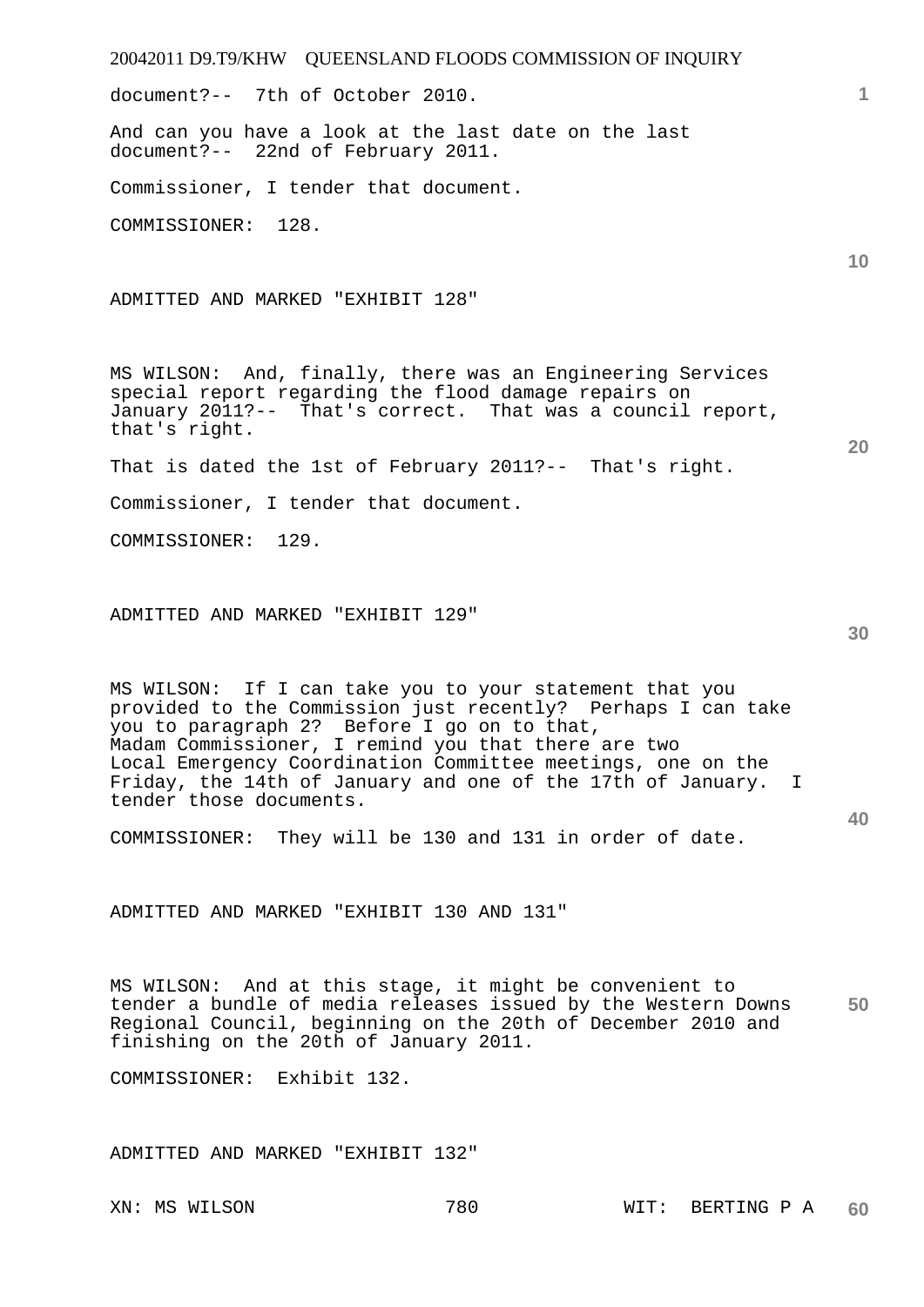document?-- 7th of October 2010.

And can you have a look at the last date on the last document?-- 22nd of February 2011.

Commissioner, I tender that document.

COMMISSIONER: 128.

ADMITTED AND MARKED "EXHIBIT 128"

MS WILSON: And, finally, there was an Engineering Services special report regarding the flood damage repairs on January 2011?-- That's correct. That was a council report, that's right.

That is dated the 1st of February 2011?-- That's right.

Commissioner, I tender that document.

COMMISSIONER: 129.

ADMITTED AND MARKED "EXHIBIT 129"

MS WILSON: If I can take you to your statement that you provided to the Commission just recently? Perhaps I can take you to paragraph 2? Before I go on to that, Madam Commissioner, I remind you that there are two Local Emergency Coordination Committee meetings, one on the Friday, the 14th of January and one of the 17th of January. I tender those documents.

COMMISSIONER: They will be 130 and 131 in order of date.

ADMITTED AND MARKED "EXHIBIT 130 AND 131"

MS WILSON: And at this stage, it might be convenient to tender a bundle of media releases issued by the Western Downs Regional Council, beginning on the 20th of December 2010 and finishing on the 20th of January 2011.

COMMISSIONER: Exhibit 132.

ADMITTED AND MARKED "EXHIBIT 132"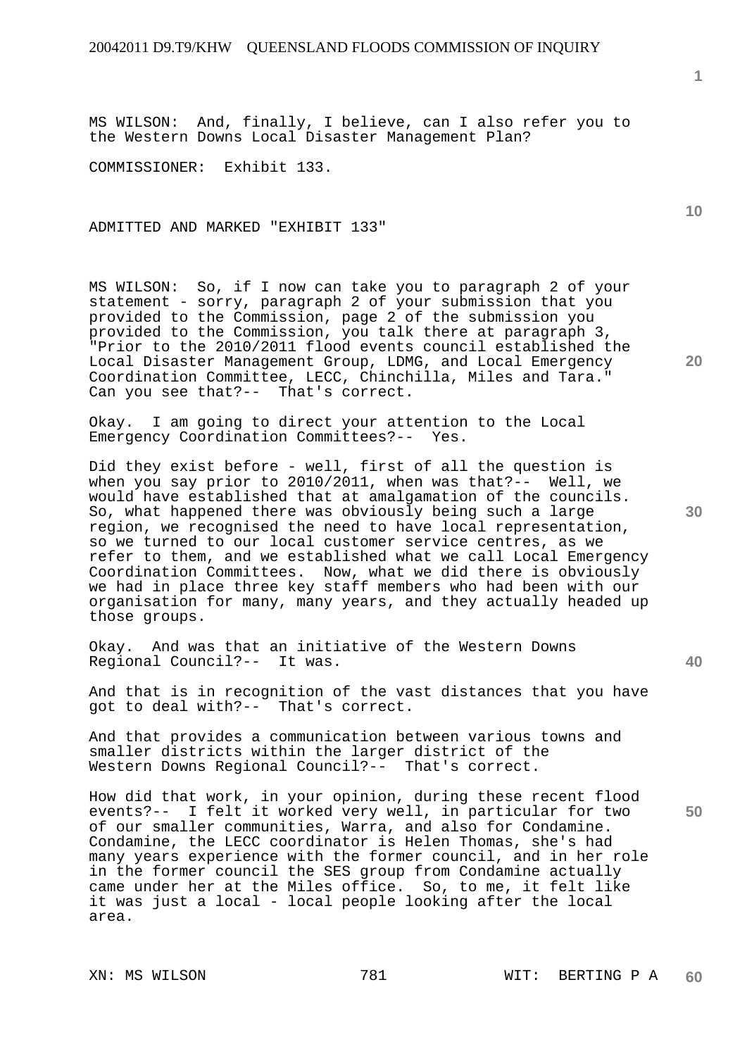MS WILSON: And, finally, I believe, can I also refer you to the Western Downs Local Disaster Management Plan?

COMMISSIONER: Exhibit 133.

ADMITTED AND MARKED "EXHIBIT 133"

MS WILSON: So, if I now can take you to paragraph 2 of your statement - sorry, paragraph 2 of your submission that you provided to the Commission, page 2 of the submission you provided to the Commission, you talk there at paragraph 3, "Prior to the 2010/2011 flood events council established the Local Disaster Management Group, LDMG, and Local Emergency Coordination Committee, LECC, Chinchilla, Miles and Tara." Can you see that?-- That's correct.

Okay. I am going to direct your attention to the Local Emergency Coordination Committees?-- Yes.

Did they exist before - well, first of all the question is when you say prior to 2010/2011, when was that?-- Well, we would have established that at amalgamation of the councils. So, what happened there was obviously being such a large region, we recognised the need to have local representation, so we turned to our local customer service centres, as we refer to them, and we established what we call Local Emergency Coordination Committees. Now, what we did there is obviously we had in place three key staff members who had been with our organisation for many, many years, and they actually headed up those groups.

Okay. And was that an initiative of the Western Downs Regional Council?-- It was.

And that is in recognition of the vast distances that you have got to deal with?-- That's correct.

And that provides a communication between various towns and smaller districts within the larger district of the Western Downs Regional Council?-- That's correct.

How did that work, in your opinion, during these recent flood events?-- I felt it worked very well, in particular for two of our smaller communities, Warra, and also for Condamine. Condamine, the LECC coordinator is Helen Thomas, she's had many years experience with the former council, and in her role in the former council the SES group from Condamine actually came under her at the Miles office. So, to me, it felt like it was just a local - local people looking after the local area.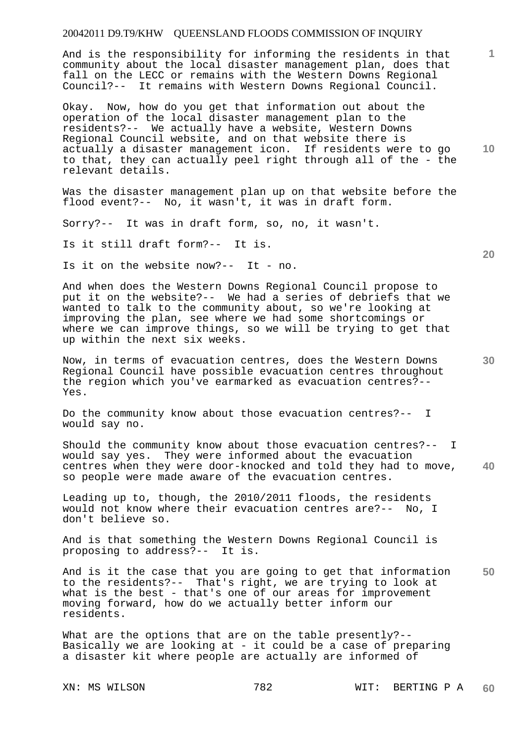And is the responsibility for informing the residents in that community about the local disaster management plan, does that fall on the LECC or remains with the Western Downs Regional Council?-- It remains with Western Downs Regional Council.

Okay. Now, how do you get that information out about the operation of the local disaster management plan to the residents?-- We actually have a website, Western Downs Regional Council website, and on that website there is actually a disaster management icon. If residents were to go to that, they can actually peel right through all of the - the relevant details.

Was the disaster management plan up on that website before the flood event?-- No, it wasn't, it was in draft form.

Sorry?-- It was in draft form, so, no, it wasn't.

Is it still draft form?-- It is.

Is it on the website now?-- It - no.

And when does the Western Downs Regional Council propose to put it on the website?-- We had a series of debriefs that we wanted to talk to the community about, so we're looking at improving the plan, see where we had some shortcomings or where we can improve things, so we will be trying to get that up within the next six weeks.

Now, in terms of evacuation centres, does the Western Downs Regional Council have possible evacuation centres throughout the region which you've earmarked as evacuation centres?-- Yes.

Do the community know about those evacuation centres?-- I would say no.

Should the community know about those evacuation centres?-- I would say yes. They were informed about the evacuation centres when they were door-knocked and told they had to move, so people were made aware of the evacuation centres.

Leading up to, though, the 2010/2011 floods, the residents would not know where their evacuation centres are?-- No, I don't believe so.

And is that something the Western Downs Regional Council is proposing to address?-- It is.

And is it the case that you are going to get that information to the residents?-- That's right, we are trying to look at what is the best - that's one of our areas for improvement moving forward, how do we actually better inform our residents.

What are the options that are on the table presently?-- Basically we are looking at - it could be a case of preparing a disaster kit where people are actually are informed of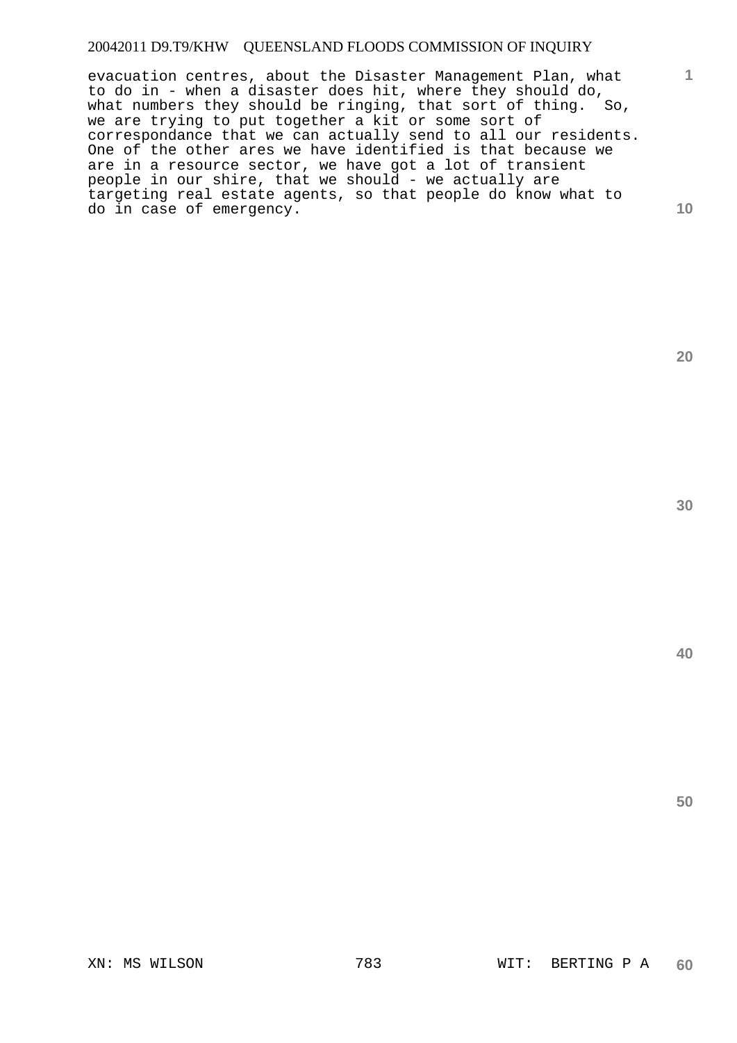evacuation centres, about the Disaster Management Plan, what to do in - when a disaster does hit, where they should do, what numbers they should be ringing, that sort of thing. So, we are trying to put together a kit or some sort of correspondance that we can actually send to all our residents. One of the other ares we have identified is that because we are in a resource sector, we have got a lot of transient people in our shire, that we should - we actually are targeting real estate agents, so that people do know what to do in case of emergency.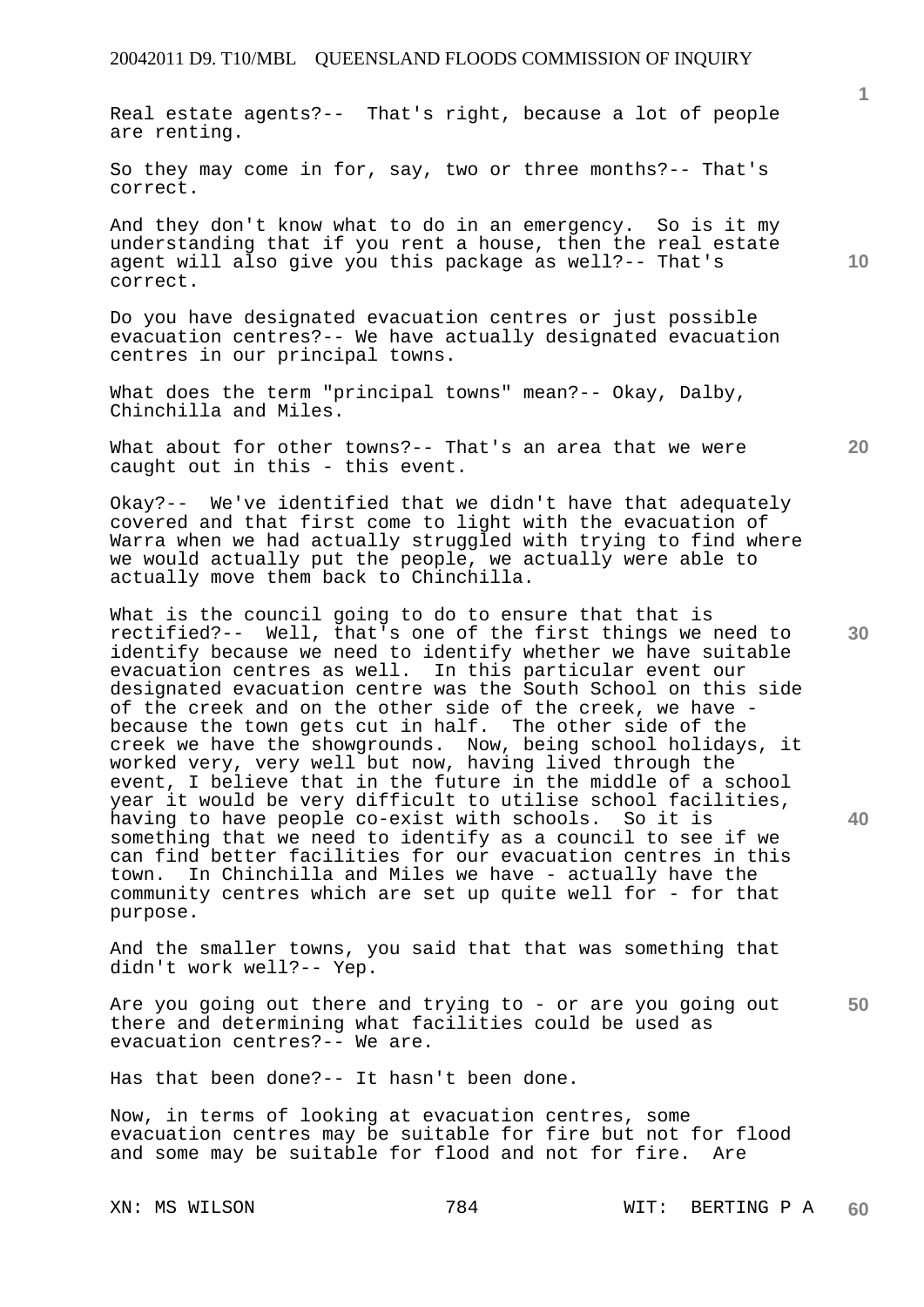Real estate agents?-- That's right, because a lot of people are renting.

So they may come in for, say, two or three months?-- That's correct.

And they don't know what to do in an emergency. So is it my understanding that if you rent a house, then the real estate agent will also give you this package as well?-- That's correct.

Do you have designated evacuation centres or just possible evacuation centres?-- We have actually designated evacuation centres in our principal towns.

What does the term "principal towns" mean?-- Okay, Dalby, Chinchilla and Miles.

What about for other towns?-- That's an area that we were caught out in this - this event.

Okay?-- We've identified that we didn't have that adequately covered and that first come to light with the evacuation of Warra when we had actually struggled with trying to find where we would actually put the people, we actually were able to actually move them back to Chinchilla.

What is the council going to do to ensure that that is rectified?-- Well, that's one of the first things we need to identify because we need to identify whether we have suitable evacuation centres as well. In this particular event our designated evacuation centre was the South School on this side of the creek and on the other side of the creek, we have - because the town gets cut in half. The other side of the creek we have the showgrounds. Now, being school holidays, it worked very, very well but now, having lived through the event, I believe that in the future in the middle of a school year it would be very difficult to utilise school facilities, having to have people co-exist with schools. So it is something that we need to identify as a council to see if we can find better facilities for our evacuation centres in this town. In Chinchilla and Miles we have - actually have the community centres which are set up quite well for - for that purpose.

And the smaller towns, you said that that was something that didn't work well?-- Yep.

Are you going out there and trying to - or are you going out there and determining what facilities could be used as evacuation centres?-- We are.

Has that been done?-- It hasn't been done.

Now, in terms of looking at evacuation centres, some evacuation centres may be suitable for fire but not for flood and some may be suitable for flood and not for fire. Are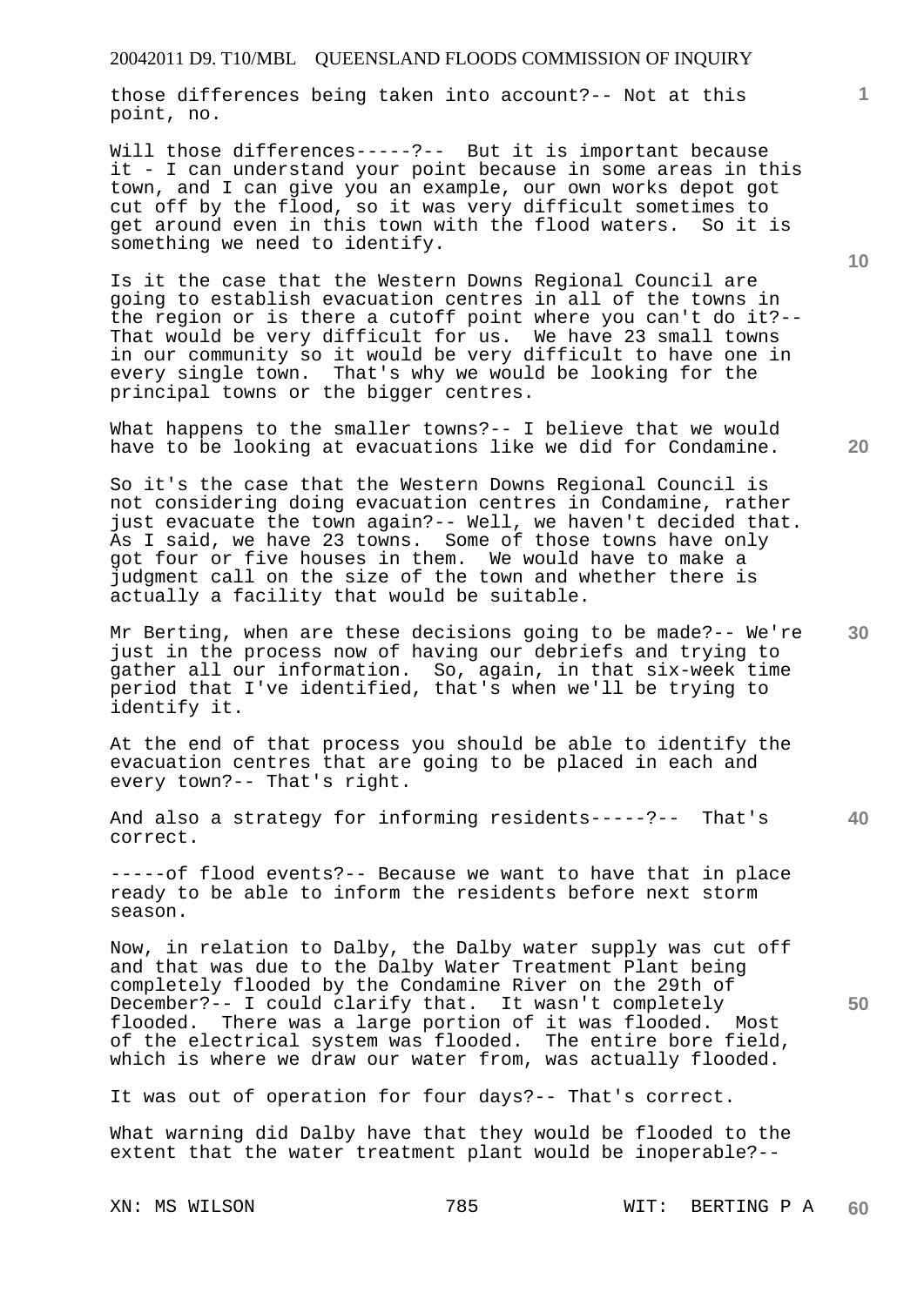those differences being taken into account?-- Not at this point, no.

Will those differences-----?-- But it is important because it - I can understand your point because in some areas in this town, and I can give you an example, our own works depot got cut off by the flood, so it was very difficult sometimes to get around even in this town with the flood waters. So it is something we need to identify.

Is it the case that the Western Downs Regional Council are going to establish evacuation centres in all of the towns in the region or is there a cutoff point where you can't do it?-- That would be very difficult for us. We have 23 small towns in our community so it would be very difficult to have one in every single town. That's why we would be looking for the principal towns or the bigger centres.

What happens to the smaller towns?-- I believe that we would have to be looking at evacuations like we did for Condamine.

So it's the case that the Western Downs Regional Council is not considering doing evacuation centres in Condamine, rather just evacuate the town again?-- Well, we haven't decided that. As I said, we have 23 towns. Some of those towns have only got four or five houses in them. We would have to make a judgment call on the size of the town and whether there is actually a facility that would be suitable.

Mr Berting, when are these decisions going to be made?-- We're just in the process now of having our debriefs and trying to gather all our information. So, again, in that six-week time period that I've identified, that's when we'll be trying to identify it.

At the end of that process you should be able to identify the evacuation centres that are going to be placed in each and every town?-- That's right.

And also a strategy for informing residents-----?-- That's correct.

-----of flood events?-- Because we want to have that in place ready to be able to inform the residents before next storm season.

Now, in relation to Dalby, the Dalby water supply was cut off and that was due to the Dalby Water Treatment Plant being completely flooded by the Condamine River on the 29th of December?-- I could clarify that. It wasn't completely flooded. There was a large portion of it was flooded. Most of the electrical system was flooded. The entire bore field, which is where we draw our water from, was actually flooded.

It was out of operation for four days?-- That's correct.

What warning did Dalby have that they would be flooded to the extent that the water treatment plant would be inoperable?--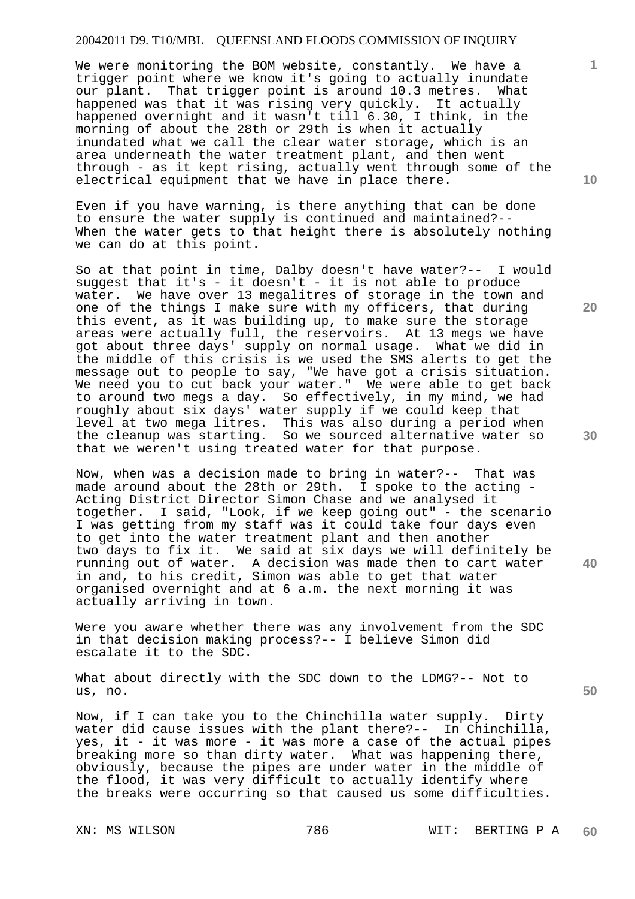We were monitoring the BOM website, constantly. We have a trigger point where we know it's going to actually inundate our plant. That trigger point is around 10.3 metres. What happened was that it was rising very quickly. It actually happened overnight and it wasn't till 6.30, I think, in the morning of about the 28th or 29th is when it actually inundated what we call the clear water storage, which is an area underneath the water treatment plant, and then went through - as it kept rising, actually went through some of the electrical equipment that we have in place there.

Even if you have warning, is there anything that can be done to ensure the water supply is continued and maintained?-- When the water gets to that height there is absolutely nothing we can do at this point.

So at that point in time, Dalby doesn't have water?-- I would suggest that it's - it doesn't - it is not able to produce water. We have over 13 megalitres of storage in the town and one of the things I make sure with my officers, that during this event, as it was building up, to make sure the storage areas were actually full, the reservoirs. At 13 megs we have got about three days' supply on normal usage. What we did in the middle of this crisis is we used the SMS alerts to get the message out to people to say, "We have got a crisis situation. We need you to cut back your water." We were able to get back to around two megs a day. So effectively, in my mind, we had roughly about six days' water supply if we could keep that level at two mega litres. This was also during a period when the cleanup was starting. So we sourced alternative water so that we weren't using treated water for that purpose.

Now, when was a decision made to bring in water?-- That was made around about the 28th or 29th. I spoke to the acting - Acting District Director Simon Chase and we analysed it together. I said, "Look, if we keep going out" - the scenario I was getting from my staff was it could take four days even to get into the water treatment plant and then another two days to fix it. We said at six days we will definitely be running out of water. A decision was made then to cart water in and, to his credit, Simon was able to get that water organised overnight and at 6 a.m. the next morning it was actually arriving in town.

Were you aware whether there was any involvement from the SDC in that decision making process?-- I believe Simon did escalate it to the SDC.

What about directly with the SDC down to the LDMG?-- Not to us, no.

Now, if I can take you to the Chinchilla water supply. Dirty water did cause issues with the plant there?-- In Chinchilla, yes, it - it was more - it was more a case of the actual pipes breaking more so than dirty water. What was happening there, obviously, because the pipes are under water in the middle of the flood, it was very difficult to actually identify where the breaks were occurring so that caused us some difficulties.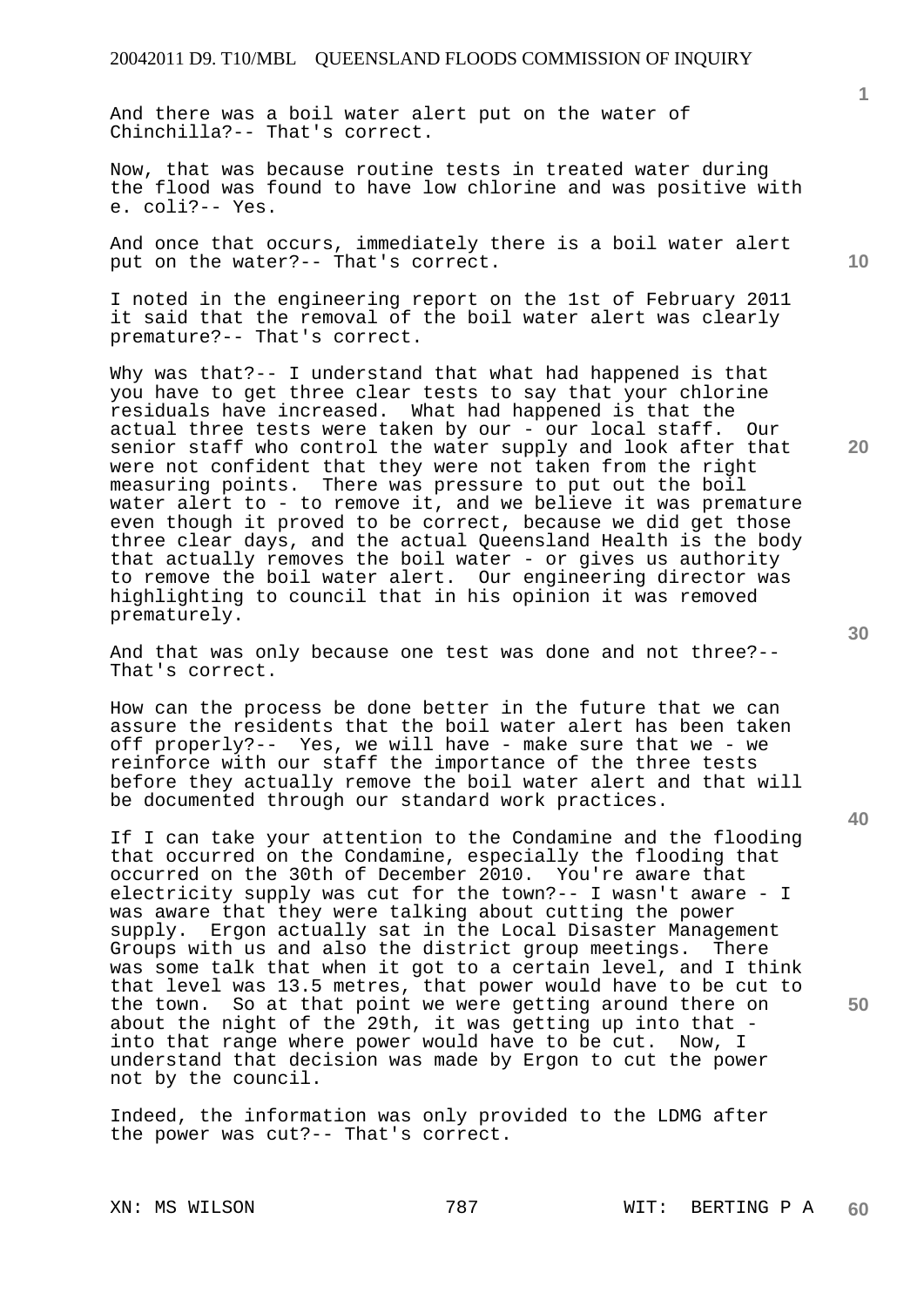And there was a boil water alert put on the water of Chinchilla?-- That's correct.

Now, that was because routine tests in treated water during the flood was found to have low chlorine and was positive with e. coli?-- Yes.

And once that occurs, immediately there is a boil water alert put on the water?-- That's correct.

I noted in the engineering report on the 1st of February 2011 it said that the removal of the boil water alert was clearly premature?-- That's correct.

Why was that?-- I understand that what had happened is that you have to get three clear tests to say that your chlorine residuals have increased. What had happened is that the actual three tests were taken by our - our local staff. Our senior staff who control the water supply and look after that were not confident that they were not taken from the right measuring points. There was pressure to put out the boil water alert to - to remove it, and we believe it was premature even though it proved to be correct, because we did get those three clear days, and the actual Queensland Health is the body that actually removes the boil water - or gives us authority to remove the boil water alert. Our engineering director was highlighting to council that in his opinion it was removed prematurely.

And that was only because one test was done and not three?-- That's correct.

How can the process be done better in the future that we can assure the residents that the boil water alert has been taken off properly?-- Yes, we will have - make sure that we - we reinforce with our staff the importance of the three tests before they actually remove the boil water alert and that will be documented through our standard work practices.

If I can take your attention to the Condamine and the flooding that occurred on the Condamine, especially the flooding that occurred on the 30th of December 2010. You're aware that electricity supply was cut for the town?-- I wasn't aware - I was aware that they were talking about cutting the power supply. Ergon actually sat in the Local Disaster Management Groups with us and also the district group meetings. There was some talk that when it got to a certain level, and I think that level was 13.5 metres, that power would have to be cut to the town. So at that point we were getting around there on about the night of the 29th, it was getting up into that - into that range where power would have to be cut. Now, I understand that decision was made by Ergon to cut the power not by the council.

Indeed, the information was only provided to the LDMG after the power was cut?-- That's correct.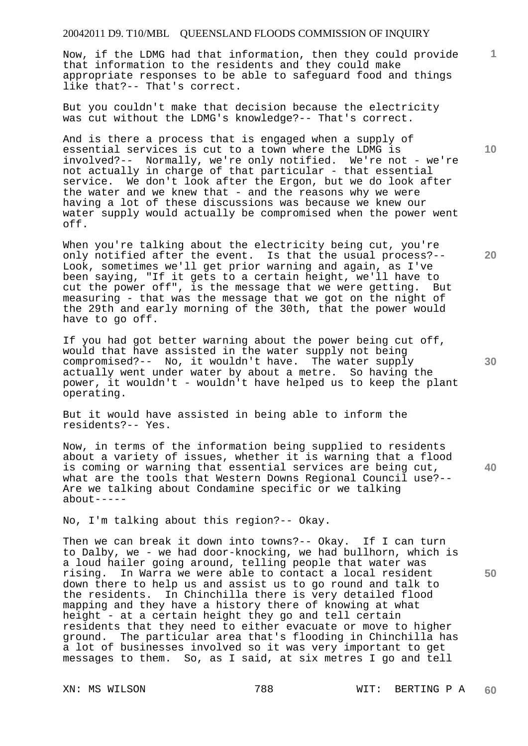Now, if the LDMG had that information, then they could provide that information to the residents and they could make appropriate responses to be able to safeguard food and things like that?-- That's correct.

But you couldn't make that decision because the electricity was cut without the LDMG's knowledge?-- That's correct.

And is there a process that is engaged when a supply of essential services is cut to a town where the LDMG is involved?-- Normally, we're only notified. We're not - we're not actually in charge of that particular - that essential service. We don't look after the Ergon, but we do look after the water and we knew that - and the reasons why we were having a lot of these discussions was because we knew our water supply would actually be compromised when the power went off.

When you're talking about the electricity being cut, you're only notified after the event. Is that the usual process?-- Look, sometimes we'll get prior warning and again, as I've been saying, "If it gets to a certain height, we'll have to cut the power off", is the message that we were getting. But measuring - that was the message that we got on the night of the 29th and early morning of the 30th, that the power would have to go off.

If you had got better warning about the power being cut off, would that have assisted in the water supply not being compromised?-- No, it wouldn't have. The water supply actually went under water by about a metre. So having the power, it wouldn't - wouldn't have helped us to keep the plant operating.

But it would have assisted in being able to inform the residents?-- Yes.

Now, in terms of the information being supplied to residents about a variety of issues, whether it is warning that a flood is coming or warning that essential services are being cut, what are the tools that Western Downs Regional Council use?-- Are we talking about Condamine specific or we talking about-----

No, I'm talking about this region?-- Okay.

Then we can break it down into towns?-- Okay. If I can turn to Dalby, we - we had door-knocking, we had bullhorn, which is a loud hailer going around, telling people that water was rising. In Warra we were able to contact a local resident down there to help us and assist us to go round and talk to the residents. In Chinchilla there is very detailed flood mapping and they have a history there of knowing at what height - at a certain height they go and tell certain residents that they need to either evacuate or move to higher ground. The particular area that's flooding in Chinchilla has a lot of businesses involved so it was very important to get messages to them. So, as I said, at six metres I go and tell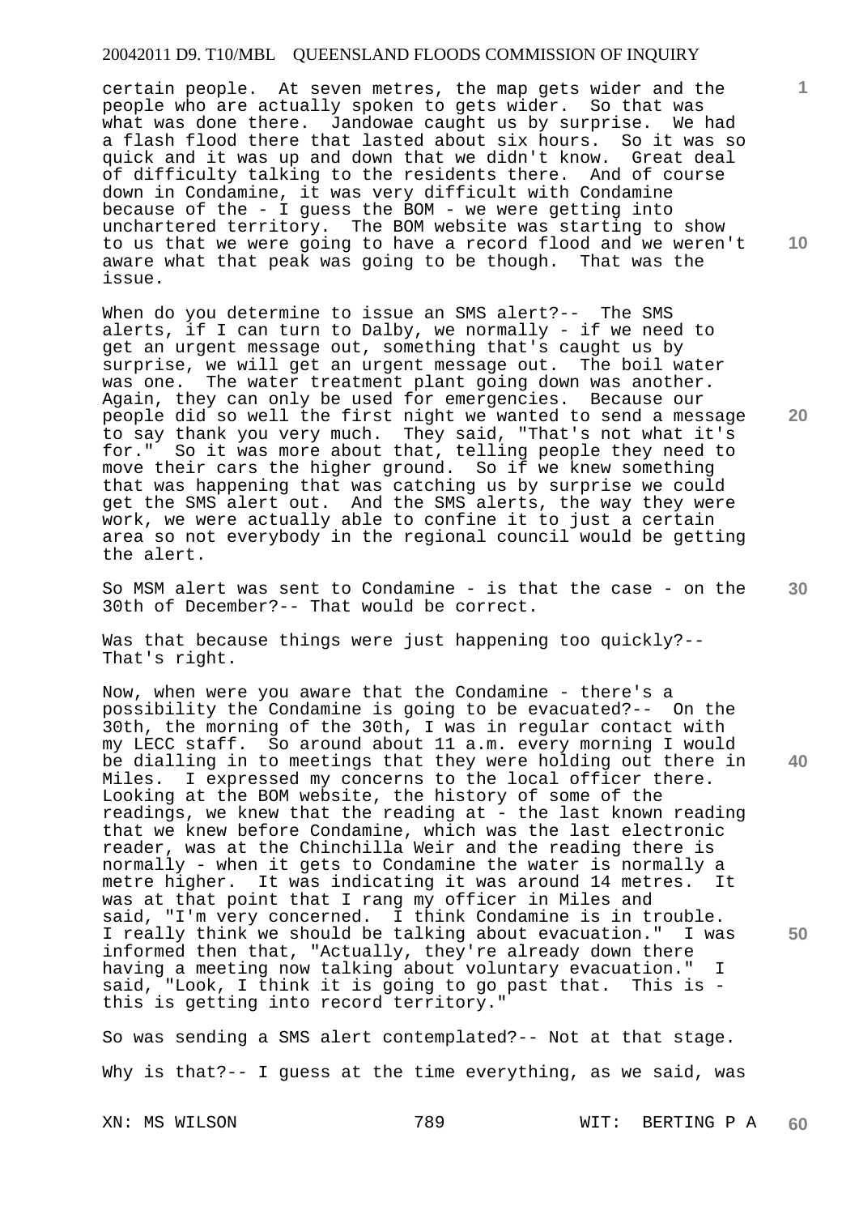certain people. At seven metres, the map gets wider and the people who are actually spoken to gets wider. So that was what was done there. Jandowae caught us by surprise. We had a flash flood there that lasted about six hours. So it was so quick and it was up and down that we didn't know. Great deal of difficulty talking to the residents there. And of course down in Condamine, it was very difficult with Condamine because of the - I guess the BOM - we were getting into unchartered territory. The BOM website was starting to show to us that we were going to have a record flood and we weren't aware what that peak was going to be though. That was the issue.

When do you determine to issue an SMS alert?-- The SMS alerts, if I can turn to Dalby, we normally - if we need to get an urgent message out, something that's caught us by surprise, we will get an urgent message out. The boil water was one. The water treatment plant going down was another. Again, they can only be used for emergencies. Because our people did so well the first night we wanted to send a message to say thank you very much. They said, "That's not what it's for." So it was more about that, telling people they need to move their cars the higher ground. So if we knew something that was happening that was catching us by surprise we could get the SMS alert out. And the SMS alerts, the way they were work, we were actually able to confine it to just a certain area so not everybody in the regional council would be getting the alert.

So MSM alert was sent to Condamine - is that the case - on the 30th of December?-- That would be correct.

Was that because things were just happening too quickly?-- That's right.

Now, when were you aware that the Condamine - there's a possibility the Condamine is going to be evacuated?-- On the 30th, the morning of the 30th, I was in regular contact with my LECC staff. So around about 11 a.m. every morning I would be dialling in to meetings that they were holding out there in Miles. I expressed my concerns to the local officer there. Looking at the BOM website, the history of some of the readings, we knew that the reading at - the last known reading that we knew before Condamine, which was the last electronic reader, was at the Chinchilla Weir and the reading there is normally - when it gets to Condamine the water is normally a metre higher. It was indicating it was around 14 metres. It was at that point that I rang my officer in Miles and said, "I'm very concerned. I think Condamine is in trouble. I really think we should be talking about evacuation." I was informed then that, "Actually, they're already down there having a meeting now talking about voluntary evacuation." I said, "Look, I think it is going to go past that. This is - this is getting into record territory."

So was sending a SMS alert contemplated?-- Not at that stage.

Why is that?-- I guess at the time everything, as we said, was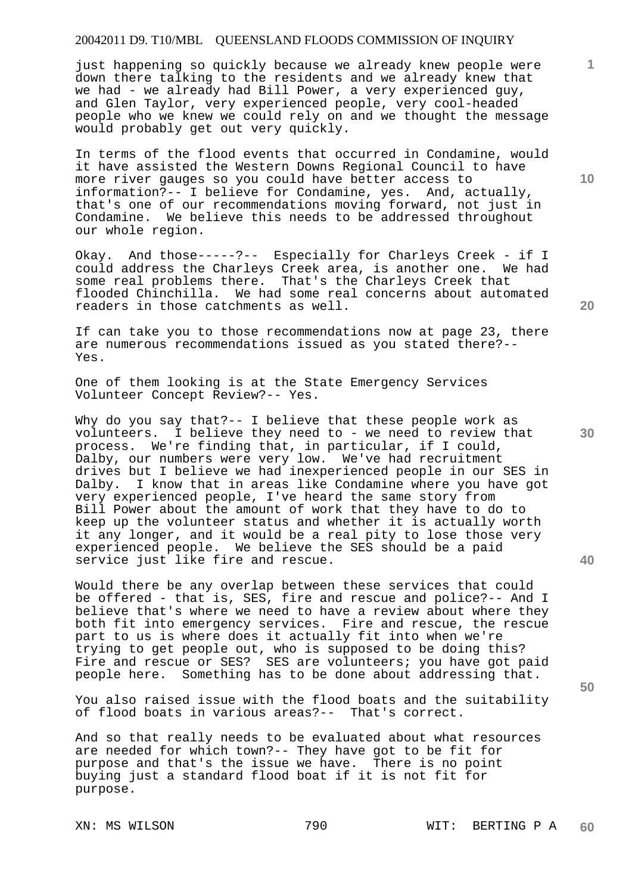just happening so quickly because we already knew people were down there talking to the residents and we already knew that we had - we already had Bill Power, a very experienced guy, and Glen Taylor, very experienced people, very cool-headed people who we knew we could rely on and we thought the message would probably get out very quickly.

In terms of the flood events that occurred in Condamine, would it have assisted the Western Downs Regional Council to have more river gauges so you could have better access to information?-- I believe for Condamine, yes. And, actually, that's one of our recommendations moving forward, not just in Condamine. We believe this needs to be addressed throughout our whole region.

Okay. And those-----?-- Especially for Charleys Creek - if I could address the Charleys Creek area, is another one. We had some real problems there. That's the Charleys Creek that flooded Chinchilla. We had some real concerns about automated readers in those catchments as well.

If can take you to those recommendations now at page 23, there are numerous recommendations issued as you stated there?-- Yes.

One of them looking is at the State Emergency Services Volunteer Concept Review?-- Yes.

Why do you say that?-- I believe that these people work as volunteers. I believe they need to - we need to review that process. We're finding that, in particular, if I could, Dalby, our numbers were very low. We've had recruitment drives but I believe we had inexperienced people in our SES in Dalby. I know that in areas like Condamine where you have got very experienced people, I've heard the same story from Bill Power about the amount of work that they have to do to keep up the volunteer status and whether it is actually worth it any longer, and it would be a real pity to lose those very experienced people. We believe the SES should be a paid service just like fire and rescue.

Would there be any overlap between these services that could be offered - that is, SES, fire and rescue and police?-- And I believe that's where we need to have a review about where they both fit into emergency services. Fire and rescue, the rescue part to us is where does it actually fit into when we're trying to get people out, who is supposed to be doing this? Fire and rescue or SES? SES are volunteers; you have got paid people here. Something has to be done about addressing that.

You also raised issue with the flood boats and the suitability of flood boats in various areas?-- That's correct.

And so that really needs to be evaluated about what resources are needed for which town?-- They have got to be fit for purpose and that's the issue we have. There is no point buying just a standard flood boat if it is not fit for purpose.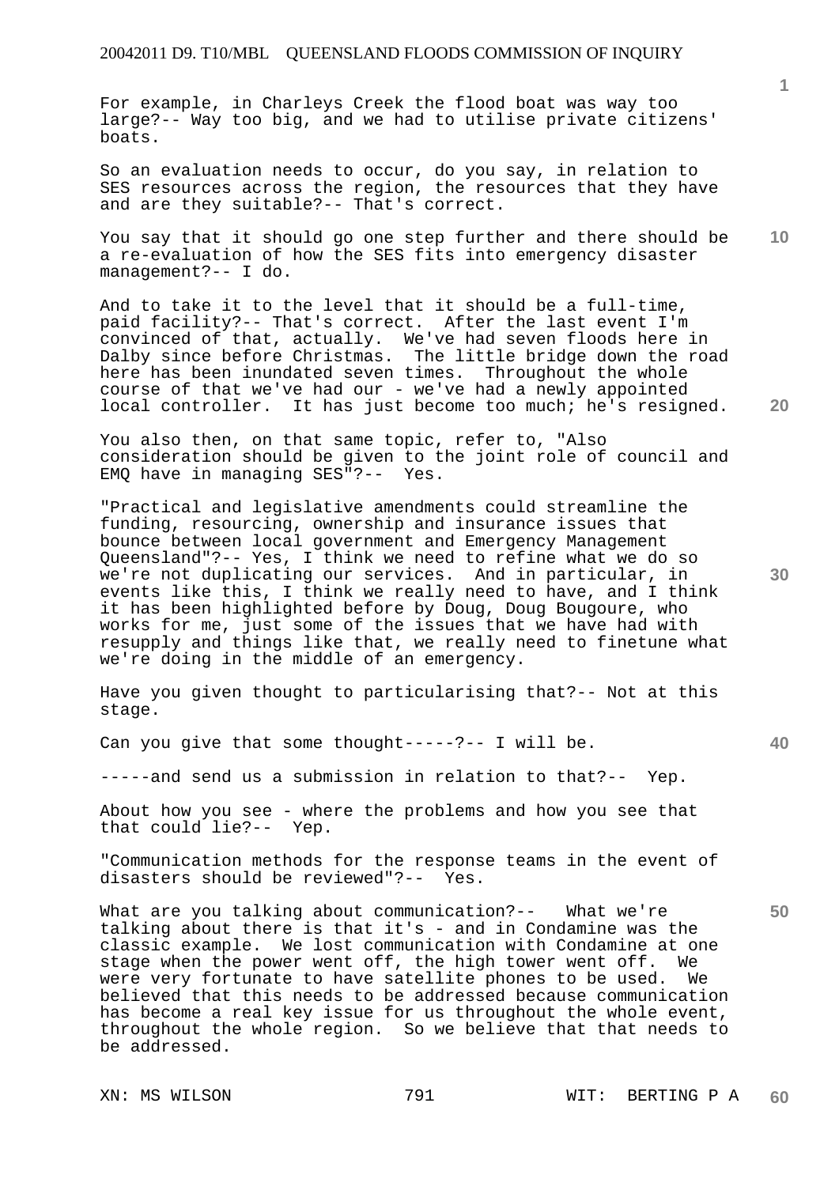For example, in Charleys Creek the flood boat was way too large?-- Way too big, and we had to utilise private citizens' boats.

So an evaluation needs to occur, do you say, in relation to SES resources across the region, the resources that they have and are they suitable?-- That's correct.

You say that it should go one step further and there should be a re-evaluation of how the SES fits into emergency disaster management?-- I do.

And to take it to the level that it should be a full-time, paid facility?-- That's correct. After the last event I'm convinced of that, actually. We've had seven floods here in Dalby since before Christmas. The little bridge down the road here has been inundated seven times. Throughout the whole course of that we've had our - we've had a newly appointed local controller. It has just become too much; he's resigned.

You also then, on that same topic, refer to, "Also consideration should be given to the joint role of council and EMQ have in managing SES"?-- Yes.

"Practical and legislative amendments could streamline the funding, resourcing, ownership and insurance issues that bounce between local government and Emergency Management Queensland"?-- Yes, I think we need to refine what we do so we're not duplicating our services. And in particular, in events like this, I think we really need to have, and I think it has been highlighted before by Doug, Doug Bougoure, who works for me, just some of the issues that we have had with resupply and things like that, we really need to finetune what we're doing in the middle of an emergency.

Have you given thought to particularising that?-- Not at this stage.

Can you give that some thought-----?-- I will be.

-----and send us a submission in relation to that?-- Yep.

About how you see - where the problems and how you see that that could lie?-- Yep.

"Communication methods for the response teams in the event of disasters should be reviewed"?-- Yes.

What are you talking about communication?-- What we're talking about there is that it's - and in Condamine was the classic example. We lost communication with Condamine at one stage when the power went off, the high tower went off. We were very fortunate to have satellite phones to be used. We believed that this needs to be addressed because communication has become a real key issue for us throughout the whole event, throughout the whole region. So we believe that that needs to be addressed.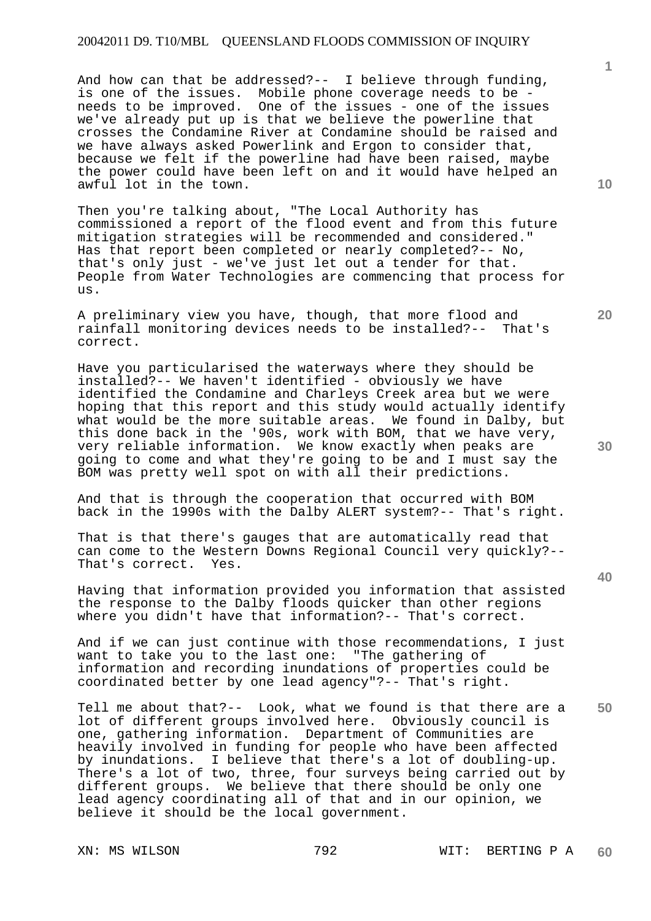And how can that be addressed?-- I believe through funding, is one of the issues. Mobile phone coverage needs to be - needs to be improved. One of the issues - one of the issues we've already put up is that we believe the powerline that crosses the Condamine River at Condamine should be raised and we have always asked Powerlink and Ergon to consider that, because we felt if the powerline had have been raised, maybe the power could have been left on and it would have helped an awful lot in the town.

Then you're talking about, "The Local Authority has commissioned a report of the flood event and from this future mitigation strategies will be recommended and considered." Has that report been completed or nearly completed?-- No, that's only just - we've just let out a tender for that. People from Water Technologies are commencing that process for us.

A preliminary view you have, though, that more flood and rainfall monitoring devices needs to be installed?-- That's correct.

Have you particularised the waterways where they should be installed?-- We haven't identified - obviously we have identified the Condamine and Charleys Creek area but we were hoping that this report and this study would actually identify what would be the more suitable areas. We found in Dalby, but this done back in the '90s, work with BOM, that we have very, very reliable information. We know exactly when peaks are going to come and what they're going to be and I must say the BOM was pretty well spot on with all their predictions.

And that is through the cooperation that occurred with BOM back in the 1990s with the Dalby ALERT system?-- That's right.

That is that there's gauges that are automatically read that can come to the Western Downs Regional Council very quickly?-- That's correct. Yes.

Having that information provided you information that assisted the response to the Dalby floods quicker than other regions where you didn't have that information?-- That's correct.

And if we can just continue with those recommendations, I just want to take you to the last one: "The gathering of information and recording inundations of properties could be coordinated better by one lead agency"?-- That's right.

Tell me about that?-- Look, what we found is that there are a lot of different groups involved here. Obviously council is one, gathering information. Department of Communities are heavily involved in funding for people who have been affected by inundations. I believe that there's a lot of doubling-up. There's a lot of two, three, four surveys being carried out by different groups. We believe that there should be only one lead agency coordinating all of that and in our opinion, we believe it should be the local government.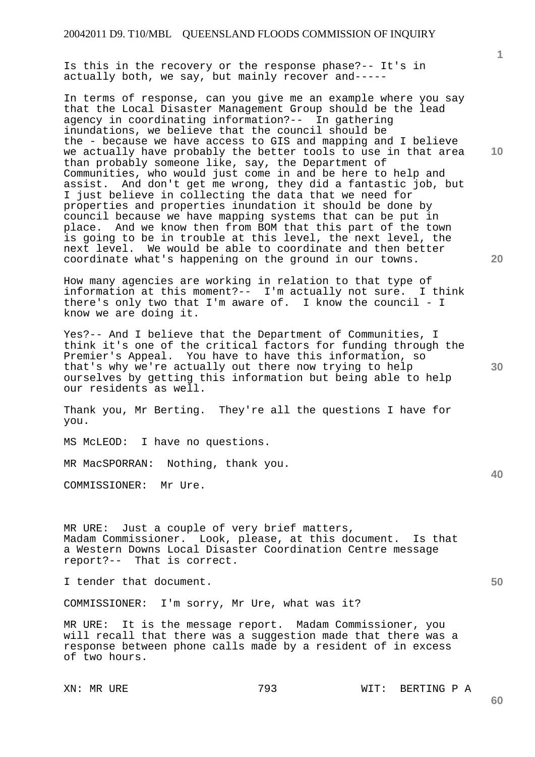Is this in the recovery or the response phase?-- It's in actually both, we say, but mainly recover and-----

In terms of response, can you give me an example where you say that the Local Disaster Management Group should be the lead agency in coordinating information?-- In gathering inundations, we believe that the council should be the - because we have access to GIS and mapping and I believe we actually have probably the better tools to use in that area than probably someone like, say, the Department of Communities, who would just come in and be here to help and assist. And don't get me wrong, they did a fantastic job, but I just believe in collecting the data that we need for properties and properties inundation it should be done by council because we have mapping systems that can be put in place. And we know then from BOM that this part of the town is going to be in trouble at this level, the next level, the next level. We would be able to coordinate and then better coordinate what's happening on the ground in our towns.

How many agencies are working in relation to that type of information at this moment?-- I'm actually not sure. I think there's only two that I'm aware of. I know the council - I know we are doing it.

Yes?-- And I believe that the Department of Communities, I think it's one of the critical factors for funding through the Premier's Appeal. You have to have this information, so that's why we're actually out there now trying to help ourselves by getting this information but being able to help our residents as well.

Thank you, Mr Berting. They're all the questions I have for you.

MS McLEOD: I have no questions.

MR MacSPORRAN: Nothing, thank you.

COMMISSIONER: Mr Ure.

MR URE: Just a couple of very brief matters, Madam Commissioner. Look, please, at this document. Is that a Western Downs Local Disaster Coordination Centre message report?-- That is correct.

I tender that document.

COMMISSIONER: I'm sorry, Mr Ure, what was it?

MR URE: It is the message report. Madam Commissioner, you will recall that there was a suggestion made that there was a response between phone calls made by a resident of in excess of two hours.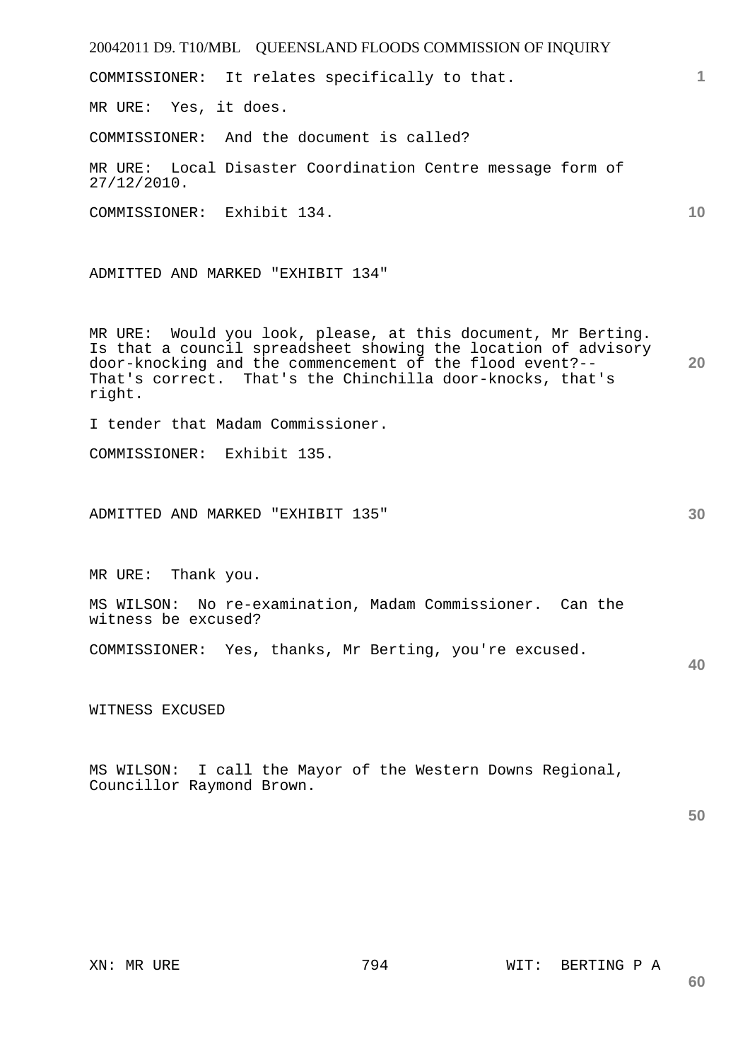COMMISSIONER: It relates specifically to that.

MR URE: Yes, it does.

COMMISSIONER: And the document is called?

MR URE: Local Disaster Coordination Centre message form of 27/12/2010.

COMMISSIONER: Exhibit 134.

ADMITTED AND MARKED "EXHIBIT 134"

MR URE: Would you look, please, at this document, Mr Berting. Is that a council spreadsheet showing the location of advisory door-knocking and the commencement of the flood event?-- That's correct. That's the Chinchilla door-knocks, that's right.

I tender that Madam Commissioner.

COMMISSIONER: Exhibit 135.

ADMITTED AND MARKED "EXHIBIT 135"

MR URE: Thank you.

MS WILSON: No re-examination, Madam Commissioner. Can the witness be excused?

COMMISSIONER: Yes, thanks, Mr Berting, you're excused.

WITNESS EXCUSED

MS WILSON: I call the Mayor of the Western Downs Regional, Councillor Raymond Brown.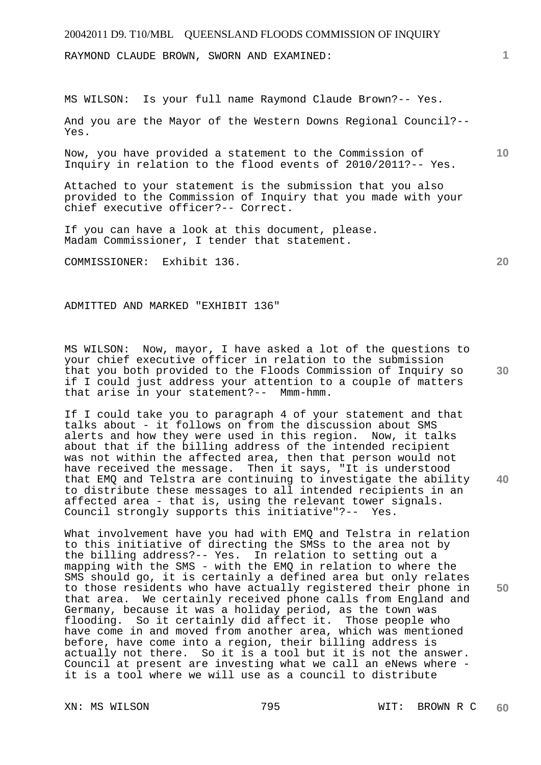RAYMOND CLAUDE BROWN, SWORN AND EXAMINED:

MS WILSON: Is your full name Raymond Claude Brown?-- Yes.

And you are the Mayor of the Western Downs Regional Council?-- Yes.

Now, you have provided a statement to the Commission of Inquiry in relation to the flood events of 2010/2011?-- Yes.

Attached to your statement is the submission that you also provided to the Commission of Inquiry that you made with your chief executive officer?-- Correct.

If you can have a look at this document, please. Madam Commissioner, I tender that statement.

COMMISSIONER: Exhibit 136.

ADMITTED AND MARKED "EXHIBIT 136"

MS WILSON: Now, mayor, I have asked a lot of the questions to your chief executive officer in relation to the submission that you both provided to the Floods Commission of Inquiry so if I could just address your attention to a couple of matters that arise in your statement?-- Mmm-hmm.

If I could take you to paragraph 4 of your statement and that talks about - it follows on from the discussion about SMS alerts and how they were used in this region. Now, it talks about that if the billing address of the intended recipient was not within the affected area, then that person would not have received the message. Then it says, "It is understood that EMQ and Telstra are continuing to investigate the ability to distribute these messages to all intended recipients in an affected area - that is, using the relevant tower signals. Council strongly supports this initiative"?-- Yes.

What involvement have you had with EMQ and Telstra in relation to this initiative of directing the SMSs to the area not by the billing address?-- Yes. In relation to setting out a mapping with the SMS - with the EMQ in relation to where the SMS should go, it is certainly a defined area but only relates to those residents who have actually registered their phone in that area. We certainly received phone calls from England and Germany, because it was a holiday period, as the town was flooding. So it certainly did affect it. Those people who have come in and moved from another area, which was mentioned before, have come into a region, their billing address is actually not there. So it is a tool but it is not the answer. Council at present are investing what we call an eNews where - it is a tool where we will use as a council to distribute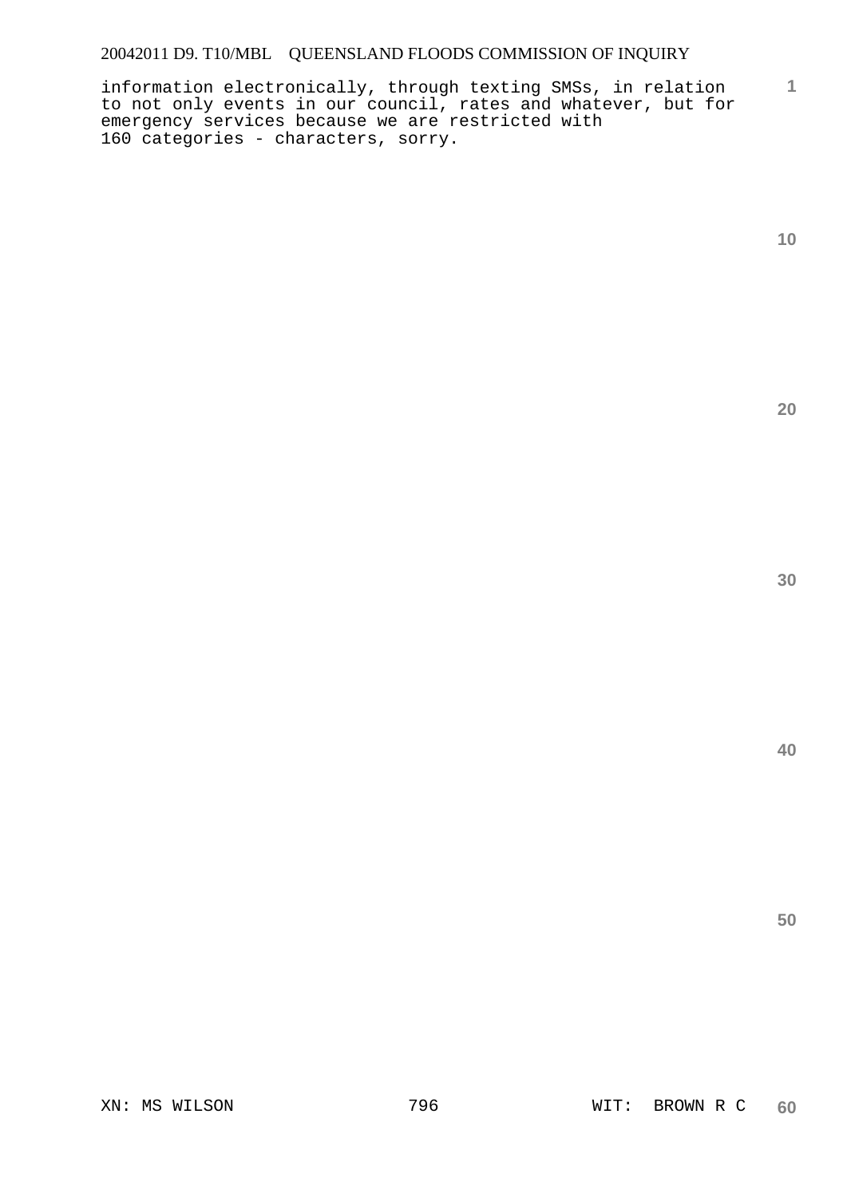information electronically, through texting SMSs, in relation to not only events in our council, rates and whatever, but for emergency services because we are restricted with 160 categories - characters, sorry.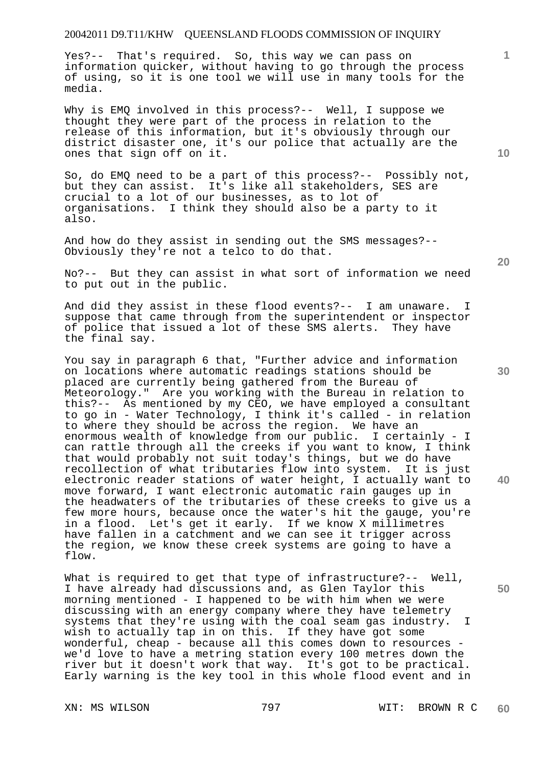Yes?-- That's required. So, this way we can pass on information quicker, without having to go through the process of using, so it is one tool we will use in many tools for the media.

Why is EMQ involved in this process?-- Well, I suppose we thought they were part of the process in relation to the release of this information, but it's obviously through our district disaster one, it's our police that actually are the ones that sign off on it.

So, do EMQ need to be a part of this process?-- Possibly not, but they can assist. It's like all stakeholders, SES are crucial to a lot of our businesses, as to lot of organisations. I think they should also be a party to it also.

And how do they assist in sending out the SMS messages?-- Obviously they're not a telco to do that.

No?-- But they can assist in what sort of information we need to put out in the public.

And did they assist in these flood events?-- I am unaware. I suppose that came through from the superintendent or inspector of police that issued a lot of these SMS alerts. They have the final say.

You say in paragraph 6 that, "Further advice and information on locations where automatic readings stations should be placed are currently being gathered from the Bureau of Meteorology." Are you working with the Bureau in relation to this?-- As mentioned by my CEO, we have employed a consultant to go in - Water Technology, I think it's called - in relation to where they should be across the region. We have an enormous wealth of knowledge from our public. I certainly - I can rattle through all the creeks if you want to know, I think that would probably not suit today's things, but we do have recollection of what tributaries flow into system. It is just electronic reader stations of water height, I actually want to move forward, I want electronic automatic rain gauges up in the headwaters of the tributaries of these creeks to give us a few more hours, because once the water's hit the gauge, you're in a flood. Let's get it early. If we know X millimetres have fallen in a catchment and we can see it trigger across the region, we know these creek systems are going to have a flow.

What is required to get that type of infrastructure?-- Well, I have already had discussions and, as Glen Taylor this morning mentioned - I happened to be with him when we were discussing with an energy company where they have telemetry systems that they're using with the coal seam gas industry. I wish to actually tap in on this. If they have got some wonderful, cheap - because all this comes down to resources - we'd love to have a metring station every 100 metres down the river but it doesn't work that way. It's got to be practical. Early warning is the key tool in this whole flood event and in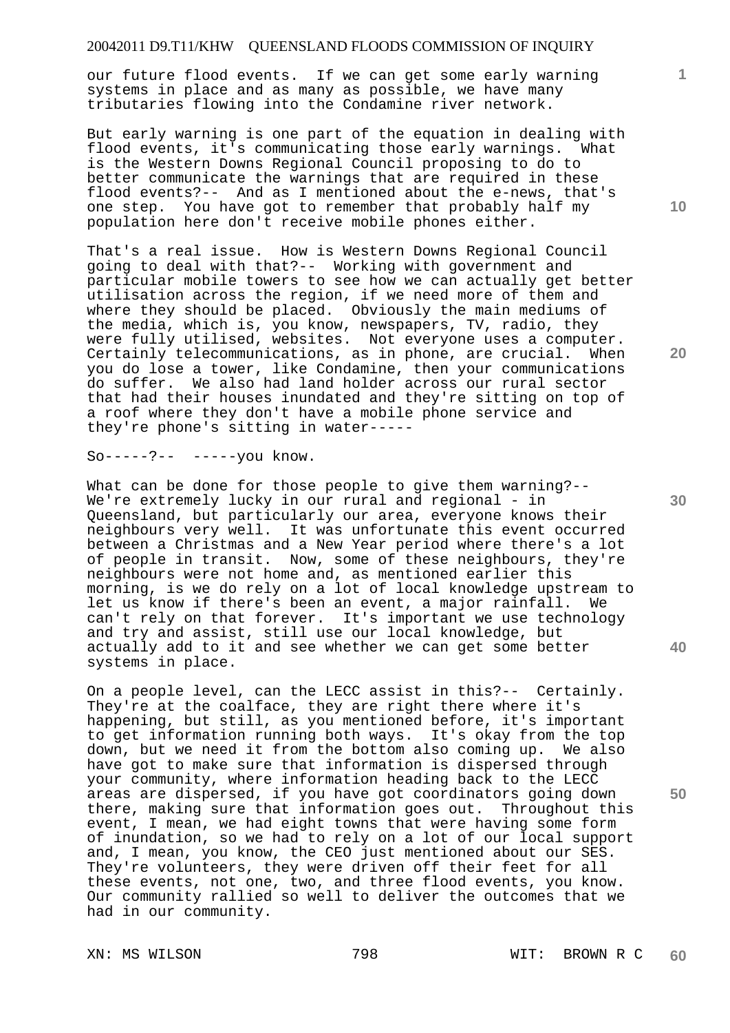our future flood events. If we can get some early warning systems in place and as many as possible, we have many tributaries flowing into the Condamine river network.

But early warning is one part of the equation in dealing with flood events, it's communicating those early warnings. What is the Western Downs Regional Council proposing to do to better communicate the warnings that are required in these flood events?-- And as I mentioned about the e-news, that's one step. You have got to remember that probably half my population here don't receive mobile phones either.

That's a real issue. How is Western Downs Regional Council going to deal with that?-- Working with government and particular mobile towers to see how we can actually get better utilisation across the region, if we need more of them and where they should be placed. Obviously the main mediums of the media, which is, you know, newspapers, TV, radio, they were fully utilised, websites. Not everyone uses a computer. Certainly telecommunications, as in phone, are crucial. When you do lose a tower, like Condamine, then your communications do suffer. We also had land holder across our rural sector that had their houses inundated and they're sitting on top of a roof where they don't have a mobile phone service and they're phone's sitting in water-----

So-----?-- -----you know.

What can be done for those people to give them warning?-- We're extremely lucky in our rural and regional - in Queensland, but particularly our area, everyone knows their neighbours very well. It was unfortunate this event occurred between a Christmas and a New Year period where there's a lot of people in transit. Now, some of these neighbours, they're neighbours were not home and, as mentioned earlier this morning, is we do rely on a lot of local knowledge upstream to let us know if there's been an event, a major rainfall. We can't rely on that forever. It's important we use technology and try and assist, still use our local knowledge, but actually add to it and see whether we can get some better systems in place.

On a people level, can the LECC assist in this?-- Certainly. They're at the coalface, they are right there where it's happening, but still, as you mentioned before, it's important to get information running both ways. It's okay from the top down, but we need it from the bottom also coming up. We also have got to make sure that information is dispersed through your community, where information heading back to the LECC areas are dispersed, if you have got coordinators going down there, making sure that information goes out. Throughout this event, I mean, we had eight towns that were having some form of inundation, so we had to rely on a lot of our local support and, I mean, you know, the CEO just mentioned about our SES. They're volunteers, they were driven off their feet for all these events, not one, two, and three flood events, you know. Our community rallied so well to deliver the outcomes that we had in our community.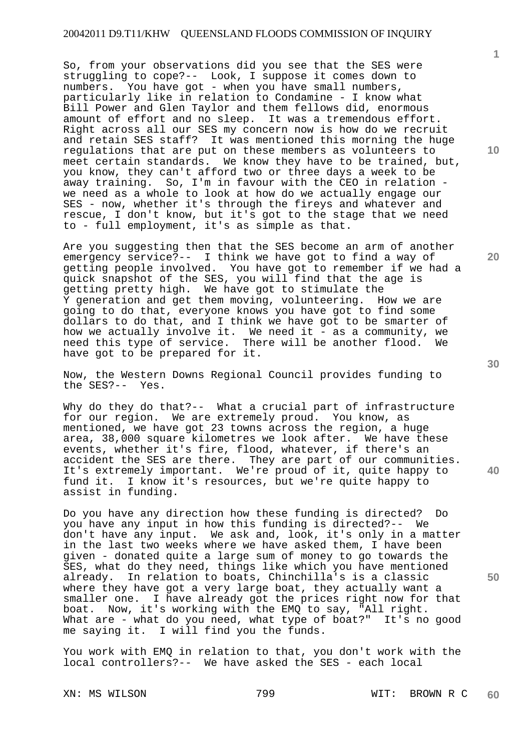So, from your observations did you see that the SES were struggling to cope?-- Look, I suppose it comes down to numbers. You have got - when you have small numbers, particularly like in relation to Condamine - I know what Bill Power and Glen Taylor and them fellows did, enormous amount of effort and no sleep. It was a tremendous effort. Right across all our SES my concern now is how do we recruit and retain SES staff? It was mentioned this morning the huge regulations that are put on these members as volunteers to meet certain standards. We know they have to be trained, but, you know, they can't afford two or three days a week to be away training. So, I'm in favour with the CEO in relation - we need as a whole to look at how do we actually engage our SES - now, whether it's through the fireys and whatever and rescue, I don't know, but it's got to the stage that we need to - full employment, it's as simple as that.

Are you suggesting then that the SES become an arm of another emergency service?-- I think we have got to find a way of getting people involved. You have got to remember if we had a quick snapshot of the SES, you will find that the age is getting pretty high. We have got to stimulate the Y generation and get them moving, volunteering. How we are going to do that, everyone knows you have got to find some dollars to do that, and I think we have got to be smarter of how we actually involve it. We need it - as a community, we need this type of service. There will be another flood. We have got to be prepared for it.

Now, the Western Downs Regional Council provides funding to the SES?-- Yes.

Why do they do that?-- What a crucial part of infrastructure for our region. We are extremely proud. You know, as mentioned, we have got 23 towns across the region, a huge area, 38,000 square kilometres we look after. We have these events, whether it's fire, flood, whatever, if there's an accident the SES are there. They are part of our communities. It's extremely important. We're proud of it, quite happy to fund it. I know it's resources, but we're quite happy to assist in funding.

Do you have any direction how these funding is directed? Do you have any input in how this funding is directed?-- We don't have any input. We ask and, look, it's only in a matter in the last two weeks where we have asked them, I have been given - donated quite a large sum of money to go towards the SES, what do they need, things like which you have mentioned already. In relation to boats, Chinchilla's is a classic where they have got a very large boat, they actually want a smaller one. I have already got the prices right now for that boat. Now, it's working with the EMQ to say, "All right. What are - what do you need, what type of boat?" It's no good me saying it. I will find you the funds.

You work with EMQ in relation to that, you don't work with the local controllers?-- We have asked the SES - each local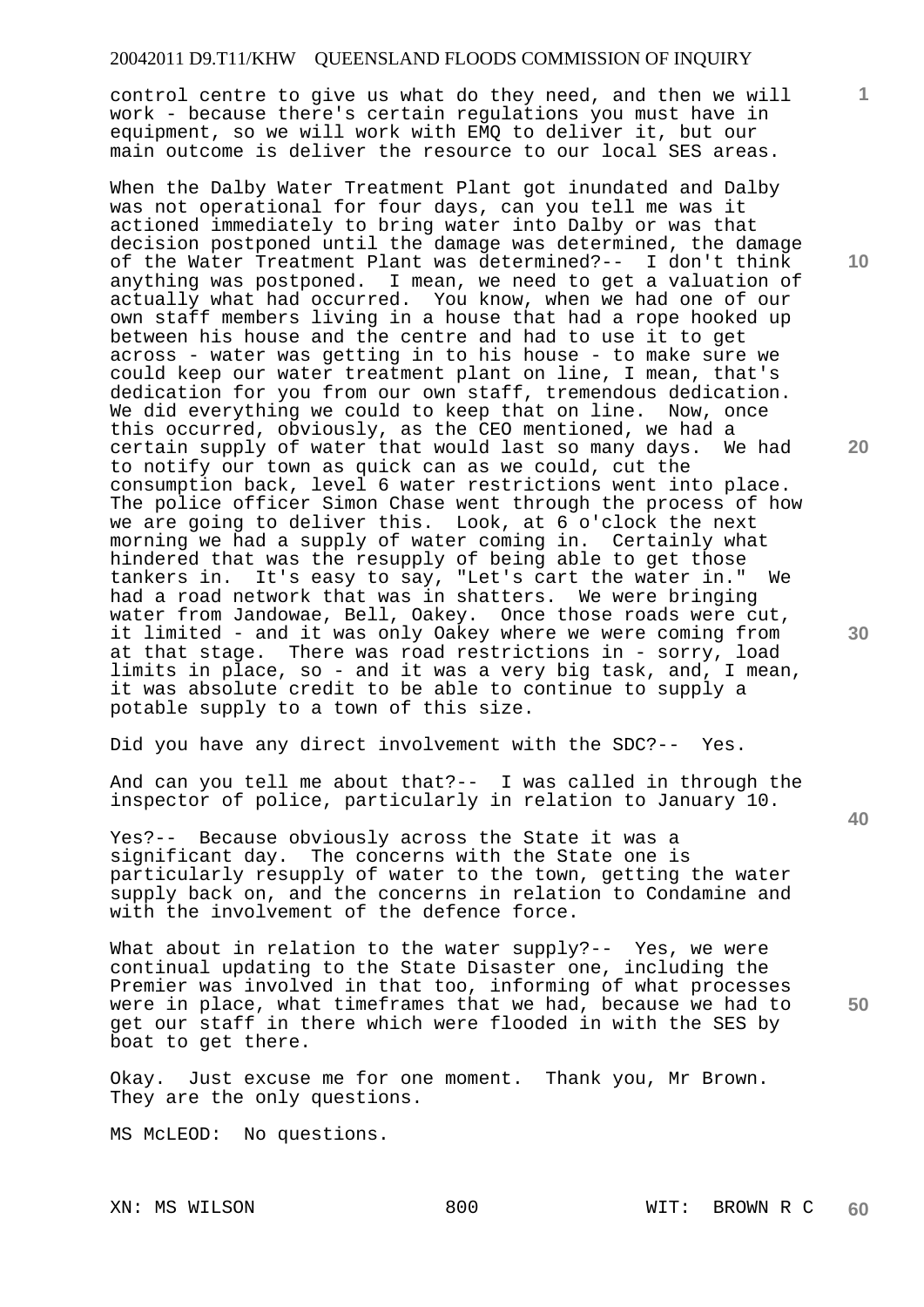control centre to give us what do they need, and then we will work - because there's certain regulations you must have in equipment, so we will work with EMQ to deliver it, but our main outcome is deliver the resource to our local SES areas.

When the Dalby Water Treatment Plant got inundated and Dalby was not operational for four days, can you tell me was it actioned immediately to bring water into Dalby or was that decision postponed until the damage was determined, the damage of the Water Treatment Plant was determined?-- I don't think anything was postponed. I mean, we need to get a valuation of actually what had occurred. You know, when we had one of our own staff members living in a house that had a rope hooked up between his house and the centre and had to use it to get across - water was getting in to his house - to make sure we could keep our water treatment plant on line, I mean, that's dedication for you from our own staff, tremendous dedication. We did everything we could to keep that on line. Now, once this occurred, obviously, as the CEO mentioned, we had a certain supply of water that would last so many days. We had to notify our town as quick can as we could, cut the consumption back, level 6 water restrictions went into place. The police officer Simon Chase went through the process of how we are going to deliver this. Look, at 6 o'clock the next morning we had a supply of water coming in. Certainly what hindered that was the resupply of being able to get those tankers in. It's easy to say, "Let's cart the water in." We had a road network that was in shatters. We were bringing water from Jandowae, Bell, Oakey. Once those roads were cut, it limited - and it was only Oakey where we were coming from at that stage. There was road restrictions in - sorry, load limits in place, so - and it was a very big task, and, I mean, it was absolute credit to be able to continue to supply a potable supply to a town of this size.

Did you have any direct involvement with the SDC?-- Yes.

And can you tell me about that?-- I was called in through the inspector of police, particularly in relation to January 10.

Yes?-- Because obviously across the State it was a significant day. The concerns with the State one is particularly resupply of water to the town, getting the water supply back on, and the concerns in relation to Condamine and with the involvement of the defence force.

What about in relation to the water supply?-- Yes, we were continual updating to the State Disaster one, including the Premier was involved in that too, informing of what processes were in place, what timeframes that we had, because we had to get our staff in there which were flooded in with the SES by boat to get there.

Okay. Just excuse me for one moment. Thank you, Mr Brown. They are the only questions.

MS McLEOD: No questions.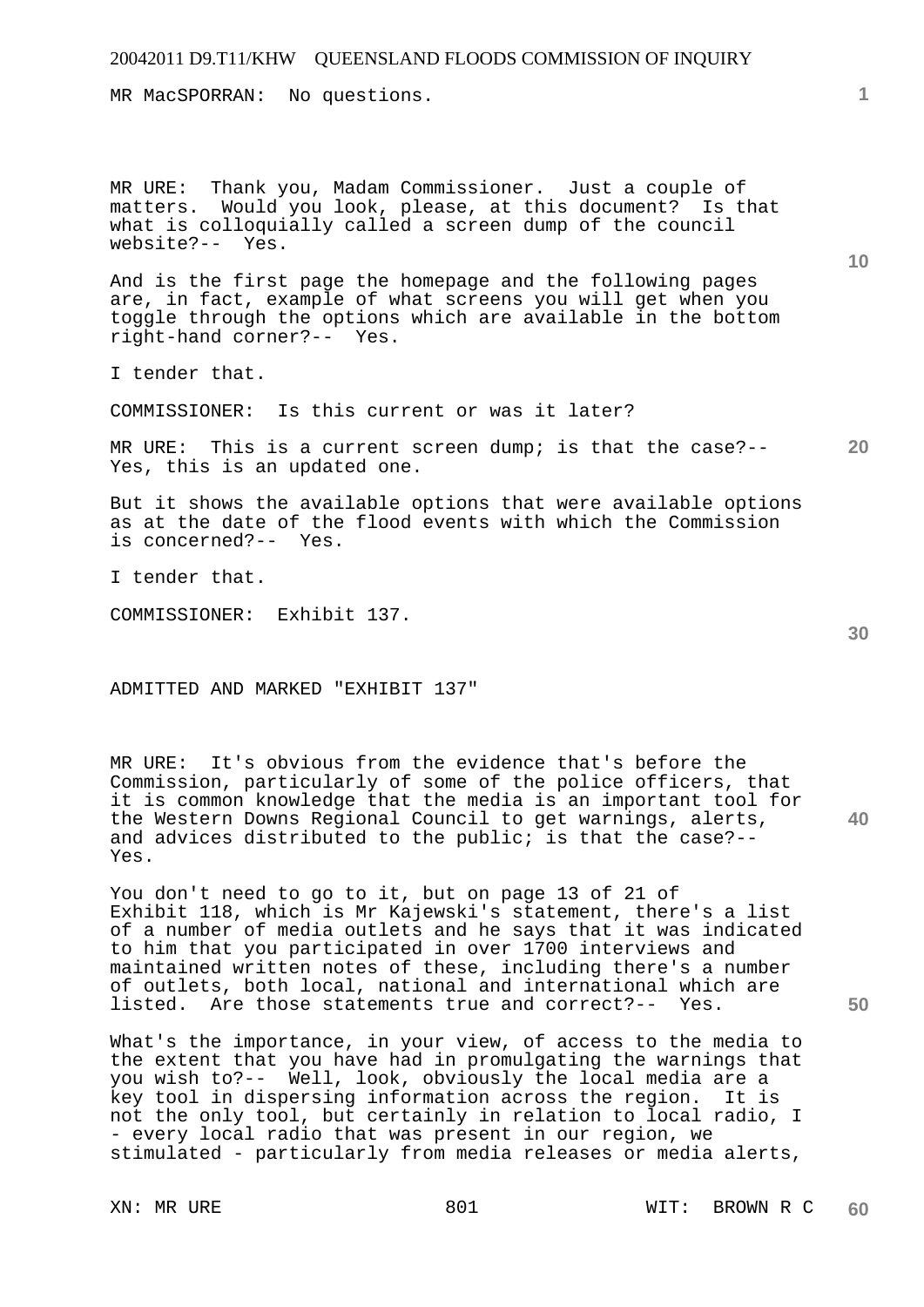MR MacSPORRAN: No questions.

MR URE: Thank you, Madam Commissioner. Just a couple of matters. Would you look, please, at this document? Is that what is colloquially called a screen dump of the council website?-- Yes.

And is the first page the homepage and the following pages are, in fact, example of what screens you will get when you toggle through the options which are available in the bottom right-hand corner?-- Yes.

I tender that.

COMMISSIONER: Is this current or was it later?

MR URE: This is a current screen dump; is that the case?-- Yes, this is an updated one.

But it shows the available options that were available options as at the date of the flood events with which the Commission is concerned?-- Yes.

I tender that.

COMMISSIONER: Exhibit 137.

ADMITTED AND MARKED "EXHIBIT 137"

MR URE: It's obvious from the evidence that's before the Commission, particularly of some of the police officers, that it is common knowledge that the media is an important tool for the Western Downs Regional Council to get warnings, alerts, and advices distributed to the public; is that the case?-- Yes.

You don't need to go to it, but on page 13 of 21 of Exhibit 118, which is Mr Kajewski's statement, there's a list of a number of media outlets and he says that it was indicated to him that you participated in over 1700 interviews and maintained written notes of these, including there's a number of outlets, both local, national and international which are listed. Are those statements true and correct?-- Yes.

What's the importance, in your view, of access to the media to the extent that you have had in promulgating the warnings that you wish to?-- Well, look, obviously the local media are a key tool in dispersing information across the region. It is not the only tool, but certainly in relation to local radio, I - every local radio that was present in our region, we stimulated - particularly from media releases or media alerts,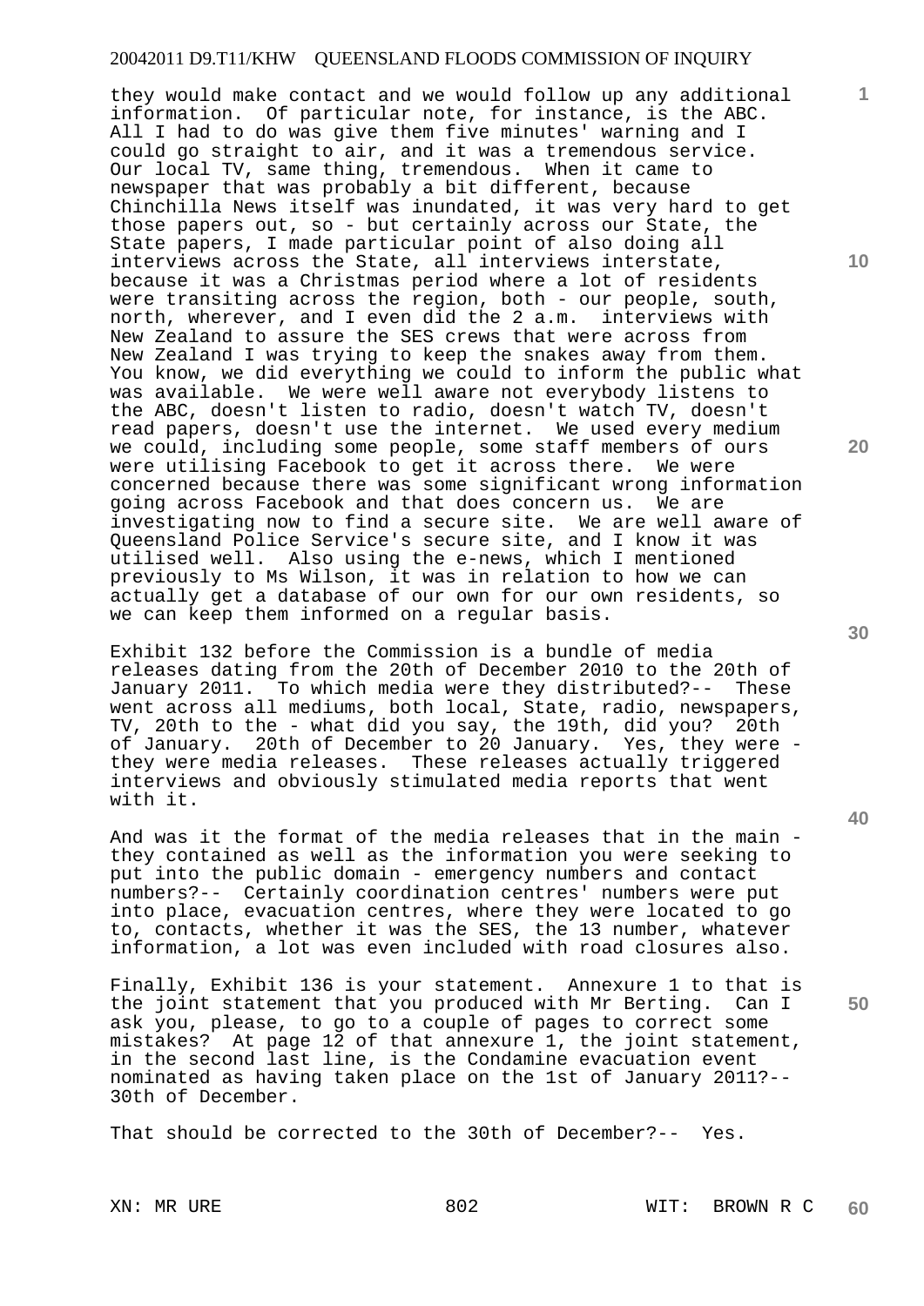they would make contact and we would follow up any additional information. Of particular note, for instance, is the ABC. All I had to do was give them five minutes' warning and I could go straight to air, and it was a tremendous service. Our local TV, same thing, tremendous. When it came to newspaper that was probably a bit different, because Chinchilla News itself was inundated, it was very hard to get those papers out, so - but certainly across our State, the State papers, I made particular point of also doing all interviews across the State, all interviews interstate, because it was a Christmas period where a lot of residents were transiting across the region, both - our people, south, north, wherever, and I even did the 2 a.m. interviews with New Zealand to assure the SES crews that were across from New Zealand I was trying to keep the snakes away from them. You know, we did everything we could to inform the public what was available. We were well aware not everybody listens to the ABC, doesn't listen to radio, doesn't watch TV, doesn't read papers, doesn't use the internet. We used every medium we could, including some people, some staff members of ours were utilising Facebook to get it across there. We were concerned because there was some significant wrong information going across Facebook and that does concern us. We are investigating now to find a secure site. We are well aware of Queensland Police Service's secure site, and I know it was utilised well. Also using the e-news, which I mentioned previously to Ms Wilson, it was in relation to how we can actually get a database of our own for our own residents, so we can keep them informed on a regular basis.

Exhibit 132 before the Commission is a bundle of media releases dating from the 20th of December 2010 to the 20th of January 2011. To which media were they distributed?-- These went across all mediums, both local, State, radio, newspapers, TV, 20th to the - what did you say, the 19th, did you? 20th of January. 20th of December to 20 January. Yes, they were - they were media releases. These releases actually triggered interviews and obviously stimulated media reports that went with it.

And was it the format of the media releases that in the main - they contained as well as the information you were seeking to put into the public domain - emergency numbers and contact numbers?-- Certainly coordination centres' numbers were put into place, evacuation centres, where they were located to go to, contacts, whether it was the SES, the 13 number, whatever information, a lot was even included with road closures also.

Finally, Exhibit 136 is your statement. Annexure 1 to that is the joint statement that you produced with Mr Berting. Can I ask you, please, to go to a couple of pages to correct some mistakes? At page 12 of that annexure 1, the joint statement, in the second last line, is the Condamine evacuation event nominated as having taken place on the 1st of January 2011?-- 30th of December.

That should be corrected to the 30th of December?-- Yes.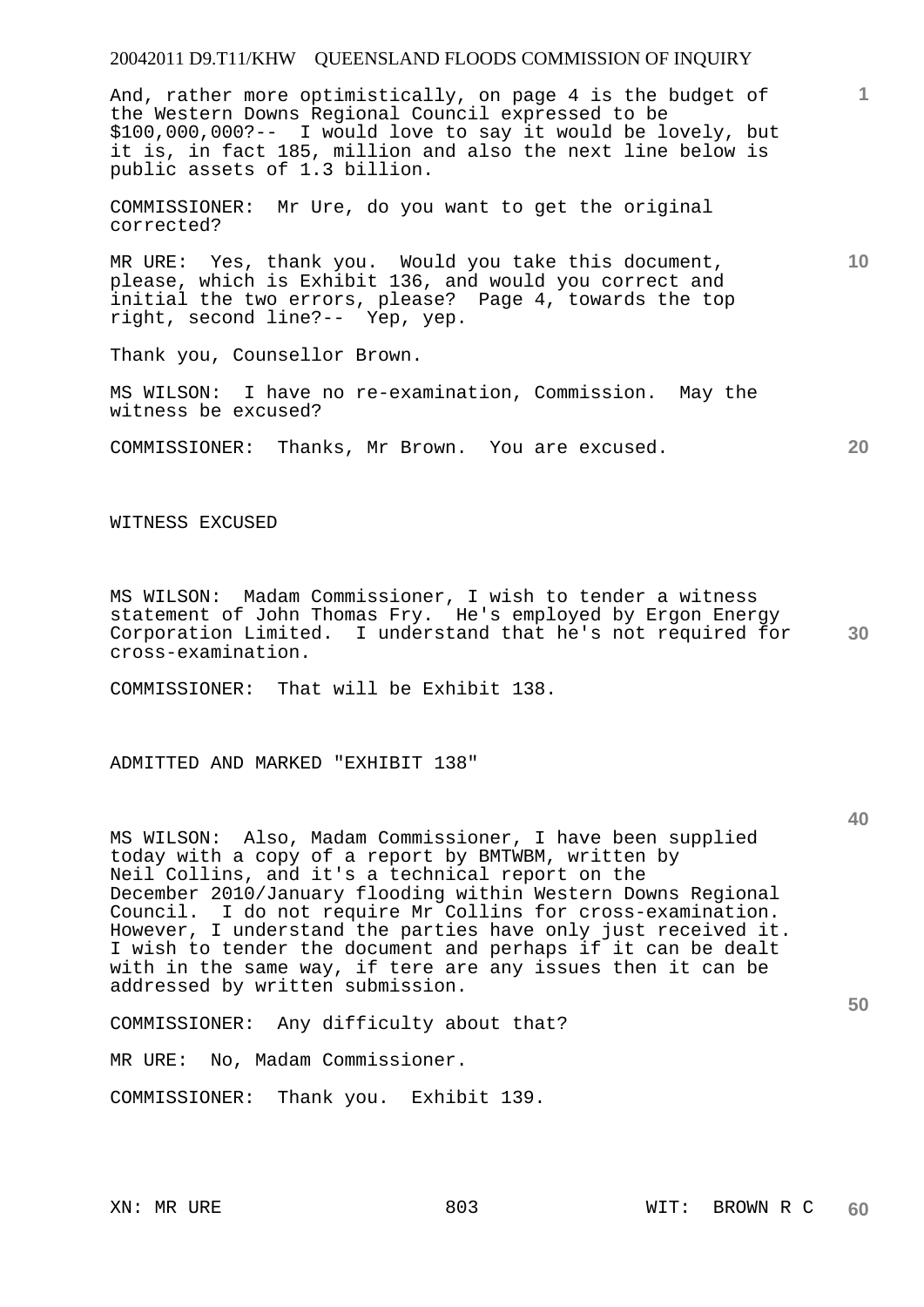And, rather more optimistically, on page 4 is the budget of the Western Downs Regional Council expressed to be $100,000,000?-- I would love to say it would be lovely, but it is, in fact 185, million and also the next line below is public assets of 1.3 billion.

COMMISSIONER: Mr Ure, do you want to get the original corrected?

MR URE: Yes, thank you. Would you take this document, please, which is Exhibit 136, and would you correct and initial the two errors, please? Page 4, towards the top right, second line?-- Yep, yep.

Thank you, Counsellor Brown.

MS WILSON: I have no re-examination, Commission. May the witness be excused?

COMMISSIONER: Thanks, Mr Brown. You are excused.

WITNESS EXCUSED

MS WILSON: Madam Commissioner, I wish to tender a witness statement of John Thomas Fry. He's employed by Ergon Energy Corporation Limited. I understand that he's not required for cross-examination.

COMMISSIONER: That will be Exhibit 138.

ADMITTED AND MARKED "EXHIBIT 138"

MS WILSON: Also, Madam Commissioner, I have been supplied today with a copy of a report by BMTWBM, written by Neil Collins, and it's a technical report on the December 2010/January flooding within Western Downs Regional Council. I do not require Mr Collins for cross-examination. However, I understand the parties have only just received it. I wish to tender the document and perhaps if it can be dealt with in the same way, if tere are any issues then it can be addressed by written submission.

COMMISSIONER: Any difficulty about that?

MR URE: No, Madam Commissioner.

COMMISSIONER: Thank you. Exhibit 139.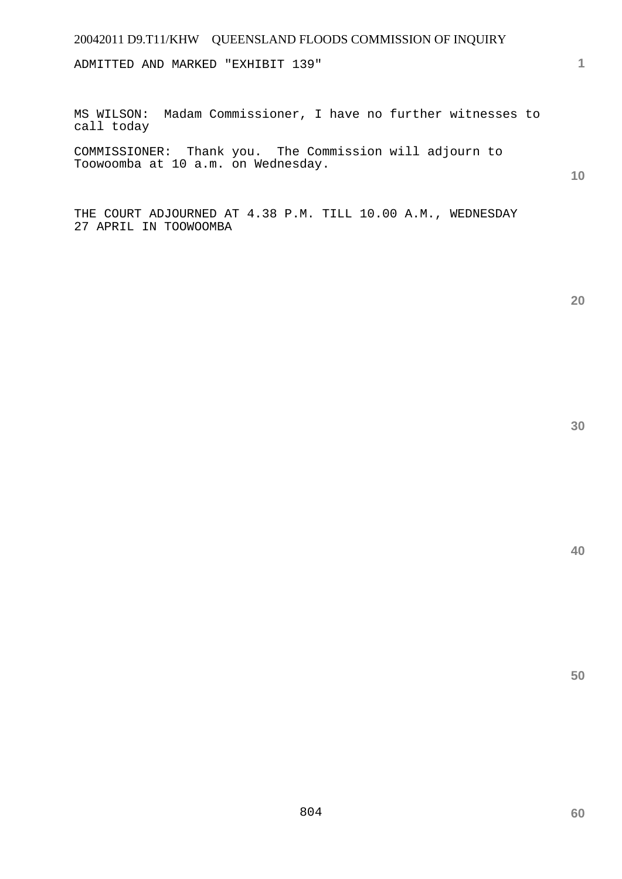ADMITTED AND MARKED "EXHIBIT 139"

MS WILSON: Madam Commissioner, I have no further witnesses to call today

COMMISSIONER: Thank you. The Commission will adjourn to Toowoomba at 10 a.m. on Wednesday.

THE COURT ADJOURNED AT 4.38 P.M. TILL 10.00 A.M., WEDNESDAY 27 APRIL IN TOOWOOMBA